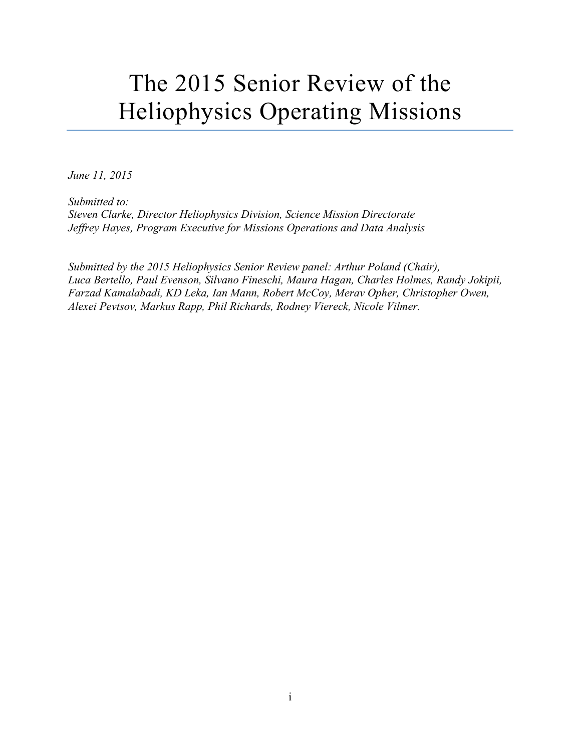# The 2015 Senior Review of the Heliophysics Operating Missions

*June 11, 2015*

*Submitted to:*
*Steven Clarke, Director Heliophysics Division, Science Mission Directorate*
*Jeffrey Hayes, Program Executive for Missions Operations and Data Analysis*

*Submitted by the 2015 Heliophysics Senior Review panel: Arthur Poland (Chair), Luca Bertello, Paul Evenson, Silvano Fineschi, Maura Hagan, Charles Holmes, Randy Jokipii, Farzad Kamalabadi, KD Leka, Ian Mann, Robert McCoy, Merav Opher, Christopher Owen, Alexei Pevtsov, Markus Rapp, Phil Richards, Rodney Viereck, Nicole Vilmer.*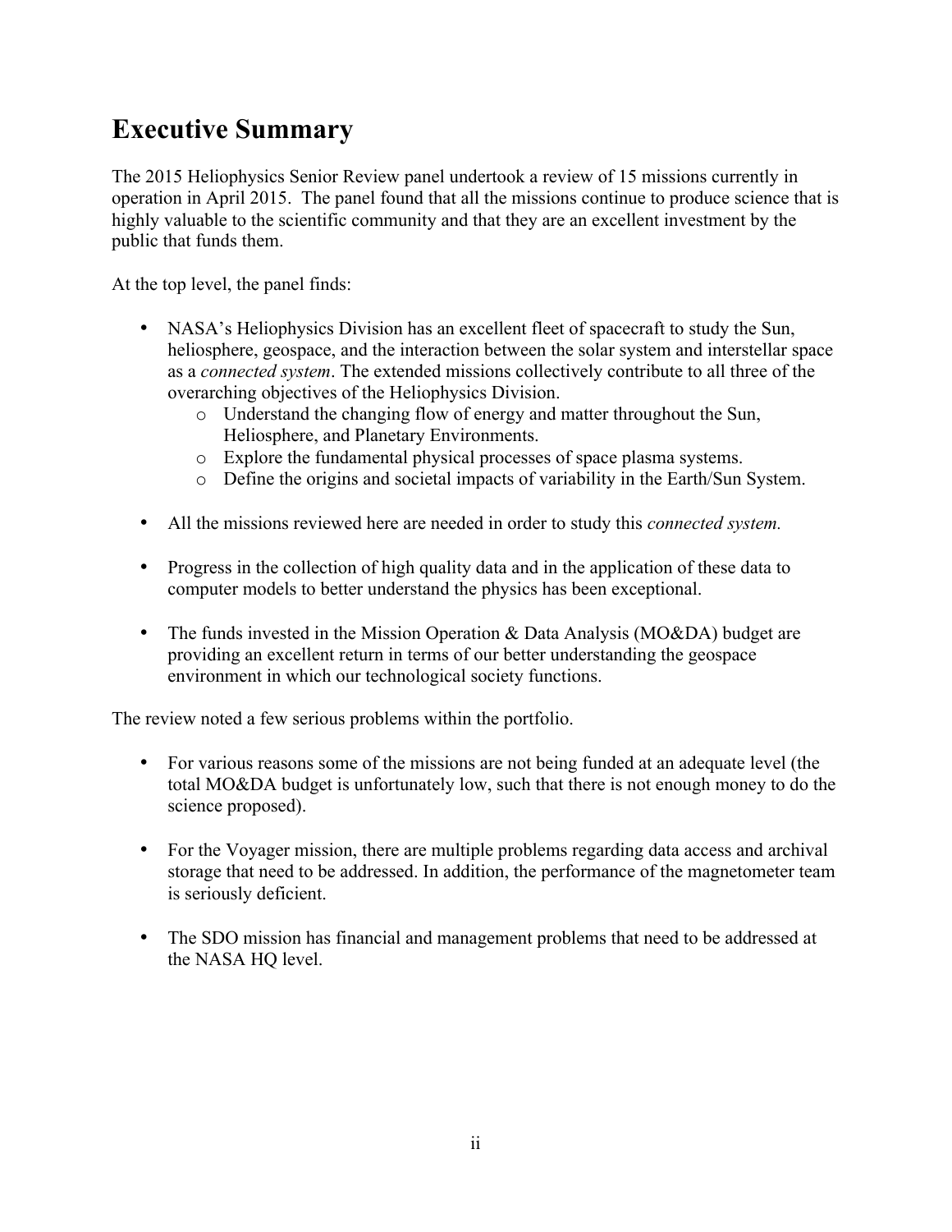# Executive Summary

The 2015 Heliophysics Senior Review panel undertook a review of 15 missions currently in operation in April 2015. The panel found that all the missions continue to produce science that is highly valuable to the scientific community and that they are an excellent investment by the public that funds them.

At the top level, the panel finds:

- NASA's Heliophysics Division has an excellent fleet of spacecraft to study the Sun, heliosphere, geospace, and the interaction between the solar system and interstellar space as a *connected system*. The extended missions collectively contribute to all three of the overarching objectives of the Heliophysics Division.
  - Understand the changing flow of energy and matter throughout the Sun, Heliosphere, and Planetary Environments.
  - Explore the fundamental physical processes of space plasma systems.
  - Define the origins and societal impacts of variability in the Earth/Sun System.
- All the missions reviewed here are needed in order to study this *connected system.*
- Progress in the collection of high quality data and in the application of these data to computer models to better understand the physics has been exceptional.
- The funds invested in the Mission Operation & Data Analysis (MO&DA) budget are providing an excellent return in terms of our better understanding the geospace environment in which our technological society functions.

The review noted a few serious problems within the portfolio.

- For various reasons some of the missions are not being funded at an adequate level (the total MO&DA budget is unfortunately low, such that there is not enough money to do the science proposed).
- For the Voyager mission, there are multiple problems regarding data access and archival storage that need to be addressed. In addition, the performance of the magnetometer team is seriously deficient.
- The SDO mission has financial and management problems that need to be addressed at the NASA HQ level.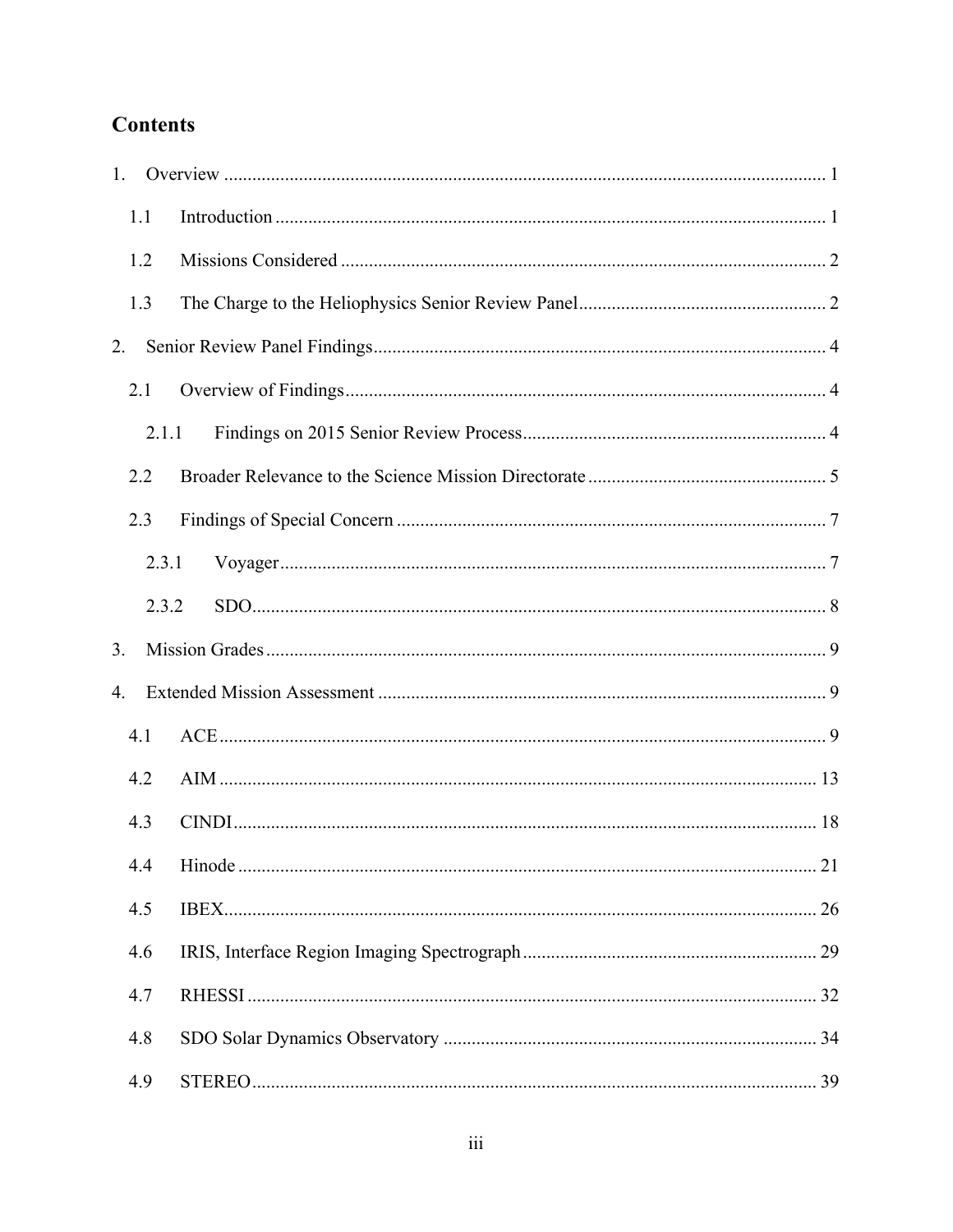# Contents

1. Overview ........................................................................................................................ 1
   - 1.1 Introduction ............................................................................................................ 1
   - 1.2 Missions Considered .............................................................................................. 2
   - 1.3 The Charge to the Heliophysics Senior Review Panel ............................................ 2
2. Senior Review Panel Findings ......................................................................................... 4
   - 2.1 Overview of Findings ............................................................................................. 4
     - 2.1.1 Findings on 2015 Senior Review Process ........................................................ 4
   - 2.2 Broader Relevance to the Science Mission Directorate ........................................... 5
   - 2.3 Findings of Special Concern ................................................................................... 7
     - 2.3.1 Voyager ........................................................................................................... 7
     - 2.3.2 SDO ................................................................................................................. 8
3. Mission Grades ............................................................................................................... 9
4. Extended Mission Assessment ........................................................................................ 9
   - 4.1 ACE ......................................................................................................................... 9
   - 4.2 AIM ....................................................................................................................... 13
   - 4.3 CINDI .................................................................................................................... 18
   - 4.4 Hinode ................................................................................................................... 21
   - 4.5 IBEX ...................................................................................................................... 26
   - 4.6 IRIS, Interface Region Imaging Spectrograph ....................................................... 29
   - 4.7 RHESSI ................................................................................................................. 32
   - 4.8 SDO Solar Dynamics Observatory ........................................................................ 34
   - 4.9 STEREO ................................................................................................................ 39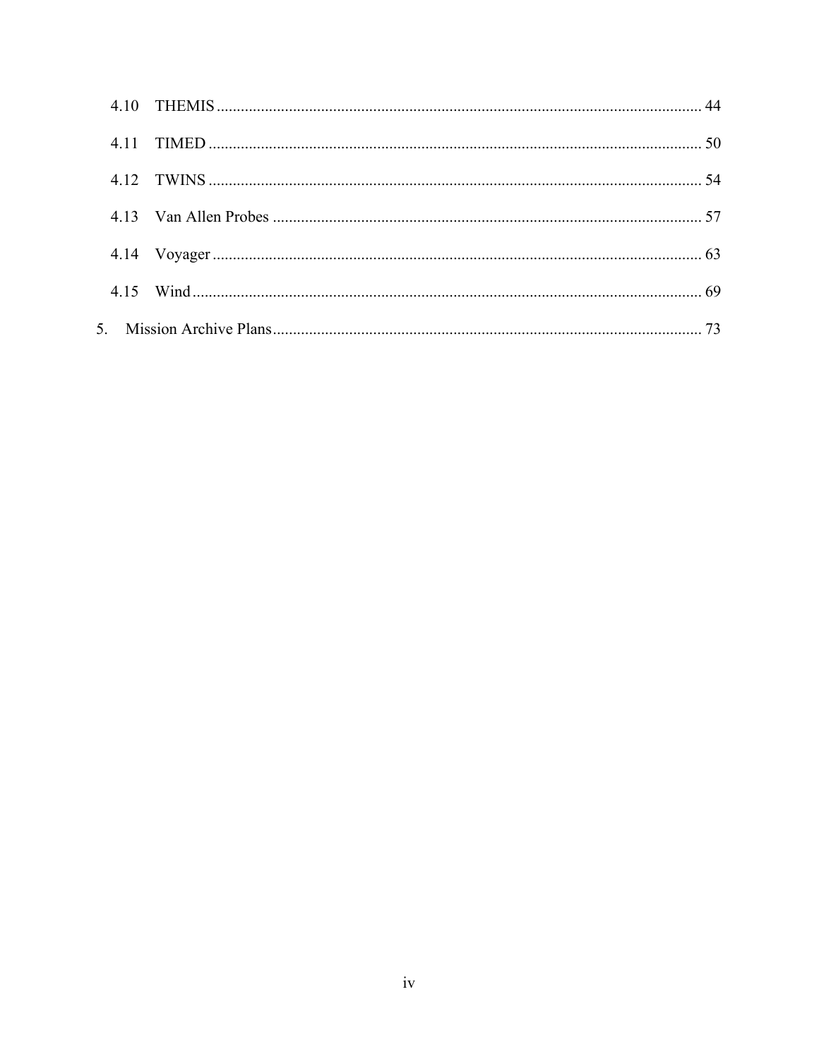4.10 THEMIS ........................................................................................................................ 44

4.11 TIMED .......................................................................................................................... 50

4.12 TWINS .......................................................................................................................... 54

4.13 Van Allen Probes .......................................................................................................... 57

4.14 Voyager ......................................................................................................................... 63

4.15 Wind .............................................................................................................................. 69

5. Mission Archive Plans ........................................................................................................... 73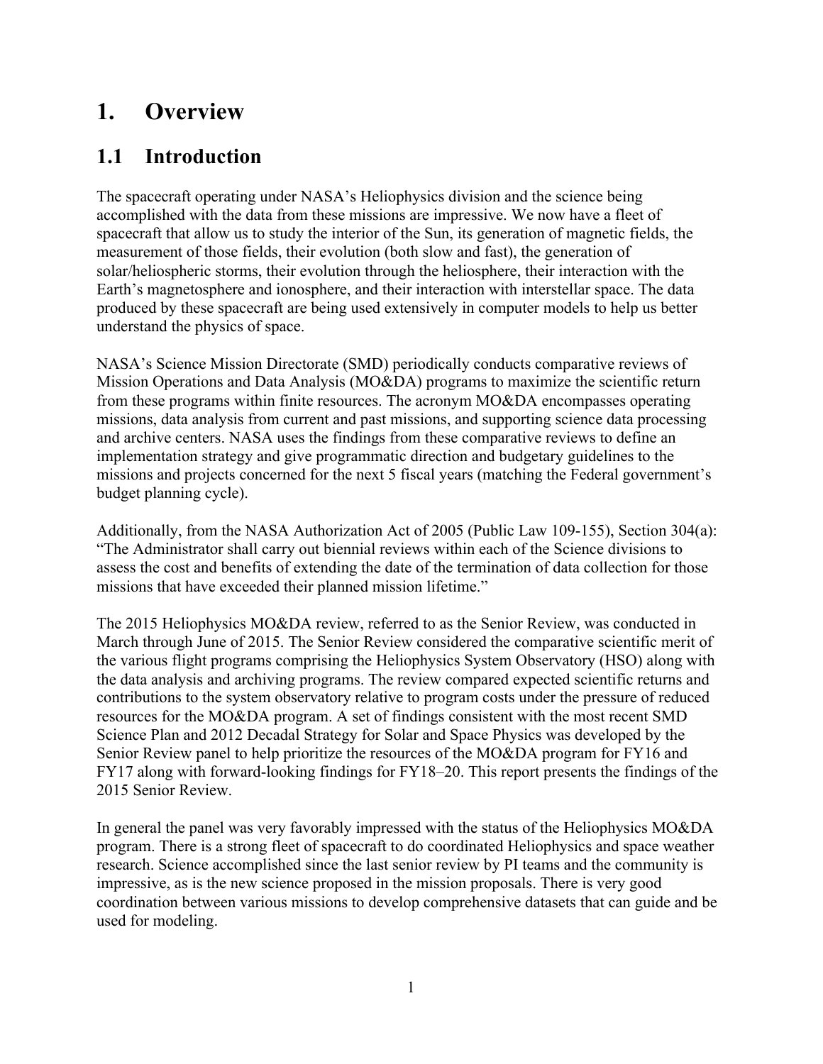# 1. Overview

## 1.1 Introduction

The spacecraft operating under NASA's Heliophysics division and the science being accomplished with the data from these missions are impressive. We now have a fleet of spacecraft that allow us to study the interior of the Sun, its generation of magnetic fields, the measurement of those fields, their evolution (both slow and fast), the generation of solar/heliospheric storms, their evolution through the heliosphere, their interaction with the Earth's magnetosphere and ionosphere, and their interaction with interstellar space. The data produced by these spacecraft are being used extensively in computer models to help us better understand the physics of space.

NASA's Science Mission Directorate (SMD) periodically conducts comparative reviews of Mission Operations and Data Analysis (MO&DA) programs to maximize the scientific return from these programs within finite resources. The acronym MO&DA encompasses operating missions, data analysis from current and past missions, and supporting science data processing and archive centers. NASA uses the findings from these comparative reviews to define an implementation strategy and give programmatic direction and budgetary guidelines to the missions and projects concerned for the next 5 fiscal years (matching the Federal government's budget planning cycle).

Additionally, from the NASA Authorization Act of 2005 (Public Law 109-155), Section 304(a): "The Administrator shall carry out biennial reviews within each of the Science divisions to assess the cost and benefits of extending the date of the termination of data collection for those missions that have exceeded their planned mission lifetime."

The 2015 Heliophysics MO&DA review, referred to as the Senior Review, was conducted in March through June of 2015. The Senior Review considered the comparative scientific merit of the various flight programs comprising the Heliophysics System Observatory (HSO) along with the data analysis and archiving programs. The review compared expected scientific returns and contributions to the system observatory relative to program costs under the pressure of reduced resources for the MO&DA program. A set of findings consistent with the most recent SMD Science Plan and 2012 Decadal Strategy for Solar and Space Physics was developed by the Senior Review panel to help prioritize the resources of the MO&DA program for FY16 and FY17 along with forward-looking findings for FY18–20. This report presents the findings of the 2015 Senior Review.

In general the panel was very favorably impressed with the status of the Heliophysics MO&DA program. There is a strong fleet of spacecraft to do coordinated Heliophysics and space weather research. Science accomplished since the last senior review by PI teams and the community is impressive, as is the new science proposed in the mission proposals. There is very good coordination between various missions to develop comprehensive datasets that can guide and be used for modeling.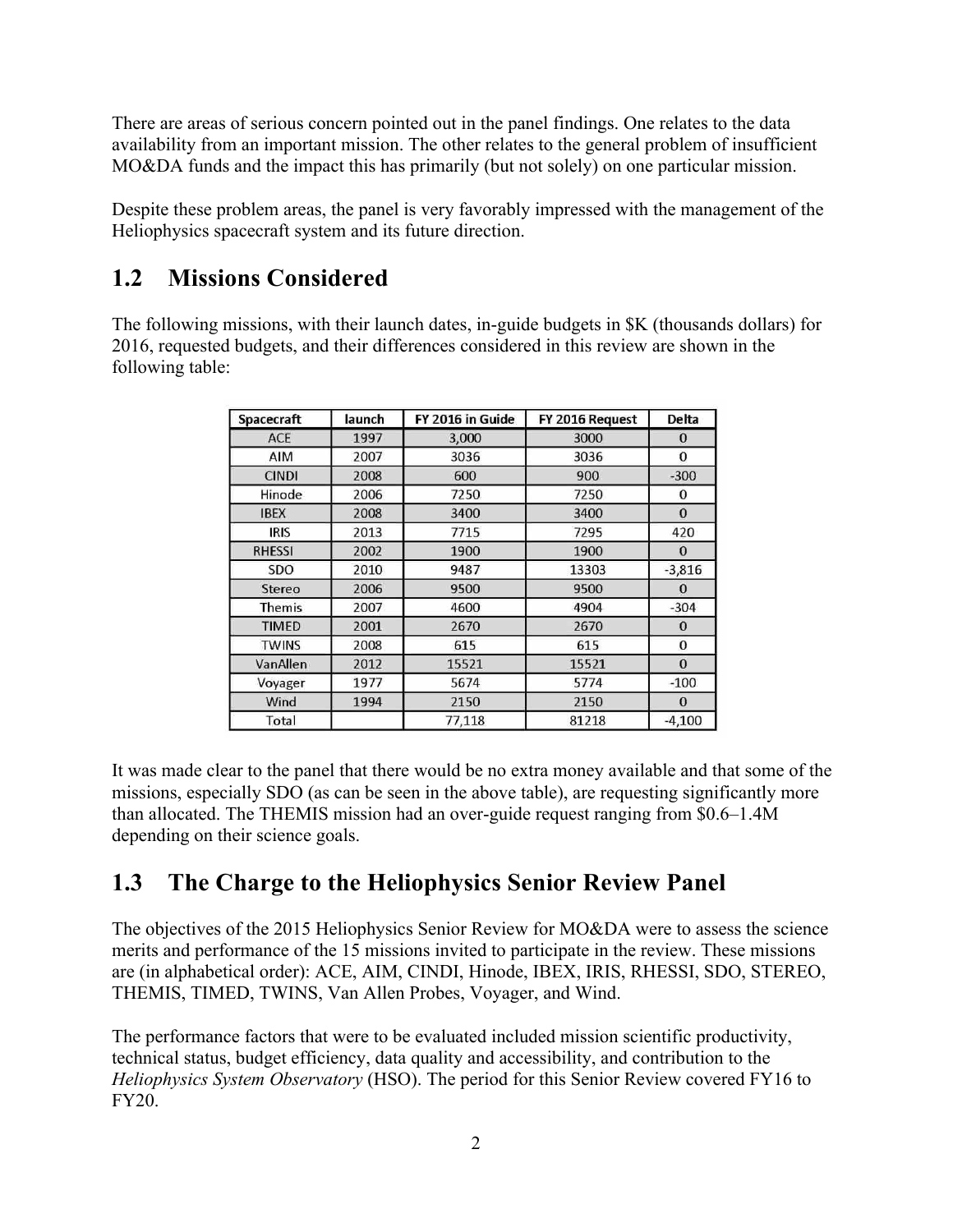There are areas of serious concern pointed out in the panel findings. One relates to the data availability from an important mission. The other relates to the general problem of insufficient MO&DA funds and the impact this has primarily (but not solely) on one particular mission.

Despite these problem areas, the panel is very favorably impressed with the management of the Heliophysics spacecraft system and its future direction.

## 1.2 Missions Considered

The following missions, with their launch dates, in-guide budgets in $K (thousands dollars) for 2016, requested budgets, and their differences considered in this review are shown in the following table:

| Spacecraft | launch | FY 2016 in Guide | FY 2016 Request | Delta |
|---|---|---|---|---|
| ACE | 1997 | 3,000 | 3000 | 0 |
| AIM | 2007 | 3036 | 3036 | 0 |
| CINDI | 2008 | 600 | 900 | -300 |
| Hinode | 2006 | 7250 | 7250 | 0 |
| IBEX | 2008 | 3400 | 3400 | 0 |
| IRIS | 2013 | 7715 | 7295 | 420 |
| RHESSI | 2002 | 1900 | 1900 | 0 |
| SDO | 2010 | 9487 | 13303 | -3,816 |
| Stereo | 2006 | 9500 | 9500 | 0 |
| Themis | 2007 | 4600 | 4904 | -304 |
| TIMED | 2001 | 2670 | 2670 | 0 |
| TWINS | 2008 | 615 | 615 | 0 |
| VanAllen | 2012 | 15521 | 15521 | 0 |
| Voyager | 1977 | 5674 | 5774 | -100 |
| Wind | 1994 | 2150 | 2150 | 0 |
| Total | | 77,118 | 81218 | -4,100 |

It was made clear to the panel that there would be no extra money available and that some of the missions, especially SDO (as can be seen in the above table), are requesting significantly more than allocated. The THEMIS mission had an over-guide request ranging from $0.6–1.4M depending on their science goals.

## 1.3 The Charge to the Heliophysics Senior Review Panel

The objectives of the 2015 Heliophysics Senior Review for MO&DA were to assess the science merits and performance of the 15 missions invited to participate in the review. These missions are (in alphabetical order): ACE, AIM, CINDI, Hinode, IBEX, IRIS, RHESSI, SDO, STEREO, THEMIS, TIMED, TWINS, Van Allen Probes, Voyager, and Wind.

The performance factors that were to be evaluated included mission scientific productivity, technical status, budget efficiency, data quality and accessibility, and contribution to the *Heliophysics System Observatory* (HSO). The period for this Senior Review covered FY16 to FY20.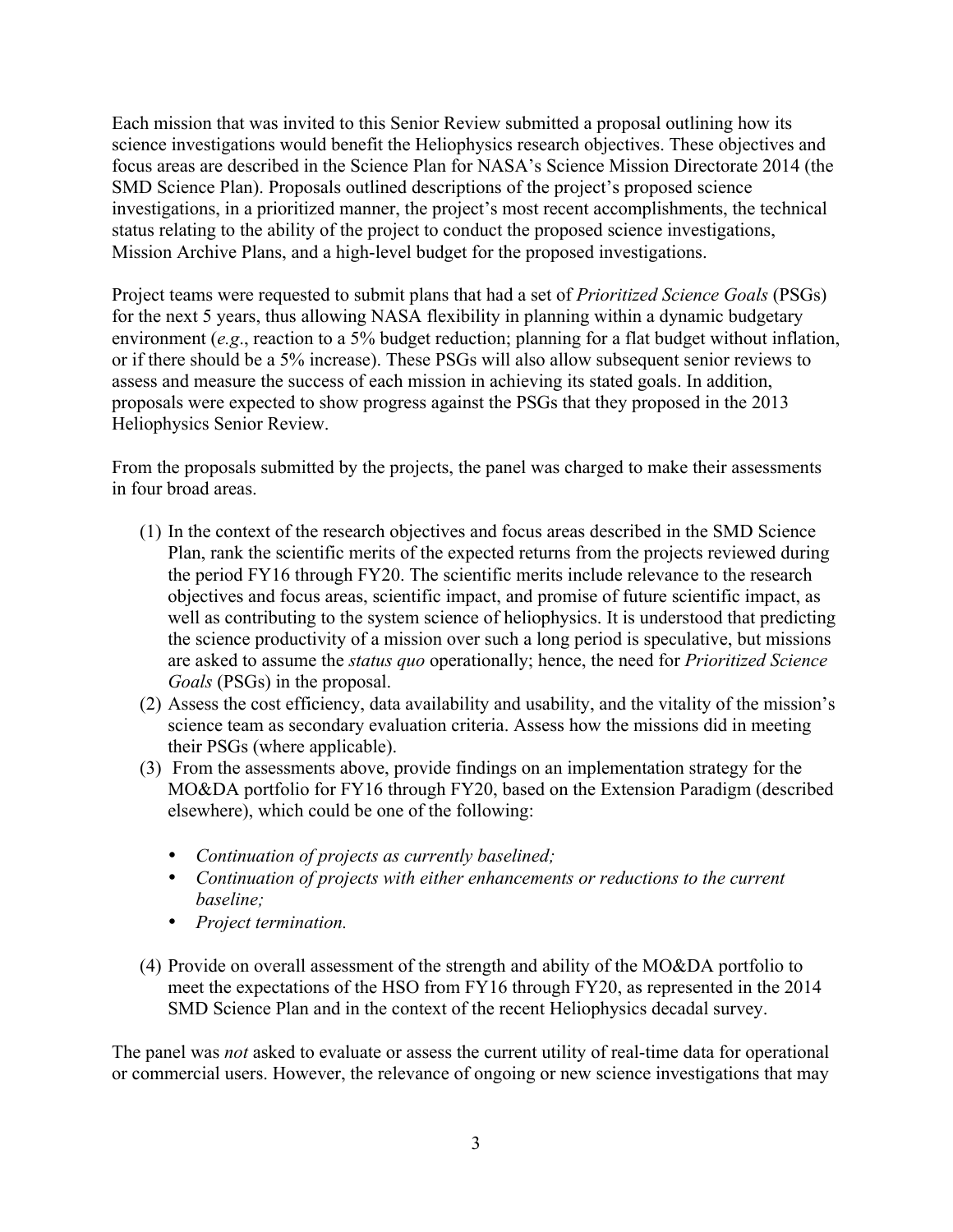Each mission that was invited to this Senior Review submitted a proposal outlining how its science investigations would benefit the Heliophysics research objectives. These objectives and focus areas are described in the Science Plan for NASA's Science Mission Directorate 2014 (the SMD Science Plan). Proposals outlined descriptions of the project's proposed science investigations, in a prioritized manner, the project's most recent accomplishments, the technical status relating to the ability of the project to conduct the proposed science investigations, Mission Archive Plans, and a high-level budget for the proposed investigations.

Project teams were requested to submit plans that had a set of *Prioritized Science Goals* (PSGs) for the next 5 years, thus allowing NASA flexibility in planning within a dynamic budgetary environment (*e.g*., reaction to a 5% budget reduction; planning for a flat budget without inflation, or if there should be a 5% increase). These PSGs will also allow subsequent senior reviews to assess and measure the success of each mission in achieving its stated goals. In addition, proposals were expected to show progress against the PSGs that they proposed in the 2013 Heliophysics Senior Review.

From the proposals submitted by the projects, the panel was charged to make their assessments in four broad areas.

(1) In the context of the research objectives and focus areas described in the SMD Science Plan, rank the scientific merits of the expected returns from the projects reviewed during the period FY16 through FY20. The scientific merits include relevance to the research objectives and focus areas, scientific impact, and promise of future scientific impact, as well as contributing to the system science of heliophysics. It is understood that predicting the science productivity of a mission over such a long period is speculative, but missions are asked to assume the *status quo* operationally; hence, the need for *Prioritized Science Goals* (PSGs) in the proposal.

(2) Assess the cost efficiency, data availability and usability, and the vitality of the mission's science team as secondary evaluation criteria. Assess how the missions did in meeting their PSGs (where applicable).

(3) From the assessments above, provide findings on an implementation strategy for the MO&DA portfolio for FY16 through FY20, based on the Extension Paradigm (described elsewhere), which could be one of the following:

- *Continuation of projects as currently baselined;*
- *Continuation of projects with either enhancements or reductions to the current baseline;*
- *Project termination.*

(4) Provide on overall assessment of the strength and ability of the MO&DA portfolio to meet the expectations of the HSO from FY16 through FY20, as represented in the 2014 SMD Science Plan and in the context of the recent Heliophysics decadal survey.

The panel was *not* asked to evaluate or assess the current utility of real-time data for operational or commercial users. However, the relevance of ongoing or new science investigations that may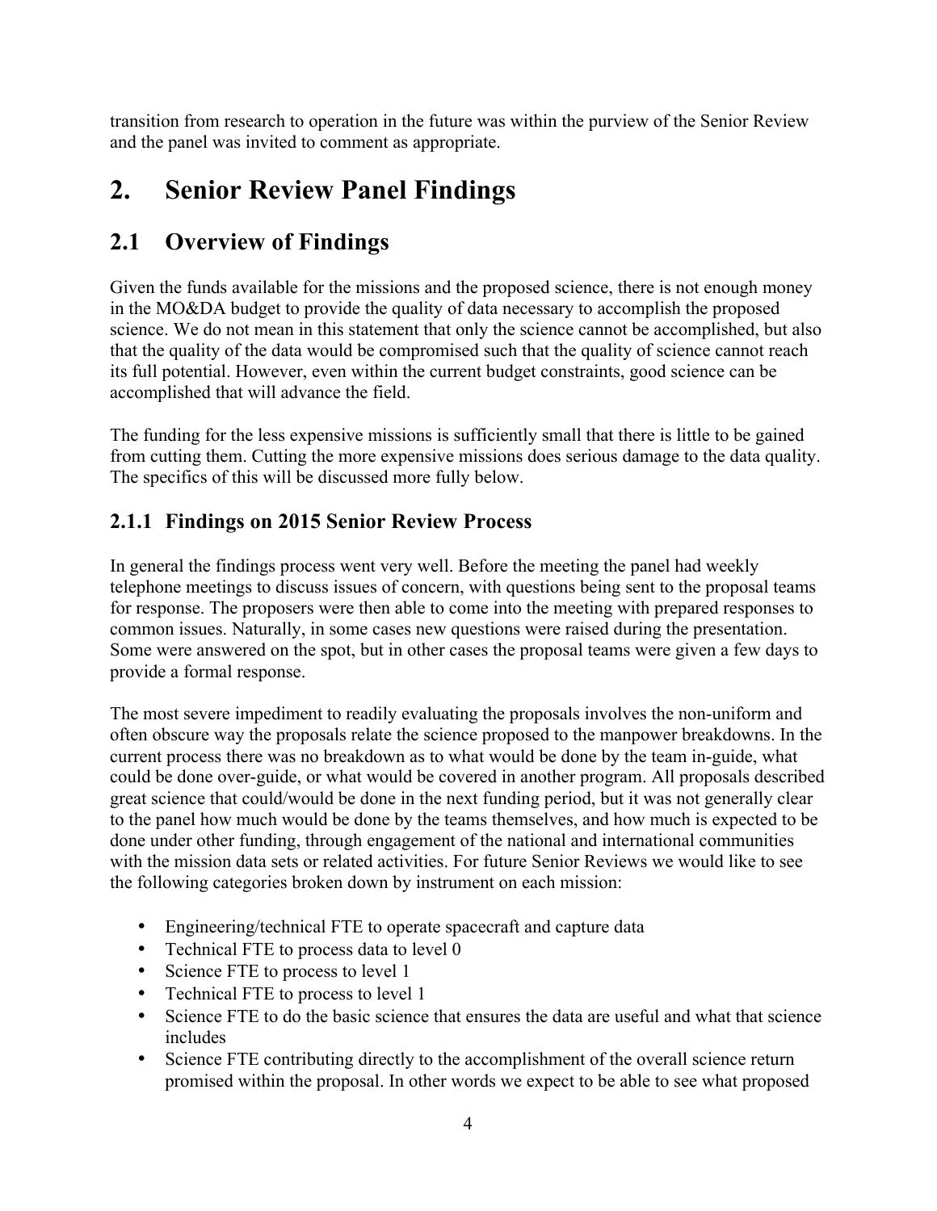transition from research to operation in the future was within the purview of the Senior Review and the panel was invited to comment as appropriate.

# 2. Senior Review Panel Findings

## 2.1 Overview of Findings

Given the funds available for the missions and the proposed science, there is not enough money in the MO&DA budget to provide the quality of data necessary to accomplish the proposed science. We do not mean in this statement that only the science cannot be accomplished, but also that the quality of the data would be compromised such that the quality of science cannot reach its full potential. However, even within the current budget constraints, good science can be accomplished that will advance the field.

The funding for the less expensive missions is sufficiently small that there is little to be gained from cutting them. Cutting the more expensive missions does serious damage to the data quality. The specifics of this will be discussed more fully below.

### 2.1.1 Findings on 2015 Senior Review Process

In general the findings process went very well. Before the meeting the panel had weekly telephone meetings to discuss issues of concern, with questions being sent to the proposal teams for response. The proposers were then able to come into the meeting with prepared responses to common issues. Naturally, in some cases new questions were raised during the presentation. Some were answered on the spot, but in other cases the proposal teams were given a few days to provide a formal response.

The most severe impediment to readily evaluating the proposals involves the non-uniform and often obscure way the proposals relate the science proposed to the manpower breakdowns. In the current process there was no breakdown as to what would be done by the team in-guide, what could be done over-guide, or what would be covered in another program. All proposals described great science that could/would be done in the next funding period, but it was not generally clear to the panel how much would be done by the teams themselves, and how much is expected to be done under other funding, through engagement of the national and international communities with the mission data sets or related activities. For future Senior Reviews we would like to see the following categories broken down by instrument on each mission:

- Engineering/technical FTE to operate spacecraft and capture data
- Technical FTE to process data to level 0
- Science FTE to process to level 1
- Technical FTE to process to level 1
- Science FTE to do the basic science that ensures the data are useful and what that science includes
- Science FTE contributing directly to the accomplishment of the overall science return promised within the proposal. In other words we expect to be able to see what proposed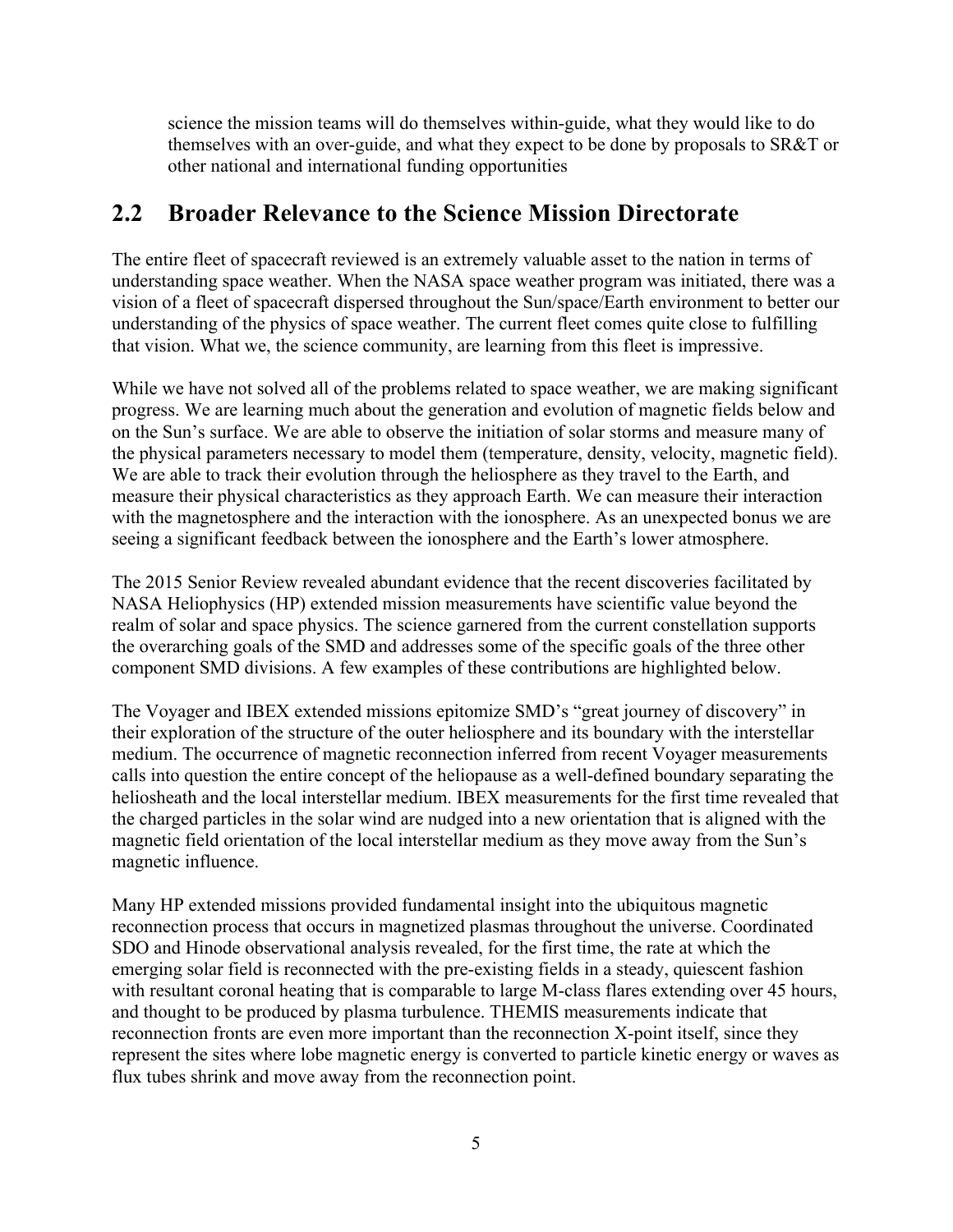science the mission teams will do themselves within-guide, what they would like to do themselves with an over-guide, and what they expect to be done by proposals to SR&T or other national and international funding opportunities

## 2.2 Broader Relevance to the Science Mission Directorate

The entire fleet of spacecraft reviewed is an extremely valuable asset to the nation in terms of understanding space weather. When the NASA space weather program was initiated, there was a vision of a fleet of spacecraft dispersed throughout the Sun/space/Earth environment to better our understanding of the physics of space weather. The current fleet comes quite close to fulfilling that vision. What we, the science community, are learning from this fleet is impressive.

While we have not solved all of the problems related to space weather, we are making significant progress. We are learning much about the generation and evolution of magnetic fields below and on the Sun's surface. We are able to observe the initiation of solar storms and measure many of the physical parameters necessary to model them (temperature, density, velocity, magnetic field). We are able to track their evolution through the heliosphere as they travel to the Earth, and measure their physical characteristics as they approach Earth. We can measure their interaction with the magnetosphere and the interaction with the ionosphere. As an unexpected bonus we are seeing a significant feedback between the ionosphere and the Earth's lower atmosphere.

The 2015 Senior Review revealed abundant evidence that the recent discoveries facilitated by NASA Heliophysics (HP) extended mission measurements have scientific value beyond the realm of solar and space physics. The science garnered from the current constellation supports the overarching goals of the SMD and addresses some of the specific goals of the three other component SMD divisions. A few examples of these contributions are highlighted below.

The Voyager and IBEX extended missions epitomize SMD's "great journey of discovery" in their exploration of the structure of the outer heliosphere and its boundary with the interstellar medium. The occurrence of magnetic reconnection inferred from recent Voyager measurements calls into question the entire concept of the heliopause as a well-defined boundary separating the heliosheath and the local interstellar medium. IBEX measurements for the first time revealed that the charged particles in the solar wind are nudged into a new orientation that is aligned with the magnetic field orientation of the local interstellar medium as they move away from the Sun's magnetic influence.

Many HP extended missions provided fundamental insight into the ubiquitous magnetic reconnection process that occurs in magnetized plasmas throughout the universe. Coordinated SDO and Hinode observational analysis revealed, for the first time, the rate at which the emerging solar field is reconnected with the pre-existing fields in a steady, quiescent fashion with resultant coronal heating that is comparable to large M-class flares extending over 45 hours, and thought to be produced by plasma turbulence. THEMIS measurements indicate that reconnection fronts are even more important than the reconnection X-point itself, since they represent the sites where lobe magnetic energy is converted to particle kinetic energy or waves as flux tubes shrink and move away from the reconnection point.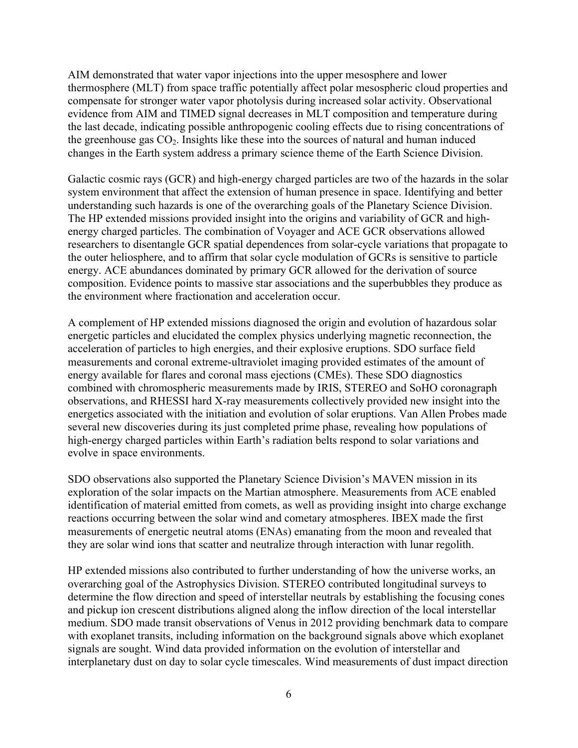AIM demonstrated that water vapor injections into the upper mesosphere and lower thermosphere (MLT) from space traffic potentially affect polar mesospheric cloud properties and compensate for stronger water vapor photolysis during increased solar activity. Observational evidence from AIM and TIMED signal decreases in MLT composition and temperature during the last decade, indicating possible anthropogenic cooling effects due to rising concentrations of the greenhouse gas $CO_2$. Insights like these into the sources of natural and human induced changes in the Earth system address a primary science theme of the Earth Science Division.

Galactic cosmic rays (GCR) and high-energy charged particles are two of the hazards in the solar system environment that affect the extension of human presence in space. Identifying and better understanding such hazards is one of the overarching goals of the Planetary Science Division. The HP extended missions provided insight into the origins and variability of GCR and high-energy charged particles. The combination of Voyager and ACE GCR observations allowed researchers to disentangle GCR spatial dependences from solar-cycle variations that propagate to the outer heliosphere, and to affirm that solar cycle modulation of GCRs is sensitive to particle energy. ACE abundances dominated by primary GCR allowed for the derivation of source composition. Evidence points to massive star associations and the superbubbles they produce as the environment where fractionation and acceleration occur.

A complement of HP extended missions diagnosed the origin and evolution of hazardous solar energetic particles and elucidated the complex physics underlying magnetic reconnection, the acceleration of particles to high energies, and their explosive eruptions. SDO surface field measurements and coronal extreme-ultraviolet imaging provided estimates of the amount of energy available for flares and coronal mass ejections (CMEs). These SDO diagnostics combined with chromospheric measurements made by IRIS, STEREO and SoHO coronagraph observations, and RHESSI hard X-ray measurements collectively provided new insight into the energetics associated with the initiation and evolution of solar eruptions. Van Allen Probes made several new discoveries during its just completed prime phase, revealing how populations of high-energy charged particles within Earth's radiation belts respond to solar variations and evolve in space environments.

SDO observations also supported the Planetary Science Division's MAVEN mission in its exploration of the solar impacts on the Martian atmosphere. Measurements from ACE enabled identification of material emitted from comets, as well as providing insight into charge exchange reactions occurring between the solar wind and cometary atmospheres. IBEX made the first measurements of energetic neutral atoms (ENAs) emanating from the moon and revealed that they are solar wind ions that scatter and neutralize through interaction with lunar regolith.

HP extended missions also contributed to further understanding of how the universe works, an overarching goal of the Astrophysics Division. STEREO contributed longitudinal surveys to determine the flow direction and speed of interstellar neutrals by establishing the focusing cones and pickup ion crescent distributions aligned along the inflow direction of the local interstellar medium. SDO made transit observations of Venus in 2012 providing benchmark data to compare with exoplanet transits, including information on the background signals above which exoplanet signals are sought. Wind data provided information on the evolution of interstellar and interplanetary dust on day to solar cycle timescales. Wind measurements of dust impact direction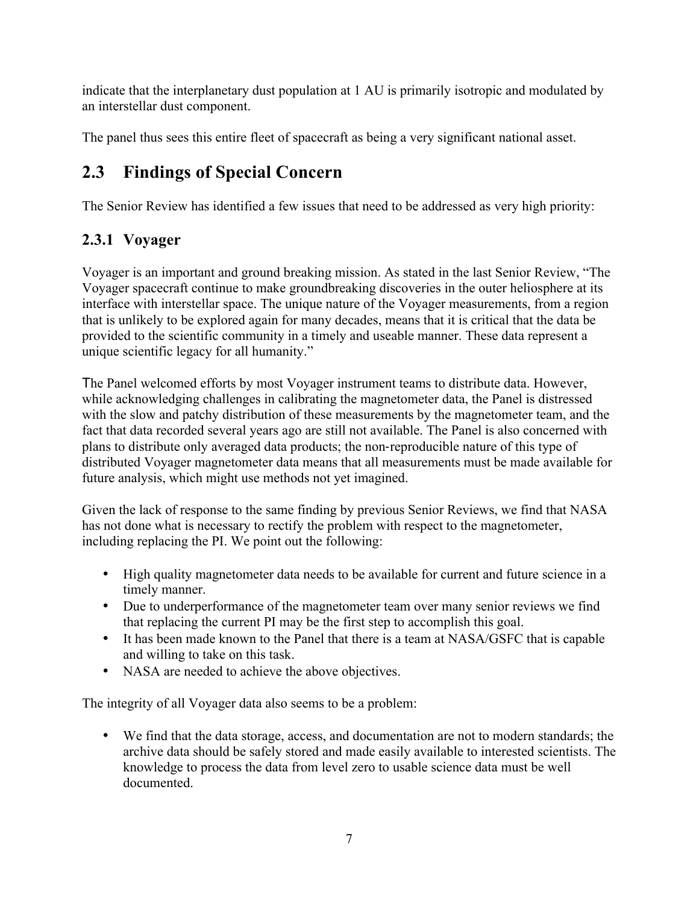indicate that the interplanetary dust population at 1 AU is primarily isotropic and modulated by an interstellar dust component.

The panel thus sees this entire fleet of spacecraft as being a very significant national asset.

## 2.3 Findings of Special Concern

The Senior Review has identified a few issues that need to be addressed as very high priority:

### 2.3.1 Voyager

Voyager is an important and ground breaking mission. As stated in the last Senior Review, "The Voyager spacecraft continue to make groundbreaking discoveries in the outer heliosphere at its interface with interstellar space. The unique nature of the Voyager measurements, from a region that is unlikely to be explored again for many decades, means that it is critical that the data be provided to the scientific community in a timely and useable manner. These data represent a unique scientific legacy for all humanity."

The Panel welcomed efforts by most Voyager instrument teams to distribute data. However, while acknowledging challenges in calibrating the magnetometer data, the Panel is distressed with the slow and patchy distribution of these measurements by the magnetometer team, and the fact that data recorded several years ago are still not available. The Panel is also concerned with plans to distribute only averaged data products; the non-reproducible nature of this type of distributed Voyager magnetometer data means that all measurements must be made available for future analysis, which might use methods not yet imagined.

Given the lack of response to the same finding by previous Senior Reviews, we find that NASA has not done what is necessary to rectify the problem with respect to the magnetometer, including replacing the PI. We point out the following:

- High quality magnetometer data needs to be available for current and future science in a timely manner.
- Due to underperformance of the magnetometer team over many senior reviews we find that replacing the current PI may be the first step to accomplish this goal.
- It has been made known to the Panel that there is a team at NASA/GSFC that is capable and willing to take on this task.
- NASA are needed to achieve the above objectives.

The integrity of all Voyager data also seems to be a problem:

- We find that the data storage, access, and documentation are not to modern standards; the archive data should be safely stored and made easily available to interested scientists. The knowledge to process the data from level zero to usable science data must be well documented.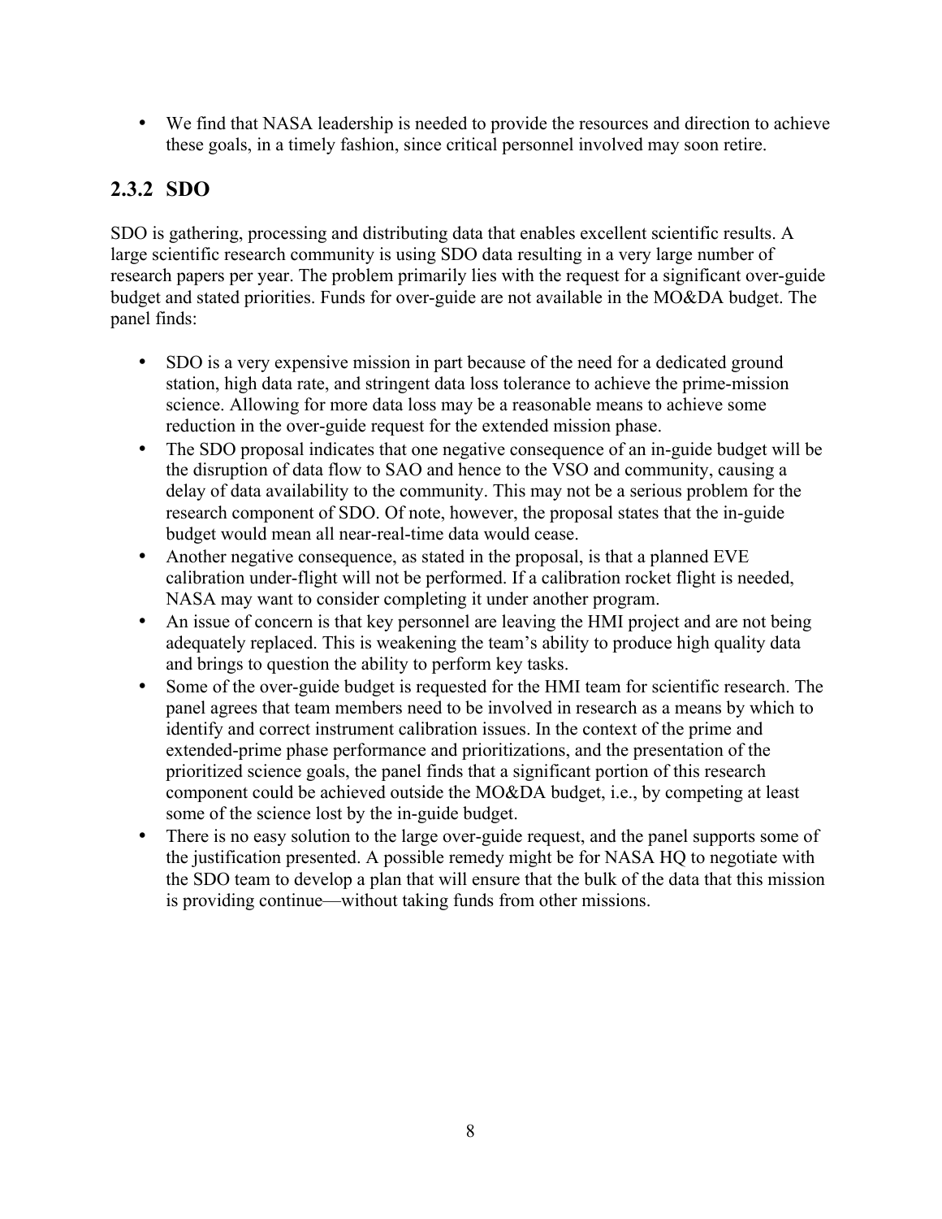- We find that NASA leadership is needed to provide the resources and direction to achieve these goals, in a timely fashion, since critical personnel involved may soon retire.

### 2.3.2 SDO

SDO is gathering, processing and distributing data that enables excellent scientific results. A large scientific research community is using SDO data resulting in a very large number of research papers per year. The problem primarily lies with the request for a significant over-guide budget and stated priorities. Funds for over-guide are not available in the MO&DA budget. The panel finds:

- SDO is a very expensive mission in part because of the need for a dedicated ground station, high data rate, and stringent data loss tolerance to achieve the prime-mission science. Allowing for more data loss may be a reasonable means to achieve some reduction in the over-guide request for the extended mission phase.
- The SDO proposal indicates that one negative consequence of an in-guide budget will be the disruption of data flow to SAO and hence to the VSO and community, causing a delay of data availability to the community. This may not be a serious problem for the research component of SDO. Of note, however, the proposal states that the in-guide budget would mean all near-real-time data would cease.
- Another negative consequence, as stated in the proposal, is that a planned EVE calibration under-flight will not be performed. If a calibration rocket flight is needed, NASA may want to consider completing it under another program.
- An issue of concern is that key personnel are leaving the HMI project and are not being adequately replaced. This is weakening the team's ability to produce high quality data and brings to question the ability to perform key tasks.
- Some of the over-guide budget is requested for the HMI team for scientific research. The panel agrees that team members need to be involved in research as a means by which to identify and correct instrument calibration issues. In the context of the prime and extended-prime phase performance and prioritizations, and the presentation of the prioritized science goals, the panel finds that a significant portion of this research component could be achieved outside the MO&DA budget, i.e., by competing at least some of the science lost by the in-guide budget.
- There is no easy solution to the large over-guide request, and the panel supports some of the justification presented. A possible remedy might be for NASA HQ to negotiate with the SDO team to develop a plan that will ensure that the bulk of the data that this mission is providing continue—without taking funds from other missions.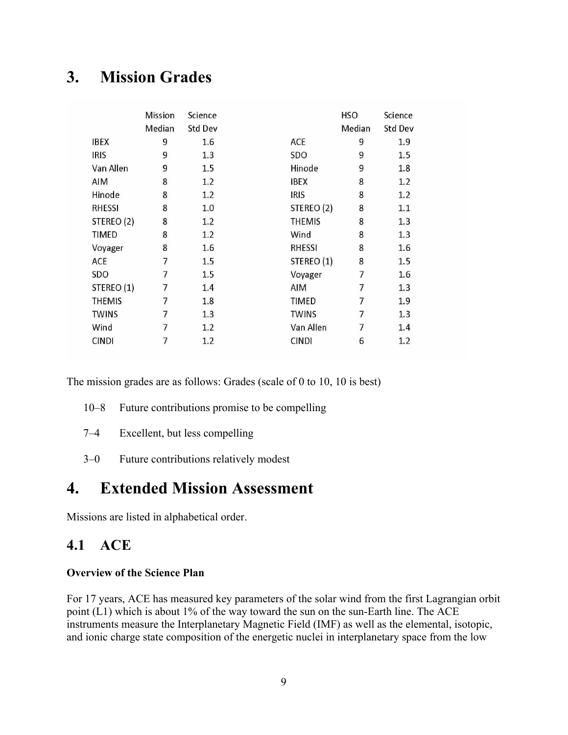# 3. Mission Grades

| | Mission Median | Science Std Dev |
|---|---|---|
| IBEX | 9 | 1.6 |
| IRIS | 9 | 1.3 |
| Van Allen | 9 | 1.5 |
| AIM | 8 | 1.2 |
| Hinode | 8 | 1.2 |
| RHESSI | 8 | 1.0 |
| STEREO (2) | 8 | 1.2 |
| TIMED | 8 | 1.2 |
| Voyager | 8 | 1.6 |
| ACE | 7 | 1.5 |
| SDO | 7 | 1.5 |
| STEREO (1) | 7 | 1.4 |
| THEMIS | 7 | 1.8 |
| TWINS | 7 | 1.3 |
| Wind | 7 | 1.2 |
| CINDI | 7 | 1.2 |

| | HSO Median | Science Std Dev |
|---|---|---|
| ACE | 9 | 1.9 |
| SDO | 9 | 1.5 |
| Hinode | 9 | 1.8 |
| IBEX | 8 | 1.2 |
| IRIS | 8 | 1.2 |
| STEREO (2) | 8 | 1.1 |
| THEMIS | 8 | 1.3 |
| Wind | 8 | 1.3 |
| RHESSI | 8 | 1.6 |
| STEREO (1) | 8 | 1.5 |
| Voyager | 7 | 1.6 |
| AIM | 7 | 1.3 |
| TIMED | 7 | 1.9 |
| TWINS | 7 | 1.3 |
| Van Allen | 7 | 1.4 |
| CINDI | 6 | 1.2 |

The mission grades are as follows: Grades (scale of 0 to 10, 10 is best)

- 10–8 Future contributions promise to be compelling
- 7–4 Excellent, but less compelling
- 3–0 Future contributions relatively modest

# 4. Extended Mission Assessment

Missions are listed in alphabetical order.

## 4.1 ACE

**Overview of the Science Plan**

For 17 years, ACE has measured key parameters of the solar wind from the first Lagrangian orbit point (L1) which is about 1% of the way toward the sun on the sun-Earth line. The ACE instruments measure the Interplanetary Magnetic Field (IMF) as well as the elemental, isotopic, and ionic charge state composition of the energetic nuclei in interplanetary space from the low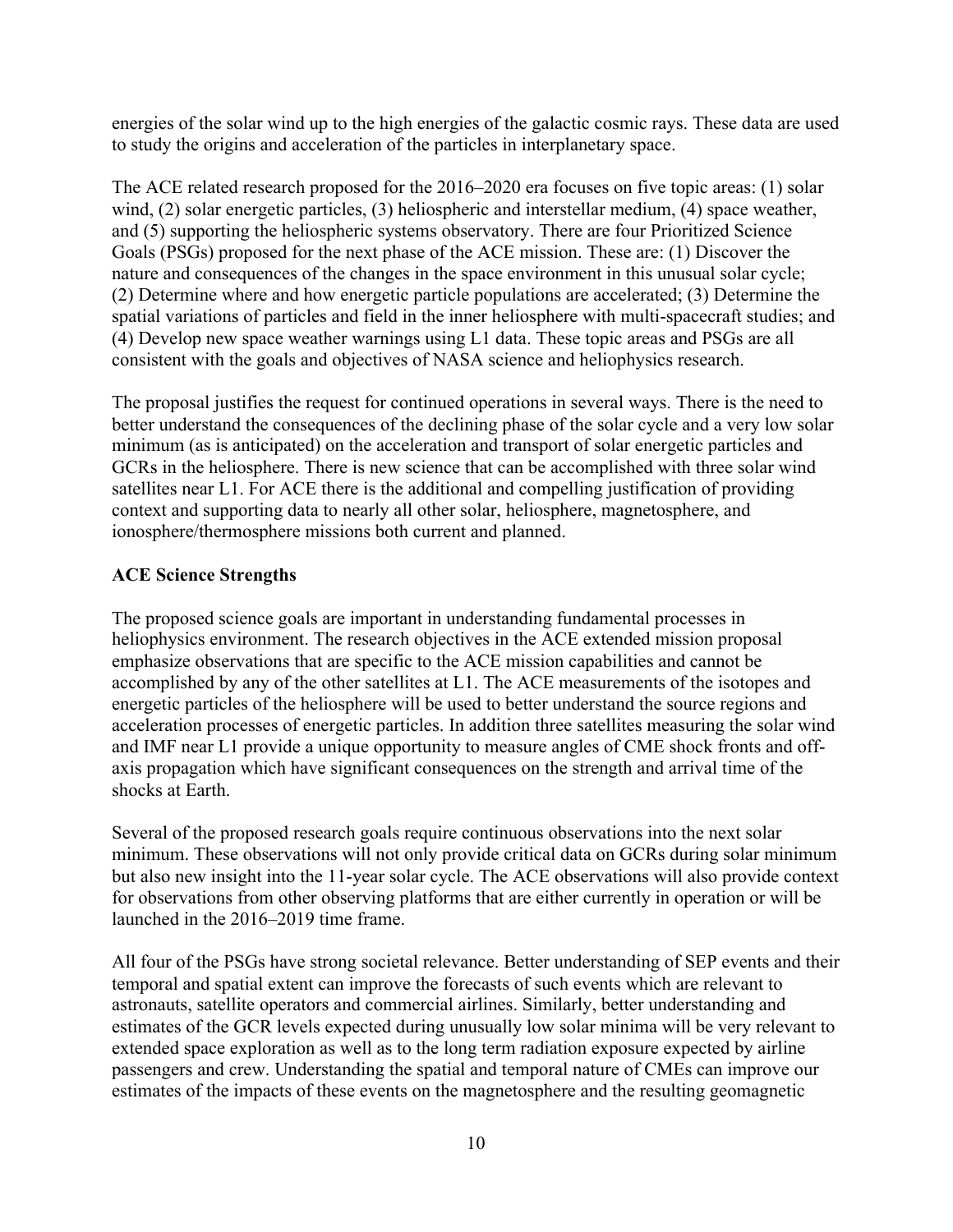energies of the solar wind up to the high energies of the galactic cosmic rays. These data are used to study the origins and acceleration of the particles in interplanetary space.

The ACE related research proposed for the 2016–2020 era focuses on five topic areas: (1) solar wind, (2) solar energetic particles, (3) heliospheric and interstellar medium, (4) space weather, and (5) supporting the heliospheric systems observatory. There are four Prioritized Science Goals (PSGs) proposed for the next phase of the ACE mission. These are: (1) Discover the nature and consequences of the changes in the space environment in this unusual solar cycle; (2) Determine where and how energetic particle populations are accelerated; (3) Determine the spatial variations of particles and field in the inner heliosphere with multi-spacecraft studies; and (4) Develop new space weather warnings using L1 data. These topic areas and PSGs are all consistent with the goals and objectives of NASA science and heliophysics research.

The proposal justifies the request for continued operations in several ways. There is the need to better understand the consequences of the declining phase of the solar cycle and a very low solar minimum (as is anticipated) on the acceleration and transport of solar energetic particles and GCRs in the heliosphere. There is new science that can be accomplished with three solar wind satellites near L1. For ACE there is the additional and compelling justification of providing context and supporting data to nearly all other solar, heliosphere, magnetosphere, and ionosphere/thermosphere missions both current and planned.

**ACE Science Strengths**

The proposed science goals are important in understanding fundamental processes in heliophysics environment. The research objectives in the ACE extended mission proposal emphasize observations that are specific to the ACE mission capabilities and cannot be accomplished by any of the other satellites at L1. The ACE measurements of the isotopes and energetic particles of the heliosphere will be used to better understand the source regions and acceleration processes of energetic particles. In addition three satellites measuring the solar wind and IMF near L1 provide a unique opportunity to measure angles of CME shock fronts and off-axis propagation which have significant consequences on the strength and arrival time of the shocks at Earth.

Several of the proposed research goals require continuous observations into the next solar minimum. These observations will not only provide critical data on GCRs during solar minimum but also new insight into the 11-year solar cycle. The ACE observations will also provide context for observations from other observing platforms that are either currently in operation or will be launched in the 2016–2019 time frame.

All four of the PSGs have strong societal relevance. Better understanding of SEP events and their temporal and spatial extent can improve the forecasts of such events which are relevant to astronauts, satellite operators and commercial airlines. Similarly, better understanding and estimates of the GCR levels expected during unusually low solar minima will be very relevant to extended space exploration as well as to the long term radiation exposure expected by airline passengers and crew. Understanding the spatial and temporal nature of CMEs can improve our estimates of the impacts of these events on the magnetosphere and the resulting geomagnetic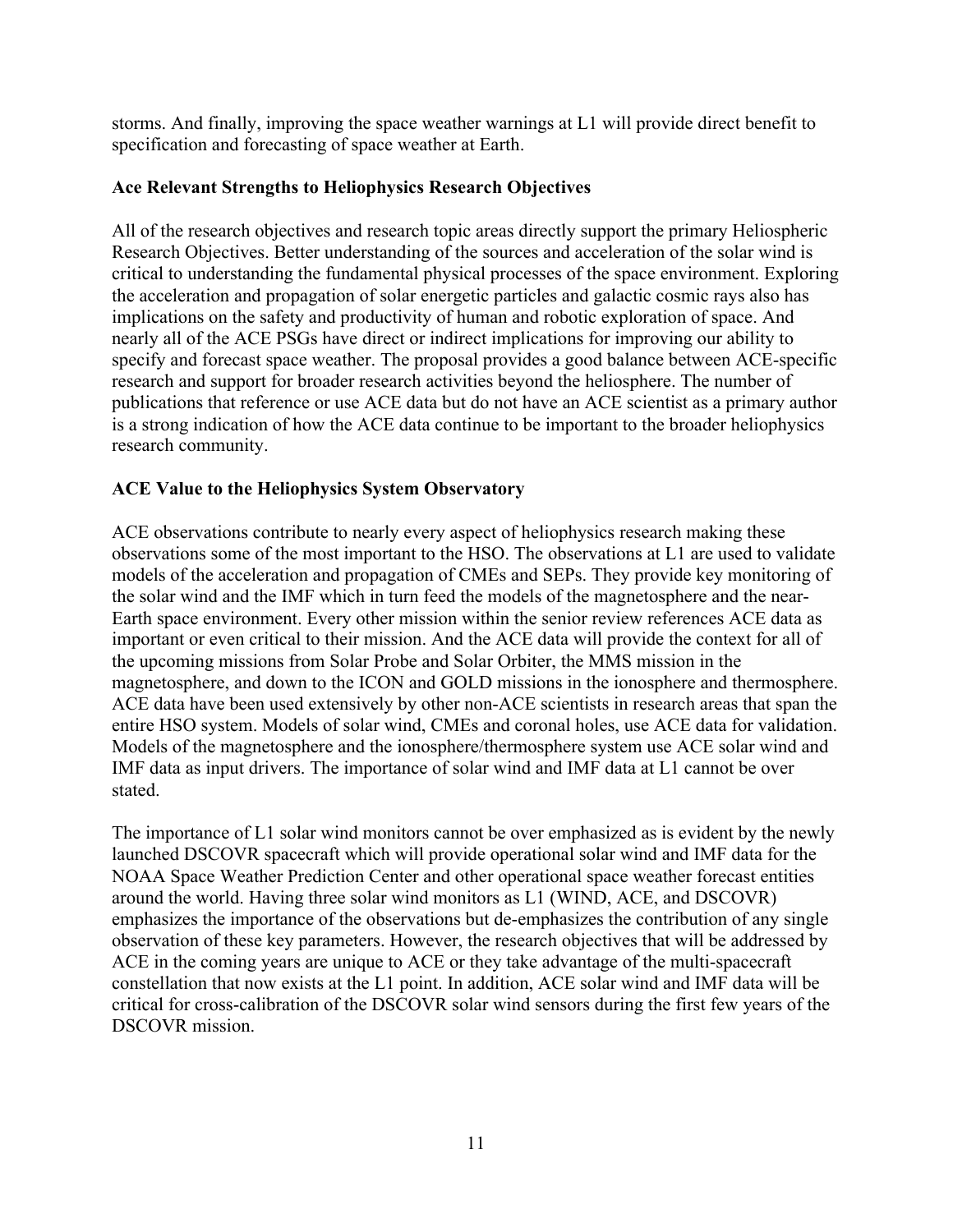storms. And finally, improving the space weather warnings at L1 will provide direct benefit to specification and forecasting of space weather at Earth.

**Ace Relevant Strengths to Heliophysics Research Objectives**

All of the research objectives and research topic areas directly support the primary Heliospheric Research Objectives. Better understanding of the sources and acceleration of the solar wind is critical to understanding the fundamental physical processes of the space environment. Exploring the acceleration and propagation of solar energetic particles and galactic cosmic rays also has implications on the safety and productivity of human and robotic exploration of space. And nearly all of the ACE PSGs have direct or indirect implications for improving our ability to specify and forecast space weather. The proposal provides a good balance between ACE-specific research and support for broader research activities beyond the heliosphere. The number of publications that reference or use ACE data but do not have an ACE scientist as a primary author is a strong indication of how the ACE data continue to be important to the broader heliophysics research community.

**ACE Value to the Heliophysics System Observatory**

ACE observations contribute to nearly every aspect of heliophysics research making these observations some of the most important to the HSO. The observations at L1 are used to validate models of the acceleration and propagation of CMEs and SEPs. They provide key monitoring of the solar wind and the IMF which in turn feed the models of the magnetosphere and the near-Earth space environment. Every other mission within the senior review references ACE data as important or even critical to their mission. And the ACE data will provide the context for all of the upcoming missions from Solar Probe and Solar Orbiter, the MMS mission in the magnetosphere, and down to the ICON and GOLD missions in the ionosphere and thermosphere. ACE data have been used extensively by other non-ACE scientists in research areas that span the entire HSO system. Models of solar wind, CMEs and coronal holes, use ACE data for validation. Models of the magnetosphere and the ionosphere/thermosphere system use ACE solar wind and IMF data as input drivers. The importance of solar wind and IMF data at L1 cannot be over stated.

The importance of L1 solar wind monitors cannot be over emphasized as is evident by the newly launched DSCOVR spacecraft which will provide operational solar wind and IMF data for the NOAA Space Weather Prediction Center and other operational space weather forecast entities around the world. Having three solar wind monitors as L1 (WIND, ACE, and DSCOVR) emphasizes the importance of the observations but de-emphasizes the contribution of any single observation of these key parameters. However, the research objectives that will be addressed by ACE in the coming years are unique to ACE or they take advantage of the multi-spacecraft constellation that now exists at the L1 point. In addition, ACE solar wind and IMF data will be critical for cross-calibration of the DSCOVR solar wind sensors during the first few years of the DSCOVR mission.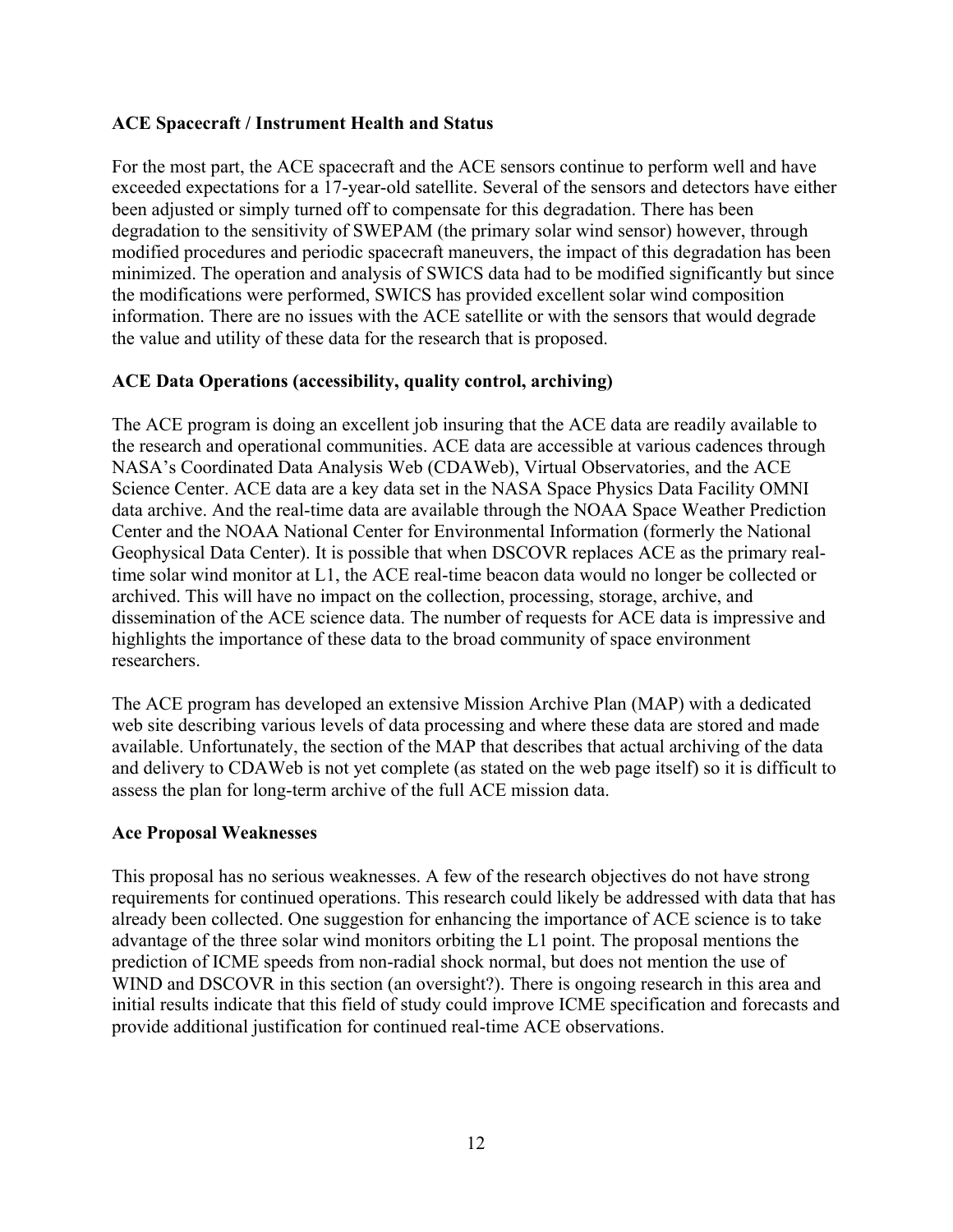**ACE Spacecraft / Instrument Health and Status**

For the most part, the ACE spacecraft and the ACE sensors continue to perform well and have exceeded expectations for a 17-year-old satellite. Several of the sensors and detectors have either been adjusted or simply turned off to compensate for this degradation. There has been degradation to the sensitivity of SWEPAM (the primary solar wind sensor) however, through modified procedures and periodic spacecraft maneuvers, the impact of this degradation has been minimized. The operation and analysis of SWICS data had to be modified significantly but since the modifications were performed, SWICS has provided excellent solar wind composition information. There are no issues with the ACE satellite or with the sensors that would degrade the value and utility of these data for the research that is proposed.

**ACE Data Operations (accessibility, quality control, archiving)**

The ACE program is doing an excellent job insuring that the ACE data are readily available to the research and operational communities. ACE data are accessible at various cadences through NASA's Coordinated Data Analysis Web (CDAWeb), Virtual Observatories, and the ACE Science Center. ACE data are a key data set in the NASA Space Physics Data Facility OMNI data archive. And the real-time data are available through the NOAA Space Weather Prediction Center and the NOAA National Center for Environmental Information (formerly the National Geophysical Data Center). It is possible that when DSCOVR replaces ACE as the primary real-time solar wind monitor at L1, the ACE real-time beacon data would no longer be collected or archived. This will have no impact on the collection, processing, storage, archive, and dissemination of the ACE science data. The number of requests for ACE data is impressive and highlights the importance of these data to the broad community of space environment researchers.

The ACE program has developed an extensive Mission Archive Plan (MAP) with a dedicated web site describing various levels of data processing and where these data are stored and made available. Unfortunately, the section of the MAP that describes that actual archiving of the data and delivery to CDAWeb is not yet complete (as stated on the web page itself) so it is difficult to assess the plan for long-term archive of the full ACE mission data.

**Ace Proposal Weaknesses**

This proposal has no serious weaknesses. A few of the research objectives do not have strong requirements for continued operations. This research could likely be addressed with data that has already been collected. One suggestion for enhancing the importance of ACE science is to take advantage of the three solar wind monitors orbiting the L1 point. The proposal mentions the prediction of ICME speeds from non-radial shock normal, but does not mention the use of WIND and DSCOVR in this section (an oversight?). There is ongoing research in this area and initial results indicate that this field of study could improve ICME specification and forecasts and provide additional justification for continued real-time ACE observations.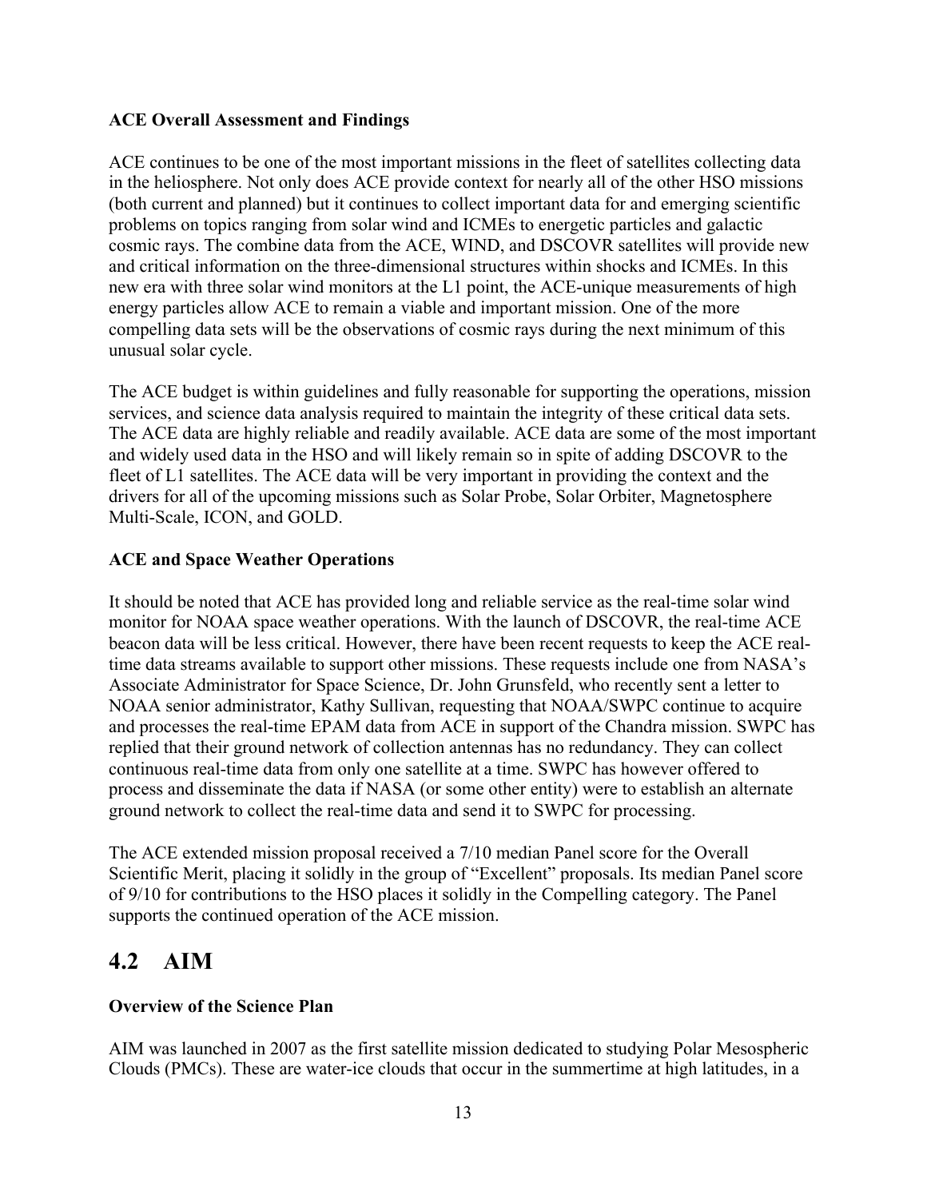**ACE Overall Assessment and Findings**

ACE continues to be one of the most important missions in the fleet of satellites collecting data in the heliosphere. Not only does ACE provide context for nearly all of the other HSO missions (both current and planned) but it continues to collect important data for and emerging scientific problems on topics ranging from solar wind and ICMEs to energetic particles and galactic cosmic rays. The combine data from the ACE, WIND, and DSCOVR satellites will provide new and critical information on the three-dimensional structures within shocks and ICMEs. In this new era with three solar wind monitors at the L1 point, the ACE-unique measurements of high energy particles allow ACE to remain a viable and important mission. One of the more compelling data sets will be the observations of cosmic rays during the next minimum of this unusual solar cycle.

The ACE budget is within guidelines and fully reasonable for supporting the operations, mission services, and science data analysis required to maintain the integrity of these critical data sets. The ACE data are highly reliable and readily available. ACE data are some of the most important and widely used data in the HSO and will likely remain so in spite of adding DSCOVR to the fleet of L1 satellites. The ACE data will be very important in providing the context and the drivers for all of the upcoming missions such as Solar Probe, Solar Orbiter, Magnetosphere Multi-Scale, ICON, and GOLD.

**ACE and Space Weather Operations**

It should be noted that ACE has provided long and reliable service as the real-time solar wind monitor for NOAA space weather operations. With the launch of DSCOVR, the real-time ACE beacon data will be less critical. However, there have been recent requests to keep the ACE real-time data streams available to support other missions. These requests include one from NASA's Associate Administrator for Space Science, Dr. John Grunsfeld, who recently sent a letter to NOAA senior administrator, Kathy Sullivan, requesting that NOAA/SWPC continue to acquire and processes the real-time EPAM data from ACE in support of the Chandra mission. SWPC has replied that their ground network of collection antennas has no redundancy. They can collect continuous real-time data from only one satellite at a time. SWPC has however offered to process and disseminate the data if NASA (or some other entity) were to establish an alternate ground network to collect the real-time data and send it to SWPC for processing.

The ACE extended mission proposal received a 7/10 median Panel score for the Overall Scientific Merit, placing it solidly in the group of "Excellent" proposals. Its median Panel score of 9/10 for contributions to the HSO places it solidly in the Compelling category. The Panel supports the continued operation of the ACE mission.

## 4.2 AIM

**Overview of the Science Plan**

AIM was launched in 2007 as the first satellite mission dedicated to studying Polar Mesospheric Clouds (PMCs). These are water-ice clouds that occur in the summertime at high latitudes, in a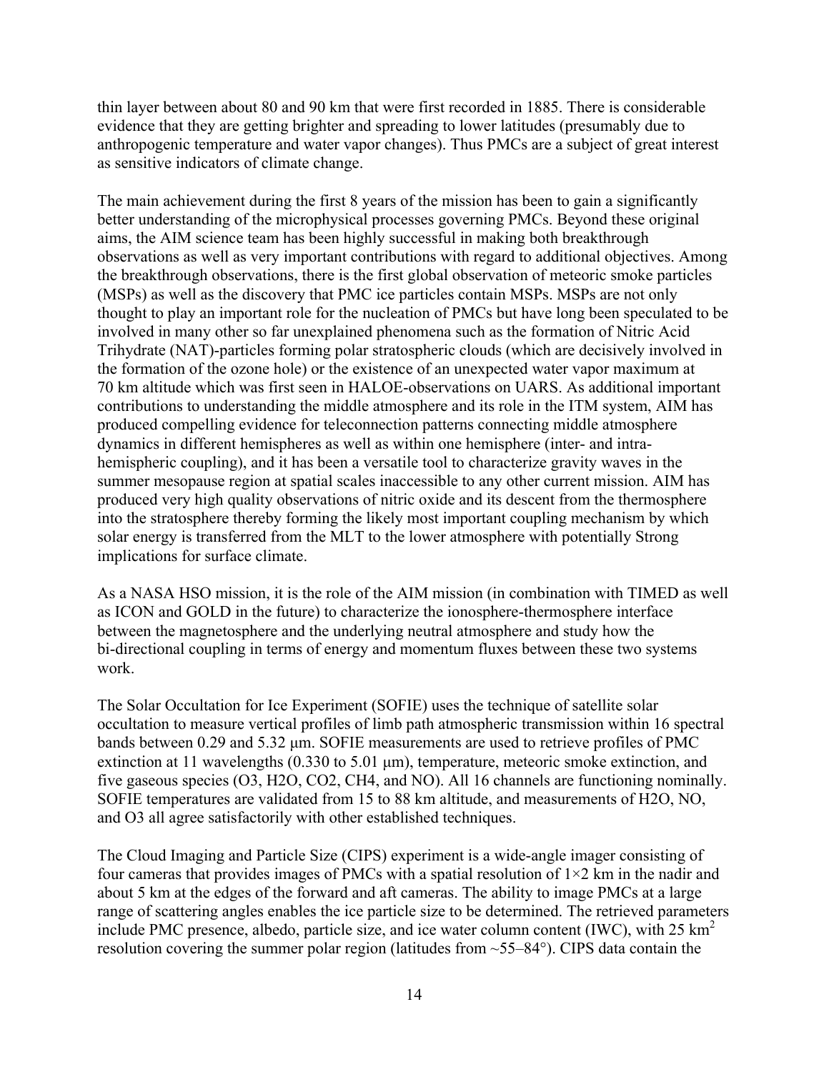thin layer between about 80 and 90 km that were first recorded in 1885. There is considerable evidence that they are getting brighter and spreading to lower latitudes (presumably due to anthropogenic temperature and water vapor changes). Thus PMCs are a subject of great interest as sensitive indicators of climate change.

The main achievement during the first 8 years of the mission has been to gain a significantly better understanding of the microphysical processes governing PMCs. Beyond these original aims, the AIM science team has been highly successful in making both breakthrough observations as well as very important contributions with regard to additional objectives. Among the breakthrough observations, there is the first global observation of meteoric smoke particles (MSPs) as well as the discovery that PMC ice particles contain MSPs. MSPs are not only thought to play an important role for the nucleation of PMCs but have long been speculated to be involved in many other so far unexplained phenomena such as the formation of Nitric Acid Trihydrate (NAT)-particles forming polar stratospheric clouds (which are decisively involved in the formation of the ozone hole) or the existence of an unexpected water vapor maximum at 70 km altitude which was first seen in HALOE-observations on UARS. As additional important contributions to understanding the middle atmosphere and its role in the ITM system, AIM has produced compelling evidence for teleconnection patterns connecting middle atmosphere dynamics in different hemispheres as well as within one hemisphere (inter- and intra-hemispheric coupling), and it has been a versatile tool to characterize gravity waves in the summer mesopause region at spatial scales inaccessible to any other current mission. AIM has produced very high quality observations of nitric oxide and its descent from the thermosphere into the stratosphere thereby forming the likely most important coupling mechanism by which solar energy is transferred from the MLT to the lower atmosphere with potentially Strong implications for surface climate.

As a NASA HSO mission, it is the role of the AIM mission (in combination with TIMED as well as ICON and GOLD in the future) to characterize the ionosphere-thermosphere interface between the magnetosphere and the underlying neutral atmosphere and study how the bi-directional coupling in terms of energy and momentum fluxes between these two systems work.

The Solar Occultation for Ice Experiment (SOFIE) uses the technique of satellite solar occultation to measure vertical profiles of limb path atmospheric transmission within 16 spectral bands between 0.29 and 5.32 μm. SOFIE measurements are used to retrieve profiles of PMC extinction at 11 wavelengths (0.330 to 5.01 μm), temperature, meteoric smoke extinction, and five gaseous species ($O_3$, $H_2O$, $CO_2$, $CH_4$, and NO). All 16 channels are functioning nominally. SOFIE temperatures are validated from 15 to 88 km altitude, and measurements of $H_2O$, NO, and $O_3$ all agree satisfactorily with other established techniques.

The Cloud Imaging and Particle Size (CIPS) experiment is a wide-angle imager consisting of four cameras that provides images of PMCs with a spatial resolution of 1×2 km in the nadir and about 5 km at the edges of the forward and aft cameras. The ability to image PMCs at a large range of scattering angles enables the ice particle size to be determined. The retrieved parameters include PMC presence, albedo, particle size, and ice water column content (IWC), with 25 $km^2$ resolution covering the summer polar region (latitudes from ~55–84°). CIPS data contain the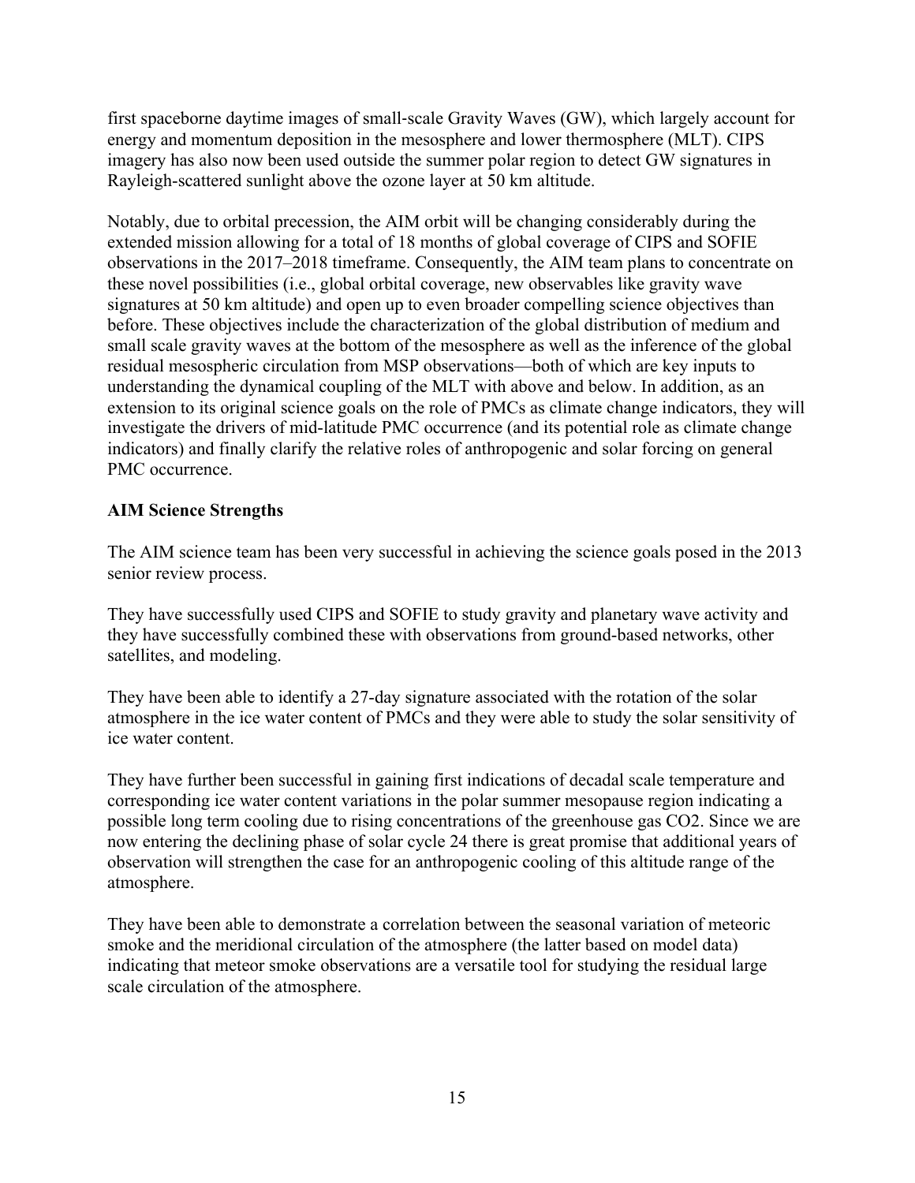first spaceborne daytime images of small-scale Gravity Waves (GW), which largely account for energy and momentum deposition in the mesosphere and lower thermosphere (MLT). CIPS imagery has also now been used outside the summer polar region to detect GW signatures in Rayleigh-scattered sunlight above the ozone layer at 50 km altitude.

Notably, due to orbital precession, the AIM orbit will be changing considerably during the extended mission allowing for a total of 18 months of global coverage of CIPS and SOFIE observations in the 2017–2018 timeframe. Consequently, the AIM team plans to concentrate on these novel possibilities (i.e., global orbital coverage, new observables like gravity wave signatures at 50 km altitude) and open up to even broader compelling science objectives than before. These objectives include the characterization of the global distribution of medium and small scale gravity waves at the bottom of the mesosphere as well as the inference of the global residual mesospheric circulation from MSP observations—both of which are key inputs to understanding the dynamical coupling of the MLT with above and below. In addition, as an extension to its original science goals on the role of PMCs as climate change indicators, they will investigate the drivers of mid-latitude PMC occurrence (and its potential role as climate change indicators) and finally clarify the relative roles of anthropogenic and solar forcing on general PMC occurrence.

**AIM Science Strengths**

The AIM science team has been very successful in achieving the science goals posed in the 2013 senior review process.

They have successfully used CIPS and SOFIE to study gravity and planetary wave activity and they have successfully combined these with observations from ground-based networks, other satellites, and modeling.

They have been able to identify a 27-day signature associated with the rotation of the solar atmosphere in the ice water content of PMCs and they were able to study the solar sensitivity of ice water content.

They have further been successful in gaining first indications of decadal scale temperature and corresponding ice water content variations in the polar summer mesopause region indicating a possible long term cooling due to rising concentrations of the greenhouse gas $CO_2$. Since we are now entering the declining phase of solar cycle 24 there is great promise that additional years of observation will strengthen the case for an anthropogenic cooling of this altitude range of the atmosphere.

They have been able to demonstrate a correlation between the seasonal variation of meteoric smoke and the meridional circulation of the atmosphere (the latter based on model data) indicating that meteor smoke observations are a versatile tool for studying the residual large scale circulation of the atmosphere.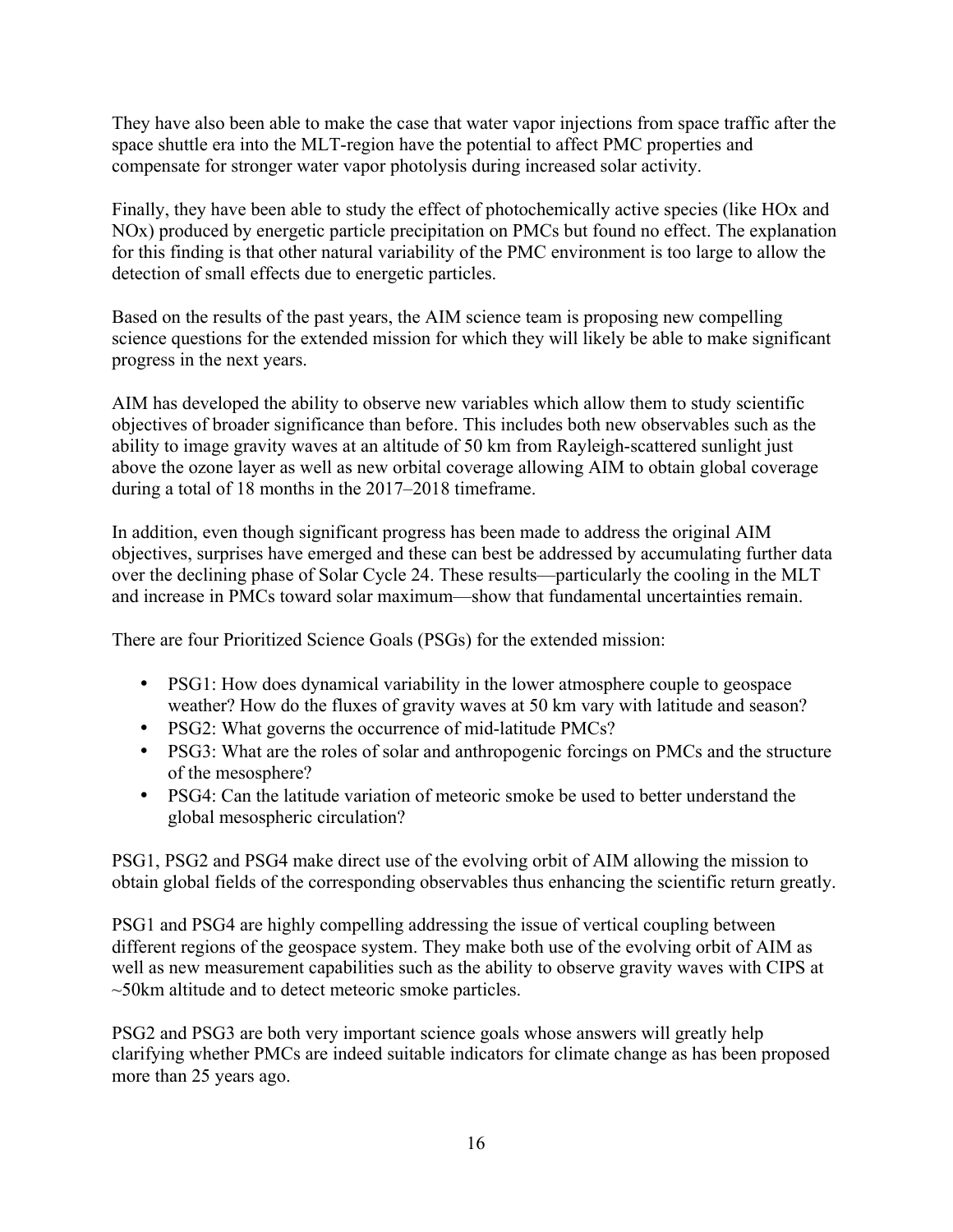They have also been able to make the case that water vapor injections from space traffic after the space shuttle era into the MLT-region have the potential to affect PMC properties and compensate for stronger water vapor photolysis during increased solar activity.

Finally, they have been able to study the effect of photochemically active species (like HOx and NOx) produced by energetic particle precipitation on PMCs but found no effect. The explanation for this finding is that other natural variability of the PMC environment is too large to allow the detection of small effects due to energetic particles.

Based on the results of the past years, the AIM science team is proposing new compelling science questions for the extended mission for which they will likely be able to make significant progress in the next years.

AIM has developed the ability to observe new variables which allow them to study scientific objectives of broader significance than before. This includes both new observables such as the ability to image gravity waves at an altitude of 50 km from Rayleigh-scattered sunlight just above the ozone layer as well as new orbital coverage allowing AIM to obtain global coverage during a total of 18 months in the 2017–2018 timeframe.

In addition, even though significant progress has been made to address the original AIM objectives, surprises have emerged and these can best be addressed by accumulating further data over the declining phase of Solar Cycle 24. These results—particularly the cooling in the MLT and increase in PMCs toward solar maximum—show that fundamental uncertainties remain.

There are four Prioritized Science Goals (PSGs) for the extended mission:

- PSG1: How does dynamical variability in the lower atmosphere couple to geospace weather? How do the fluxes of gravity waves at 50 km vary with latitude and season?
- PSG2: What governs the occurrence of mid-latitude PMCs?
- PSG3: What are the roles of solar and anthropogenic forcings on PMCs and the structure of the mesosphere?
- PSG4: Can the latitude variation of meteoric smoke be used to better understand the global mesospheric circulation?

PSG1, PSG2 and PSG4 make direct use of the evolving orbit of AIM allowing the mission to obtain global fields of the corresponding observables thus enhancing the scientific return greatly.

PSG1 and PSG4 are highly compelling addressing the issue of vertical coupling between different regions of the geospace system. They make both use of the evolving orbit of AIM as well as new measurement capabilities such as the ability to observe gravity waves with CIPS at ~50km altitude and to detect meteoric smoke particles.

PSG2 and PSG3 are both very important science goals whose answers will greatly help clarifying whether PMCs are indeed suitable indicators for climate change as has been proposed more than 25 years ago.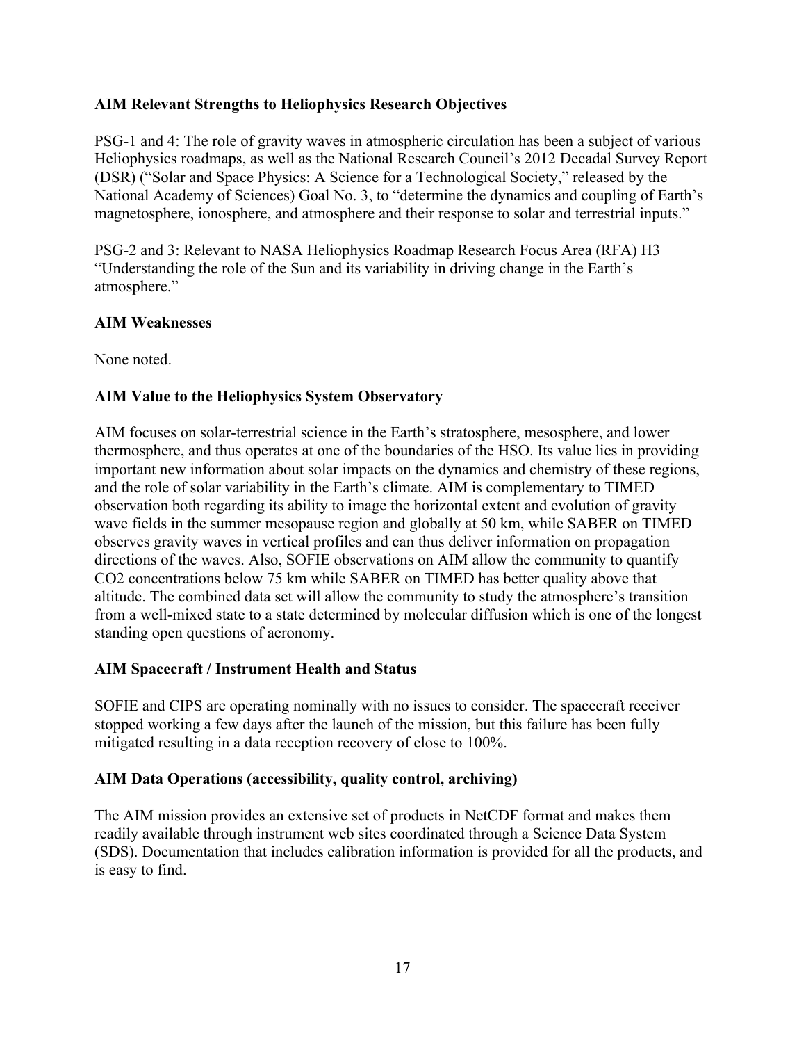### AIM Relevant Strengths to Heliophysics Research Objectives

PSG-1 and 4: The role of gravity waves in atmospheric circulation has been a subject of various Heliophysics roadmaps, as well as the National Research Council's 2012 Decadal Survey Report (DSR) ("Solar and Space Physics: A Science for a Technological Society," released by the National Academy of Sciences) Goal No. 3, to "determine the dynamics and coupling of Earth's magnetosphere, ionosphere, and atmosphere and their response to solar and terrestrial inputs."

PSG-2 and 3: Relevant to NASA Heliophysics Roadmap Research Focus Area (RFA) H3 "Understanding the role of the Sun and its variability in driving change in the Earth's atmosphere."

### AIM Weaknesses

None noted.

### AIM Value to the Heliophysics System Observatory

AIM focuses on solar-terrestrial science in the Earth's stratosphere, mesosphere, and lower thermosphere, and thus operates at one of the boundaries of the HSO. Its value lies in providing important new information about solar impacts on the dynamics and chemistry of these regions, and the role of solar variability in the Earth's climate. AIM is complementary to TIMED observation both regarding its ability to image the horizontal extent and evolution of gravity wave fields in the summer mesopause region and globally at 50 km, while SABER on TIMED observes gravity waves in vertical profiles and can thus deliver information on propagation directions of the waves. Also, SOFIE observations on AIM allow the community to quantify $CO_2$ concentrations below 75 km while SABER on TIMED has better quality above that altitude. The combined data set will allow the community to study the atmosphere's transition from a well-mixed state to a state determined by molecular diffusion which is one of the longest standing open questions of aeronomy.

### AIM Spacecraft / Instrument Health and Status

SOFIE and CIPS are operating nominally with no issues to consider. The spacecraft receiver stopped working a few days after the launch of the mission, but this failure has been fully mitigated resulting in a data reception recovery of close to 100%.

### AIM Data Operations (accessibility, quality control, archiving)

The AIM mission provides an extensive set of products in NetCDF format and makes them readily available through instrument web sites coordinated through a Science Data System (SDS). Documentation that includes calibration information is provided for all the products, and is easy to find.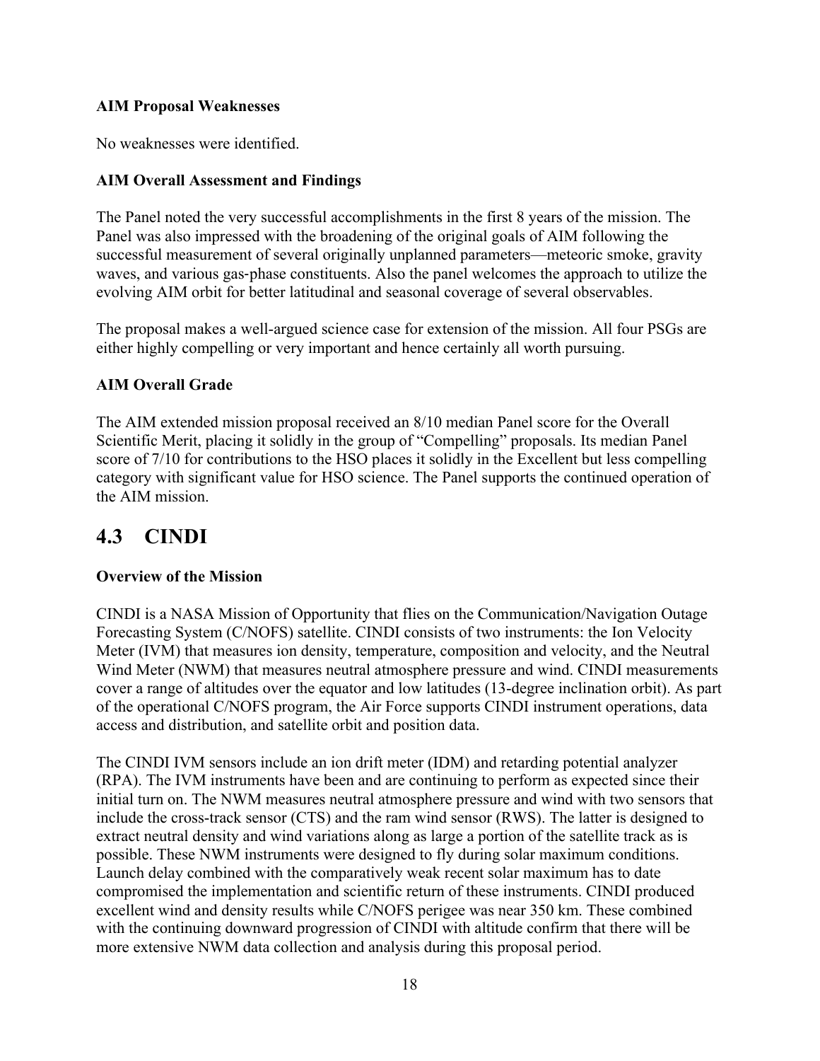**AIM Proposal Weaknesses**

No weaknesses were identified.

**AIM Overall Assessment and Findings**

The Panel noted the very successful accomplishments in the first 8 years of the mission. The Panel was also impressed with the broadening of the original goals of AIM following the successful measurement of several originally unplanned parameters—meteoric smoke, gravity waves, and various gas-phase constituents. Also the panel welcomes the approach to utilize the evolving AIM orbit for better latitudinal and seasonal coverage of several observables.

The proposal makes a well-argued science case for extension of the mission. All four PSGs are either highly compelling or very important and hence certainly all worth pursuing.

**AIM Overall Grade**

The AIM extended mission proposal received an 8/10 median Panel score for the Overall Scientific Merit, placing it solidly in the group of "Compelling" proposals. Its median Panel score of 7/10 for contributions to the HSO places it solidly in the Excellent but less compelling category with significant value for HSO science. The Panel supports the continued operation of the AIM mission.

## 4.3 CINDI

**Overview of the Mission**

CINDI is a NASA Mission of Opportunity that flies on the Communication/Navigation Outage Forecasting System (C/NOFS) satellite. CINDI consists of two instruments: the Ion Velocity Meter (IVM) that measures ion density, temperature, composition and velocity, and the Neutral Wind Meter (NWM) that measures neutral atmosphere pressure and wind. CINDI measurements cover a range of altitudes over the equator and low latitudes (13-degree inclination orbit). As part of the operational C/NOFS program, the Air Force supports CINDI instrument operations, data access and distribution, and satellite orbit and position data.

The CINDI IVM sensors include an ion drift meter (IDM) and retarding potential analyzer (RPA). The IVM instruments have been and are continuing to perform as expected since their initial turn on. The NWM measures neutral atmosphere pressure and wind with two sensors that include the cross-track sensor (CTS) and the ram wind sensor (RWS). The latter is designed to extract neutral density and wind variations along as large a portion of the satellite track as is possible. These NWM instruments were designed to fly during solar maximum conditions. Launch delay combined with the comparatively weak recent solar maximum has to date compromised the implementation and scientific return of these instruments. CINDI produced excellent wind and density results while C/NOFS perigee was near 350 km. These combined with the continuing downward progression of CINDI with altitude confirm that there will be more extensive NWM data collection and analysis during this proposal period.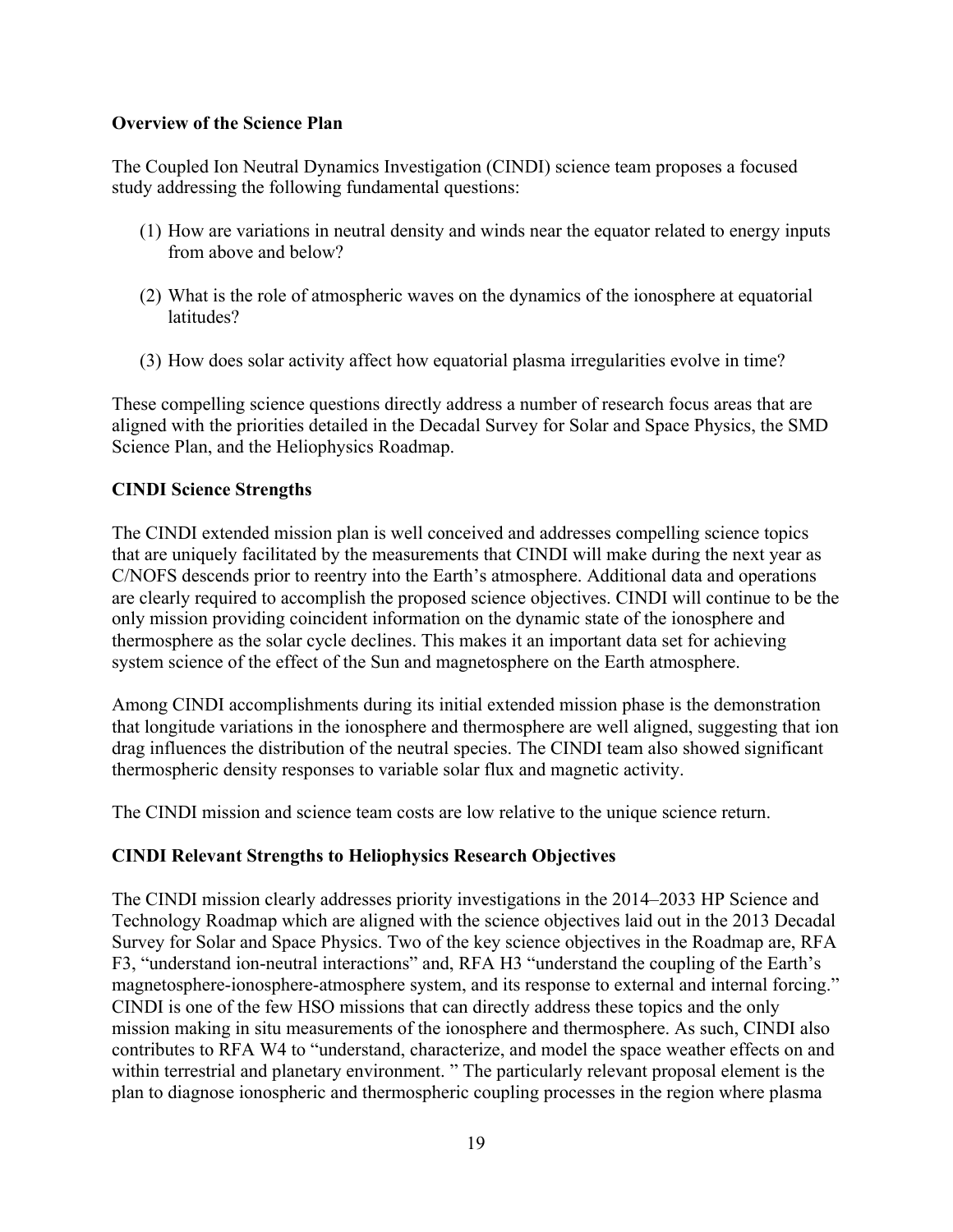**Overview of the Science Plan**

The Coupled Ion Neutral Dynamics Investigation (CINDI) science team proposes a focused study addressing the following fundamental questions:

(1) How are variations in neutral density and winds near the equator related to energy inputs from above and below?

(2) What is the role of atmospheric waves on the dynamics of the ionosphere at equatorial latitudes?

(3) How does solar activity affect how equatorial plasma irregularities evolve in time?

These compelling science questions directly address a number of research focus areas that are aligned with the priorities detailed in the Decadal Survey for Solar and Space Physics, the SMD Science Plan, and the Heliophysics Roadmap.

**CINDI Science Strengths**

The CINDI extended mission plan is well conceived and addresses compelling science topics that are uniquely facilitated by the measurements that CINDI will make during the next year as C/NOFS descends prior to reentry into the Earth's atmosphere. Additional data and operations are clearly required to accomplish the proposed science objectives. CINDI will continue to be the only mission providing coincident information on the dynamic state of the ionosphere and thermosphere as the solar cycle declines. This makes it an important data set for achieving system science of the effect of the Sun and magnetosphere on the Earth atmosphere.

Among CINDI accomplishments during its initial extended mission phase is the demonstration that longitude variations in the ionosphere and thermosphere are well aligned, suggesting that ion drag influences the distribution of the neutral species. The CINDI team also showed significant thermospheric density responses to variable solar flux and magnetic activity.

The CINDI mission and science team costs are low relative to the unique science return.

**CINDI Relevant Strengths to Heliophysics Research Objectives**

The CINDI mission clearly addresses priority investigations in the 2014–2033 HP Science and Technology Roadmap which are aligned with the science objectives laid out in the 2013 Decadal Survey for Solar and Space Physics. Two of the key science objectives in the Roadmap are, RFA F3, "understand ion-neutral interactions" and, RFA H3 "understand the coupling of the Earth's magnetosphere-ionosphere-atmosphere system, and its response to external and internal forcing." CINDI is one of the few HSO missions that can directly address these topics and the only mission making in situ measurements of the ionosphere and thermosphere. As such, CINDI also contributes to RFA W4 to "understand, characterize, and model the space weather effects on and within terrestrial and planetary environment. " The particularly relevant proposal element is the plan to diagnose ionospheric and thermospheric coupling processes in the region where plasma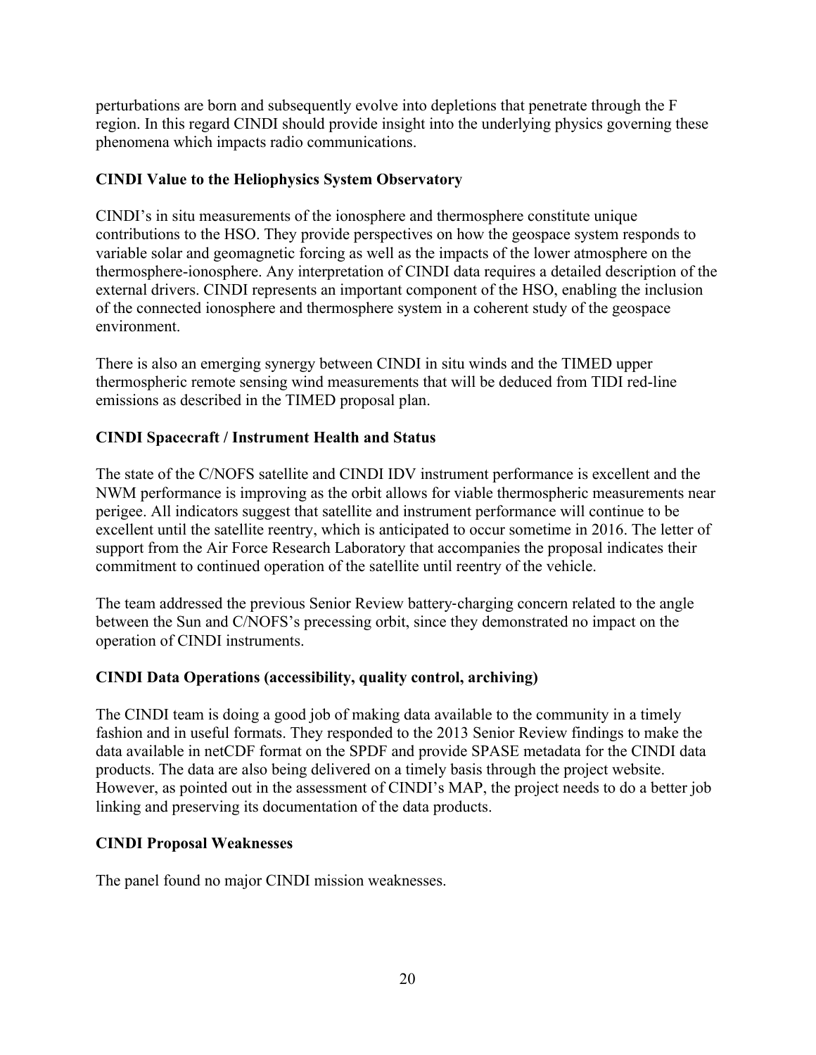perturbations are born and subsequently evolve into depletions that penetrate through the F region. In this regard CINDI should provide insight into the underlying physics governing these phenomena which impacts radio communications.

**CINDI Value to the Heliophysics System Observatory**

CINDI's in situ measurements of the ionosphere and thermosphere constitute unique contributions to the HSO. They provide perspectives on how the geospace system responds to variable solar and geomagnetic forcing as well as the impacts of the lower atmosphere on the thermosphere-ionosphere. Any interpretation of CINDI data requires a detailed description of the external drivers. CINDI represents an important component of the HSO, enabling the inclusion of the connected ionosphere and thermosphere system in a coherent study of the geospace environment.

There is also an emerging synergy between CINDI in situ winds and the TIMED upper thermospheric remote sensing wind measurements that will be deduced from TIDI red-line emissions as described in the TIMED proposal plan.

**CINDI Spacecraft / Instrument Health and Status**

The state of the C/NOFS satellite and CINDI IDV instrument performance is excellent and the NWM performance is improving as the orbit allows for viable thermospheric measurements near perigee. All indicators suggest that satellite and instrument performance will continue to be excellent until the satellite reentry, which is anticipated to occur sometime in 2016. The letter of support from the Air Force Research Laboratory that accompanies the proposal indicates their commitment to continued operation of the satellite until reentry of the vehicle.

The team addressed the previous Senior Review battery-charging concern related to the angle between the Sun and C/NOFS's precessing orbit, since they demonstrated no impact on the operation of CINDI instruments.

**CINDI Data Operations (accessibility, quality control, archiving)**

The CINDI team is doing a good job of making data available to the community in a timely fashion and in useful formats. They responded to the 2013 Senior Review findings to make the data available in netCDF format on the SPDF and provide SPASE metadata for the CINDI data products. The data are also being delivered on a timely basis through the project website. However, as pointed out in the assessment of CINDI's MAP, the project needs to do a better job linking and preserving its documentation of the data products.

**CINDI Proposal Weaknesses**

The panel found no major CINDI mission weaknesses.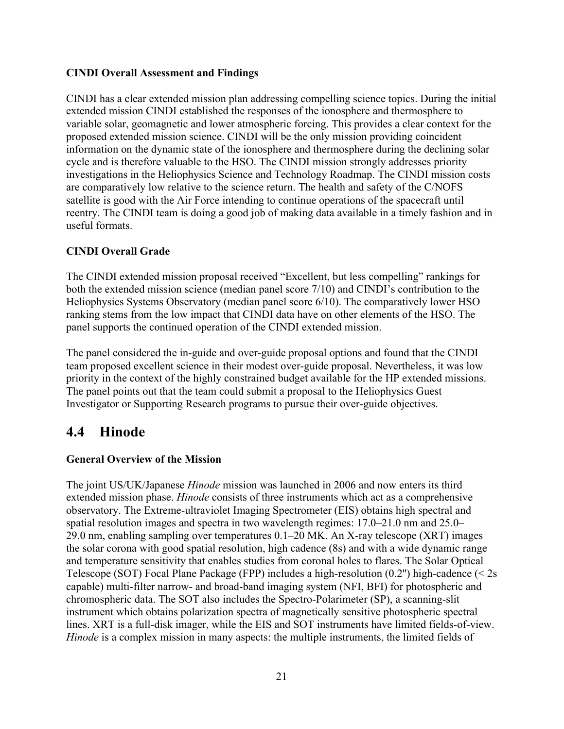**CINDI Overall Assessment and Findings**

CINDI has a clear extended mission plan addressing compelling science topics. During the initial extended mission CINDI established the responses of the ionosphere and thermosphere to variable solar, geomagnetic and lower atmospheric forcing. This provides a clear context for the proposed extended mission science. CINDI will be the only mission providing coincident information on the dynamic state of the ionosphere and thermosphere during the declining solar cycle and is therefore valuable to the HSO. The CINDI mission strongly addresses priority investigations in the Heliophysics Science and Technology Roadmap. The CINDI mission costs are comparatively low relative to the science return. The health and safety of the C/NOFS satellite is good with the Air Force intending to continue operations of the spacecraft until reentry. The CINDI team is doing a good job of making data available in a timely fashion and in useful formats.

**CINDI Overall Grade**

The CINDI extended mission proposal received "Excellent, but less compelling" rankings for both the extended mission science (median panel score 7/10) and CINDI's contribution to the Heliophysics Systems Observatory (median panel score 6/10). The comparatively lower HSO ranking stems from the low impact that CINDI data have on other elements of the HSO. The panel supports the continued operation of the CINDI extended mission.

The panel considered the in-guide and over-guide proposal options and found that the CINDI team proposed excellent science in their modest over-guide proposal. Nevertheless, it was low priority in the context of the highly constrained budget available for the HP extended missions. The panel points out that the team could submit a proposal to the Heliophysics Guest Investigator or Supporting Research programs to pursue their over-guide objectives.

## 4.4 Hinode

**General Overview of the Mission**

The joint US/UK/Japanese *Hinode* mission was launched in 2006 and now enters its third extended mission phase. *Hinode* consists of three instruments which act as a comprehensive observatory. The Extreme-ultraviolet Imaging Spectrometer (EIS) obtains high spectral and spatial resolution images and spectra in two wavelength regimes: 17.0–21.0 nm and 25.0–29.0 nm, enabling sampling over temperatures 0.1–20 MK. An X-ray telescope (XRT) images the solar corona with good spatial resolution, high cadence (8s) and with a wide dynamic range and temperature sensitivity that enables studies from coronal holes to flares. The Solar Optical Telescope (SOT) Focal Plane Package (FPP) includes a high-resolution (0.2") high-cadence (< 2s capable) multi-filter narrow- and broad-band imaging system (NFI, BFI) for photospheric and chromospheric data. The SOT also includes the Spectro-Polarimeter (SP), a scanning-slit instrument which obtains polarization spectra of magnetically sensitive photospheric spectral lines. XRT is a full-disk imager, while the EIS and SOT instruments have limited fields-of-view. *Hinode* is a complex mission in many aspects: the multiple instruments, the limited fields of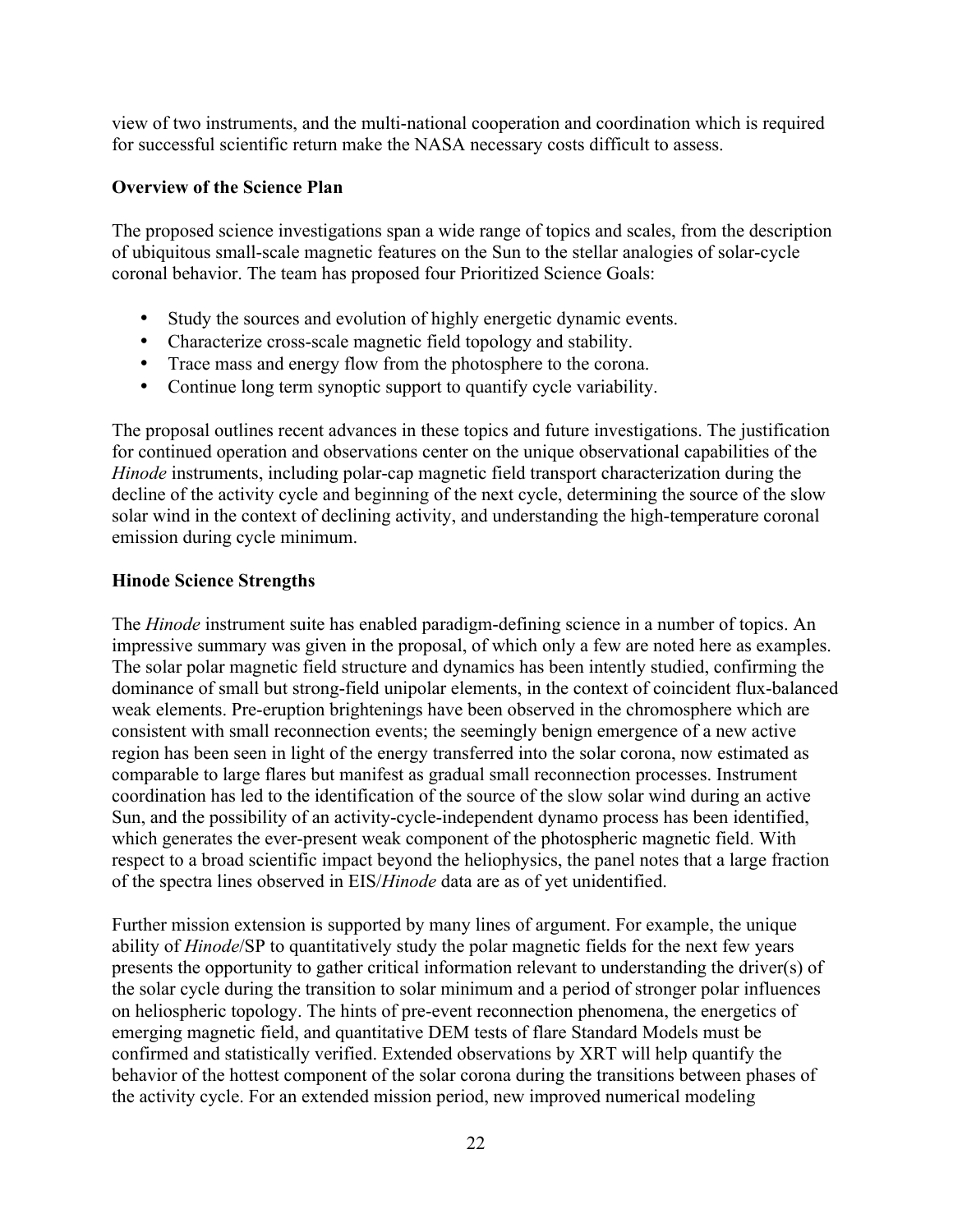view of two instruments, and the multi-national cooperation and coordination which is required for successful scientific return make the NASA necessary costs difficult to assess.

**Overview of the Science Plan**

The proposed science investigations span a wide range of topics and scales, from the description of ubiquitous small-scale magnetic features on the Sun to the stellar analogies of solar-cycle coronal behavior. The team has proposed four Prioritized Science Goals:

- Study the sources and evolution of highly energetic dynamic events.
- Characterize cross-scale magnetic field topology and stability.
- Trace mass and energy flow from the photosphere to the corona.
- Continue long term synoptic support to quantify cycle variability.

The proposal outlines recent advances in these topics and future investigations. The justification for continued operation and observations center on the unique observational capabilities of the *Hinode* instruments, including polar-cap magnetic field transport characterization during the decline of the activity cycle and beginning of the next cycle, determining the source of the slow solar wind in the context of declining activity, and understanding the high-temperature coronal emission during cycle minimum.

**Hinode Science Strengths**

The *Hinode* instrument suite has enabled paradigm-defining science in a number of topics. An impressive summary was given in the proposal, of which only a few are noted here as examples. The solar polar magnetic field structure and dynamics has been intently studied, confirming the dominance of small but strong-field unipolar elements, in the context of coincident flux-balanced weak elements. Pre-eruption brightenings have been observed in the chromosphere which are consistent with small reconnection events; the seemingly benign emergence of a new active region has been seen in light of the energy transferred into the solar corona, now estimated as comparable to large flares but manifest as gradual small reconnection processes. Instrument coordination has led to the identification of the source of the slow solar wind during an active Sun, and the possibility of an activity-cycle-independent dynamo process has been identified, which generates the ever-present weak component of the photospheric magnetic field. With respect to a broad scientific impact beyond the heliophysics, the panel notes that a large fraction of the spectra lines observed in EIS/*Hinode* data are as of yet unidentified.

Further mission extension is supported by many lines of argument. For example, the unique ability of *Hinode*/SP to quantitatively study the polar magnetic fields for the next few years presents the opportunity to gather critical information relevant to understanding the driver(s) of the solar cycle during the transition to solar minimum and a period of stronger polar influences on heliospheric topology. The hints of pre-event reconnection phenomena, the energetics of emerging magnetic field, and quantitative DEM tests of flare Standard Models must be confirmed and statistically verified. Extended observations by XRT will help quantify the behavior of the hottest component of the solar corona during the transitions between phases of the activity cycle. For an extended mission period, new improved numerical modeling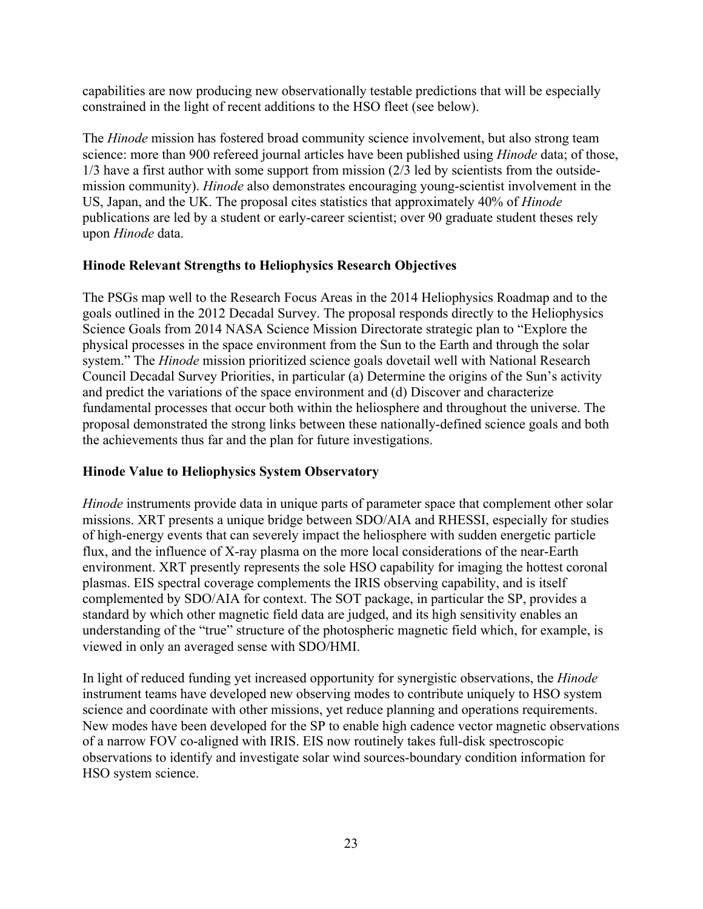capabilities are now producing new observationally testable predictions that will be especially constrained in the light of recent additions to the HSO fleet (see below).

The *Hinode* mission has fostered broad community science involvement, but also strong team science: more than 900 refereed journal articles have been published using *Hinode* data; of those, 1/3 have a first author with some support from mission (2/3 led by scientists from the outside-mission community). *Hinode* also demonstrates encouraging young-scientist involvement in the US, Japan, and the UK. The proposal cites statistics that approximately 40% of *Hinode* publications are led by a student or early-career scientist; over 90 graduate student theses rely upon *Hinode* data.

**Hinode Relevant Strengths to Heliophysics Research Objectives**

The PSGs map well to the Research Focus Areas in the 2014 Heliophysics Roadmap and to the goals outlined in the 2012 Decadal Survey. The proposal responds directly to the Heliophysics Science Goals from 2014 NASA Science Mission Directorate strategic plan to "Explore the physical processes in the space environment from the Sun to the Earth and through the solar system." The *Hinode* mission prioritized science goals dovetail well with National Research Council Decadal Survey Priorities, in particular (a) Determine the origins of the Sun's activity and predict the variations of the space environment and (d) Discover and characterize fundamental processes that occur both within the heliosphere and throughout the universe. The proposal demonstrated the strong links between these nationally-defined science goals and both the achievements thus far and the plan for future investigations.

**Hinode Value to Heliophysics System Observatory**

*Hinode* instruments provide data in unique parts of parameter space that complement other solar missions. XRT presents a unique bridge between SDO/AIA and RHESSI, especially for studies of high-energy events that can severely impact the heliosphere with sudden energetic particle flux, and the influence of X-ray plasma on the more local considerations of the near-Earth environment. XRT presently represents the sole HSO capability for imaging the hottest coronal plasmas. EIS spectral coverage complements the IRIS observing capability, and is itself complemented by SDO/AIA for context. The SOT package, in particular the SP, provides a standard by which other magnetic field data are judged, and its high sensitivity enables an understanding of the "true" structure of the photospheric magnetic field which, for example, is viewed in only an averaged sense with SDO/HMI.

In light of reduced funding yet increased opportunity for synergistic observations, the *Hinode* instrument teams have developed new observing modes to contribute uniquely to HSO system science and coordinate with other missions, yet reduce planning and operations requirements. New modes have been developed for the SP to enable high cadence vector magnetic observations of a narrow FOV co-aligned with IRIS. EIS now routinely takes full-disk spectroscopic observations to identify and investigate solar wind sources-boundary condition information for HSO system science.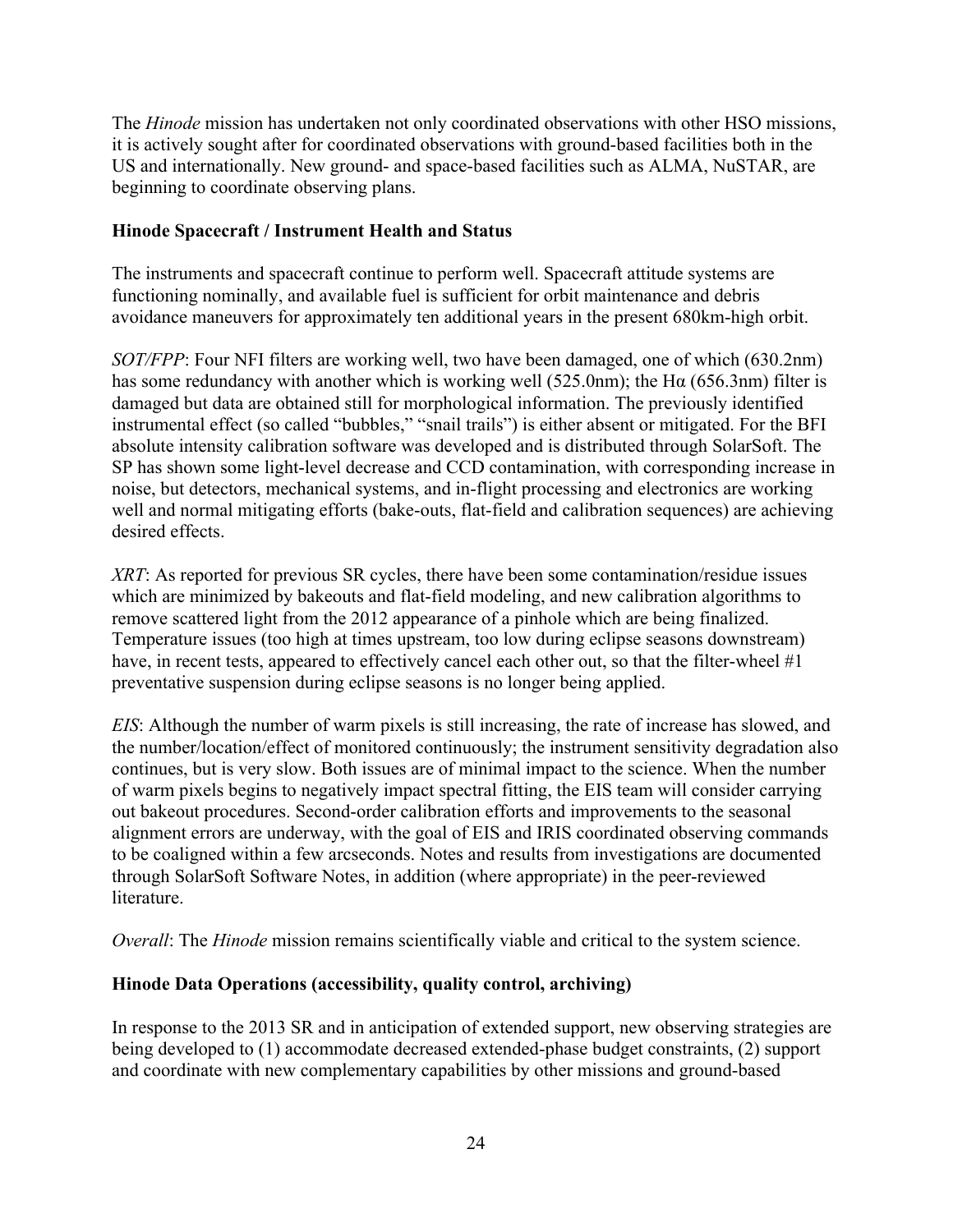The *Hinode* mission has undertaken not only coordinated observations with other HSO missions, it is actively sought after for coordinated observations with ground-based facilities both in the US and internationally. New ground- and space-based facilities such as ALMA, NuSTAR, are beginning to coordinate observing plans.

**Hinode Spacecraft / Instrument Health and Status**

The instruments and spacecraft continue to perform well. Spacecraft attitude systems are functioning nominally, and available fuel is sufficient for orbit maintenance and debris avoidance maneuvers for approximately ten additional years in the present 680km-high orbit.

*SOT/FPP*: Four NFI filters are working well, two have been damaged, one of which (630.2nm) has some redundancy with another which is working well (525.0nm); the Hα (656.3nm) filter is damaged but data are obtained still for morphological information. The previously identified instrumental effect (so called "bubbles," "snail trails") is either absent or mitigated. For the BFI absolute intensity calibration software was developed and is distributed through SolarSoft. The SP has shown some light-level decrease and CCD contamination, with corresponding increase in noise, but detectors, mechanical systems, and in-flight processing and electronics are working well and normal mitigating efforts (bake-outs, flat-field and calibration sequences) are achieving desired effects.

*XRT*: As reported for previous SR cycles, there have been some contamination/residue issues which are minimized by bakeouts and flat-field modeling, and new calibration algorithms to remove scattered light from the 2012 appearance of a pinhole which are being finalized. Temperature issues (too high at times upstream, too low during eclipse seasons downstream) have, in recent tests, appeared to effectively cancel each other out, so that the filter-wheel #1 preventative suspension during eclipse seasons is no longer being applied.

*EIS*: Although the number of warm pixels is still increasing, the rate of increase has slowed, and the number/location/effect of monitored continuously; the instrument sensitivity degradation also continues, but is very slow. Both issues are of minimal impact to the science. When the number of warm pixels begins to negatively impact spectral fitting, the EIS team will consider carrying out bakeout procedures. Second-order calibration efforts and improvements to the seasonal alignment errors are underway, with the goal of EIS and IRIS coordinated observing commands to be coaligned within a few arcseconds. Notes and results from investigations are documented through SolarSoft Software Notes, in addition (where appropriate) in the peer-reviewed literature.

*Overall*: The *Hinode* mission remains scientifically viable and critical to the system science.

**Hinode Data Operations (accessibility, quality control, archiving)**

In response to the 2013 SR and in anticipation of extended support, new observing strategies are being developed to (1) accommodate decreased extended-phase budget constraints, (2) support and coordinate with new complementary capabilities by other missions and ground-based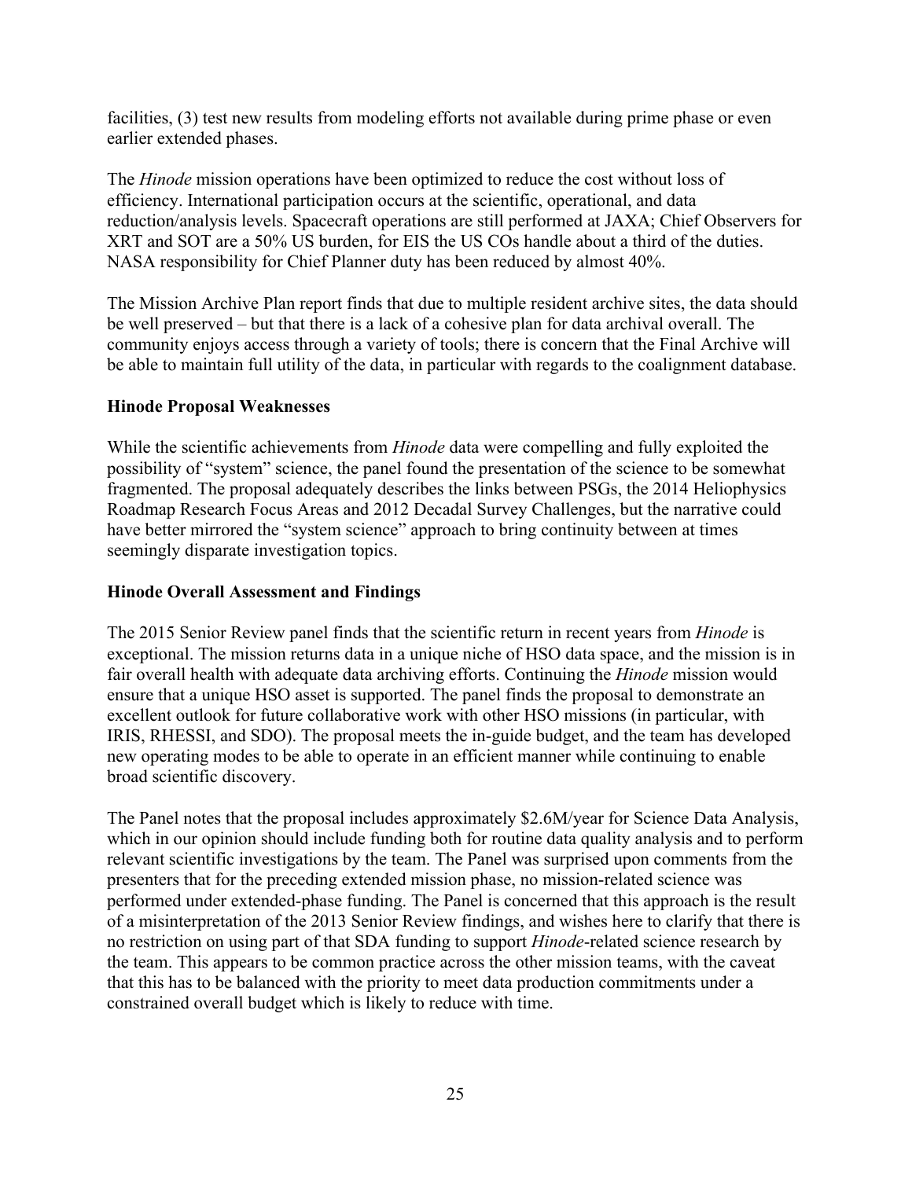facilities, (3) test new results from modeling efforts not available during prime phase or even earlier extended phases.

The *Hinode* mission operations have been optimized to reduce the cost without loss of efficiency. International participation occurs at the scientific, operational, and data reduction/analysis levels. Spacecraft operations are still performed at JAXA; Chief Observers for XRT and SOT are a 50% US burden, for EIS the US COs handle about a third of the duties. NASA responsibility for Chief Planner duty has been reduced by almost 40%.

The Mission Archive Plan report finds that due to multiple resident archive sites, the data should be well preserved – but that there is a lack of a cohesive plan for data archival overall. The community enjoys access through a variety of tools; there is concern that the Final Archive will be able to maintain full utility of the data, in particular with regards to the coalignment database.

**Hinode Proposal Weaknesses**

While the scientific achievements from *Hinode* data were compelling and fully exploited the possibility of "system" science, the panel found the presentation of the science to be somewhat fragmented. The proposal adequately describes the links between PSGs, the 2014 Heliophysics Roadmap Research Focus Areas and 2012 Decadal Survey Challenges, but the narrative could have better mirrored the "system science" approach to bring continuity between at times seemingly disparate investigation topics.

**Hinode Overall Assessment and Findings**

The 2015 Senior Review panel finds that the scientific return in recent years from *Hinode* is exceptional. The mission returns data in a unique niche of HSO data space, and the mission is in fair overall health with adequate data archiving efforts. Continuing the *Hinode* mission would ensure that a unique HSO asset is supported. The panel finds the proposal to demonstrate an excellent outlook for future collaborative work with other HSO missions (in particular, with IRIS, RHESSI, and SDO). The proposal meets the in-guide budget, and the team has developed new operating modes to be able to operate in an efficient manner while continuing to enable broad scientific discovery.

The Panel notes that the proposal includes approximately \$2.6M/year for Science Data Analysis, which in our opinion should include funding both for routine data quality analysis and to perform relevant scientific investigations by the team. The Panel was surprised upon comments from the presenters that for the preceding extended mission phase, no mission-related science was performed under extended-phase funding. The Panel is concerned that this approach is the result of a misinterpretation of the 2013 Senior Review findings, and wishes here to clarify that there is no restriction on using part of that SDA funding to support *Hinode*-related science research by the team. This appears to be common practice across the other mission teams, with the caveat that this has to be balanced with the priority to meet data production commitments under a constrained overall budget which is likely to reduce with time.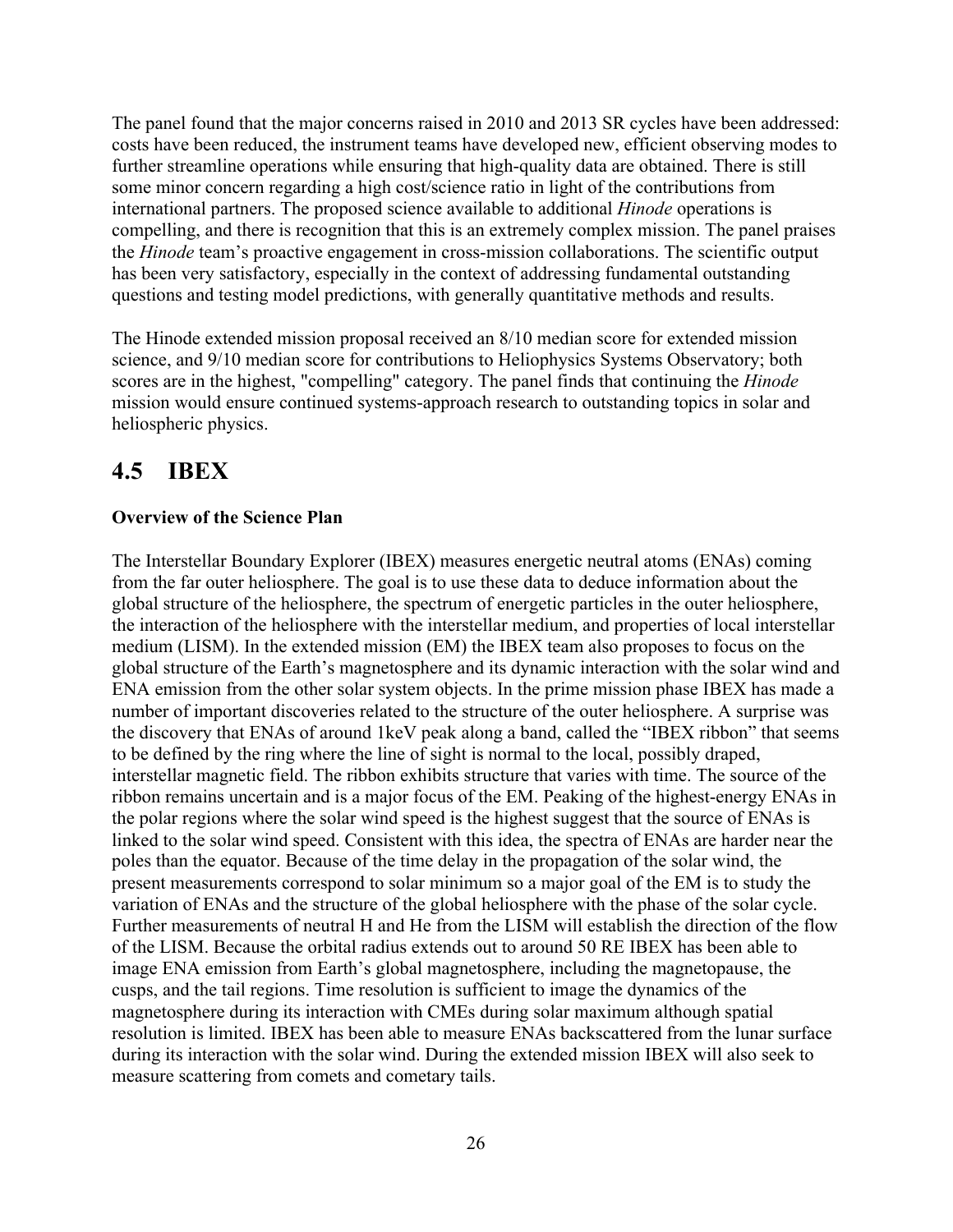The panel found that the major concerns raised in 2010 and 2013 SR cycles have been addressed: costs have been reduced, the instrument teams have developed new, efficient observing modes to further streamline operations while ensuring that high-quality data are obtained. There is still some minor concern regarding a high cost/science ratio in light of the contributions from international partners. The proposed science available to additional *Hinode* operations is compelling, and there is recognition that this is an extremely complex mission. The panel praises the *Hinode* team's proactive engagement in cross-mission collaborations. The scientific output has been very satisfactory, especially in the context of addressing fundamental outstanding questions and testing model predictions, with generally quantitative methods and results.

The Hinode extended mission proposal received an 8/10 median score for extended mission science, and 9/10 median score for contributions to Heliophysics Systems Observatory; both scores are in the highest, "compelling" category. The panel finds that continuing the *Hinode* mission would ensure continued systems-approach research to outstanding topics in solar and heliospheric physics.

## 4.5 IBEX

**Overview of the Science Plan**

The Interstellar Boundary Explorer (IBEX) measures energetic neutral atoms (ENAs) coming from the far outer heliosphere. The goal is to use these data to deduce information about the global structure of the heliosphere, the spectrum of energetic particles in the outer heliosphere, the interaction of the heliosphere with the interstellar medium, and properties of local interstellar medium (LISM). In the extended mission (EM) the IBEX team also proposes to focus on the global structure of the Earth's magnetosphere and its dynamic interaction with the solar wind and ENA emission from the other solar system objects. In the prime mission phase IBEX has made a number of important discoveries related to the structure of the outer heliosphere. A surprise was the discovery that ENAs of around 1keV peak along a band, called the "IBEX ribbon" that seems to be defined by the ring where the line of sight is normal to the local, possibly draped, interstellar magnetic field. The ribbon exhibits structure that varies with time. The source of the ribbon remains uncertain and is a major focus of the EM. Peaking of the highest-energy ENAs in the polar regions where the solar wind speed is the highest suggest that the source of ENAs is linked to the solar wind speed. Consistent with this idea, the spectra of ENAs are harder near the poles than the equator. Because of the time delay in the propagation of the solar wind, the present measurements correspond to solar minimum so a major goal of the EM is to study the variation of ENAs and the structure of the global heliosphere with the phase of the solar cycle. Further measurements of neutral H and He from the LISM will establish the direction of the flow of the LISM. Because the orbital radius extends out to around 50 RE IBEX has been able to image ENA emission from Earth's global magnetosphere, including the magnetopause, the cusps, and the tail regions. Time resolution is sufficient to image the dynamics of the magnetosphere during its interaction with CMEs during solar maximum although spatial resolution is limited. IBEX has been able to measure ENAs backscattered from the lunar surface during its interaction with the solar wind. During the extended mission IBEX will also seek to measure scattering from comets and cometary tails.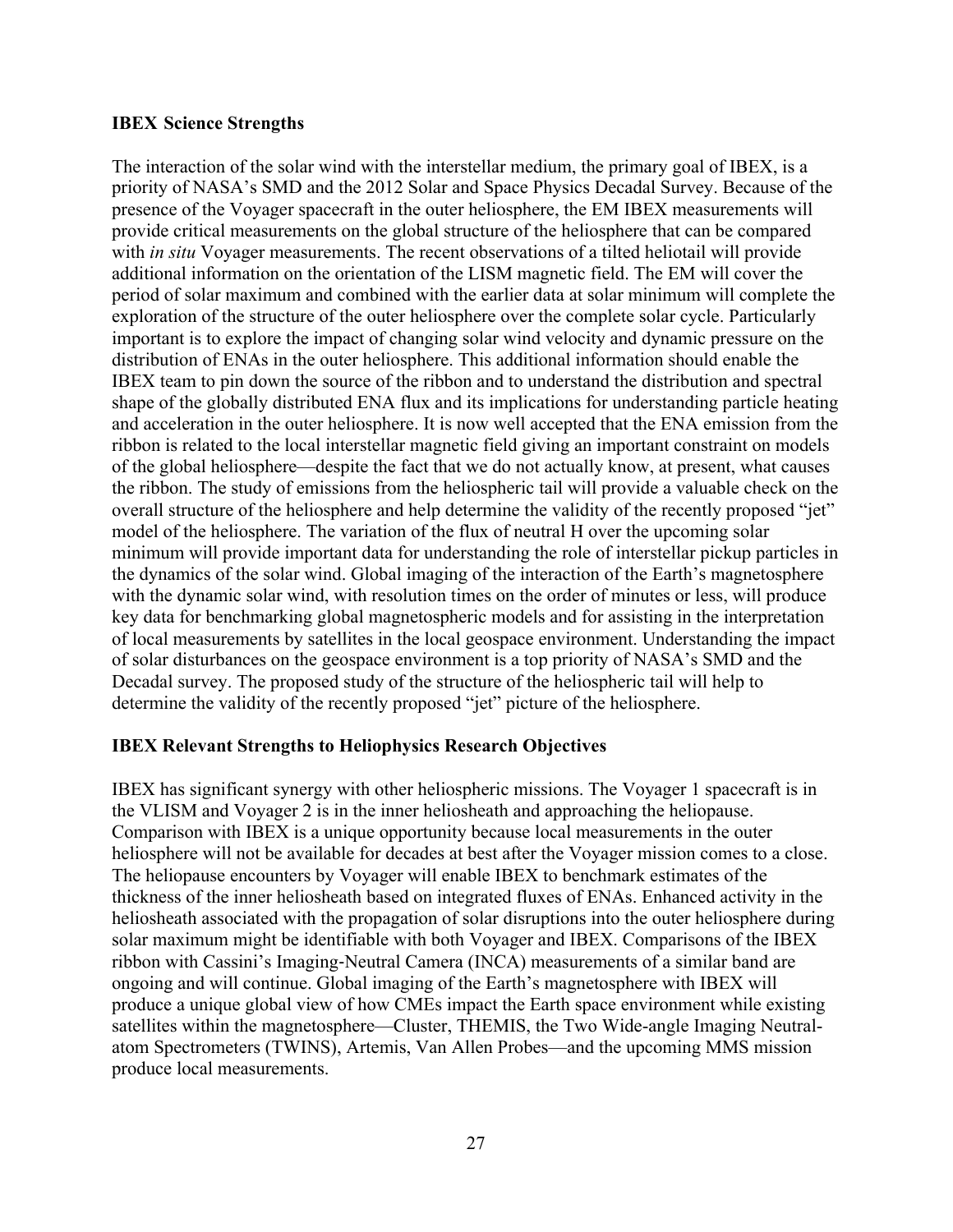**IBEX Science Strengths**

The interaction of the solar wind with the interstellar medium, the primary goal of IBEX, is a priority of NASA's SMD and the 2012 Solar and Space Physics Decadal Survey. Because of the presence of the Voyager spacecraft in the outer heliosphere, the EM IBEX measurements will provide critical measurements on the global structure of the heliosphere that can be compared with *in situ* Voyager measurements. The recent observations of a tilted heliotail will provide additional information on the orientation of the LISM magnetic field. The EM will cover the period of solar maximum and combined with the earlier data at solar minimum will complete the exploration of the structure of the outer heliosphere over the complete solar cycle. Particularly important is to explore the impact of changing solar wind velocity and dynamic pressure on the distribution of ENAs in the outer heliosphere. This additional information should enable the IBEX team to pin down the source of the ribbon and to understand the distribution and spectral shape of the globally distributed ENA flux and its implications for understanding particle heating and acceleration in the outer heliosphere. It is now well accepted that the ENA emission from the ribbon is related to the local interstellar magnetic field giving an important constraint on models of the global heliosphere—despite the fact that we do not actually know, at present, what causes the ribbon. The study of emissions from the heliospheric tail will provide a valuable check on the overall structure of the heliosphere and help determine the validity of the recently proposed "jet" model of the heliosphere. The variation of the flux of neutral H over the upcoming solar minimum will provide important data for understanding the role of interstellar pickup particles in the dynamics of the solar wind. Global imaging of the interaction of the Earth's magnetosphere with the dynamic solar wind, with resolution times on the order of minutes or less, will produce key data for benchmarking global magnetospheric models and for assisting in the interpretation of local measurements by satellites in the local geospace environment. Understanding the impact of solar disturbances on the geospace environment is a top priority of NASA's SMD and the Decadal survey. The proposed study of the structure of the heliospheric tail will help to determine the validity of the recently proposed "jet" picture of the heliosphere.

**IBEX Relevant Strengths to Heliophysics Research Objectives**

IBEX has significant synergy with other heliospheric missions. The Voyager 1 spacecraft is in the VLISM and Voyager 2 is in the inner heliosheath and approaching the heliopause. Comparison with IBEX is a unique opportunity because local measurements in the outer heliosphere will not be available for decades at best after the Voyager mission comes to a close. The heliopause encounters by Voyager will enable IBEX to benchmark estimates of the thickness of the inner heliosheath based on integrated fluxes of ENAs. Enhanced activity in the heliosheath associated with the propagation of solar disruptions into the outer heliosphere during solar maximum might be identifiable with both Voyager and IBEX. Comparisons of the IBEX ribbon with Cassini's Imaging-Neutral Camera (INCA) measurements of a similar band are ongoing and will continue. Global imaging of the Earth's magnetosphere with IBEX will produce a unique global view of how CMEs impact the Earth space environment while existing satellites within the magnetosphere—Cluster, THEMIS, the Two Wide-angle Imaging Neutral-atom Spectrometers (TWINS), Artemis, Van Allen Probes—and the upcoming MMS mission produce local measurements.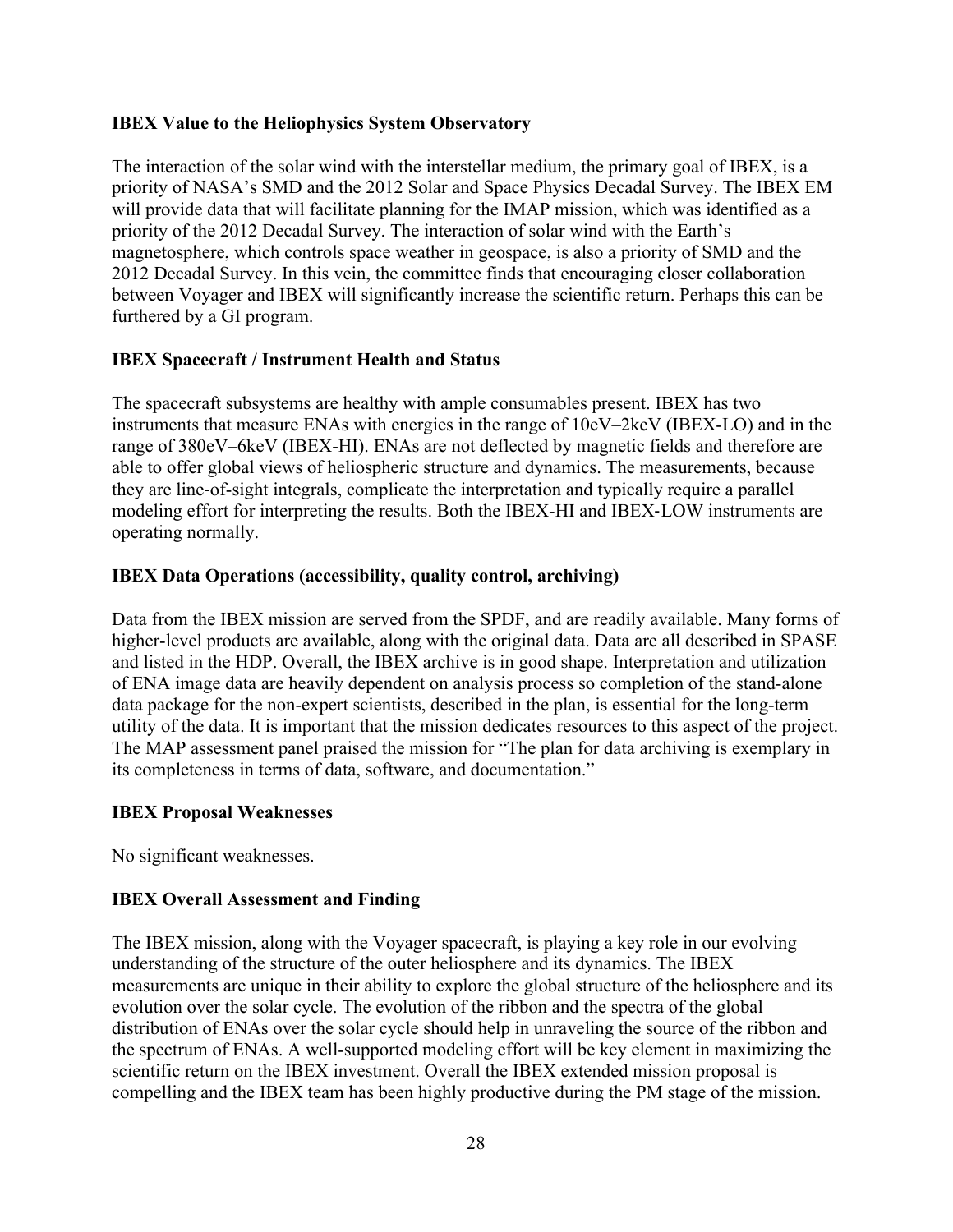**IBEX Value to the Heliophysics System Observatory**

The interaction of the solar wind with the interstellar medium, the primary goal of IBEX, is a priority of NASA's SMD and the 2012 Solar and Space Physics Decadal Survey. The IBEX EM will provide data that will facilitate planning for the IMAP mission, which was identified as a priority of the 2012 Decadal Survey. The interaction of solar wind with the Earth's magnetosphere, which controls space weather in geospace, is also a priority of SMD and the 2012 Decadal Survey. In this vein, the committee finds that encouraging closer collaboration between Voyager and IBEX will significantly increase the scientific return. Perhaps this can be furthered by a GI program.

**IBEX Spacecraft / Instrument Health and Status**

The spacecraft subsystems are healthy with ample consumables present. IBEX has two instruments that measure ENAs with energies in the range of 10eV–2keV (IBEX-LO) and in the range of 380eV–6keV (IBEX-HI). ENAs are not deflected by magnetic fields and therefore are able to offer global views of heliospheric structure and dynamics. The measurements, because they are line-of-sight integrals, complicate the interpretation and typically require a parallel modeling effort for interpreting the results. Both the IBEX-HI and IBEX-LOW instruments are operating normally.

**IBEX Data Operations (accessibility, quality control, archiving)**

Data from the IBEX mission are served from the SPDF, and are readily available. Many forms of higher-level products are available, along with the original data. Data are all described in SPASE and listed in the HDP. Overall, the IBEX archive is in good shape. Interpretation and utilization of ENA image data are heavily dependent on analysis process so completion of the stand-alone data package for the non-expert scientists, described in the plan, is essential for the long-term utility of the data. It is important that the mission dedicates resources to this aspect of the project. The MAP assessment panel praised the mission for "The plan for data archiving is exemplary in its completeness in terms of data, software, and documentation."

**IBEX Proposal Weaknesses**

No significant weaknesses.

**IBEX Overall Assessment and Finding**

The IBEX mission, along with the Voyager spacecraft, is playing a key role in our evolving understanding of the structure of the outer heliosphere and its dynamics. The IBEX measurements are unique in their ability to explore the global structure of the heliosphere and its evolution over the solar cycle. The evolution of the ribbon and the spectra of the global distribution of ENAs over the solar cycle should help in unraveling the source of the ribbon and the spectrum of ENAs. A well-supported modeling effort will be key element in maximizing the scientific return on the IBEX investment. Overall the IBEX extended mission proposal is compelling and the IBEX team has been highly productive during the PM stage of the mission.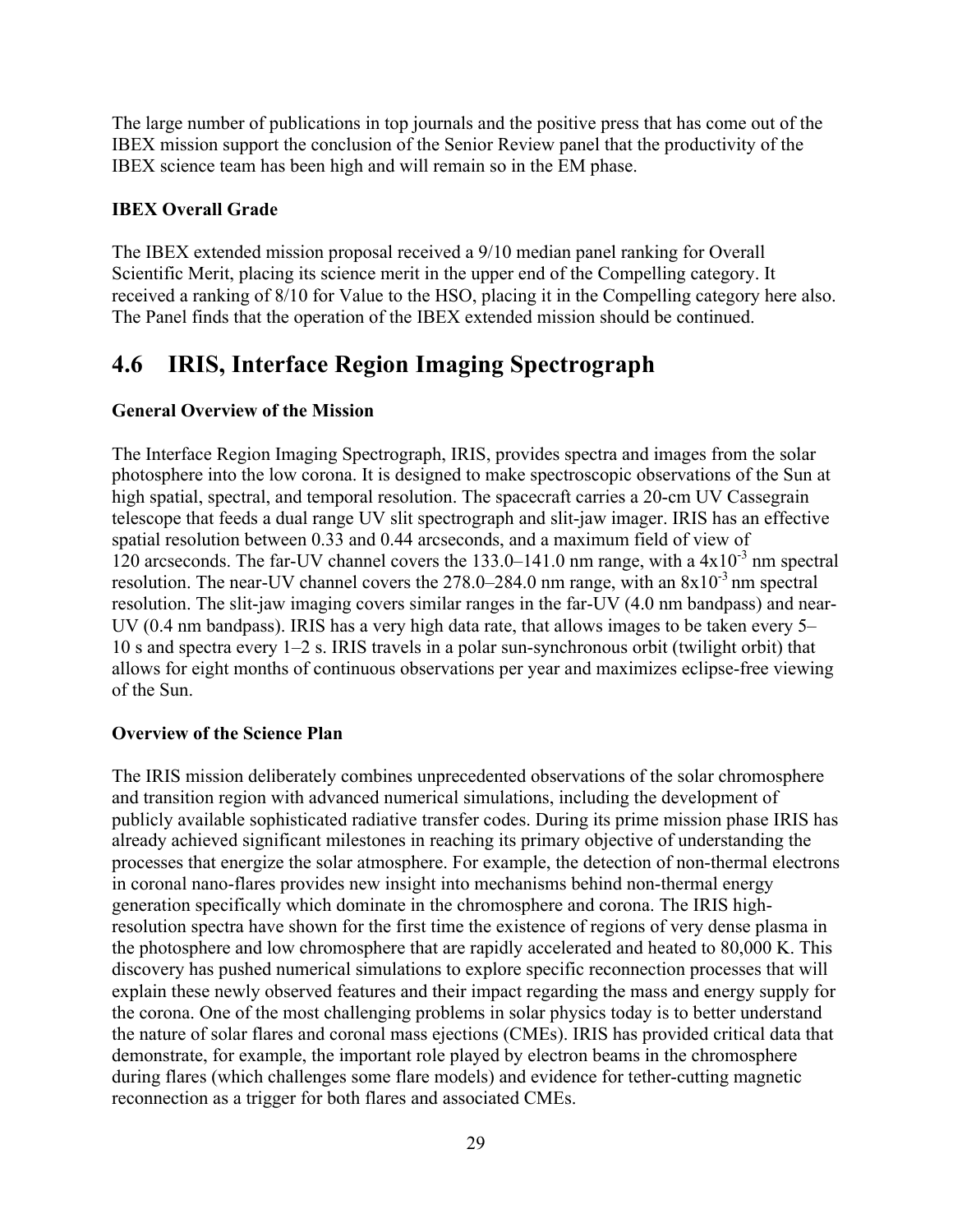The large number of publications in top journals and the positive press that has come out of the IBEX mission support the conclusion of the Senior Review panel that the productivity of the IBEX science team has been high and will remain so in the EM phase.

**IBEX Overall Grade**

The IBEX extended mission proposal received a 9/10 median panel ranking for Overall Scientific Merit, placing its science merit in the upper end of the Compelling category. It received a ranking of 8/10 for Value to the HSO, placing it in the Compelling category here also. The Panel finds that the operation of the IBEX extended mission should be continued.

## 4.6 IRIS, Interface Region Imaging Spectrograph

**General Overview of the Mission**

The Interface Region Imaging Spectrograph, IRIS, provides spectra and images from the solar photosphere into the low corona. It is designed to make spectroscopic observations of the Sun at high spatial, spectral, and temporal resolution. The spacecraft carries a 20-cm UV Cassegrain telescope that feeds a dual range UV slit spectrograph and slit-jaw imager. IRIS has an effective spatial resolution between 0.33 and 0.44 arcseconds, and a maximum field of view of 120 arcseconds. The far-UV channel covers the 133.0–141.0 nm range, with a $4x10^{-3}$ nm spectral resolution. The near-UV channel covers the 278.0–284.0 nm range, with an $8x10^{-3}$ nm spectral resolution. The slit-jaw imaging covers similar ranges in the far-UV (4.0 nm bandpass) and near-UV (0.4 nm bandpass). IRIS has a very high data rate, that allows images to be taken every 5–10 s and spectra every 1–2 s. IRIS travels in a polar sun-synchronous orbit (twilight orbit) that allows for eight months of continuous observations per year and maximizes eclipse-free viewing of the Sun.

**Overview of the Science Plan**

The IRIS mission deliberately combines unprecedented observations of the solar chromosphere and transition region with advanced numerical simulations, including the development of publicly available sophisticated radiative transfer codes. During its prime mission phase IRIS has already achieved significant milestones in reaching its primary objective of understanding the processes that energize the solar atmosphere. For example, the detection of non-thermal electrons in coronal nano-flares provides new insight into mechanisms behind non-thermal energy generation specifically which dominate in the chromosphere and corona. The IRIS high-resolution spectra have shown for the first time the existence of regions of very dense plasma in the photosphere and low chromosphere that are rapidly accelerated and heated to 80,000 K. This discovery has pushed numerical simulations to explore specific reconnection processes that will explain these newly observed features and their impact regarding the mass and energy supply for the corona. One of the most challenging problems in solar physics today is to better understand the nature of solar flares and coronal mass ejections (CMEs). IRIS has provided critical data that demonstrate, for example, the important role played by electron beams in the chromosphere during flares (which challenges some flare models) and evidence for tether-cutting magnetic reconnection as a trigger for both flares and associated CMEs.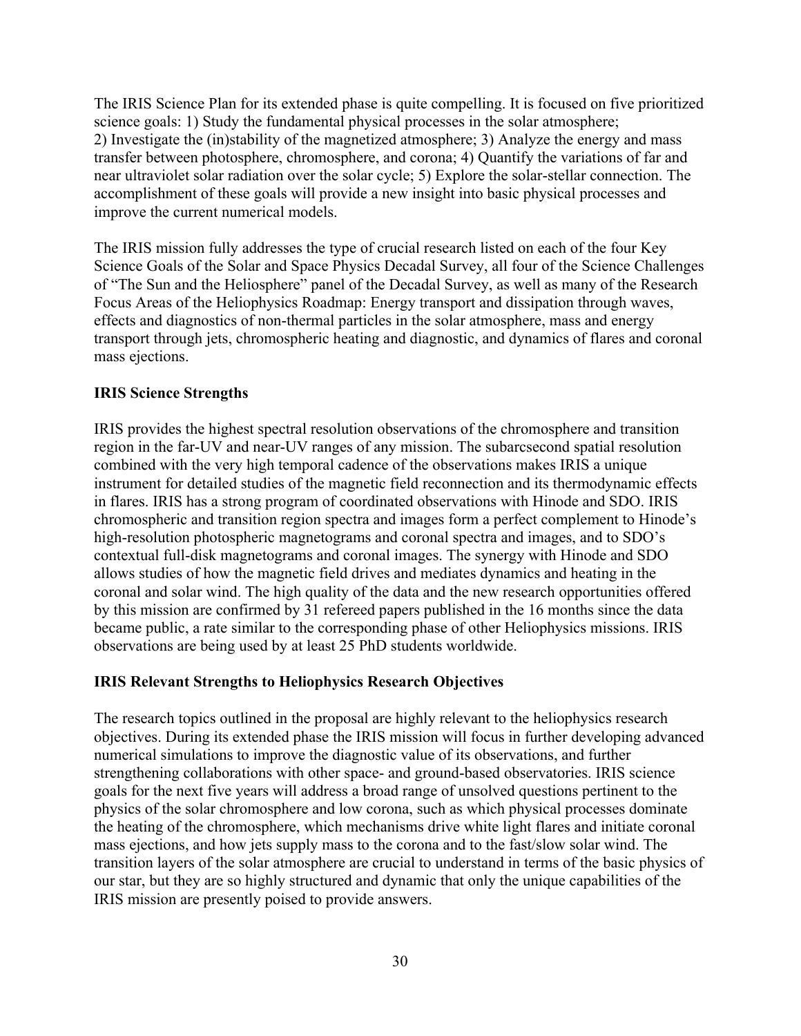The IRIS Science Plan for its extended phase is quite compelling. It is focused on five prioritized science goals: 1) Study the fundamental physical processes in the solar atmosphere; 2) Investigate the (in)stability of the magnetized atmosphere; 3) Analyze the energy and mass transfer between photosphere, chromosphere, and corona; 4) Quantify the variations of far and near ultraviolet solar radiation over the solar cycle; 5) Explore the solar-stellar connection. The accomplishment of these goals will provide a new insight into basic physical processes and improve the current numerical models.

The IRIS mission fully addresses the type of crucial research listed on each of the four Key Science Goals of the Solar and Space Physics Decadal Survey, all four of the Science Challenges of "The Sun and the Heliosphere" panel of the Decadal Survey, as well as many of the Research Focus Areas of the Heliophysics Roadmap: Energy transport and dissipation through waves, effects and diagnostics of non-thermal particles in the solar atmosphere, mass and energy transport through jets, chromospheric heating and diagnostic, and dynamics of flares and coronal mass ejections.

**IRIS Science Strengths**

IRIS provides the highest spectral resolution observations of the chromosphere and transition region in the far-UV and near-UV ranges of any mission. The subarcsecond spatial resolution combined with the very high temporal cadence of the observations makes IRIS a unique instrument for detailed studies of the magnetic field reconnection and its thermodynamic effects in flares. IRIS has a strong program of coordinated observations with Hinode and SDO. IRIS chromospheric and transition region spectra and images form a perfect complement to Hinode's high-resolution photospheric magnetograms and coronal spectra and images, and to SDO's contextual full-disk magnetograms and coronal images. The synergy with Hinode and SDO allows studies of how the magnetic field drives and mediates dynamics and heating in the coronal and solar wind. The high quality of the data and the new research opportunities offered by this mission are confirmed by 31 refereed papers published in the 16 months since the data became public, a rate similar to the corresponding phase of other Heliophysics missions. IRIS observations are being used by at least 25 PhD students worldwide.

**IRIS Relevant Strengths to Heliophysics Research Objectives**

The research topics outlined in the proposal are highly relevant to the heliophysics research objectives. During its extended phase the IRIS mission will focus in further developing advanced numerical simulations to improve the diagnostic value of its observations, and further strengthening collaborations with other space- and ground-based observatories. IRIS science goals for the next five years will address a broad range of unsolved questions pertinent to the physics of the solar chromosphere and low corona, such as which physical processes dominate the heating of the chromosphere, which mechanisms drive white light flares and initiate coronal mass ejections, and how jets supply mass to the corona and to the fast/slow solar wind. The transition layers of the solar atmosphere are crucial to understand in terms of the basic physics of our star, but they are so highly structured and dynamic that only the unique capabilities of the IRIS mission are presently poised to provide answers.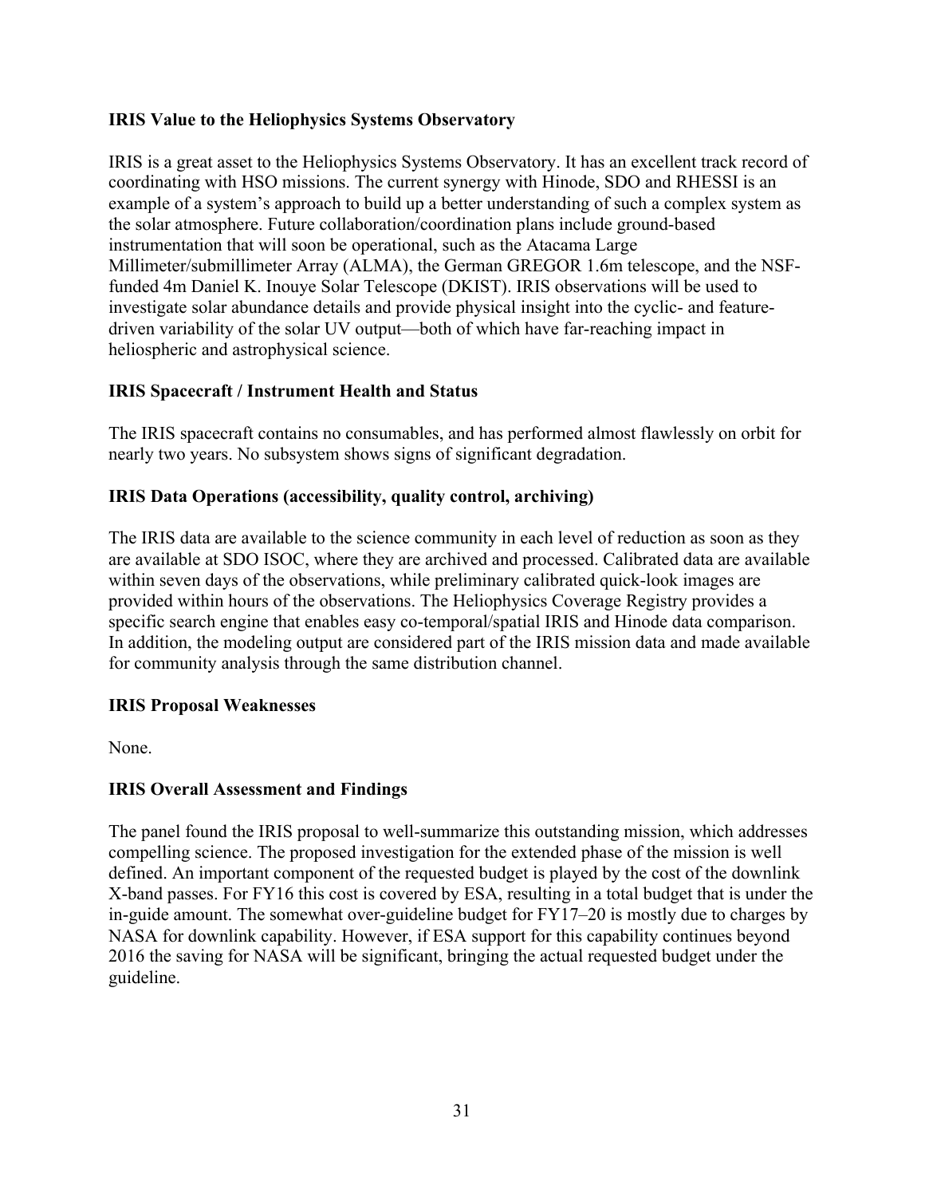**IRIS Value to the Heliophysics Systems Observatory**

IRIS is a great asset to the Heliophysics Systems Observatory. It has an excellent track record of coordinating with HSO missions. The current synergy with Hinode, SDO and RHESSI is an example of a system's approach to build up a better understanding of such a complex system as the solar atmosphere. Future collaboration/coordination plans include ground-based instrumentation that will soon be operational, such as the Atacama Large Millimeter/submillimeter Array (ALMA), the German GREGOR 1.6m telescope, and the NSF-funded 4m Daniel K. Inouye Solar Telescope (DKIST). IRIS observations will be used to investigate solar abundance details and provide physical insight into the cyclic- and feature-driven variability of the solar UV output—both of which have far-reaching impact in heliospheric and astrophysical science.

**IRIS Spacecraft / Instrument Health and Status**

The IRIS spacecraft contains no consumables, and has performed almost flawlessly on orbit for nearly two years. No subsystem shows signs of significant degradation.

**IRIS Data Operations (accessibility, quality control, archiving)**

The IRIS data are available to the science community in each level of reduction as soon as they are available at SDO ISOC, where they are archived and processed. Calibrated data are available within seven days of the observations, while preliminary calibrated quick-look images are provided within hours of the observations. The Heliophysics Coverage Registry provides a specific search engine that enables easy co-temporal/spatial IRIS and Hinode data comparison. In addition, the modeling output are considered part of the IRIS mission data and made available for community analysis through the same distribution channel.

**IRIS Proposal Weaknesses**

None.

**IRIS Overall Assessment and Findings**

The panel found the IRIS proposal to well-summarize this outstanding mission, which addresses compelling science. The proposed investigation for the extended phase of the mission is well defined. An important component of the requested budget is played by the cost of the downlink X-band passes. For FY16 this cost is covered by ESA, resulting in a total budget that is under the in-guide amount. The somewhat over-guideline budget for FY17–20 is mostly due to charges by NASA for downlink capability. However, if ESA support for this capability continues beyond 2016 the saving for NASA will be significant, bringing the actual requested budget under the guideline.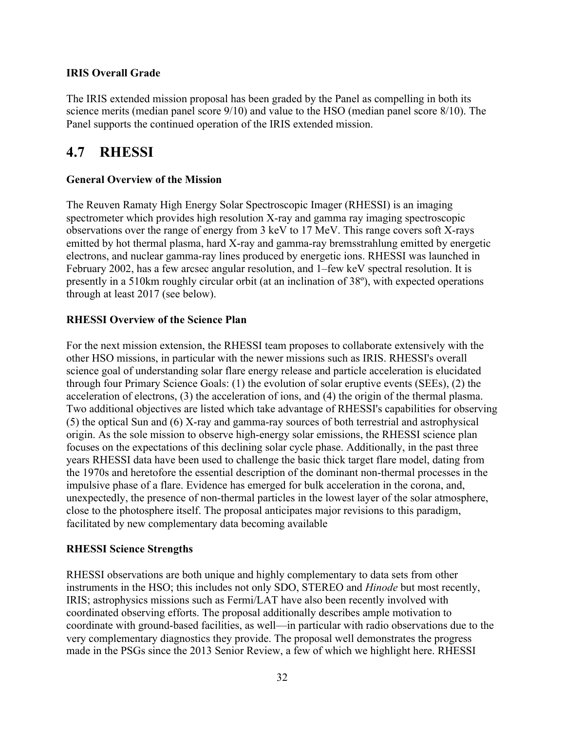**IRIS Overall Grade**

The IRIS extended mission proposal has been graded by the Panel as compelling in both its science merits (median panel score 9/10) and value to the HSO (median panel score 8/10). The Panel supports the continued operation of the IRIS extended mission.

## 4.7 RHESSI

**General Overview of the Mission**

The Reuven Ramaty High Energy Solar Spectroscopic Imager (RHESSI) is an imaging spectrometer which provides high resolution X-ray and gamma ray imaging spectroscopic observations over the range of energy from 3 keV to 17 MeV. This range covers soft X-rays emitted by hot thermal plasma, hard X-ray and gamma-ray bremsstrahlung emitted by energetic electrons, and nuclear gamma-ray lines produced by energetic ions. RHESSI was launched in February 2002, has a few arcsec angular resolution, and 1–few keV spectral resolution. It is presently in a 510km roughly circular orbit (at an inclination of 38º), with expected operations through at least 2017 (see below).

**RHESSI Overview of the Science Plan**

For the next mission extension, the RHESSI team proposes to collaborate extensively with the other HSO missions, in particular with the newer missions such as IRIS. RHESSI's overall science goal of understanding solar flare energy release and particle acceleration is elucidated through four Primary Science Goals: (1) the evolution of solar eruptive events (SEEs), (2) the acceleration of electrons, (3) the acceleration of ions, and (4) the origin of the thermal plasma. Two additional objectives are listed which take advantage of RHESSI's capabilities for observing (5) the optical Sun and (6) X-ray and gamma-ray sources of both terrestrial and astrophysical origin. As the sole mission to observe high-energy solar emissions, the RHESSI science plan focuses on the expectations of this declining solar cycle phase. Additionally, in the past three years RHESSI data have been used to challenge the basic thick target flare model, dating from the 1970s and heretofore the essential description of the dominant non-thermal processes in the impulsive phase of a flare. Evidence has emerged for bulk acceleration in the corona, and, unexpectedly, the presence of non-thermal particles in the lowest layer of the solar atmosphere, close to the photosphere itself. The proposal anticipates major revisions to this paradigm, facilitated by new complementary data becoming available

**RHESSI Science Strengths**

RHESSI observations are both unique and highly complementary to data sets from other instruments in the HSO; this includes not only SDO, STEREO and *Hinode* but most recently, IRIS; astrophysics missions such as Fermi/LAT have also been recently involved with coordinated observing efforts. The proposal additionally describes ample motivation to coordinate with ground-based facilities, as well—in particular with radio observations due to the very complementary diagnostics they provide. The proposal well demonstrates the progress made in the PSGs since the 2013 Senior Review, a few of which we highlight here. RHESSI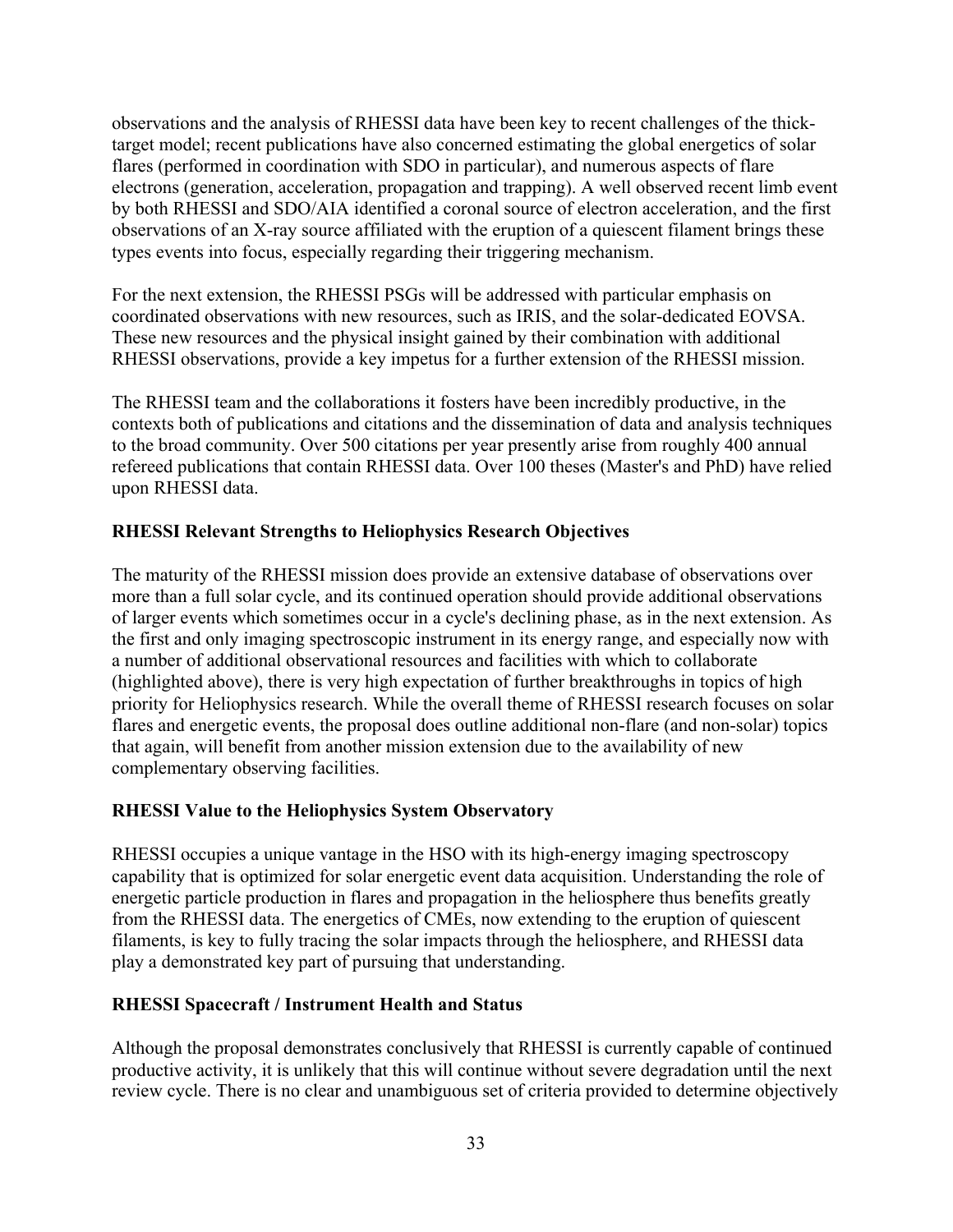observations and the analysis of RHESSI data have been key to recent challenges of the thick-target model; recent publications have also concerned estimating the global energetics of solar flares (performed in coordination with SDO in particular), and numerous aspects of flare electrons (generation, acceleration, propagation and trapping). A well observed recent limb event by both RHESSI and SDO/AIA identified a coronal source of electron acceleration, and the first observations of an X-ray source affiliated with the eruption of a quiescent filament brings these types events into focus, especially regarding their triggering mechanism.

For the next extension, the RHESSI PSGs will be addressed with particular emphasis on coordinated observations with new resources, such as IRIS, and the solar-dedicated EOVSA. These new resources and the physical insight gained by their combination with additional RHESSI observations, provide a key impetus for a further extension of the RHESSI mission.

The RHESSI team and the collaborations it fosters have been incredibly productive, in the contexts both of publications and citations and the dissemination of data and analysis techniques to the broad community. Over 500 citations per year presently arise from roughly 400 annual refereed publications that contain RHESSI data. Over 100 theses (Master's and PhD) have relied upon RHESSI data.

**RHESSI Relevant Strengths to Heliophysics Research Objectives**

The maturity of the RHESSI mission does provide an extensive database of observations over more than a full solar cycle, and its continued operation should provide additional observations of larger events which sometimes occur in a cycle's declining phase, as in the next extension. As the first and only imaging spectroscopic instrument in its energy range, and especially now with a number of additional observational resources and facilities with which to collaborate (highlighted above), there is very high expectation of further breakthroughs in topics of high priority for Heliophysics research. While the overall theme of RHESSI research focuses on solar flares and energetic events, the proposal does outline additional non-flare (and non-solar) topics that again, will benefit from another mission extension due to the availability of new complementary observing facilities.

**RHESSI Value to the Heliophysics System Observatory**

RHESSI occupies a unique vantage in the HSO with its high-energy imaging spectroscopy capability that is optimized for solar energetic event data acquisition. Understanding the role of energetic particle production in flares and propagation in the heliosphere thus benefits greatly from the RHESSI data. The energetics of CMEs, now extending to the eruption of quiescent filaments, is key to fully tracing the solar impacts through the heliosphere, and RHESSI data play a demonstrated key part of pursuing that understanding.

**RHESSI Spacecraft / Instrument Health and Status**

Although the proposal demonstrates conclusively that RHESSI is currently capable of continued productive activity, it is unlikely that this will continue without severe degradation until the next review cycle. There is no clear and unambiguous set of criteria provided to determine objectively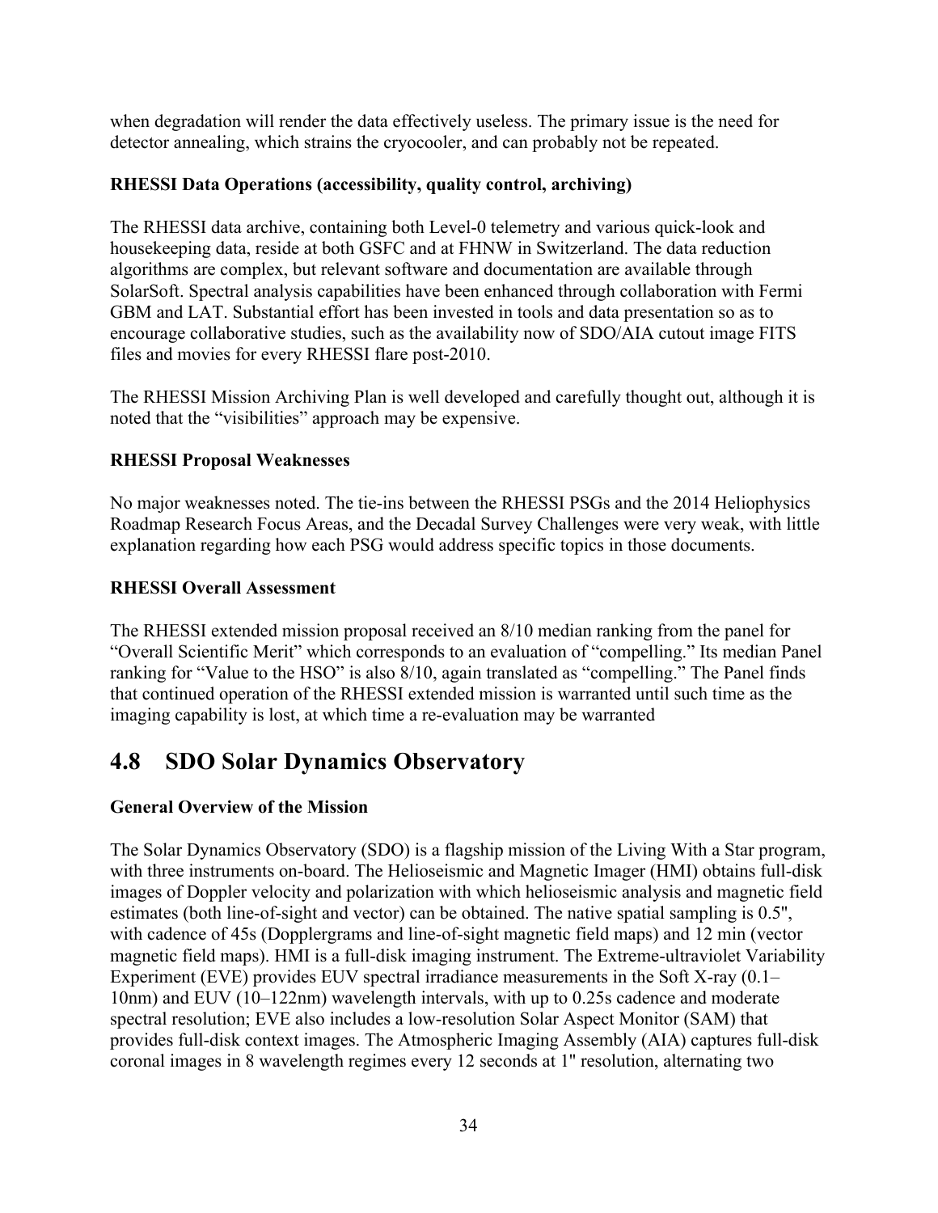when degradation will render the data effectively useless. The primary issue is the need for detector annealing, which strains the cryocooler, and can probably not be repeated.

**RHESSI Data Operations (accessibility, quality control, archiving)**

The RHESSI data archive, containing both Level-0 telemetry and various quick-look and housekeeping data, reside at both GSFC and at FHNW in Switzerland. The data reduction algorithms are complex, but relevant software and documentation are available through SolarSoft. Spectral analysis capabilities have been enhanced through collaboration with Fermi GBM and LAT. Substantial effort has been invested in tools and data presentation so as to encourage collaborative studies, such as the availability now of SDO/AIA cutout image FITS files and movies for every RHESSI flare post-2010.

The RHESSI Mission Archiving Plan is well developed and carefully thought out, although it is noted that the "visibilities" approach may be expensive.

**RHESSI Proposal Weaknesses**

No major weaknesses noted. The tie-ins between the RHESSI PSGs and the 2014 Heliophysics Roadmap Research Focus Areas, and the Decadal Survey Challenges were very weak, with little explanation regarding how each PSG would address specific topics in those documents.

**RHESSI Overall Assessment**

The RHESSI extended mission proposal received an 8/10 median ranking from the panel for "Overall Scientific Merit" which corresponds to an evaluation of "compelling." Its median Panel ranking for "Value to the HSO" is also 8/10, again translated as "compelling." The Panel finds that continued operation of the RHESSI extended mission is warranted until such time as the imaging capability is lost, at which time a re-evaluation may be warranted

## 4.8 SDO Solar Dynamics Observatory

**General Overview of the Mission**

The Solar Dynamics Observatory (SDO) is a flagship mission of the Living With a Star program, with three instruments on-board. The Helioseismic and Magnetic Imager (HMI) obtains full-disk images of Doppler velocity and polarization with which helioseismic analysis and magnetic field estimates (both line-of-sight and vector) can be obtained. The native spatial sampling is 0.5", with cadence of 45s (Dopplergrams and line-of-sight magnetic field maps) and 12 min (vector magnetic field maps). HMI is a full-disk imaging instrument. The Extreme-ultraviolet Variability Experiment (EVE) provides EUV spectral irradiance measurements in the Soft X-ray (0.1–10nm) and EUV (10–122nm) wavelength intervals, with up to 0.25s cadence and moderate spectral resolution; EVE also includes a low-resolution Solar Aspect Monitor (SAM) that provides full-disk context images. The Atmospheric Imaging Assembly (AIA) captures full-disk coronal images in 8 wavelength regimes every 12 seconds at 1" resolution, alternating two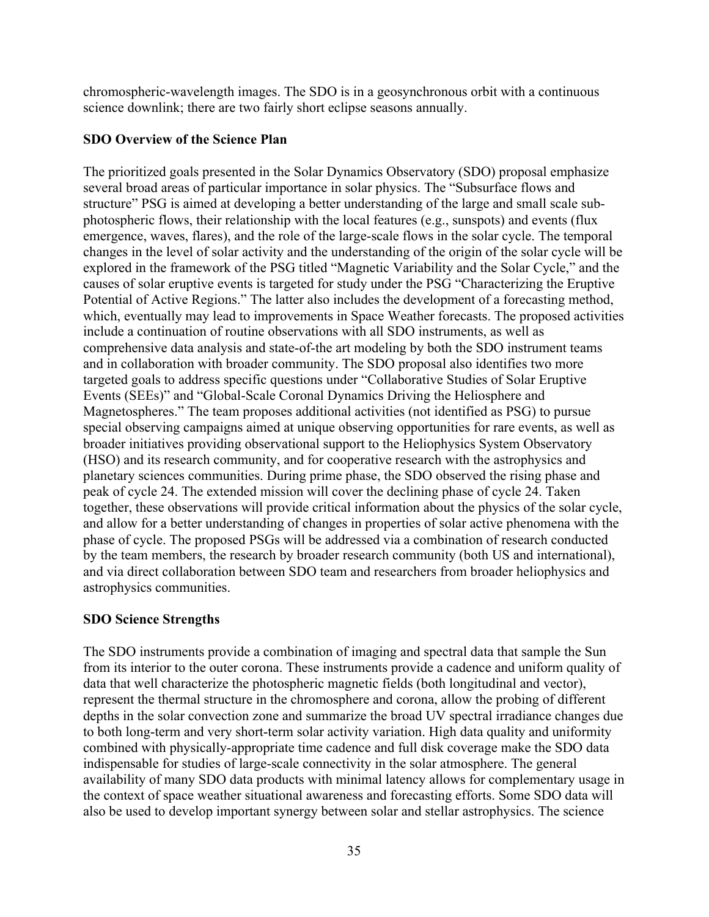chromospheric-wavelength images. The SDO is in a geosynchronous orbit with a continuous science downlink; there are two fairly short eclipse seasons annually.

**SDO Overview of the Science Plan**

The prioritized goals presented in the Solar Dynamics Observatory (SDO) proposal emphasize several broad areas of particular importance in solar physics. The "Subsurface flows and structure" PSG is aimed at developing a better understanding of the large and small scale sub-photospheric flows, their relationship with the local features (e.g., sunspots) and events (flux emergence, waves, flares), and the role of the large-scale flows in the solar cycle. The temporal changes in the level of solar activity and the understanding of the origin of the solar cycle will be explored in the framework of the PSG titled "Magnetic Variability and the Solar Cycle," and the causes of solar eruptive events is targeted for study under the PSG "Characterizing the Eruptive Potential of Active Regions." The latter also includes the development of a forecasting method, which, eventually may lead to improvements in Space Weather forecasts. The proposed activities include a continuation of routine observations with all SDO instruments, as well as comprehensive data analysis and state-of-the art modeling by both the SDO instrument teams and in collaboration with broader community. The SDO proposal also identifies two more targeted goals to address specific questions under "Collaborative Studies of Solar Eruptive Events (SEEs)" and "Global-Scale Coronal Dynamics Driving the Heliosphere and Magnetospheres." The team proposes additional activities (not identified as PSG) to pursue special observing campaigns aimed at unique observing opportunities for rare events, as well as broader initiatives providing observational support to the Heliophysics System Observatory (HSO) and its research community, and for cooperative research with the astrophysics and planetary sciences communities. During prime phase, the SDO observed the rising phase and peak of cycle 24. The extended mission will cover the declining phase of cycle 24. Taken together, these observations will provide critical information about the physics of the solar cycle, and allow for a better understanding of changes in properties of solar active phenomena with the phase of cycle. The proposed PSGs will be addressed via a combination of research conducted by the team members, the research by broader research community (both US and international), and via direct collaboration between SDO team and researchers from broader heliophysics and astrophysics communities.

**SDO Science Strengths**

The SDO instruments provide a combination of imaging and spectral data that sample the Sun from its interior to the outer corona. These instruments provide a cadence and uniform quality of data that well characterize the photospheric magnetic fields (both longitudinal and vector), represent the thermal structure in the chromosphere and corona, allow the probing of different depths in the solar convection zone and summarize the broad UV spectral irradiance changes due to both long-term and very short-term solar activity variation. High data quality and uniformity combined with physically-appropriate time cadence and full disk coverage make the SDO data indispensable for studies of large-scale connectivity in the solar atmosphere. The general availability of many SDO data products with minimal latency allows for complementary usage in the context of space weather situational awareness and forecasting efforts. Some SDO data will also be used to develop important synergy between solar and stellar astrophysics. The science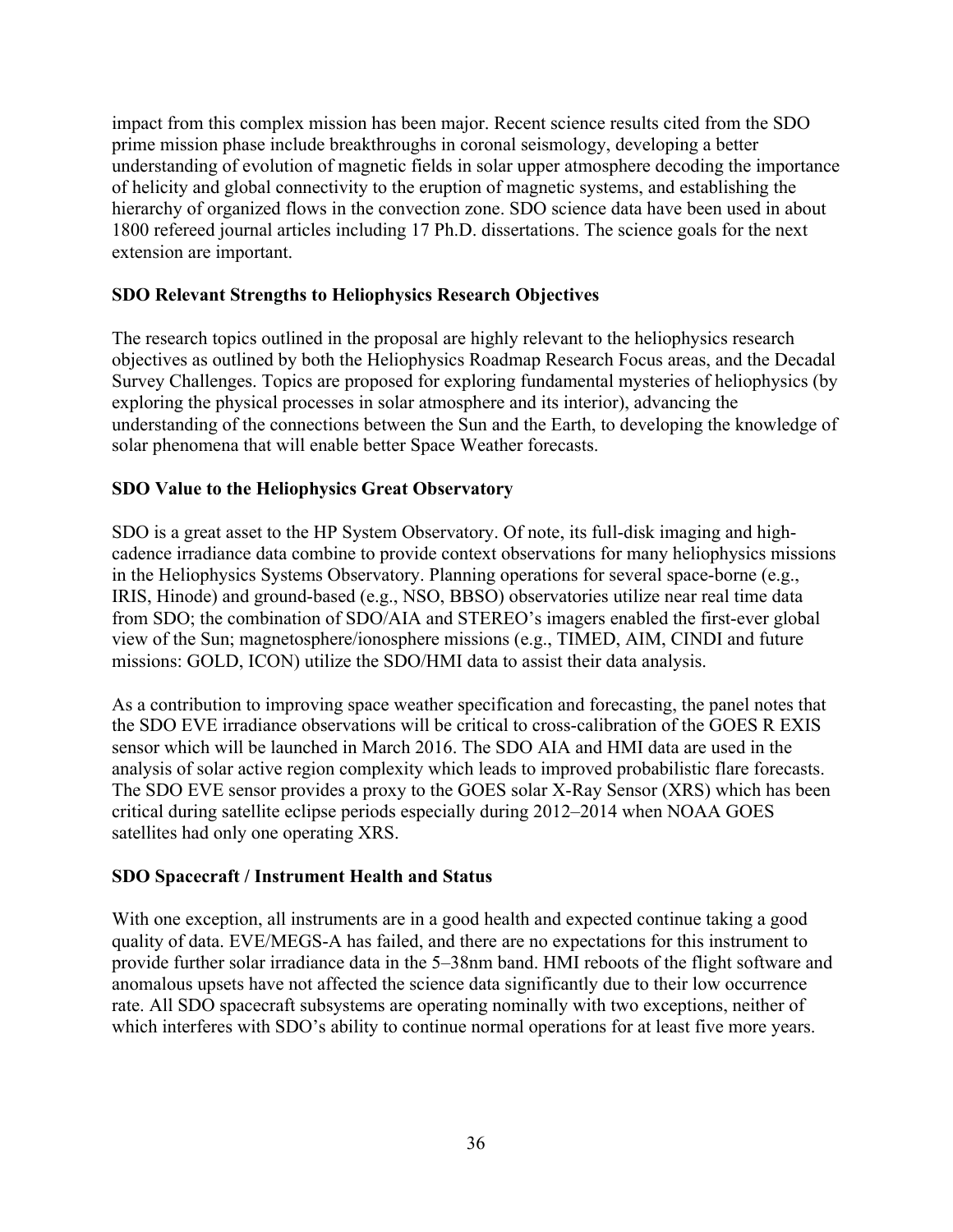impact from this complex mission has been major. Recent science results cited from the SDO prime mission phase include breakthroughs in coronal seismology, developing a better understanding of evolution of magnetic fields in solar upper atmosphere decoding the importance of helicity and global connectivity to the eruption of magnetic systems, and establishing the hierarchy of organized flows in the convection zone. SDO science data have been used in about 1800 refereed journal articles including 17 Ph.D. dissertations. The science goals for the next extension are important.

**SDO Relevant Strengths to Heliophysics Research Objectives**

The research topics outlined in the proposal are highly relevant to the heliophysics research objectives as outlined by both the Heliophysics Roadmap Research Focus areas, and the Decadal Survey Challenges. Topics are proposed for exploring fundamental mysteries of heliophysics (by exploring the physical processes in solar atmosphere and its interior), advancing the understanding of the connections between the Sun and the Earth, to developing the knowledge of solar phenomena that will enable better Space Weather forecasts.

**SDO Value to the Heliophysics Great Observatory**

SDO is a great asset to the HP System Observatory. Of note, its full-disk imaging and high-cadence irradiance data combine to provide context observations for many heliophysics missions in the Heliophysics Systems Observatory. Planning operations for several space-borne (e.g., IRIS, Hinode) and ground-based (e.g., NSO, BBSO) observatories utilize near real time data from SDO; the combination of SDO/AIA and STEREO's imagers enabled the first-ever global view of the Sun; magnetosphere/ionosphere missions (e.g., TIMED, AIM, CINDI and future missions: GOLD, ICON) utilize the SDO/HMI data to assist their data analysis.

As a contribution to improving space weather specification and forecasting, the panel notes that the SDO EVE irradiance observations will be critical to cross-calibration of the GOES R EXIS sensor which will be launched in March 2016. The SDO AIA and HMI data are used in the analysis of solar active region complexity which leads to improved probabilistic flare forecasts. The SDO EVE sensor provides a proxy to the GOES solar X-Ray Sensor (XRS) which has been critical during satellite eclipse periods especially during 2012–2014 when NOAA GOES satellites had only one operating XRS.

**SDO Spacecraft / Instrument Health and Status**

With one exception, all instruments are in a good health and expected continue taking a good quality of data. EVE/MEGS-A has failed, and there are no expectations for this instrument to provide further solar irradiance data in the 5–38nm band. HMI reboots of the flight software and anomalous upsets have not affected the science data significantly due to their low occurrence rate. All SDO spacecraft subsystems are operating nominally with two exceptions, neither of which interferes with SDO's ability to continue normal operations for at least five more years.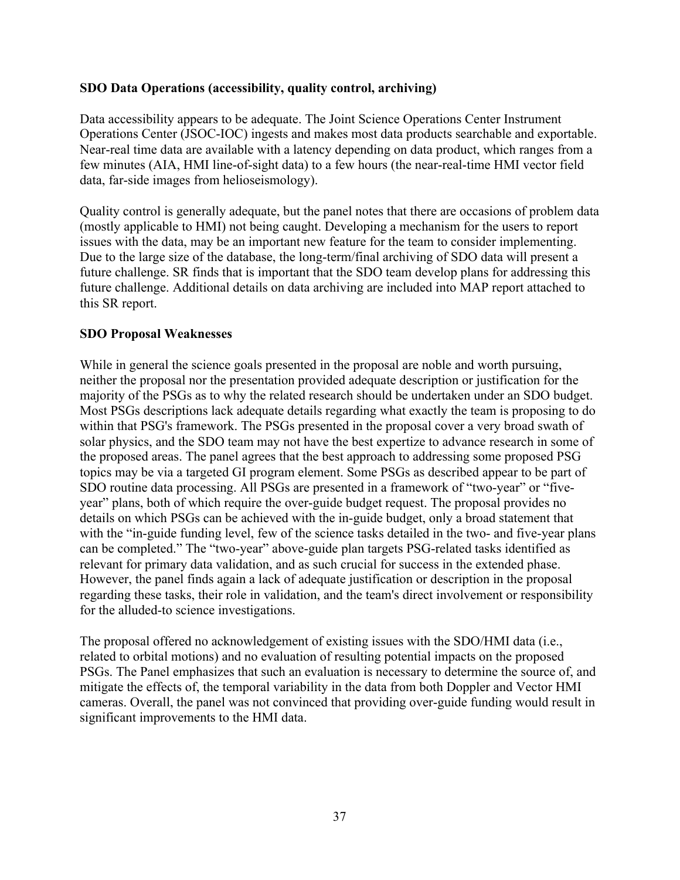**SDO Data Operations (accessibility, quality control, archiving)**

Data accessibility appears to be adequate. The Joint Science Operations Center Instrument Operations Center (JSOC-IOC) ingests and makes most data products searchable and exportable. Near-real time data are available with a latency depending on data product, which ranges from a few minutes (AIA, HMI line-of-sight data) to a few hours (the near-real-time HMI vector field data, far-side images from helioseismology).

Quality control is generally adequate, but the panel notes that there are occasions of problem data (mostly applicable to HMI) not being caught. Developing a mechanism for the users to report issues with the data, may be an important new feature for the team to consider implementing. Due to the large size of the database, the long-term/final archiving of SDO data will present a future challenge. SR finds that is important that the SDO team develop plans for addressing this future challenge. Additional details on data archiving are included into MAP report attached to this SR report.

**SDO Proposal Weaknesses**

While in general the science goals presented in the proposal are noble and worth pursuing, neither the proposal nor the presentation provided adequate description or justification for the majority of the PSGs as to why the related research should be undertaken under an SDO budget. Most PSGs descriptions lack adequate details regarding what exactly the team is proposing to do within that PSG's framework. The PSGs presented in the proposal cover a very broad swath of solar physics, and the SDO team may not have the best expertize to advance research in some of the proposed areas. The panel agrees that the best approach to addressing some proposed PSG topics may be via a targeted GI program element. Some PSGs as described appear to be part of SDO routine data processing. All PSGs are presented in a framework of "two-year" or "five-year" plans, both of which require the over-guide budget request. The proposal provides no details on which PSGs can be achieved with the in-guide budget, only a broad statement that with the "in-guide funding level, few of the science tasks detailed in the two- and five-year plans can be completed." The "two-year" above-guide plan targets PSG-related tasks identified as relevant for primary data validation, and as such crucial for success in the extended phase. However, the panel finds again a lack of adequate justification or description in the proposal regarding these tasks, their role in validation, and the team's direct involvement or responsibility for the alluded-to science investigations.

The proposal offered no acknowledgement of existing issues with the SDO/HMI data (i.e., related to orbital motions) and no evaluation of resulting potential impacts on the proposed PSGs. The Panel emphasizes that such an evaluation is necessary to determine the source of, and mitigate the effects of, the temporal variability in the data from both Doppler and Vector HMI cameras. Overall, the panel was not convinced that providing over-guide funding would result in significant improvements to the HMI data.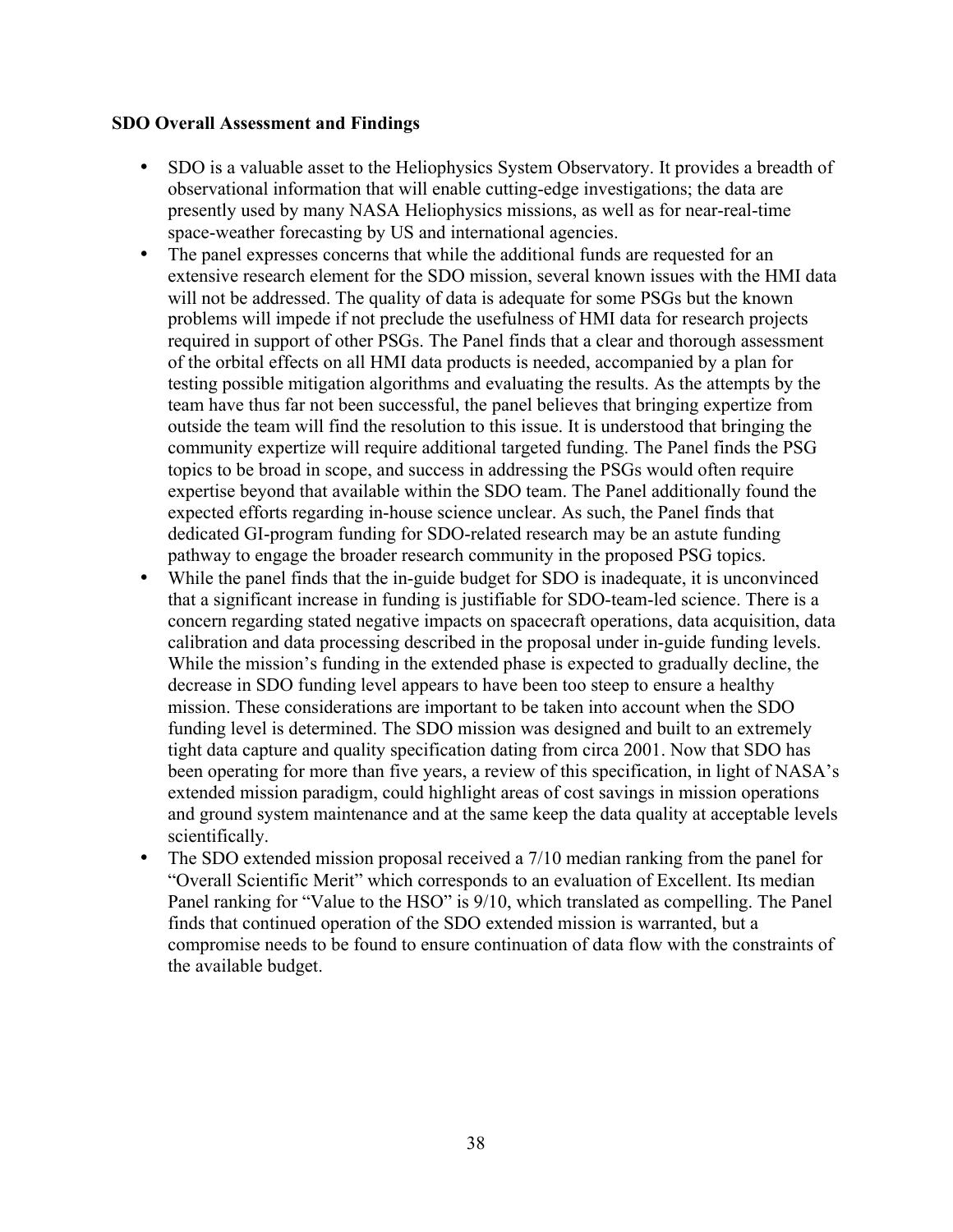**SDO Overall Assessment and Findings**

- SDO is a valuable asset to the Heliophysics System Observatory. It provides a breadth of observational information that will enable cutting-edge investigations; the data are presently used by many NASA Heliophysics missions, as well as for near-real-time space-weather forecasting by US and international agencies.
- The panel expresses concerns that while the additional funds are requested for an extensive research element for the SDO mission, several known issues with the HMI data will not be addressed. The quality of data is adequate for some PSGs but the known problems will impede if not preclude the usefulness of HMI data for research projects required in support of other PSGs. The Panel finds that a clear and thorough assessment of the orbital effects on all HMI data products is needed, accompanied by a plan for testing possible mitigation algorithms and evaluating the results. As the attempts by the team have thus far not been successful, the panel believes that bringing expertize from outside the team will find the resolution to this issue. It is understood that bringing the community expertize will require additional targeted funding. The Panel finds the PSG topics to be broad in scope, and success in addressing the PSGs would often require expertise beyond that available within the SDO team. The Panel additionally found the expected efforts regarding in-house science unclear. As such, the Panel finds that dedicated GI-program funding for SDO-related research may be an astute funding pathway to engage the broader research community in the proposed PSG topics.
- While the panel finds that the in-guide budget for SDO is inadequate, it is unconvinced that a significant increase in funding is justifiable for SDO-team-led science. There is a concern regarding stated negative impacts on spacecraft operations, data acquisition, data calibration and data processing described in the proposal under in-guide funding levels. While the mission's funding in the extended phase is expected to gradually decline, the decrease in SDO funding level appears to have been too steep to ensure a healthy mission. These considerations are important to be taken into account when the SDO funding level is determined. The SDO mission was designed and built to an extremely tight data capture and quality specification dating from circa 2001. Now that SDO has been operating for more than five years, a review of this specification, in light of NASA's extended mission paradigm, could highlight areas of cost savings in mission operations and ground system maintenance and at the same keep the data quality at acceptable levels scientifically.
- The SDO extended mission proposal received a 7/10 median ranking from the panel for "Overall Scientific Merit" which corresponds to an evaluation of Excellent. Its median Panel ranking for "Value to the HSO" is 9/10, which translated as compelling. The Panel finds that continued operation of the SDO extended mission is warranted, but a compromise needs to be found to ensure continuation of data flow with the constraints of the available budget.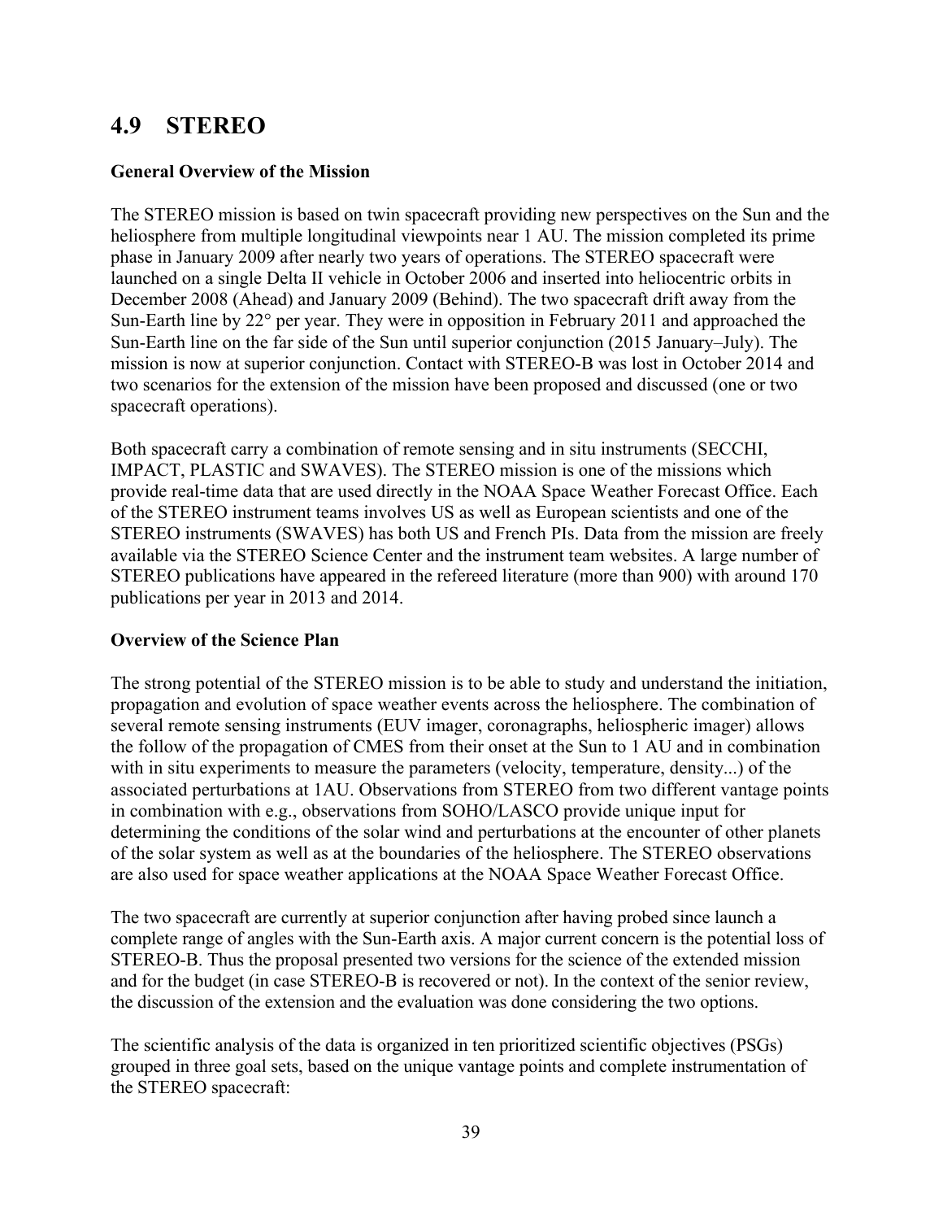## 4.9 STEREO

**General Overview of the Mission**

The STEREO mission is based on twin spacecraft providing new perspectives on the Sun and the heliosphere from multiple longitudinal viewpoints near 1 AU. The mission completed its prime phase in January 2009 after nearly two years of operations. The STEREO spacecraft were launched on a single Delta II vehicle in October 2006 and inserted into heliocentric orbits in December 2008 (Ahead) and January 2009 (Behind). The two spacecraft drift away from the Sun-Earth line by 22° per year. They were in opposition in February 2011 and approached the Sun-Earth line on the far side of the Sun until superior conjunction (2015 January–July). The mission is now at superior conjunction. Contact with STEREO-B was lost in October 2014 and two scenarios for the extension of the mission have been proposed and discussed (one or two spacecraft operations).

Both spacecraft carry a combination of remote sensing and in situ instruments (SECCHI, IMPACT, PLASTIC and SWAVES). The STEREO mission is one of the missions which provide real-time data that are used directly in the NOAA Space Weather Forecast Office. Each of the STEREO instrument teams involves US as well as European scientists and one of the STEREO instruments (SWAVES) has both US and French PIs. Data from the mission are freely available via the STEREO Science Center and the instrument team websites. A large number of STEREO publications have appeared in the refereed literature (more than 900) with around 170 publications per year in 2013 and 2014.

**Overview of the Science Plan**

The strong potential of the STEREO mission is to be able to study and understand the initiation, propagation and evolution of space weather events across the heliosphere. The combination of several remote sensing instruments (EUV imager, coronagraphs, heliospheric imager) allows the follow of the propagation of CMES from their onset at the Sun to 1 AU and in combination with in situ experiments to measure the parameters (velocity, temperature, density...) of the associated perturbations at 1AU. Observations from STEREO from two different vantage points in combination with e.g., observations from SOHO/LASCO provide unique input for determining the conditions of the solar wind and perturbations at the encounter of other planets of the solar system as well as at the boundaries of the heliosphere. The STEREO observations are also used for space weather applications at the NOAA Space Weather Forecast Office.

The two spacecraft are currently at superior conjunction after having probed since launch a complete range of angles with the Sun-Earth axis. A major current concern is the potential loss of STEREO-B. Thus the proposal presented two versions for the science of the extended mission and for the budget (in case STEREO-B is recovered or not). In the context of the senior review, the discussion of the extension and the evaluation was done considering the two options.

The scientific analysis of the data is organized in ten prioritized scientific objectives (PSGs) grouped in three goal sets, based on the unique vantage points and complete instrumentation of the STEREO spacecraft: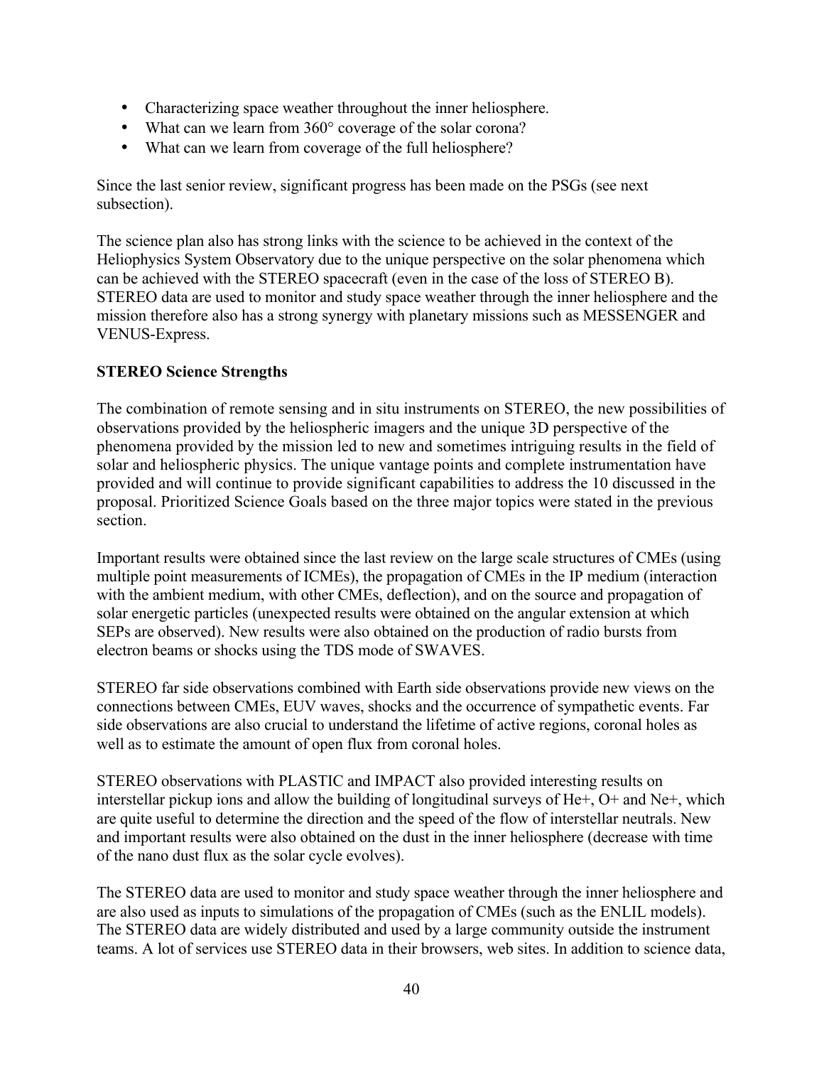- Characterizing space weather throughout the inner heliosphere.
- What can we learn from 360° coverage of the solar corona?
- What can we learn from coverage of the full heliosphere?

Since the last senior review, significant progress has been made on the PSGs (see next subsection).

The science plan also has strong links with the science to be achieved in the context of the Heliophysics System Observatory due to the unique perspective on the solar phenomena which can be achieved with the STEREO spacecraft (even in the case of the loss of STEREO B). STEREO data are used to monitor and study space weather through the inner heliosphere and the mission therefore also has a strong synergy with planetary missions such as MESSENGER and VENUS-Express.

**STEREO Science Strengths**

The combination of remote sensing and in situ instruments on STEREO, the new possibilities of observations provided by the heliospheric imagers and the unique 3D perspective of the phenomena provided by the mission led to new and sometimes intriguing results in the field of solar and heliospheric physics. The unique vantage points and complete instrumentation have provided and will continue to provide significant capabilities to address the 10 discussed in the proposal. Prioritized Science Goals based on the three major topics were stated in the previous section.

Important results were obtained since the last review on the large scale structures of CMEs (using multiple point measurements of ICMEs), the propagation of CMEs in the IP medium (interaction with the ambient medium, with other CMEs, deflection), and on the source and propagation of solar energetic particles (unexpected results were obtained on the angular extension at which SEPs are observed). New results were also obtained on the production of radio bursts from electron beams or shocks using the TDS mode of SWAVES.

STEREO far side observations combined with Earth side observations provide new views on the connections between CMEs, EUV waves, shocks and the occurrence of sympathetic events. Far side observations are also crucial to understand the lifetime of active regions, coronal holes as well as to estimate the amount of open flux from coronal holes.

STEREO observations with PLASTIC and IMPACT also provided interesting results on interstellar pickup ions and allow the building of longitudinal surveys of $He^+$, $O^+$ and $Ne^+$, which are quite useful to determine the direction and the speed of the flow of interstellar neutrals. New and important results were also obtained on the dust in the inner heliosphere (decrease with time of the nano dust flux as the solar cycle evolves).

The STEREO data are used to monitor and study space weather through the inner heliosphere and are also used as inputs to simulations of the propagation of CMEs (such as the ENLIL models). The STEREO data are widely distributed and used by a large community outside the instrument teams. A lot of services use STEREO data in their browsers, web sites. In addition to science data,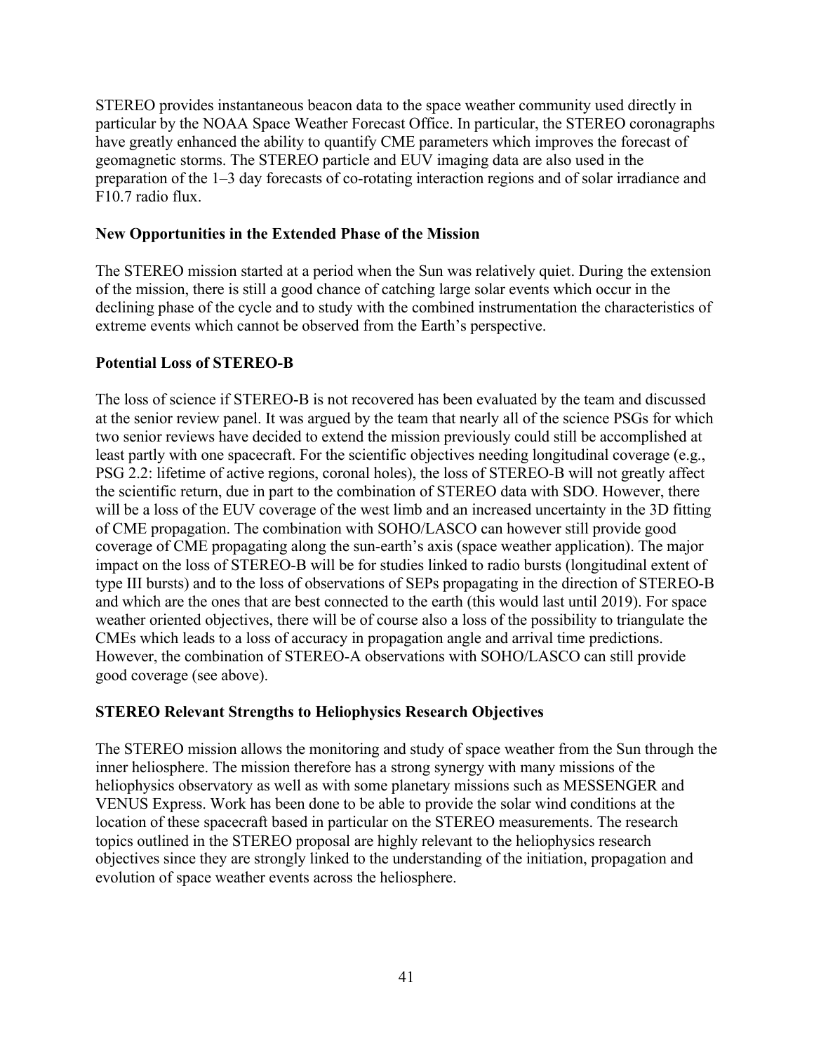STEREO provides instantaneous beacon data to the space weather community used directly in particular by the NOAA Space Weather Forecast Office. In particular, the STEREO coronagraphs have greatly enhanced the ability to quantify CME parameters which improves the forecast of geomagnetic storms. The STEREO particle and EUV imaging data are also used in the preparation of the 1–3 day forecasts of co-rotating interaction regions and of solar irradiance and F10.7 radio flux.

**New Opportunities in the Extended Phase of the Mission**

The STEREO mission started at a period when the Sun was relatively quiet. During the extension of the mission, there is still a good chance of catching large solar events which occur in the declining phase of the cycle and to study with the combined instrumentation the characteristics of extreme events which cannot be observed from the Earth's perspective.

**Potential Loss of STEREO-B**

The loss of science if STEREO-B is not recovered has been evaluated by the team and discussed at the senior review panel. It was argued by the team that nearly all of the science PSGs for which two senior reviews have decided to extend the mission previously could still be accomplished at least partly with one spacecraft. For the scientific objectives needing longitudinal coverage (e.g., PSG 2.2: lifetime of active regions, coronal holes), the loss of STEREO-B will not greatly affect the scientific return, due in part to the combination of STEREO data with SDO. However, there will be a loss of the EUV coverage of the west limb and an increased uncertainty in the 3D fitting of CME propagation. The combination with SOHO/LASCO can however still provide good coverage of CME propagating along the sun-earth's axis (space weather application). The major impact on the loss of STEREO-B will be for studies linked to radio bursts (longitudinal extent of type III bursts) and to the loss of observations of SEPs propagating in the direction of STEREO-B and which are the ones that are best connected to the earth (this would last until 2019). For space weather oriented objectives, there will be of course also a loss of the possibility to triangulate the CMEs which leads to a loss of accuracy in propagation angle and arrival time predictions. However, the combination of STEREO-A observations with SOHO/LASCO can still provide good coverage (see above).

**STEREO Relevant Strengths to Heliophysics Research Objectives**

The STEREO mission allows the monitoring and study of space weather from the Sun through the inner heliosphere. The mission therefore has a strong synergy with many missions of the heliophysics observatory as well as with some planetary missions such as MESSENGER and VENUS Express. Work has been done to be able to provide the solar wind conditions at the location of these spacecraft based in particular on the STEREO measurements. The research topics outlined in the STEREO proposal are highly relevant to the heliophysics research objectives since they are strongly linked to the understanding of the initiation, propagation and evolution of space weather events across the heliosphere.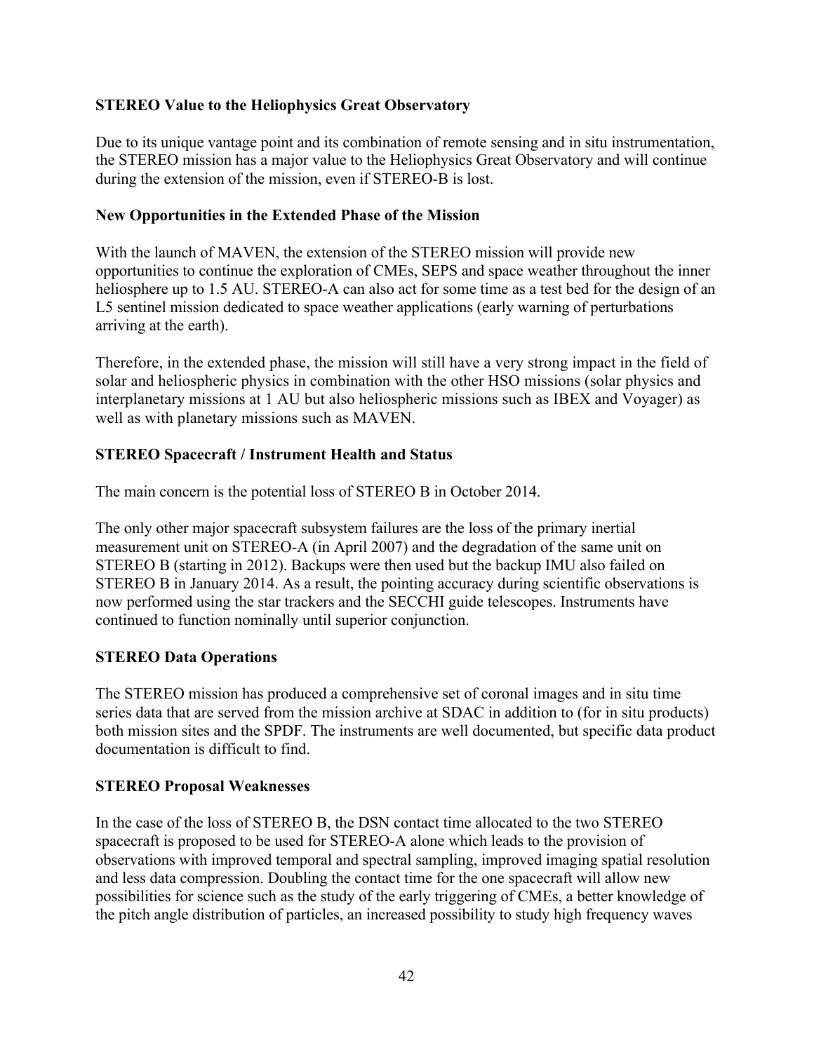**STEREO Value to the Heliophysics Great Observatory**

Due to its unique vantage point and its combination of remote sensing and in situ instrumentation, the STEREO mission has a major value to the Heliophysics Great Observatory and will continue during the extension of the mission, even if STEREO-B is lost.

**New Opportunities in the Extended Phase of the Mission**

With the launch of MAVEN, the extension of the STEREO mission will provide new opportunities to continue the exploration of CMEs, SEPS and space weather throughout the inner heliosphere up to 1.5 AU. STEREO-A can also act for some time as a test bed for the design of an L5 sentinel mission dedicated to space weather applications (early warning of perturbations arriving at the earth).

Therefore, in the extended phase, the mission will still have a very strong impact in the field of solar and heliospheric physics in combination with the other HSO missions (solar physics and interplanetary missions at 1 AU but also heliospheric missions such as IBEX and Voyager) as well as with planetary missions such as MAVEN.

**STEREO Spacecraft / Instrument Health and Status**

The main concern is the potential loss of STEREO B in October 2014.

The only other major spacecraft subsystem failures are the loss of the primary inertial measurement unit on STEREO-A (in April 2007) and the degradation of the same unit on STEREO B (starting in 2012). Backups were then used but the backup IMU also failed on STEREO B in January 2014. As a result, the pointing accuracy during scientific observations is now performed using the star trackers and the SECCHI guide telescopes. Instruments have continued to function nominally until superior conjunction.

**STEREO Data Operations**

The STEREO mission has produced a comprehensive set of coronal images and in situ time series data that are served from the mission archive at SDAC in addition to (for in situ products) both mission sites and the SPDF. The instruments are well documented, but specific data product documentation is difficult to find.

**STEREO Proposal Weaknesses**

In the case of the loss of STEREO B, the DSN contact time allocated to the two STEREO spacecraft is proposed to be used for STEREO-A alone which leads to the provision of observations with improved temporal and spectral sampling, improved imaging spatial resolution and less data compression. Doubling the contact time for the one spacecraft will allow new possibilities for science such as the study of the early triggering of CMEs, a better knowledge of the pitch angle distribution of particles, an increased possibility to study high frequency waves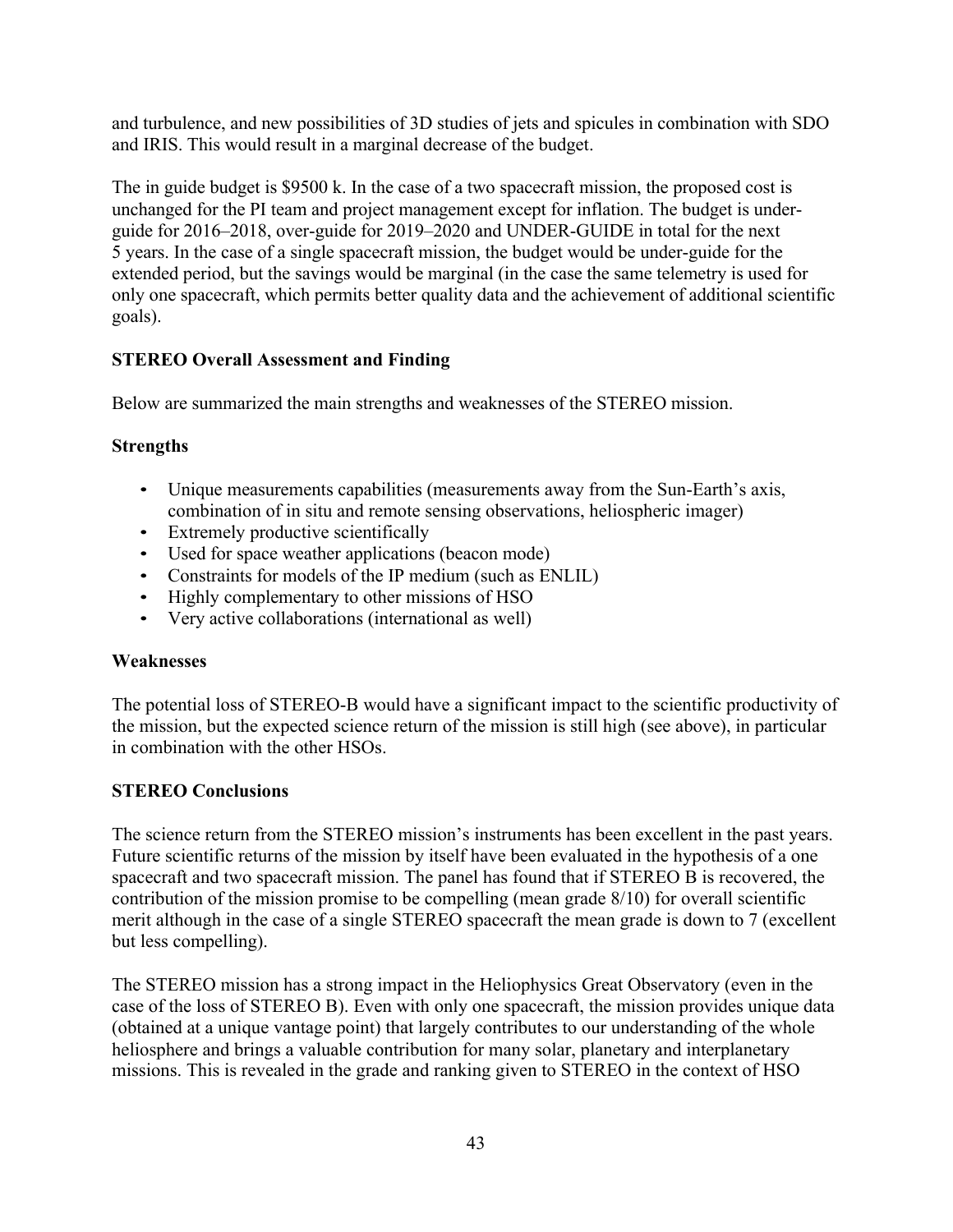and turbulence, and new possibilities of 3D studies of jets and spicules in combination with SDO and IRIS. This would result in a marginal decrease of the budget.

The in guide budget is $9500 k. In the case of a two spacecraft mission, the proposed cost is unchanged for the PI team and project management except for inflation. The budget is under-guide for 2016–2018, over-guide for 2019–2020 and UNDER-GUIDE in total for the next 5 years. In the case of a single spacecraft mission, the budget would be under-guide for the extended period, but the savings would be marginal (in the case the same telemetry is used for only one spacecraft, which permits better quality data and the achievement of additional scientific goals).

**STEREO Overall Assessment and Finding**

Below are summarized the main strengths and weaknesses of the STEREO mission.

**Strengths**

- Unique measurements capabilities (measurements away from the Sun-Earth's axis, combination of in situ and remote sensing observations, heliospheric imager)
- Extremely productive scientifically
- Used for space weather applications (beacon mode)
- Constraints for models of the IP medium (such as ENLIL)
- Highly complementary to other missions of HSO
- Very active collaborations (international as well)

**Weaknesses**

The potential loss of STEREO-B would have a significant impact to the scientific productivity of the mission, but the expected science return of the mission is still high (see above), in particular in combination with the other HSOs.

**STEREO Conclusions**

The science return from the STEREO mission's instruments has been excellent in the past years. Future scientific returns of the mission by itself have been evaluated in the hypothesis of a one spacecraft and two spacecraft mission. The panel has found that if STEREO B is recovered, the contribution of the mission promise to be compelling (mean grade 8/10) for overall scientific merit although in the case of a single STEREO spacecraft the mean grade is down to 7 (excellent but less compelling).

The STEREO mission has a strong impact in the Heliophysics Great Observatory (even in the case of the loss of STEREO B). Even with only one spacecraft, the mission provides unique data (obtained at a unique vantage point) that largely contributes to our understanding of the whole heliosphere and brings a valuable contribution for many solar, planetary and interplanetary missions. This is revealed in the grade and ranking given to STEREO in the context of HSO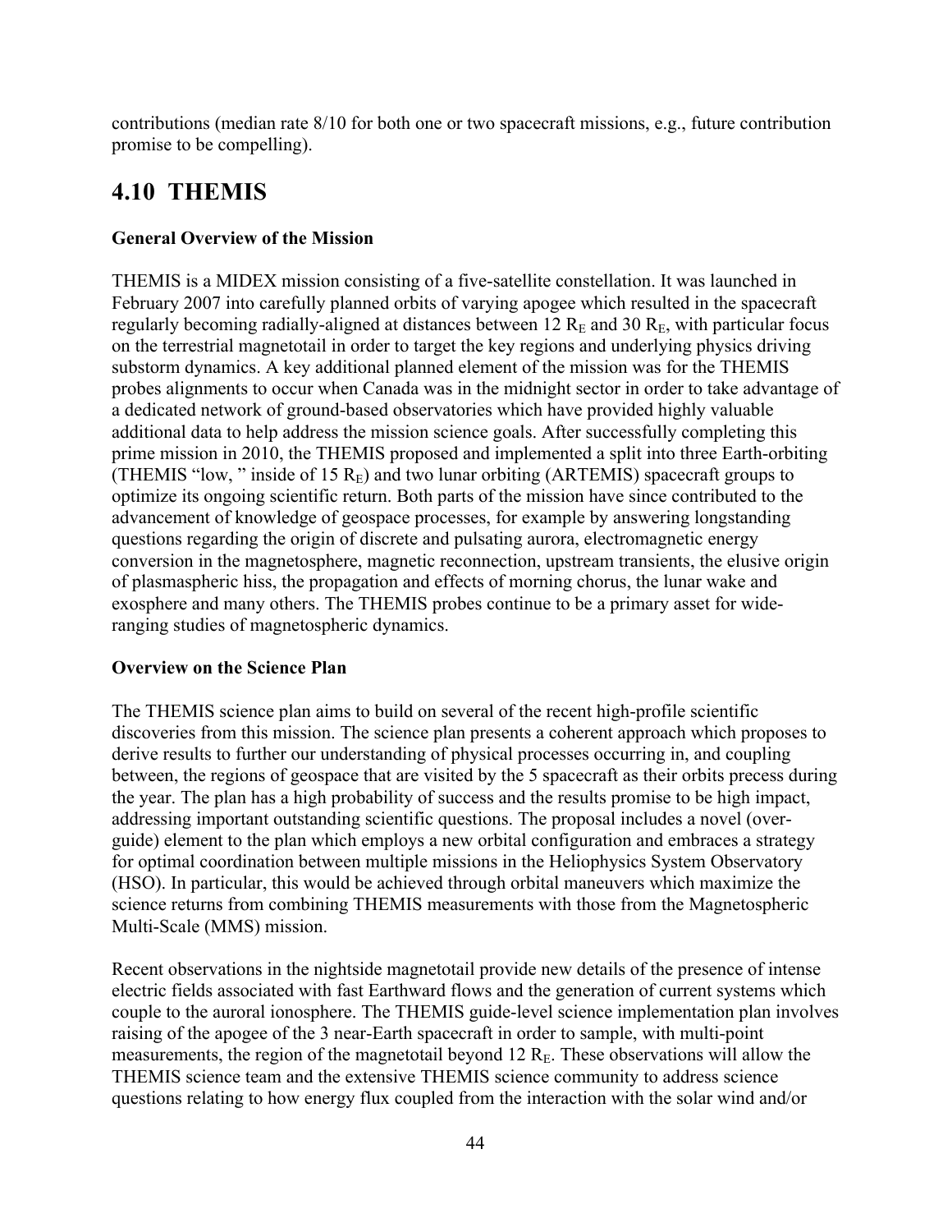contributions (median rate 8/10 for both one or two spacecraft missions, e.g., future contribution promise to be compelling).

## 4.10 THEMIS

**General Overview of the Mission**

THEMIS is a MIDEX mission consisting of a five-satellite constellation. It was launched in February 2007 into carefully planned orbits of varying apogee which resulted in the spacecraft regularly becoming radially-aligned at distances between 12 $R_E$ and 30 $R_E$, with particular focus on the terrestrial magnetotail in order to target the key regions and underlying physics driving substorm dynamics. A key additional planned element of the mission was for the THEMIS probes alignments to occur when Canada was in the midnight sector in order to take advantage of a dedicated network of ground-based observatories which have provided highly valuable additional data to help address the mission science goals. After successfully completing this prime mission in 2010, the THEMIS proposed and implemented a split into three Earth-orbiting (THEMIS "low, " inside of 15 $R_E$) and two lunar orbiting (ARTEMIS) spacecraft groups to optimize its ongoing scientific return. Both parts of the mission have since contributed to the advancement of knowledge of geospace processes, for example by answering longstanding questions regarding the origin of discrete and pulsating aurora, electromagnetic energy conversion in the magnetosphere, magnetic reconnection, upstream transients, the elusive origin of plasmaspheric hiss, the propagation and effects of morning chorus, the lunar wake and exosphere and many others. The THEMIS probes continue to be a primary asset for wide-ranging studies of magnetospheric dynamics.

**Overview on the Science Plan**

The THEMIS science plan aims to build on several of the recent high-profile scientific discoveries from this mission. The science plan presents a coherent approach which proposes to derive results to further our understanding of physical processes occurring in, and coupling between, the regions of geospace that are visited by the 5 spacecraft as their orbits precess during the year. The plan has a high probability of success and the results promise to be high impact, addressing important outstanding scientific questions. The proposal includes a novel (over-guide) element to the plan which employs a new orbital configuration and embraces a strategy for optimal coordination between multiple missions in the Heliophysics System Observatory (HSO). In particular, this would be achieved through orbital maneuvers which maximize the science returns from combining THEMIS measurements with those from the Magnetospheric Multi-Scale (MMS) mission.

Recent observations in the nightside magnetotail provide new details of the presence of intense electric fields associated with fast Earthward flows and the generation of current systems which couple to the auroral ionosphere. The THEMIS guide-level science implementation plan involves raising of the apogee of the 3 near-Earth spacecraft in order to sample, with multi-point measurements, the region of the magnetotail beyond 12 $R_E$. These observations will allow the THEMIS science team and the extensive THEMIS science community to address science questions relating to how energy flux coupled from the interaction with the solar wind and/or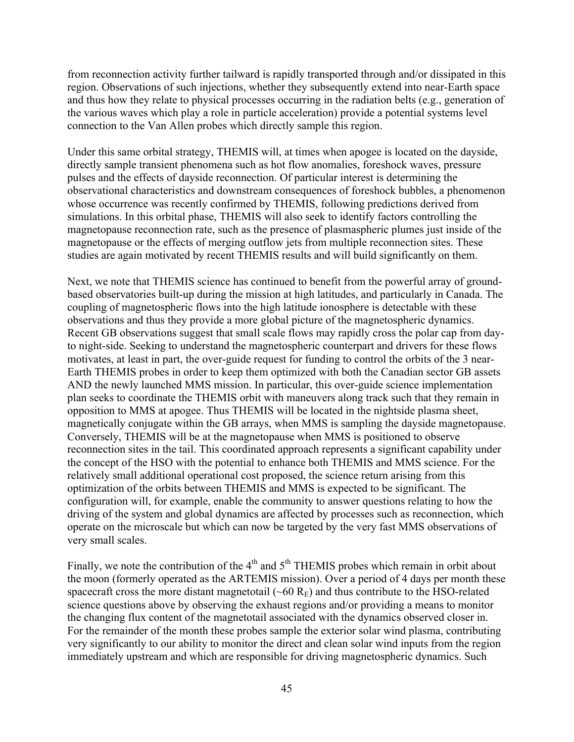from reconnection activity further tailward is rapidly transported through and/or dissipated in this region. Observations of such injections, whether they subsequently extend into near-Earth space and thus how they relate to physical processes occurring in the radiation belts (e.g., generation of the various waves which play a role in particle acceleration) provide a potential systems level connection to the Van Allen probes which directly sample this region.

Under this same orbital strategy, THEMIS will, at times when apogee is located on the dayside, directly sample transient phenomena such as hot flow anomalies, foreshock waves, pressure pulses and the effects of dayside reconnection. Of particular interest is determining the observational characteristics and downstream consequences of foreshock bubbles, a phenomenon whose occurrence was recently confirmed by THEMIS, following predictions derived from simulations. In this orbital phase, THEMIS will also seek to identify factors controlling the magnetopause reconnection rate, such as the presence of plasmaspheric plumes just inside of the magnetopause or the effects of merging outflow jets from multiple reconnection sites. These studies are again motivated by recent THEMIS results and will build significantly on them.

Next, we note that THEMIS science has continued to benefit from the powerful array of ground-based observatories built-up during the mission at high latitudes, and particularly in Canada. The coupling of magnetospheric flows into the high latitude ionosphere is detectable with these observations and thus they provide a more global picture of the magnetospheric dynamics. Recent GB observations suggest that small scale flows may rapidly cross the polar cap from day-to night-side. Seeking to understand the magnetospheric counterpart and drivers for these flows motivates, at least in part, the over-guide request for funding to control the orbits of the 3 near-Earth THEMIS probes in order to keep them optimized with both the Canadian sector GB assets AND the newly launched MMS mission. In particular, this over-guide science implementation plan seeks to coordinate the THEMIS orbit with maneuvers along track such that they remain in opposition to MMS at apogee. Thus THEMIS will be located in the nightside plasma sheet, magnetically conjugate within the GB arrays, when MMS is sampling the dayside magnetopause. Conversely, THEMIS will be at the magnetopause when MMS is positioned to observe reconnection sites in the tail. This coordinated approach represents a significant capability under the concept of the HSO with the potential to enhance both THEMIS and MMS science. For the relatively small additional operational cost proposed, the science return arising from this optimization of the orbits between THEMIS and MMS is expected to be significant. The configuration will, for example, enable the community to answer questions relating to how the driving of the system and global dynamics are affected by processes such as reconnection, which operate on the microscale but which can now be targeted by the very fast MMS observations of very small scales.

Finally, we note the contribution of the 4th and 5th THEMIS probes which remain in orbit about the moon (formerly operated as the ARTEMIS mission). Over a period of 4 days per month these spacecraft cross the more distant magnetotail (~60 $R_E$) and thus contribute to the HSO-related science questions above by observing the exhaust regions and/or providing a means to monitor the changing flux content of the magnetotail associated with the dynamics observed closer in. For the remainder of the month these probes sample the exterior solar wind plasma, contributing very significantly to our ability to monitor the direct and clean solar wind inputs from the region immediately upstream and which are responsible for driving magnetospheric dynamics. Such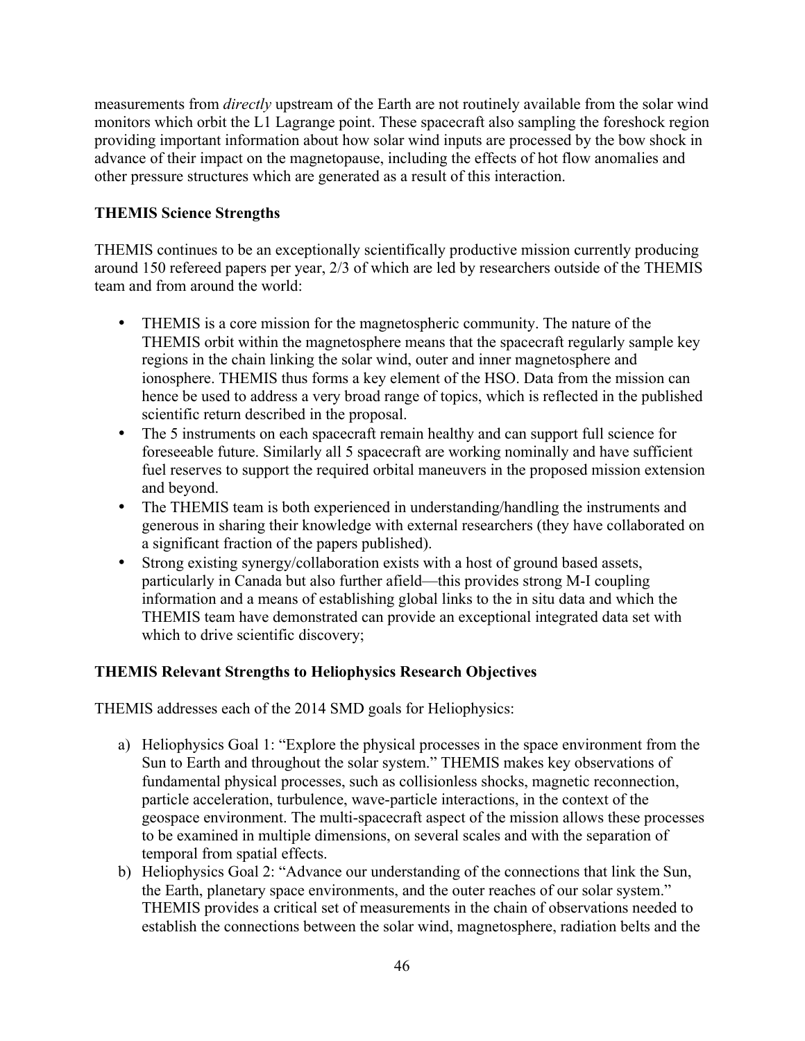measurements from *directly* upstream of the Earth are not routinely available from the solar wind monitors which orbit the L1 Lagrange point. These spacecraft also sampling the foreshock region providing important information about how solar wind inputs are processed by the bow shock in advance of their impact on the magnetopause, including the effects of hot flow anomalies and other pressure structures which are generated as a result of this interaction.

**THEMIS Science Strengths**

THEMIS continues to be an exceptionally scientifically productive mission currently producing around 150 refereed papers per year, 2/3 of which are led by researchers outside of the THEMIS team and from around the world:

- THEMIS is a core mission for the magnetospheric community. The nature of the THEMIS orbit within the magnetosphere means that the spacecraft regularly sample key regions in the chain linking the solar wind, outer and inner magnetosphere and ionosphere. THEMIS thus forms a key element of the HSO. Data from the mission can hence be used to address a very broad range of topics, which is reflected in the published scientific return described in the proposal.
- The 5 instruments on each spacecraft remain healthy and can support full science for foreseeable future. Similarly all 5 spacecraft are working nominally and have sufficient fuel reserves to support the required orbital maneuvers in the proposed mission extension and beyond.
- The THEMIS team is both experienced in understanding/handling the instruments and generous in sharing their knowledge with external researchers (they have collaborated on a significant fraction of the papers published).
- Strong existing synergy/collaboration exists with a host of ground based assets, particularly in Canada but also further afield—this provides strong M-I coupling information and a means of establishing global links to the in situ data and which the THEMIS team have demonstrated can provide an exceptional integrated data set with which to drive scientific discovery;

**THEMIS Relevant Strengths to Heliophysics Research Objectives**

THEMIS addresses each of the 2014 SMD goals for Heliophysics:

a) Heliophysics Goal 1: "Explore the physical processes in the space environment from the Sun to Earth and throughout the solar system." THEMIS makes key observations of fundamental physical processes, such as collisionless shocks, magnetic reconnection, particle acceleration, turbulence, wave-particle interactions, in the context of the geospace environment. The multi-spacecraft aspect of the mission allows these processes to be examined in multiple dimensions, on several scales and with the separation of temporal from spatial effects.
b) Heliophysics Goal 2: "Advance our understanding of the connections that link the Sun, the Earth, planetary space environments, and the outer reaches of our solar system." THEMIS provides a critical set of measurements in the chain of observations needed to establish the connections between the solar wind, magnetosphere, radiation belts and the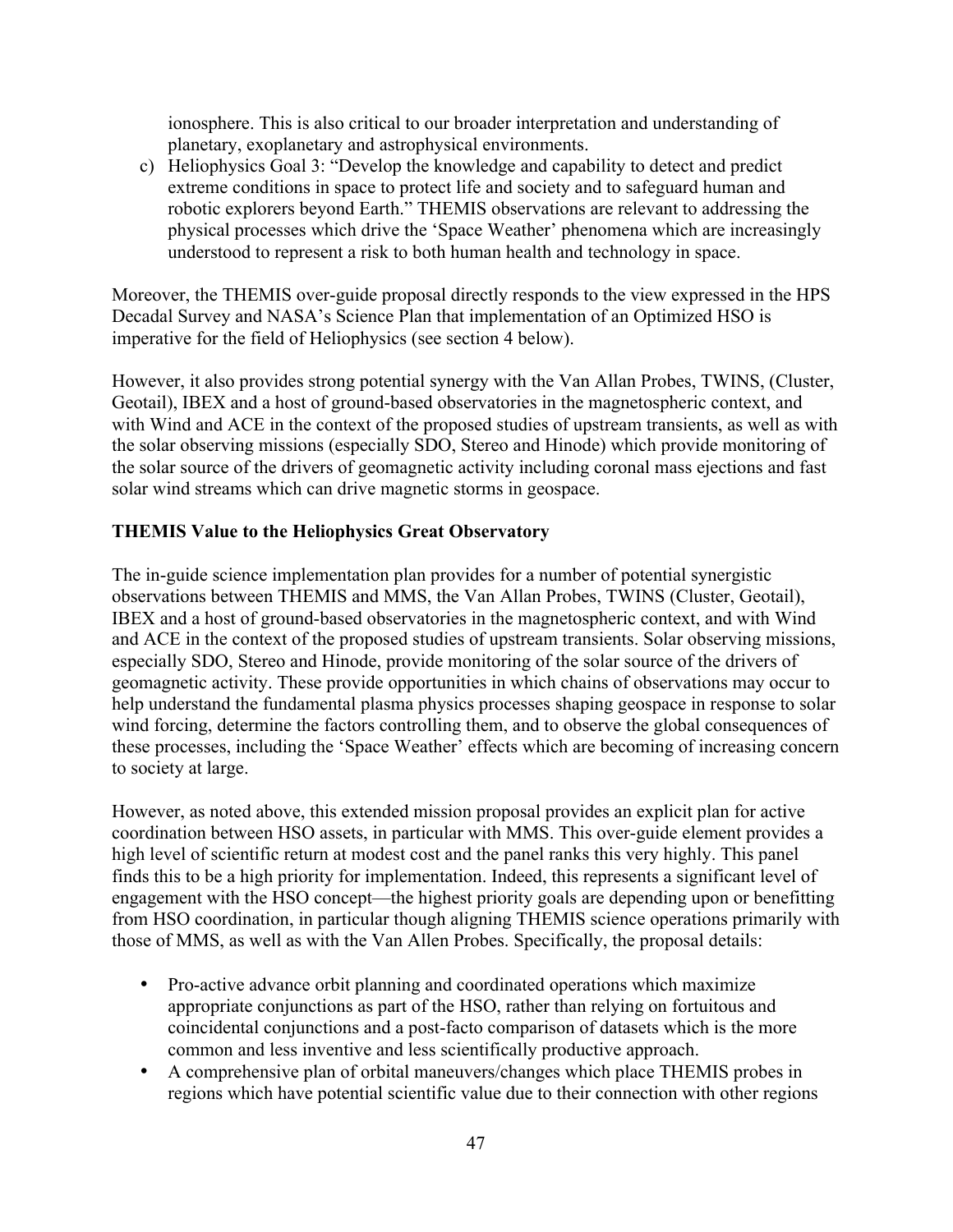ionosphere. This is also critical to our broader interpretation and understanding of planetary, exoplanetary and astrophysical environments.

c) Heliophysics Goal 3: "Develop the knowledge and capability to detect and predict extreme conditions in space to protect life and society and to safeguard human and robotic explorers beyond Earth." THEMIS observations are relevant to addressing the physical processes which drive the 'Space Weather' phenomena which are increasingly understood to represent a risk to both human health and technology in space.

Moreover, the THEMIS over-guide proposal directly responds to the view expressed in the HPS Decadal Survey and NASA's Science Plan that implementation of an Optimized HSO is imperative for the field of Heliophysics (see section 4 below).

However, it also provides strong potential synergy with the Van Allan Probes, TWINS, (Cluster, Geotail), IBEX and a host of ground-based observatories in the magnetospheric context, and with Wind and ACE in the context of the proposed studies of upstream transients, as well as with the solar observing missions (especially SDO, Stereo and Hinode) which provide monitoring of the solar source of the drivers of geomagnetic activity including coronal mass ejections and fast solar wind streams which can drive magnetic storms in geospace.

**THEMIS Value to the Heliophysics Great Observatory**

The in-guide science implementation plan provides for a number of potential synergistic observations between THEMIS and MMS, the Van Allan Probes, TWINS (Cluster, Geotail), IBEX and a host of ground-based observatories in the magnetospheric context, and with Wind and ACE in the context of the proposed studies of upstream transients. Solar observing missions, especially SDO, Stereo and Hinode, provide monitoring of the solar source of the drivers of geomagnetic activity. These provide opportunities in which chains of observations may occur to help understand the fundamental plasma physics processes shaping geospace in response to solar wind forcing, determine the factors controlling them, and to observe the global consequences of these processes, including the 'Space Weather' effects which are becoming of increasing concern to society at large.

However, as noted above, this extended mission proposal provides an explicit plan for active coordination between HSO assets, in particular with MMS. This over-guide element provides a high level of scientific return at modest cost and the panel ranks this very highly. This panel finds this to be a high priority for implementation. Indeed, this represents a significant level of engagement with the HSO concept—the highest priority goals are depending upon or benefitting from HSO coordination, in particular though aligning THEMIS science operations primarily with those of MMS, as well as with the Van Allen Probes. Specifically, the proposal details:

- Pro-active advance orbit planning and coordinated operations which maximize appropriate conjunctions as part of the HSO, rather than relying on fortuitous and coincidental conjunctions and a post-facto comparison of datasets which is the more common and less inventive and less scientifically productive approach.
- A comprehensive plan of orbital maneuvers/changes which place THEMIS probes in regions which have potential scientific value due to their connection with other regions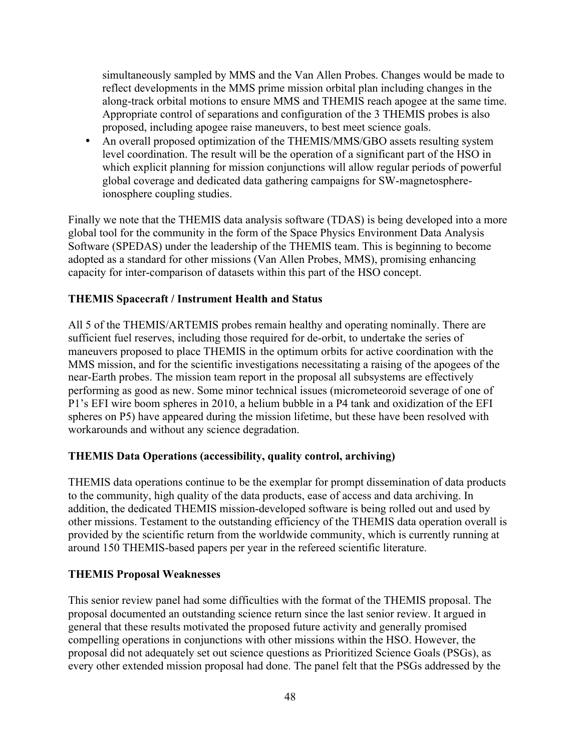simultaneously sampled by MMS and the Van Allen Probes. Changes would be made to reflect developments in the MMS prime mission orbital plan including changes in the along-track orbital motions to ensure MMS and THEMIS reach apogee at the same time. Appropriate control of separations and configuration of the 3 THEMIS probes is also proposed, including apogee raise maneuvers, to best meet science goals.

- An overall proposed optimization of the THEMIS/MMS/GBO assets resulting system level coordination. The result will be the operation of a significant part of the HSO in which explicit planning for mission conjunctions will allow regular periods of powerful global coverage and dedicated data gathering campaigns for SW-magnetosphere-ionosphere coupling studies.

Finally we note that the THEMIS data analysis software (TDAS) is being developed into a more global tool for the community in the form of the Space Physics Environment Data Analysis Software (SPEDAS) under the leadership of the THEMIS team. This is beginning to become adopted as a standard for other missions (Van Allen Probes, MMS), promising enhancing capacity for inter-comparison of datasets within this part of the HSO concept.

**THEMIS Spacecraft / Instrument Health and Status**

All 5 of the THEMIS/ARTEMIS probes remain healthy and operating nominally. There are sufficient fuel reserves, including those required for de-orbit, to undertake the series of maneuvers proposed to place THEMIS in the optimum orbits for active coordination with the MMS mission, and for the scientific investigations necessitating a raising of the apogees of the near-Earth probes. The mission team report in the proposal all subsystems are effectively performing as good as new. Some minor technical issues (micrometeoroid severage of one of P1's EFI wire boom spheres in 2010, a helium bubble in a P4 tank and oxidization of the EFI spheres on P5) have appeared during the mission lifetime, but these have been resolved with workarounds and without any science degradation.

**THEMIS Data Operations (accessibility, quality control, archiving)**

THEMIS data operations continue to be the exemplar for prompt dissemination of data products to the community, high quality of the data products, ease of access and data archiving. In addition, the dedicated THEMIS mission-developed software is being rolled out and used by other missions. Testament to the outstanding efficiency of the THEMIS data operation overall is provided by the scientific return from the worldwide community, which is currently running at around 150 THEMIS-based papers per year in the refereed scientific literature.

**THEMIS Proposal Weaknesses**

This senior review panel had some difficulties with the format of the THEMIS proposal. The proposal documented an outstanding science return since the last senior review. It argued in general that these results motivated the proposed future activity and generally promised compelling operations in conjunctions with other missions within the HSO. However, the proposal did not adequately set out science questions as Prioritized Science Goals (PSGs), as every other extended mission proposal had done. The panel felt that the PSGs addressed by the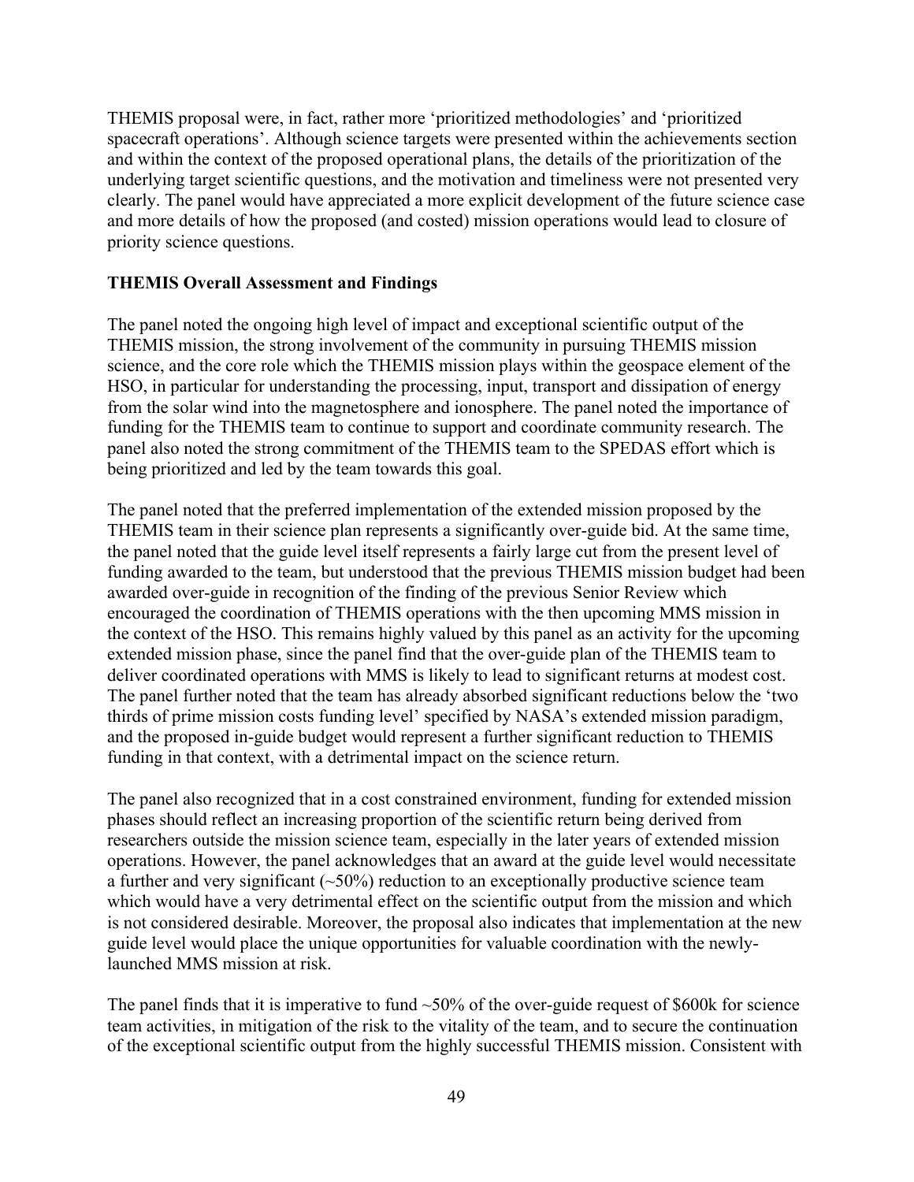THEMIS proposal were, in fact, rather more 'prioritized methodologies' and 'prioritized spacecraft operations'. Although science targets were presented within the achievements section and within the context of the proposed operational plans, the details of the prioritization of the underlying target scientific questions, and the motivation and timeliness were not presented very clearly. The panel would have appreciated a more explicit development of the future science case and more details of how the proposed (and costed) mission operations would lead to closure of priority science questions.

**THEMIS Overall Assessment and Findings**

The panel noted the ongoing high level of impact and exceptional scientific output of the THEMIS mission, the strong involvement of the community in pursuing THEMIS mission science, and the core role which the THEMIS mission plays within the geospace element of the HSO, in particular for understanding the processing, input, transport and dissipation of energy from the solar wind into the magnetosphere and ionosphere. The panel noted the importance of funding for the THEMIS team to continue to support and coordinate community research. The panel also noted the strong commitment of the THEMIS team to the SPEDAS effort which is being prioritized and led by the team towards this goal.

The panel noted that the preferred implementation of the extended mission proposed by the THEMIS team in their science plan represents a significantly over-guide bid. At the same time, the panel noted that the guide level itself represents a fairly large cut from the present level of funding awarded to the team, but understood that the previous THEMIS mission budget had been awarded over-guide in recognition of the finding of the previous Senior Review which encouraged the coordination of THEMIS operations with the then upcoming MMS mission in the context of the HSO. This remains highly valued by this panel as an activity for the upcoming extended mission phase, since the panel find that the over-guide plan of the THEMIS team to deliver coordinated operations with MMS is likely to lead to significant returns at modest cost. The panel further noted that the team has already absorbed significant reductions below the 'two thirds of prime mission costs funding level' specified by NASA's extended mission paradigm, and the proposed in-guide budget would represent a further significant reduction to THEMIS funding in that context, with a detrimental impact on the science return.

The panel also recognized that in a cost constrained environment, funding for extended mission phases should reflect an increasing proportion of the scientific return being derived from researchers outside the mission science team, especially in the later years of extended mission operations. However, the panel acknowledges that an award at the guide level would necessitate a further and very significant (~50%) reduction to an exceptionally productive science team which would have a very detrimental effect on the scientific output from the mission and which is not considered desirable. Moreover, the proposal also indicates that implementation at the new guide level would place the unique opportunities for valuable coordination with the newly-launched MMS mission at risk.

The panel finds that it is imperative to fund ~50% of the over-guide request of $600k for science team activities, in mitigation of the risk to the vitality of the team, and to secure the continuation of the exceptional scientific output from the highly successful THEMIS mission. Consistent with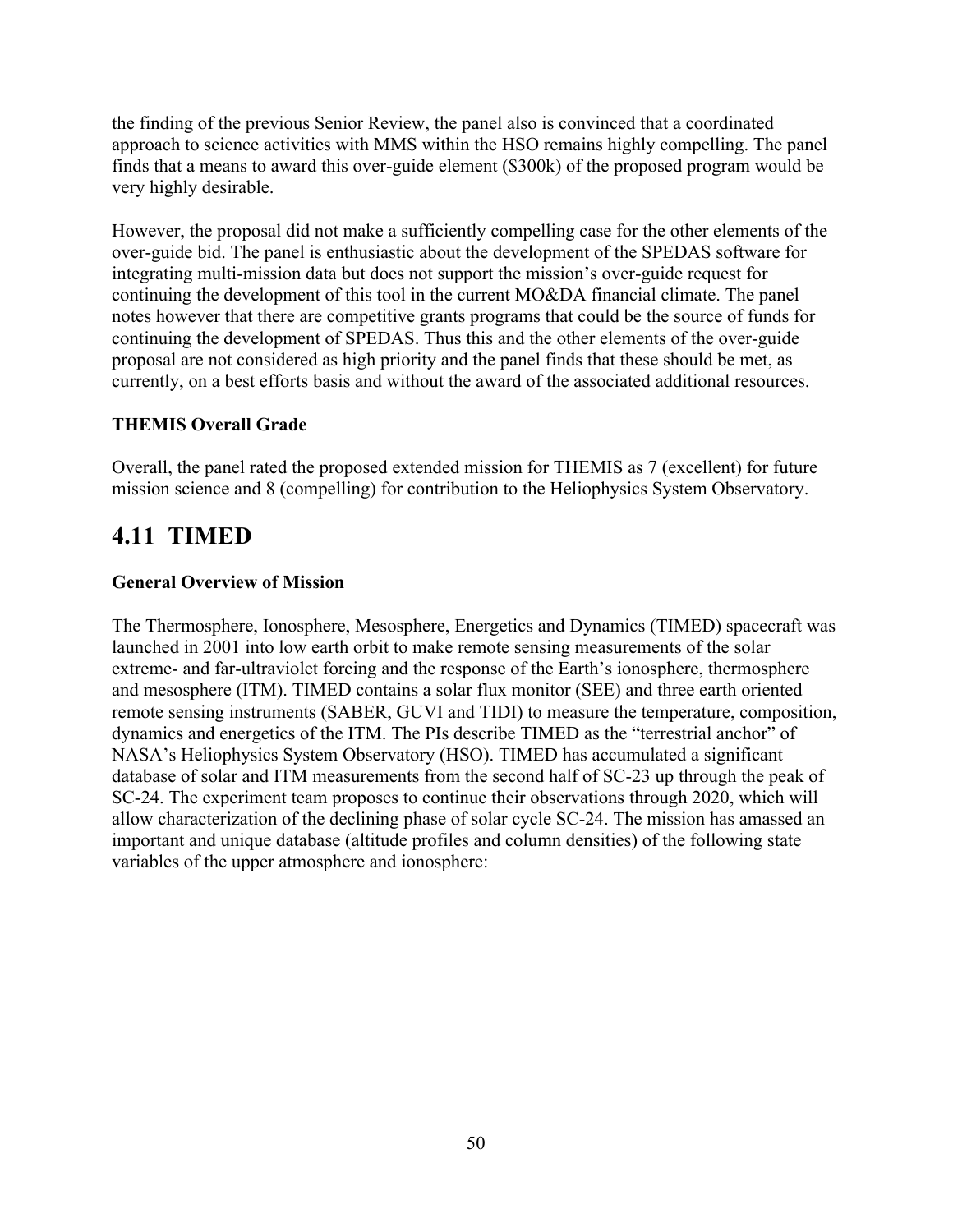the finding of the previous Senior Review, the panel also is convinced that a coordinated approach to science activities with MMS within the HSO remains highly compelling. The panel finds that a means to award this over-guide element ($300k) of the proposed program would be very highly desirable.

However, the proposal did not make a sufficiently compelling case for the other elements of the over-guide bid. The panel is enthusiastic about the development of the SPEDAS software for integrating multi-mission data but does not support the mission's over-guide request for continuing the development of this tool in the current MO&DA financial climate. The panel notes however that there are competitive grants programs that could be the source of funds for continuing the development of SPEDAS. Thus this and the other elements of the over-guide proposal are not considered as high priority and the panel finds that these should be met, as currently, on a best efforts basis and without the award of the associated additional resources.

**THEMIS Overall Grade**

Overall, the panel rated the proposed extended mission for THEMIS as 7 (excellent) for future mission science and 8 (compelling) for contribution to the Heliophysics System Observatory.

## 4.11 TIMED

**General Overview of Mission**

The Thermosphere, Ionosphere, Mesosphere, Energetics and Dynamics (TIMED) spacecraft was launched in 2001 into low earth orbit to make remote sensing measurements of the solar extreme- and far-ultraviolet forcing and the response of the Earth's ionosphere, thermosphere and mesosphere (ITM). TIMED contains a solar flux monitor (SEE) and three earth oriented remote sensing instruments (SABER, GUVI and TIDI) to measure the temperature, composition, dynamics and energetics of the ITM. The PIs describe TIMED as the "terrestrial anchor" of NASA's Heliophysics System Observatory (HSO). TIMED has accumulated a significant database of solar and ITM measurements from the second half of SC-23 up through the peak of SC-24. The experiment team proposes to continue their observations through 2020, which will allow characterization of the declining phase of solar cycle SC-24. The mission has amassed an important and unique database (altitude profiles and column densities) of the following state variables of the upper atmosphere and ionosphere: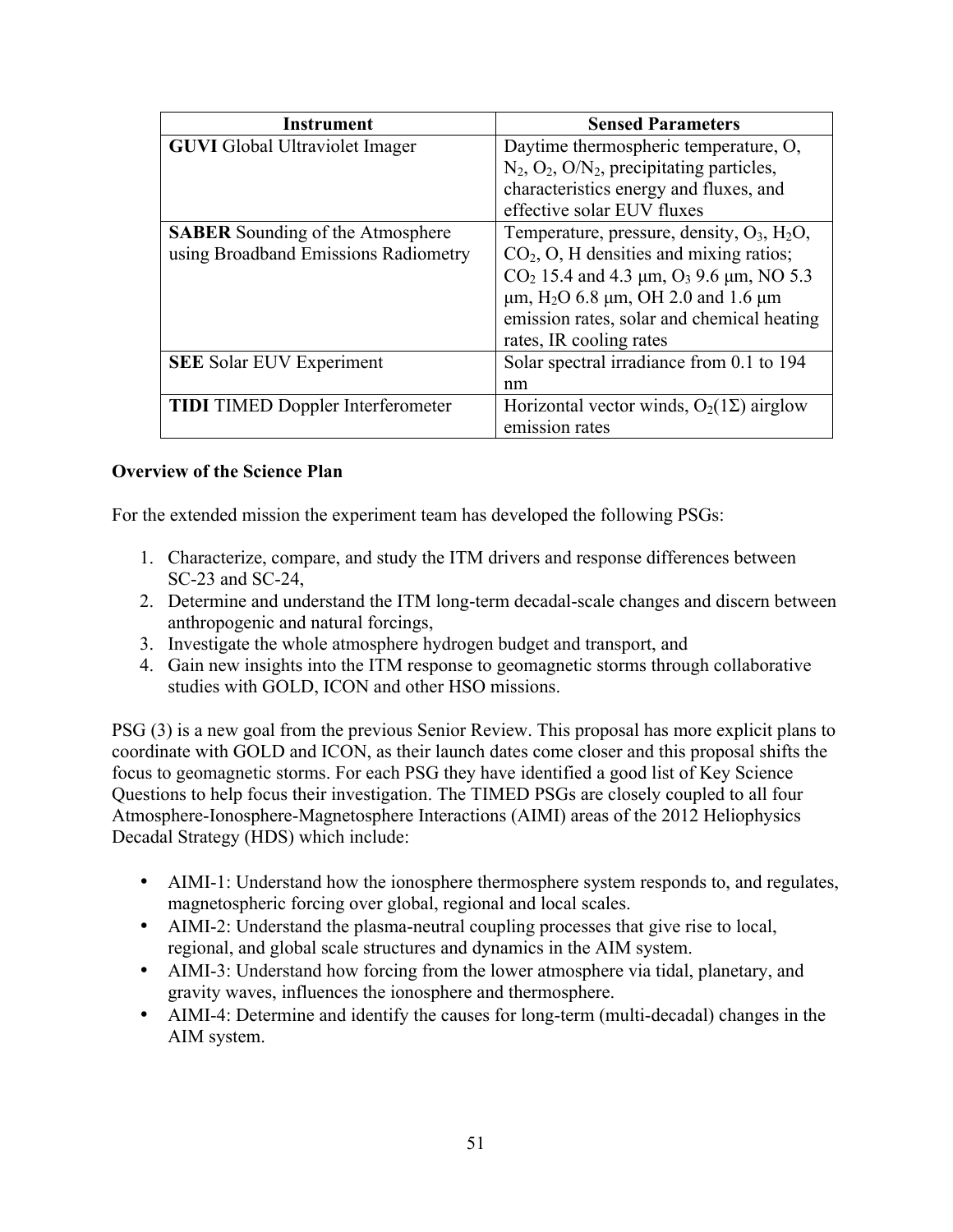| Instrument | Sensed Parameters |
| --- | --- |
| **GUVI** Global Ultraviolet Imager | Daytime thermospheric temperature, O, $N_2$, $O_2$, $O/N_2$, precipitating particles, characteristics energy and fluxes, and effective solar EUV fluxes |
| **SABER** Sounding of the Atmosphere using Broadband Emissions Radiometry | Temperature, pressure, density, $O_3$, $H_2O$, $CO_2$, O, H densities and mixing ratios; $CO_2$ 15.4 and 4.3 μm, $O_3$ 9.6 μm, NO 5.3 μm, $H_2O$ 6.8 μm, OH 2.0 and 1.6 μm emission rates, solar and chemical heating rates, IR cooling rates |
| **SEE** Solar EUV Experiment | Solar spectral irradiance from 0.1 to 194 nm |
| **TIDI** TIMED Doppler Interferometer | Horizontal vector winds, $O_2(1\Sigma)$ airglow emission rates |

**Overview of the Science Plan**

For the extended mission the experiment team has developed the following PSGs:

1. Characterize, compare, and study the ITM drivers and response differences between SC-23 and SC-24,
2. Determine and understand the ITM long-term decadal-scale changes and discern between anthropogenic and natural forcings,
3. Investigate the whole atmosphere hydrogen budget and transport, and
4. Gain new insights into the ITM response to geomagnetic storms through collaborative studies with GOLD, ICON and other HSO missions.

PSG (3) is a new goal from the previous Senior Review. This proposal has more explicit plans to coordinate with GOLD and ICON, as their launch dates come closer and this proposal shifts the focus to geomagnetic storms. For each PSG they have identified a good list of Key Science Questions to help focus their investigation. The TIMED PSGs are closely coupled to all four Atmosphere-Ionosphere-Magnetosphere Interactions (AIMI) areas of the 2012 Heliophysics Decadal Strategy (HDS) which include:

- AIMI-1: Understand how the ionosphere thermosphere system responds to, and regulates, magnetospheric forcing over global, regional and local scales.
- AIMI-2: Understand the plasma-neutral coupling processes that give rise to local, regional, and global scale structures and dynamics in the AIM system.
- AIMI-3: Understand how forcing from the lower atmosphere via tidal, planetary, and gravity waves, influences the ionosphere and thermosphere.
- AIMI-4: Determine and identify the causes for long-term (multi-decadal) changes in the AIM system.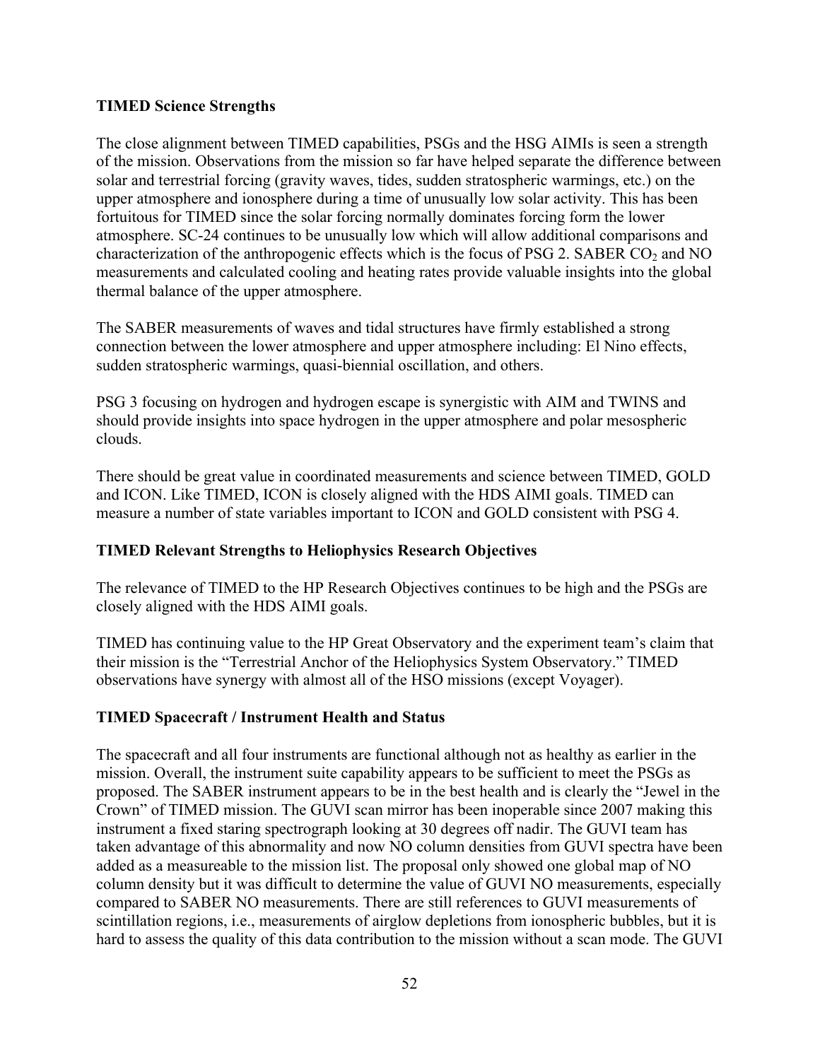**TIMED Science Strengths**

The close alignment between TIMED capabilities, PSGs and the HSG AIMIs is seen a strength of the mission. Observations from the mission so far have helped separate the difference between solar and terrestrial forcing (gravity waves, tides, sudden stratospheric warmings, etc.) on the upper atmosphere and ionosphere during a time of unusually low solar activity. This has been fortuitous for TIMED since the solar forcing normally dominates forcing form the lower atmosphere. SC-24 continues to be unusually low which will allow additional comparisons and characterization of the anthropogenic effects which is the focus of PSG 2. SABER $CO_2$ and NO measurements and calculated cooling and heating rates provide valuable insights into the global thermal balance of the upper atmosphere.

The SABER measurements of waves and tidal structures have firmly established a strong connection between the lower atmosphere and upper atmosphere including: El Nino effects, sudden stratospheric warmings, quasi-biennial oscillation, and others.

PSG 3 focusing on hydrogen and hydrogen escape is synergistic with AIM and TWINS and should provide insights into space hydrogen in the upper atmosphere and polar mesospheric clouds.

There should be great value in coordinated measurements and science between TIMED, GOLD and ICON. Like TIMED, ICON is closely aligned with the HDS AIMI goals. TIMED can measure a number of state variables important to ICON and GOLD consistent with PSG 4.

**TIMED Relevant Strengths to Heliophysics Research Objectives**

The relevance of TIMED to the HP Research Objectives continues to be high and the PSGs are closely aligned with the HDS AIMI goals.

TIMED has continuing value to the HP Great Observatory and the experiment team's claim that their mission is the "Terrestrial Anchor of the Heliophysics System Observatory." TIMED observations have synergy with almost all of the HSO missions (except Voyager).

**TIMED Spacecraft / Instrument Health and Status**

The spacecraft and all four instruments are functional although not as healthy as earlier in the mission. Overall, the instrument suite capability appears to be sufficient to meet the PSGs as proposed. The SABER instrument appears to be in the best health and is clearly the "Jewel in the Crown" of TIMED mission. The GUVI scan mirror has been inoperable since 2007 making this instrument a fixed staring spectrograph looking at 30 degrees off nadir. The GUVI team has taken advantage of this abnormality and now NO column densities from GUVI spectra have been added as a measureable to the mission list. The proposal only showed one global map of NO column density but it was difficult to determine the value of GUVI NO measurements, especially compared to SABER NO measurements. There are still references to GUVI measurements of scintillation regions, i.e., measurements of airglow depletions from ionospheric bubbles, but it is hard to assess the quality of this data contribution to the mission without a scan mode. The GUVI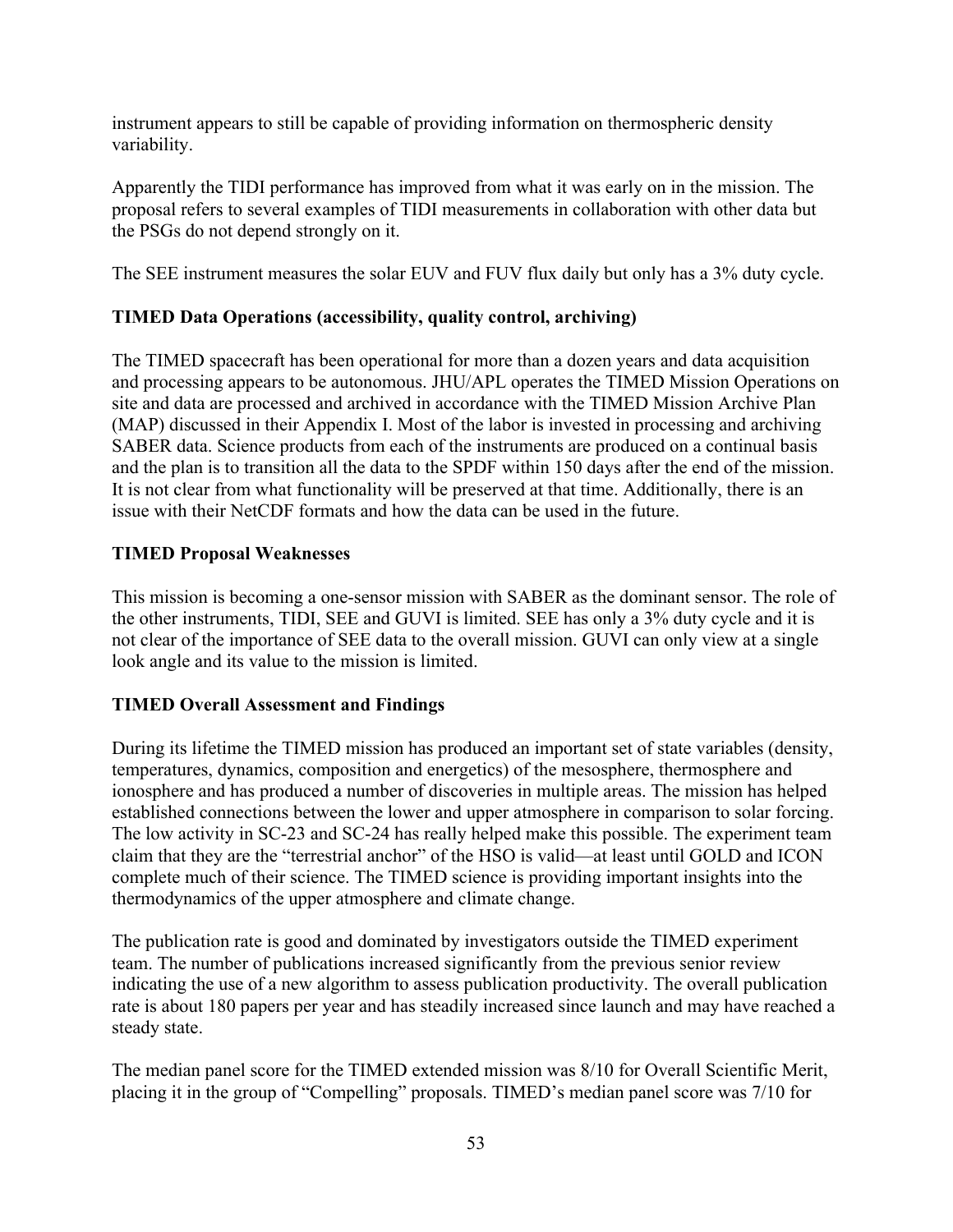instrument appears to still be capable of providing information on thermospheric density variability.

Apparently the TIDI performance has improved from what it was early on in the mission. The proposal refers to several examples of TIDI measurements in collaboration with other data but the PSGs do not depend strongly on it.

The SEE instrument measures the solar EUV and FUV flux daily but only has a 3% duty cycle.

**TIMED Data Operations (accessibility, quality control, archiving)**

The TIMED spacecraft has been operational for more than a dozen years and data acquisition and processing appears to be autonomous. JHU/APL operates the TIMED Mission Operations on site and data are processed and archived in accordance with the TIMED Mission Archive Plan (MAP) discussed in their Appendix I. Most of the labor is invested in processing and archiving SABER data. Science products from each of the instruments are produced on a continual basis and the plan is to transition all the data to the SPDF within 150 days after the end of the mission. It is not clear from what functionality will be preserved at that time. Additionally, there is an issue with their NetCDF formats and how the data can be used in the future.

**TIMED Proposal Weaknesses**

This mission is becoming a one-sensor mission with SABER as the dominant sensor. The role of the other instruments, TIDI, SEE and GUVI is limited. SEE has only a 3% duty cycle and it is not clear of the importance of SEE data to the overall mission. GUVI can only view at a single look angle and its value to the mission is limited.

**TIMED Overall Assessment and Findings**

During its lifetime the TIMED mission has produced an important set of state variables (density, temperatures, dynamics, composition and energetics) of the mesosphere, thermosphere and ionosphere and has produced a number of discoveries in multiple areas. The mission has helped established connections between the lower and upper atmosphere in comparison to solar forcing. The low activity in SC-23 and SC-24 has really helped make this possible. The experiment team claim that they are the "terrestrial anchor" of the HSO is valid—at least until GOLD and ICON complete much of their science. The TIMED science is providing important insights into the thermodynamics of the upper atmosphere and climate change.

The publication rate is good and dominated by investigators outside the TIMED experiment team. The number of publications increased significantly from the previous senior review indicating the use of a new algorithm to assess publication productivity. The overall publication rate is about 180 papers per year and has steadily increased since launch and may have reached a steady state.

The median panel score for the TIMED extended mission was 8/10 for Overall Scientific Merit, placing it in the group of "Compelling" proposals. TIMED's median panel score was 7/10 for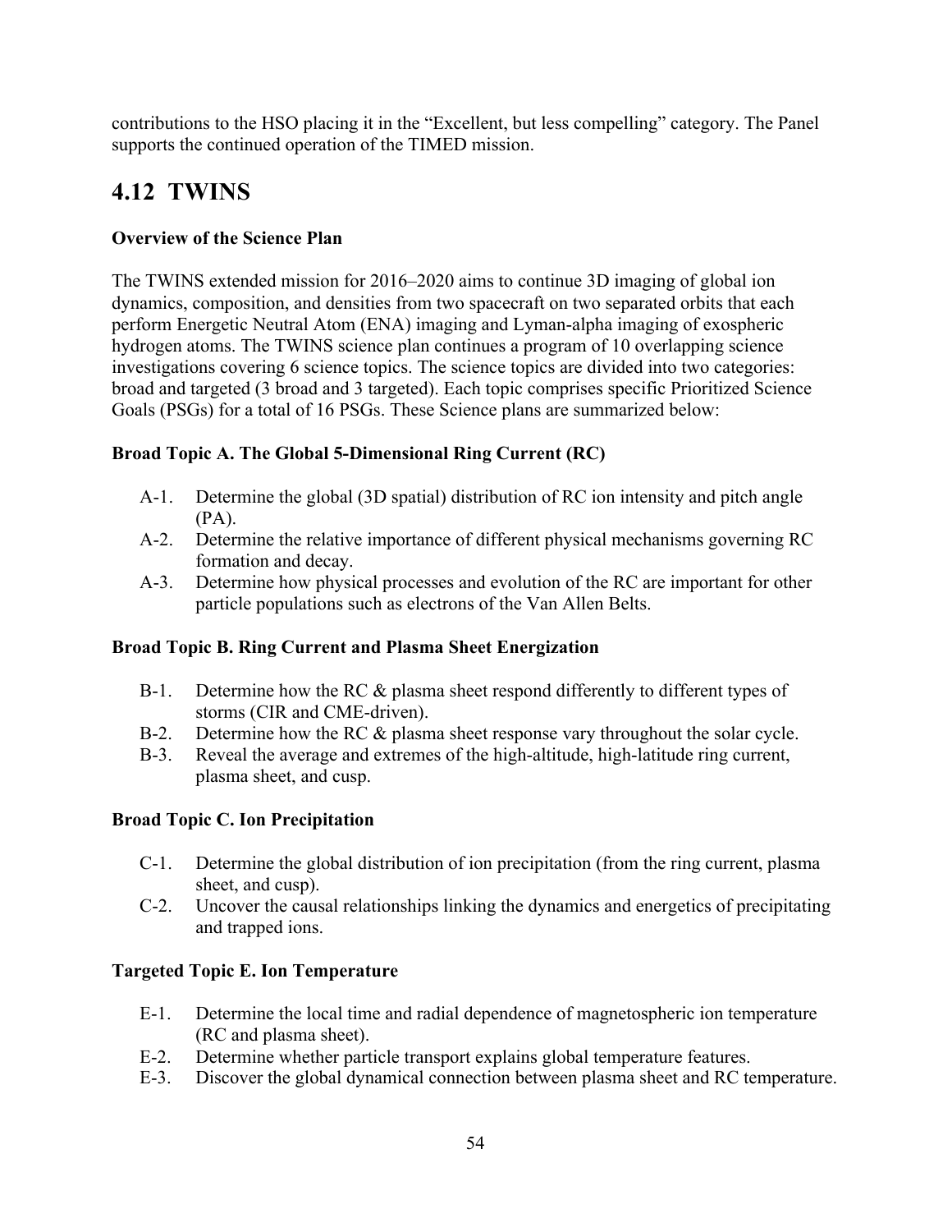contributions to the HSO placing it in the "Excellent, but less compelling" category. The Panel supports the continued operation of the TIMED mission.

## 4.12 TWINS

**Overview of the Science Plan**

The TWINS extended mission for 2016–2020 aims to continue 3D imaging of global ion dynamics, composition, and densities from two spacecraft on two separated orbits that each perform Energetic Neutral Atom (ENA) imaging and Lyman-alpha imaging of exospheric hydrogen atoms. The TWINS science plan continues a program of 10 overlapping science investigations covering 6 science topics. The science topics are divided into two categories: broad and targeted (3 broad and 3 targeted). Each topic comprises specific Prioritized Science Goals (PSGs) for a total of 16 PSGs. These Science plans are summarized below:

**Broad Topic A. The Global 5-Dimensional Ring Current (RC)**

- A-1. Determine the global (3D spatial) distribution of RC ion intensity and pitch angle (PA).
- A-2. Determine the relative importance of different physical mechanisms governing RC formation and decay.
- A-3. Determine how physical processes and evolution of the RC are important for other particle populations such as electrons of the Van Allen Belts.

**Broad Topic B. Ring Current and Plasma Sheet Energization**

- B-1. Determine how the RC & plasma sheet respond differently to different types of storms (CIR and CME-driven).
- B-2. Determine how the RC & plasma sheet response vary throughout the solar cycle.
- B-3. Reveal the average and extremes of the high-altitude, high-latitude ring current, plasma sheet, and cusp.

**Broad Topic C. Ion Precipitation**

- C-1. Determine the global distribution of ion precipitation (from the ring current, plasma sheet, and cusp).
- C-2. Uncover the causal relationships linking the dynamics and energetics of precipitating and trapped ions.

**Targeted Topic E. Ion Temperature**

- E-1. Determine the local time and radial dependence of magnetospheric ion temperature (RC and plasma sheet).
- E-2. Determine whether particle transport explains global temperature features.
- E-3. Discover the global dynamical connection between plasma sheet and RC temperature.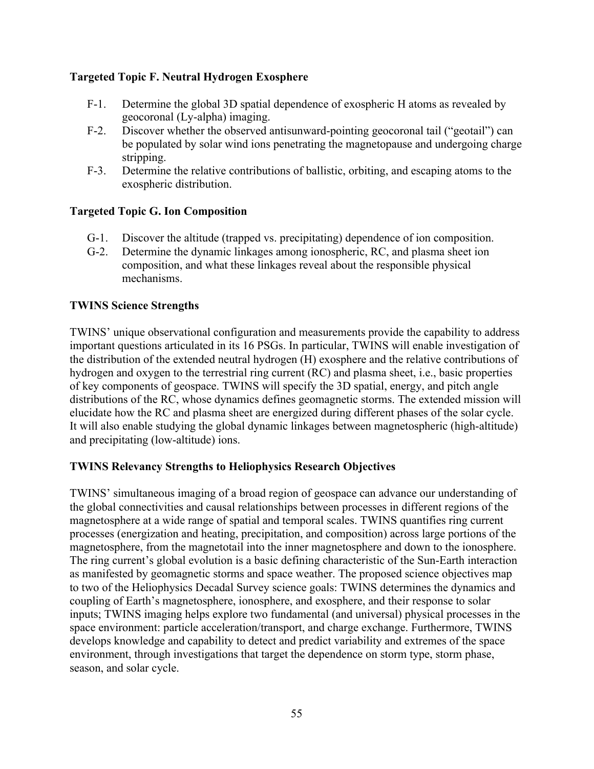**Targeted Topic F. Neutral Hydrogen Exosphere**

- F-1. Determine the global 3D spatial dependence of exospheric H atoms as revealed by geocoronal (Ly-alpha) imaging.
- F-2. Discover whether the observed antisunward-pointing geocoronal tail ("geotail") can be populated by solar wind ions penetrating the magnetopause and undergoing charge stripping.
- F-3. Determine the relative contributions of ballistic, orbiting, and escaping atoms to the exospheric distribution.

**Targeted Topic G. Ion Composition**

- G-1. Discover the altitude (trapped vs. precipitating) dependence of ion composition.
- G-2. Determine the dynamic linkages among ionospheric, RC, and plasma sheet ion composition, and what these linkages reveal about the responsible physical mechanisms.

**TWINS Science Strengths**

TWINS' unique observational configuration and measurements provide the capability to address important questions articulated in its 16 PSGs. In particular, TWINS will enable investigation of the distribution of the extended neutral hydrogen (H) exosphere and the relative contributions of hydrogen and oxygen to the terrestrial ring current (RC) and plasma sheet, i.e., basic properties of key components of geospace. TWINS will specify the 3D spatial, energy, and pitch angle distributions of the RC, whose dynamics defines geomagnetic storms. The extended mission will elucidate how the RC and plasma sheet are energized during different phases of the solar cycle. It will also enable studying the global dynamic linkages between magnetospheric (high-altitude) and precipitating (low-altitude) ions.

**TWINS Relevancy Strengths to Heliophysics Research Objectives**

TWINS' simultaneous imaging of a broad region of geospace can advance our understanding of the global connectivities and causal relationships between processes in different regions of the magnetosphere at a wide range of spatial and temporal scales. TWINS quantifies ring current processes (energization and heating, precipitation, and composition) across large portions of the magnetosphere, from the magnetotail into the inner magnetosphere and down to the ionosphere. The ring current's global evolution is a basic defining characteristic of the Sun-Earth interaction as manifested by geomagnetic storms and space weather. The proposed science objectives map to two of the Heliophysics Decadal Survey science goals: TWINS determines the dynamics and coupling of Earth's magnetosphere, ionosphere, and exosphere, and their response to solar inputs; TWINS imaging helps explore two fundamental (and universal) physical processes in the space environment: particle acceleration/transport, and charge exchange. Furthermore, TWINS develops knowledge and capability to detect and predict variability and extremes of the space environment, through investigations that target the dependence on storm type, storm phase, season, and solar cycle.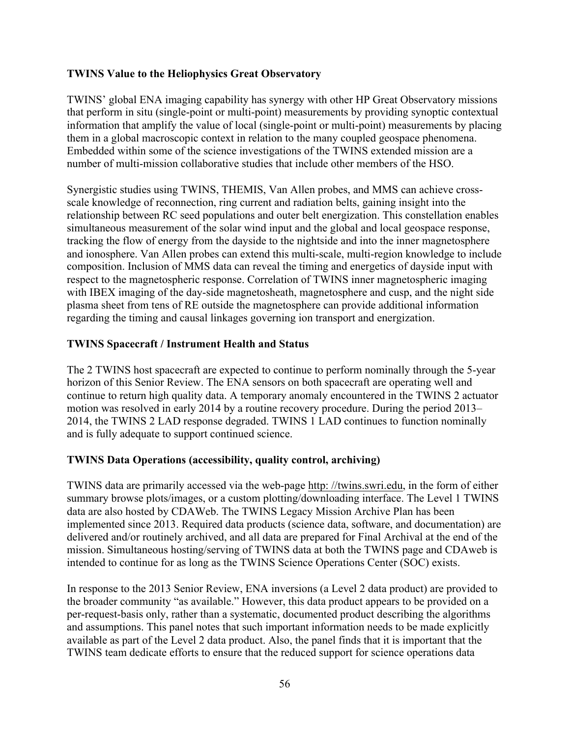**TWINS Value to the Heliophysics Great Observatory**

TWINS' global ENA imaging capability has synergy with other HP Great Observatory missions that perform in situ (single-point or multi-point) measurements by providing synoptic contextual information that amplify the value of local (single-point or multi-point) measurements by placing them in a global macroscopic context in relation to the many coupled geospace phenomena. Embedded within some of the science investigations of the TWINS extended mission are a number of multi-mission collaborative studies that include other members of the HSO.

Synergistic studies using TWINS, THEMIS, Van Allen probes, and MMS can achieve cross-scale knowledge of reconnection, ring current and radiation belts, gaining insight into the relationship between RC seed populations and outer belt energization. This constellation enables simultaneous measurement of the solar wind input and the global and local geospace response, tracking the flow of energy from the dayside to the nightside and into the inner magnetosphere and ionosphere. Van Allen probes can extend this multi-scale, multi-region knowledge to include composition. Inclusion of MMS data can reveal the timing and energetics of dayside input with respect to the magnetospheric response. Correlation of TWINS inner magnetospheric imaging with IBEX imaging of the day-side magnetosheath, magnetosphere and cusp, and the night side plasma sheet from tens of RE outside the magnetosphere can provide additional information regarding the timing and causal linkages governing ion transport and energization.

**TWINS Spacecraft / Instrument Health and Status**

The 2 TWINS host spacecraft are expected to continue to perform nominally through the 5-year horizon of this Senior Review. The ENA sensors on both spacecraft are operating well and continue to return high quality data. A temporary anomaly encountered in the TWINS 2 actuator motion was resolved in early 2014 by a routine recovery procedure. During the period 2013–2014, the TWINS 2 LAD response degraded. TWINS 1 LAD continues to function nominally and is fully adequate to support continued science.

**TWINS Data Operations (accessibility, quality control, archiving)**

TWINS data are primarily accessed via the web-page http: //twins.swri.edu, in the form of either summary browse plots/images, or a custom plotting/downloading interface. The Level 1 TWINS data are also hosted by CDAWeb. The TWINS Legacy Mission Archive Plan has been implemented since 2013. Required data products (science data, software, and documentation) are delivered and/or routinely archived, and all data are prepared for Final Archival at the end of the mission. Simultaneous hosting/serving of TWINS data at both the TWINS page and CDAweb is intended to continue for as long as the TWINS Science Operations Center (SOC) exists.

In response to the 2013 Senior Review, ENA inversions (a Level 2 data product) are provided to the broader community "as available." However, this data product appears to be provided on a per-request-basis only, rather than a systematic, documented product describing the algorithms and assumptions. This panel notes that such important information needs to be made explicitly available as part of the Level 2 data product. Also, the panel finds that it is important that the TWINS team dedicate efforts to ensure that the reduced support for science operations data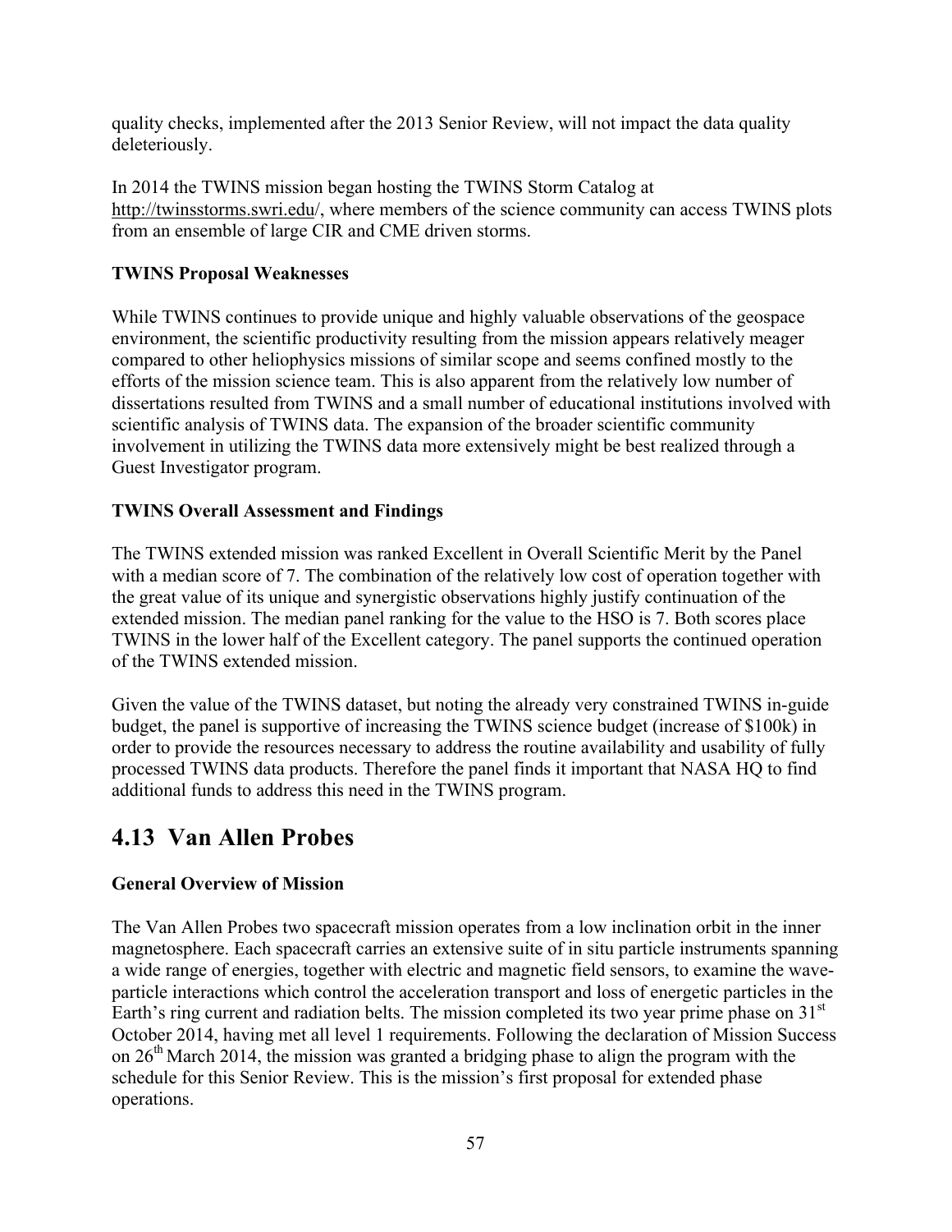quality checks, implemented after the 2013 Senior Review, will not impact the data quality deleteriously.

In 2014 the TWINS mission began hosting the TWINS Storm Catalog at http://twinsstorms.swri.edu/, where members of the science community can access TWINS plots from an ensemble of large CIR and CME driven storms.

**TWINS Proposal Weaknesses**

While TWINS continues to provide unique and highly valuable observations of the geospace environment, the scientific productivity resulting from the mission appears relatively meager compared to other heliophysics missions of similar scope and seems confined mostly to the efforts of the mission science team. This is also apparent from the relatively low number of dissertations resulted from TWINS and a small number of educational institutions involved with scientific analysis of TWINS data. The expansion of the broader scientific community involvement in utilizing the TWINS data more extensively might be best realized through a Guest Investigator program.

**TWINS Overall Assessment and Findings**

The TWINS extended mission was ranked Excellent in Overall Scientific Merit by the Panel with a median score of 7. The combination of the relatively low cost of operation together with the great value of its unique and synergistic observations highly justify continuation of the extended mission. The median panel ranking for the value to the HSO is 7. Both scores place TWINS in the lower half of the Excellent category. The panel supports the continued operation of the TWINS extended mission.

Given the value of the TWINS dataset, but noting the already very constrained TWINS in-guide budget, the panel is supportive of increasing the TWINS science budget (increase of $100k) in order to provide the resources necessary to address the routine availability and usability of fully processed TWINS data products. Therefore the panel finds it important that NASA HQ to find additional funds to address this need in the TWINS program.

## 4.13 Van Allen Probes

**General Overview of Mission**

The Van Allen Probes two spacecraft mission operates from a low inclination orbit in the inner magnetosphere. Each spacecraft carries an extensive suite of in situ particle instruments spanning a wide range of energies, together with electric and magnetic field sensors, to examine the wave-particle interactions which control the acceleration transport and loss of energetic particles in the Earth's ring current and radiation belts. The mission completed its two year prime phase on 31st October 2014, having met all level 1 requirements. Following the declaration of Mission Success on 26th March 2014, the mission was granted a bridging phase to align the program with the schedule for this Senior Review. This is the mission's first proposal for extended phase operations.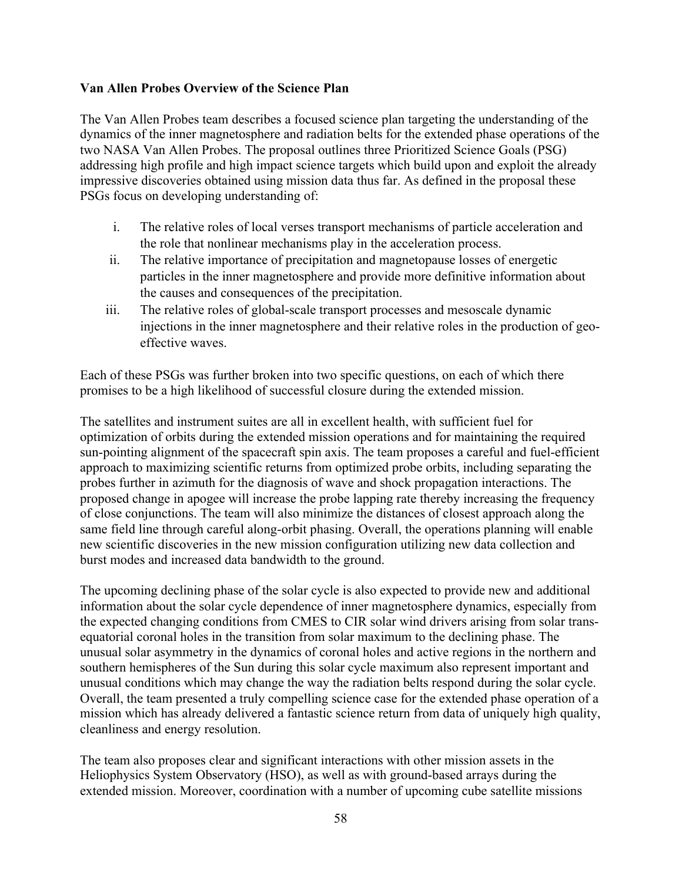**Van Allen Probes Overview of the Science Plan**

The Van Allen Probes team describes a focused science plan targeting the understanding of the dynamics of the inner magnetosphere and radiation belts for the extended phase operations of the two NASA Van Allen Probes. The proposal outlines three Prioritized Science Goals (PSG) addressing high profile and high impact science targets which build upon and exploit the already impressive discoveries obtained using mission data thus far. As defined in the proposal these PSGs focus on developing understanding of:

i. The relative roles of local verses transport mechanisms of particle acceleration and the role that nonlinear mechanisms play in the acceleration process.
ii. The relative importance of precipitation and magnetopause losses of energetic particles in the inner magnetosphere and provide more definitive information about the causes and consequences of the precipitation.
iii. The relative roles of global-scale transport processes and mesoscale dynamic injections in the inner magnetosphere and their relative roles in the production of geo-effective waves.

Each of these PSGs was further broken into two specific questions, on each of which there promises to be a high likelihood of successful closure during the extended mission.

The satellites and instrument suites are all in excellent health, with sufficient fuel for optimization of orbits during the extended mission operations and for maintaining the required sun-pointing alignment of the spacecraft spin axis. The team proposes a careful and fuel-efficient approach to maximizing scientific returns from optimized probe orbits, including separating the probes further in azimuth for the diagnosis of wave and shock propagation interactions. The proposed change in apogee will increase the probe lapping rate thereby increasing the frequency of close conjunctions. The team will also minimize the distances of closest approach along the same field line through careful along-orbit phasing. Overall, the operations planning will enable new scientific discoveries in the new mission configuration utilizing new data collection and burst modes and increased data bandwidth to the ground.

The upcoming declining phase of the solar cycle is also expected to provide new and additional information about the solar cycle dependence of inner magnetosphere dynamics, especially from the expected changing conditions from CMES to CIR solar wind drivers arising from solar trans-equatorial coronal holes in the transition from solar maximum to the declining phase. The unusual solar asymmetry in the dynamics of coronal holes and active regions in the northern and southern hemispheres of the Sun during this solar cycle maximum also represent important and unusual conditions which may change the way the radiation belts respond during the solar cycle. Overall, the team presented a truly compelling science case for the extended phase operation of a mission which has already delivered a fantastic science return from data of uniquely high quality, cleanliness and energy resolution.

The team also proposes clear and significant interactions with other mission assets in the Heliophysics System Observatory (HSO), as well as with ground-based arrays during the extended mission. Moreover, coordination with a number of upcoming cube satellite missions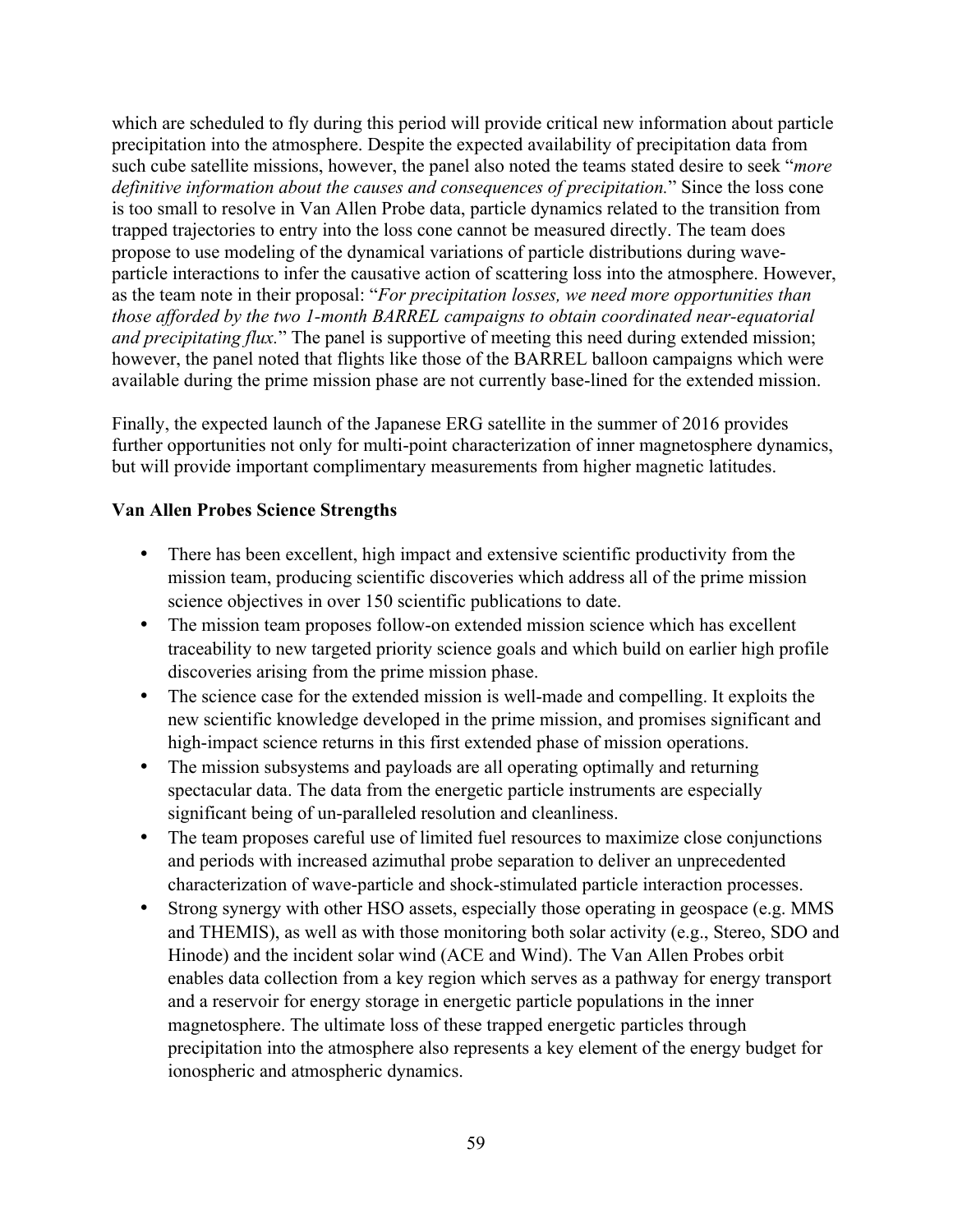which are scheduled to fly during this period will provide critical new information about particle precipitation into the atmosphere. Despite the expected availability of precipitation data from such cube satellite missions, however, the panel also noted the teams stated desire to seek "*more definitive information about the causes and consequences of precipitation.*" Since the loss cone is too small to resolve in Van Allen Probe data, particle dynamics related to the transition from trapped trajectories to entry into the loss cone cannot be measured directly. The team does propose to use modeling of the dynamical variations of particle distributions during wave-particle interactions to infer the causative action of scattering loss into the atmosphere. However, as the team note in their proposal: "*For precipitation losses, we need more opportunities than those afforded by the two 1-month BARREL campaigns to obtain coordinated near-equatorial and precipitating flux.*" The panel is supportive of meeting this need during extended mission; however, the panel noted that flights like those of the BARREL balloon campaigns which were available during the prime mission phase are not currently base-lined for the extended mission.

Finally, the expected launch of the Japanese ERG satellite in the summer of 2016 provides further opportunities not only for multi-point characterization of inner magnetosphere dynamics, but will provide important complimentary measurements from higher magnetic latitudes.

**Van Allen Probes Science Strengths**

- There has been excellent, high impact and extensive scientific productivity from the mission team, producing scientific discoveries which address all of the prime mission science objectives in over 150 scientific publications to date.
- The mission team proposes follow-on extended mission science which has excellent traceability to new targeted priority science goals and which build on earlier high profile discoveries arising from the prime mission phase.
- The science case for the extended mission is well-made and compelling. It exploits the new scientific knowledge developed in the prime mission, and promises significant and high-impact science returns in this first extended phase of mission operations.
- The mission subsystems and payloads are all operating optimally and returning spectacular data. The data from the energetic particle instruments are especially significant being of un-paralleled resolution and cleanliness.
- The team proposes careful use of limited fuel resources to maximize close conjunctions and periods with increased azimuthal probe separation to deliver an unprecedented characterization of wave-particle and shock-stimulated particle interaction processes.
- Strong synergy with other HSO assets, especially those operating in geospace (e.g. MMS and THEMIS), as well as with those monitoring both solar activity (e.g., Stereo, SDO and Hinode) and the incident solar wind (ACE and Wind). The Van Allen Probes orbit enables data collection from a key region which serves as a pathway for energy transport and a reservoir for energy storage in energetic particle populations in the inner magnetosphere. The ultimate loss of these trapped energetic particles through precipitation into the atmosphere also represents a key element of the energy budget for ionospheric and atmospheric dynamics.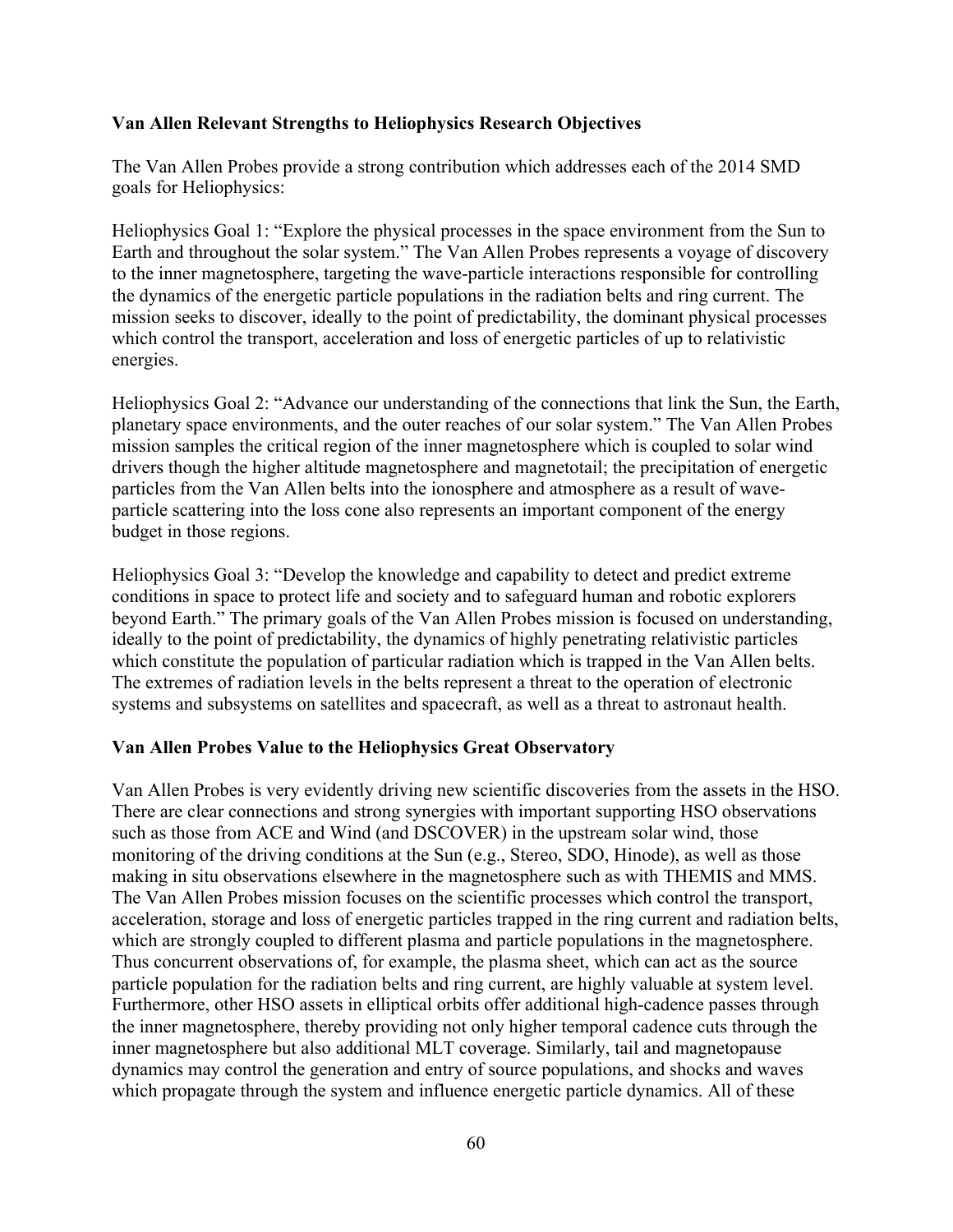**Van Allen Relevant Strengths to Heliophysics Research Objectives**

The Van Allen Probes provide a strong contribution which addresses each of the 2014 SMD goals for Heliophysics:

Heliophysics Goal 1: "Explore the physical processes in the space environment from the Sun to Earth and throughout the solar system." The Van Allen Probes represents a voyage of discovery to the inner magnetosphere, targeting the wave-particle interactions responsible for controlling the dynamics of the energetic particle populations in the radiation belts and ring current. The mission seeks to discover, ideally to the point of predictability, the dominant physical processes which control the transport, acceleration and loss of energetic particles of up to relativistic energies.

Heliophysics Goal 2: "Advance our understanding of the connections that link the Sun, the Earth, planetary space environments, and the outer reaches of our solar system." The Van Allen Probes mission samples the critical region of the inner magnetosphere which is coupled to solar wind drivers though the higher altitude magnetosphere and magnetotail; the precipitation of energetic particles from the Van Allen belts into the ionosphere and atmosphere as a result of wave-particle scattering into the loss cone also represents an important component of the energy budget in those regions.

Heliophysics Goal 3: "Develop the knowledge and capability to detect and predict extreme conditions in space to protect life and society and to safeguard human and robotic explorers beyond Earth." The primary goals of the Van Allen Probes mission is focused on understanding, ideally to the point of predictability, the dynamics of highly penetrating relativistic particles which constitute the population of particular radiation which is trapped in the Van Allen belts. The extremes of radiation levels in the belts represent a threat to the operation of electronic systems and subsystems on satellites and spacecraft, as well as a threat to astronaut health.

**Van Allen Probes Value to the Heliophysics Great Observatory**

Van Allen Probes is very evidently driving new scientific discoveries from the assets in the HSO. There are clear connections and strong synergies with important supporting HSO observations such as those from ACE and Wind (and DSCOVER) in the upstream solar wind, those monitoring of the driving conditions at the Sun (e.g., Stereo, SDO, Hinode), as well as those making in situ observations elsewhere in the magnetosphere such as with THEMIS and MMS. The Van Allen Probes mission focuses on the scientific processes which control the transport, acceleration, storage and loss of energetic particles trapped in the ring current and radiation belts, which are strongly coupled to different plasma and particle populations in the magnetosphere. Thus concurrent observations of, for example, the plasma sheet, which can act as the source particle population for the radiation belts and ring current, are highly valuable at system level. Furthermore, other HSO assets in elliptical orbits offer additional high-cadence passes through the inner magnetosphere, thereby providing not only higher temporal cadence cuts through the inner magnetosphere but also additional MLT coverage. Similarly, tail and magnetopause dynamics may control the generation and entry of source populations, and shocks and waves which propagate through the system and influence energetic particle dynamics. All of these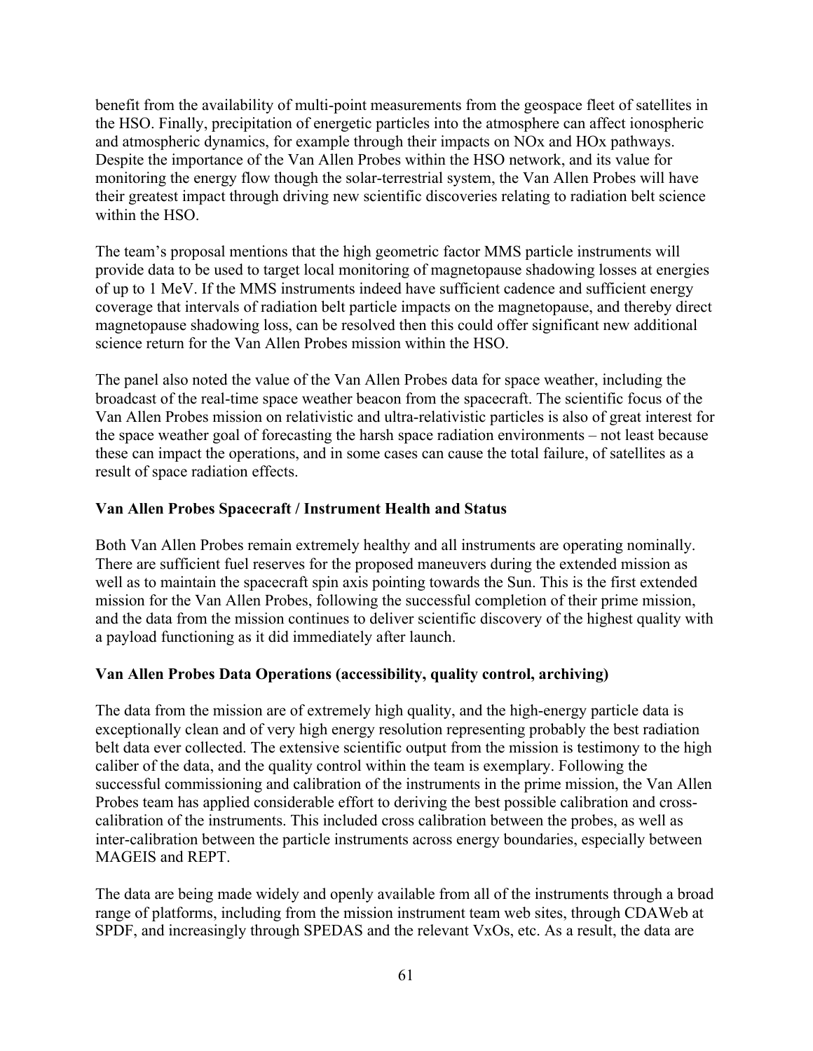benefit from the availability of multi-point measurements from the geospace fleet of satellites in the HSO. Finally, precipitation of energetic particles into the atmosphere can affect ionospheric and atmospheric dynamics, for example through their impacts on NOx and HOx pathways. Despite the importance of the Van Allen Probes within the HSO network, and its value for monitoring the energy flow though the solar-terrestrial system, the Van Allen Probes will have their greatest impact through driving new scientific discoveries relating to radiation belt science within the HSO.

The team's proposal mentions that the high geometric factor MMS particle instruments will provide data to be used to target local monitoring of magnetopause shadowing losses at energies of up to 1 MeV. If the MMS instruments indeed have sufficient cadence and sufficient energy coverage that intervals of radiation belt particle impacts on the magnetopause, and thereby direct magnetopause shadowing loss, can be resolved then this could offer significant new additional science return for the Van Allen Probes mission within the HSO.

The panel also noted the value of the Van Allen Probes data for space weather, including the broadcast of the real-time space weather beacon from the spacecraft. The scientific focus of the Van Allen Probes mission on relativistic and ultra-relativistic particles is also of great interest for the space weather goal of forecasting the harsh space radiation environments – not least because these can impact the operations, and in some cases can cause the total failure, of satellites as a result of space radiation effects.

**Van Allen Probes Spacecraft / Instrument Health and Status**

Both Van Allen Probes remain extremely healthy and all instruments are operating nominally. There are sufficient fuel reserves for the proposed maneuvers during the extended mission as well as to maintain the spacecraft spin axis pointing towards the Sun. This is the first extended mission for the Van Allen Probes, following the successful completion of their prime mission, and the data from the mission continues to deliver scientific discovery of the highest quality with a payload functioning as it did immediately after launch.

**Van Allen Probes Data Operations (accessibility, quality control, archiving)**

The data from the mission are of extremely high quality, and the high-energy particle data is exceptionally clean and of very high energy resolution representing probably the best radiation belt data ever collected. The extensive scientific output from the mission is testimony to the high caliber of the data, and the quality control within the team is exemplary. Following the successful commissioning and calibration of the instruments in the prime mission, the Van Allen Probes team has applied considerable effort to deriving the best possible calibration and cross-calibration of the instruments. This included cross calibration between the probes, as well as inter-calibration between the particle instruments across energy boundaries, especially between MAGEIS and REPT.

The data are being made widely and openly available from all of the instruments through a broad range of platforms, including from the mission instrument team web sites, through CDAWeb at SPDF, and increasingly through SPEDAS and the relevant VxOs, etc. As a result, the data are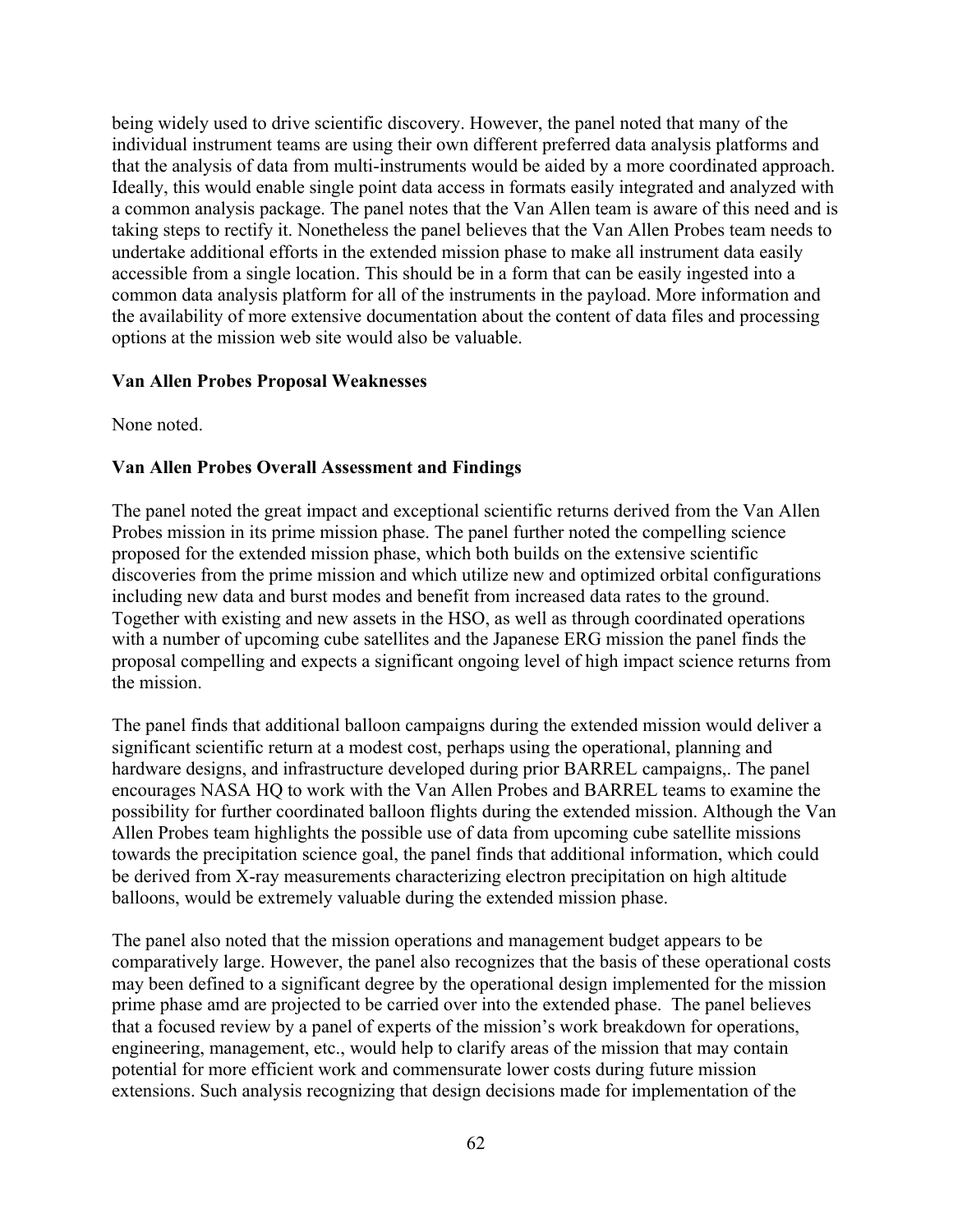being widely used to drive scientific discovery. However, the panel noted that many of the individual instrument teams are using their own different preferred data analysis platforms and that the analysis of data from multi-instruments would be aided by a more coordinated approach. Ideally, this would enable single point data access in formats easily integrated and analyzed with a common analysis package. The panel notes that the Van Allen team is aware of this need and is taking steps to rectify it. Nonetheless the panel believes that the Van Allen Probes team needs to undertake additional efforts in the extended mission phase to make all instrument data easily accessible from a single location. This should be in a form that can be easily ingested into a common data analysis platform for all of the instruments in the payload. More information and the availability of more extensive documentation about the content of data files and processing options at the mission web site would also be valuable.

**Van Allen Probes Proposal Weaknesses**

None noted.

**Van Allen Probes Overall Assessment and Findings**

The panel noted the great impact and exceptional scientific returns derived from the Van Allen Probes mission in its prime mission phase. The panel further noted the compelling science proposed for the extended mission phase, which both builds on the extensive scientific discoveries from the prime mission and which utilize new and optimized orbital configurations including new data and burst modes and benefit from increased data rates to the ground. Together with existing and new assets in the HSO, as well as through coordinated operations with a number of upcoming cube satellites and the Japanese ERG mission the panel finds the proposal compelling and expects a significant ongoing level of high impact science returns from the mission.

The panel finds that additional balloon campaigns during the extended mission would deliver a significant scientific return at a modest cost, perhaps using the operational, planning and hardware designs, and infrastructure developed during prior BARREL campaigns,. The panel encourages NASA HQ to work with the Van Allen Probes and BARREL teams to examine the possibility for further coordinated balloon flights during the extended mission. Although the Van Allen Probes team highlights the possible use of data from upcoming cube satellite missions towards the precipitation science goal, the panel finds that additional information, which could be derived from X-ray measurements characterizing electron precipitation on high altitude balloons, would be extremely valuable during the extended mission phase.

The panel also noted that the mission operations and management budget appears to be comparatively large. However, the panel also recognizes that the basis of these operational costs may been defined to a significant degree by the operational design implemented for the mission prime phase amd are projected to be carried over into the extended phase. The panel believes that a focused review by a panel of experts of the mission's work breakdown for operations, engineering, management, etc., would help to clarify areas of the mission that may contain potential for more efficient work and commensurate lower costs during future mission extensions. Such analysis recognizing that design decisions made for implementation of the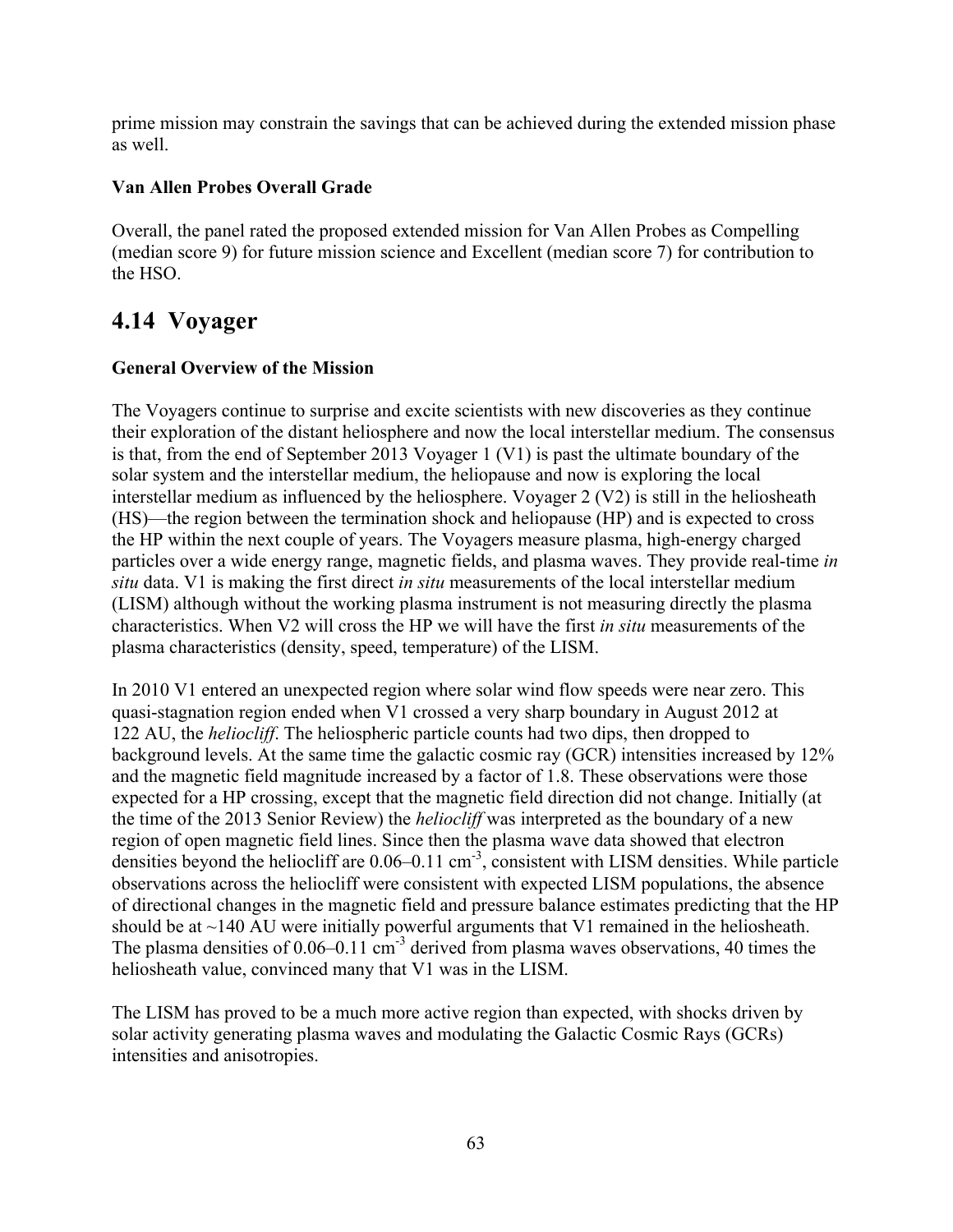prime mission may constrain the savings that can be achieved during the extended mission phase as well.

**Van Allen Probes Overall Grade**

Overall, the panel rated the proposed extended mission for Van Allen Probes as Compelling (median score 9) for future mission science and Excellent (median score 7) for contribution to the HSO.

## 4.14 Voyager

**General Overview of the Mission**

The Voyagers continue to surprise and excite scientists with new discoveries as they continue their exploration of the distant heliosphere and now the local interstellar medium. The consensus is that, from the end of September 2013 Voyager 1 (V1) is past the ultimate boundary of the solar system and the interstellar medium, the heliopause and now is exploring the local interstellar medium as influenced by the heliosphere. Voyager 2 (V2) is still in the heliosheath (HS)—the region between the termination shock and heliopause (HP) and is expected to cross the HP within the next couple of years. The Voyagers measure plasma, high-energy charged particles over a wide energy range, magnetic fields, and plasma waves. They provide real-time *in situ* data. V1 is making the first direct *in situ* measurements of the local interstellar medium (LISM) although without the working plasma instrument is not measuring directly the plasma characteristics. When V2 will cross the HP we will have the first *in situ* measurements of the plasma characteristics (density, speed, temperature) of the LISM.

In 2010 V1 entered an unexpected region where solar wind flow speeds were near zero. This quasi-stagnation region ended when V1 crossed a very sharp boundary in August 2012 at 122 AU, the *heliocliff*. The heliospheric particle counts had two dips, then dropped to background levels. At the same time the galactic cosmic ray (GCR) intensities increased by 12% and the magnetic field magnitude increased by a factor of 1.8. These observations were those expected for a HP crossing, except that the magnetic field direction did not change. Initially (at the time of the 2013 Senior Review) the *heliocliff* was interpreted as the boundary of a new region of open magnetic field lines. Since then the plasma wave data showed that electron densities beyond the heliocliff are 0.06–0.11 $cm^{-3}$, consistent with LISM densities. While particle observations across the heliocliff were consistent with expected LISM populations, the absence of directional changes in the magnetic field and pressure balance estimates predicting that the HP should be at ~140 AU were initially powerful arguments that V1 remained in the heliosheath. The plasma densities of 0.06–0.11 $cm^{-3}$ derived from plasma waves observations, 40 times the heliosheath value, convinced many that V1 was in the LISM.

The LISM has proved to be a much more active region than expected, with shocks driven by solar activity generating plasma waves and modulating the Galactic Cosmic Rays (GCRs) intensities and anisotropies.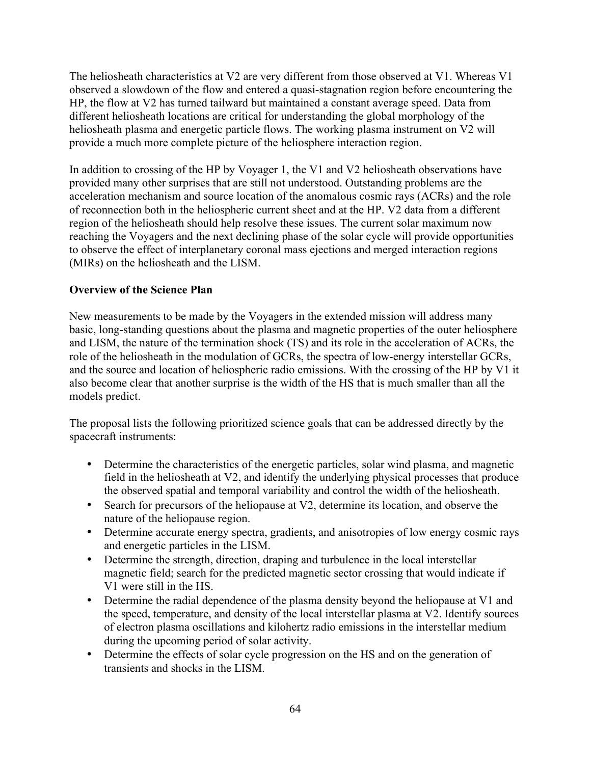The heliosheath characteristics at V2 are very different from those observed at V1. Whereas V1 observed a slowdown of the flow and entered a quasi-stagnation region before encountering the HP, the flow at V2 has turned tailward but maintained a constant average speed. Data from different heliosheath locations are critical for understanding the global morphology of the heliosheath plasma and energetic particle flows. The working plasma instrument on V2 will provide a much more complete picture of the heliosphere interaction region.

In addition to crossing of the HP by Voyager 1, the V1 and V2 heliosheath observations have provided many other surprises that are still not understood. Outstanding problems are the acceleration mechanism and source location of the anomalous cosmic rays (ACRs) and the role of reconnection both in the heliospheric current sheet and at the HP. V2 data from a different region of the heliosheath should help resolve these issues. The current solar maximum now reaching the Voyagers and the next declining phase of the solar cycle will provide opportunities to observe the effect of interplanetary coronal mass ejections and merged interaction regions (MIRs) on the heliosheath and the LISM.

**Overview of the Science Plan**

New measurements to be made by the Voyagers in the extended mission will address many basic, long-standing questions about the plasma and magnetic properties of the outer heliosphere and LISM, the nature of the termination shock (TS) and its role in the acceleration of ACRs, the role of the heliosheath in the modulation of GCRs, the spectra of low-energy interstellar GCRs, and the source and location of heliospheric radio emissions. With the crossing of the HP by V1 it also become clear that another surprise is the width of the HS that is much smaller than all the models predict.

The proposal lists the following prioritized science goals that can be addressed directly by the spacecraft instruments:

- Determine the characteristics of the energetic particles, solar wind plasma, and magnetic field in the heliosheath at V2, and identify the underlying physical processes that produce the observed spatial and temporal variability and control the width of the heliosheath.
- Search for precursors of the heliopause at V2, determine its location, and observe the nature of the heliopause region.
- Determine accurate energy spectra, gradients, and anisotropies of low energy cosmic rays and energetic particles in the LISM.
- Determine the strength, direction, draping and turbulence in the local interstellar magnetic field; search for the predicted magnetic sector crossing that would indicate if V1 were still in the HS.
- Determine the radial dependence of the plasma density beyond the heliopause at V1 and the speed, temperature, and density of the local interstellar plasma at V2. Identify sources of electron plasma oscillations and kilohertz radio emissions in the interstellar medium during the upcoming period of solar activity.
- Determine the effects of solar cycle progression on the HS and on the generation of transients and shocks in the LISM.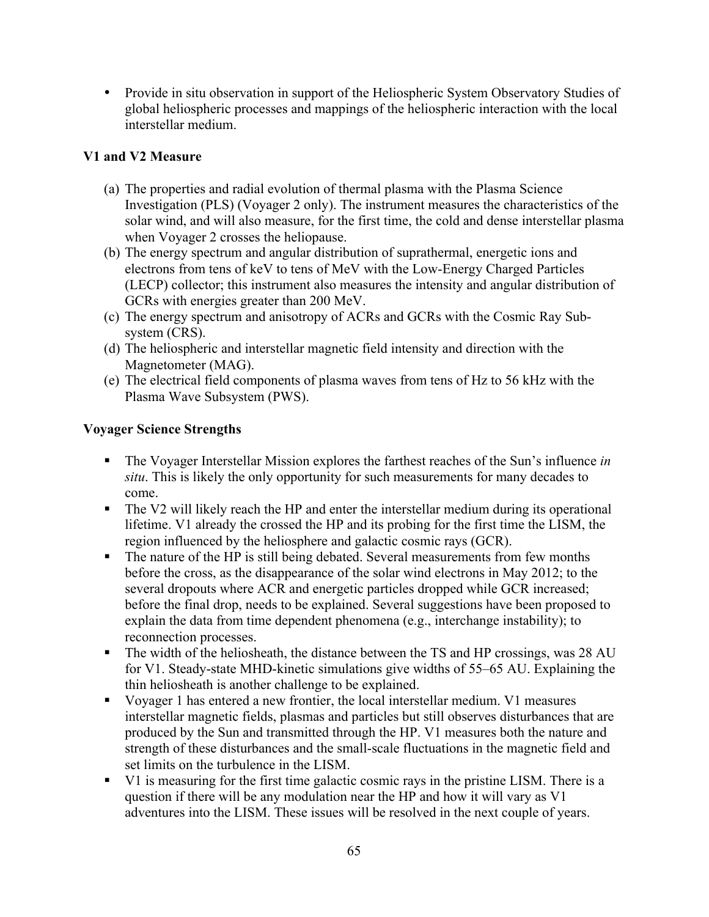- Provide in situ observation in support of the Heliospheric System Observatory Studies of global heliospheric processes and mappings of the heliospheric interaction with the local interstellar medium.

**V1 and V2 Measure**

(a) The properties and radial evolution of thermal plasma with the Plasma Science Investigation (PLS) (Voyager 2 only). The instrument measures the characteristics of the solar wind, and will also measure, for the first time, the cold and dense interstellar plasma when Voyager 2 crosses the heliopause.

(b) The energy spectrum and angular distribution of suprathermal, energetic ions and electrons from tens of keV to tens of MeV with the Low-Energy Charged Particles (LECP) collector; this instrument also measures the intensity and angular distribution of GCRs with energies greater than 200 MeV.

(c) The energy spectrum and anisotropy of ACRs and GCRs with the Cosmic Ray Sub-system (CRS).

(d) The heliospheric and interstellar magnetic field intensity and direction with the Magnetometer (MAG).

(e) The electrical field components of plasma waves from tens of Hz to 56 kHz with the Plasma Wave Subsystem (PWS).

**Voyager Science Strengths**

- The Voyager Interstellar Mission explores the farthest reaches of the Sun's influence *in situ*. This is likely the only opportunity for such measurements for many decades to come.
- The V2 will likely reach the HP and enter the interstellar medium during its operational lifetime. V1 already the crossed the HP and its probing for the first time the LISM, the region influenced by the heliosphere and galactic cosmic rays (GCR).
- The nature of the HP is still being debated. Several measurements from few months before the cross, as the disappearance of the solar wind electrons in May 2012; to the several dropouts where ACR and energetic particles dropped while GCR increased; before the final drop, needs to be explained. Several suggestions have been proposed to explain the data from time dependent phenomena (e.g., interchange instability); to reconnection processes.
- The width of the heliosheath, the distance between the TS and HP crossings, was 28 AU for V1. Steady-state MHD-kinetic simulations give widths of 55–65 AU. Explaining the thin heliosheath is another challenge to be explained.
- Voyager 1 has entered a new frontier, the local interstellar medium. V1 measures interstellar magnetic fields, plasmas and particles but still observes disturbances that are produced by the Sun and transmitted through the HP. V1 measures both the nature and strength of these disturbances and the small-scale fluctuations in the magnetic field and set limits on the turbulence in the LISM.
- V1 is measuring for the first time galactic cosmic rays in the pristine LISM. There is a question if there will be any modulation near the HP and how it will vary as V1 adventures into the LISM. These issues will be resolved in the next couple of years.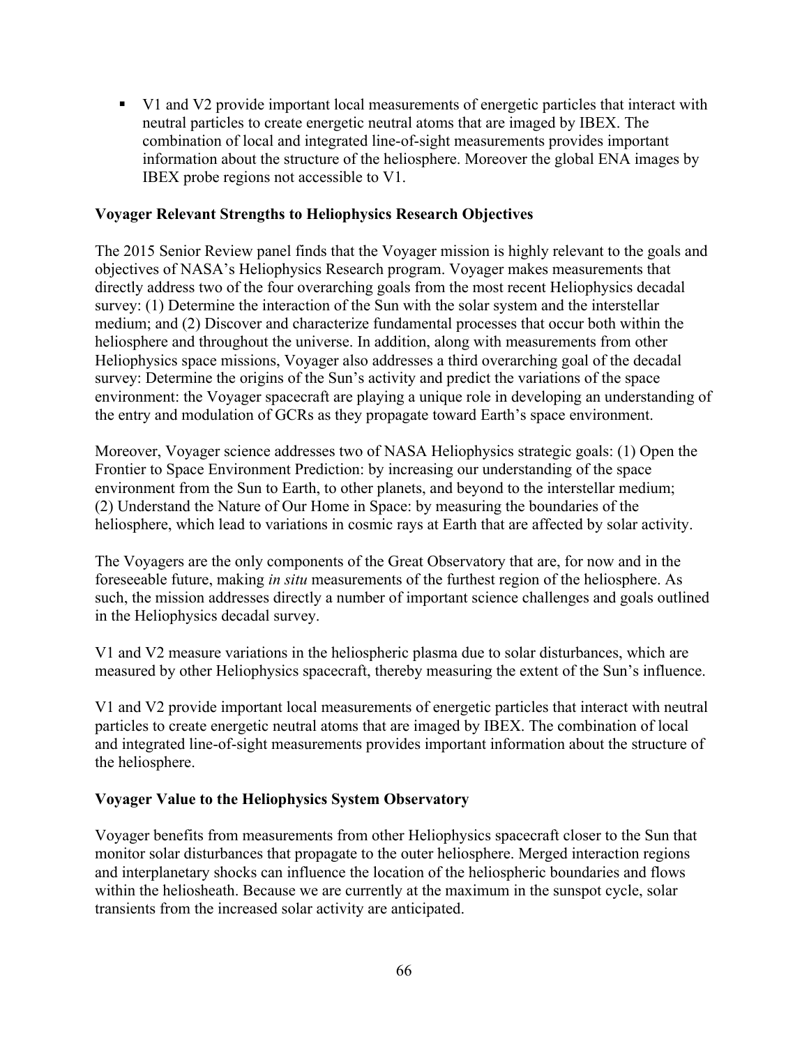- V1 and V2 provide important local measurements of energetic particles that interact with neutral particles to create energetic neutral atoms that are imaged by IBEX. The combination of local and integrated line-of-sight measurements provides important information about the structure of the heliosphere. Moreover the global ENA images by IBEX probe regions not accessible to V1.

**Voyager Relevant Strengths to Heliophysics Research Objectives**

The 2015 Senior Review panel finds that the Voyager mission is highly relevant to the goals and objectives of NASA's Heliophysics Research program. Voyager makes measurements that directly address two of the four overarching goals from the most recent Heliophysics decadal survey: (1) Determine the interaction of the Sun with the solar system and the interstellar medium; and (2) Discover and characterize fundamental processes that occur both within the heliosphere and throughout the universe. In addition, along with measurements from other Heliophysics space missions, Voyager also addresses a third overarching goal of the decadal survey: Determine the origins of the Sun's activity and predict the variations of the space environment: the Voyager spacecraft are playing a unique role in developing an understanding of the entry and modulation of GCRs as they propagate toward Earth's space environment.

Moreover, Voyager science addresses two of NASA Heliophysics strategic goals: (1) Open the Frontier to Space Environment Prediction: by increasing our understanding of the space environment from the Sun to Earth, to other planets, and beyond to the interstellar medium; (2) Understand the Nature of Our Home in Space: by measuring the boundaries of the heliosphere, which lead to variations in cosmic rays at Earth that are affected by solar activity.

The Voyagers are the only components of the Great Observatory that are, for now and in the foreseeable future, making *in situ* measurements of the furthest region of the heliosphere. As such, the mission addresses directly a number of important science challenges and goals outlined in the Heliophysics decadal survey.

V1 and V2 measure variations in the heliospheric plasma due to solar disturbances, which are measured by other Heliophysics spacecraft, thereby measuring the extent of the Sun's influence.

V1 and V2 provide important local measurements of energetic particles that interact with neutral particles to create energetic neutral atoms that are imaged by IBEX. The combination of local and integrated line-of-sight measurements provides important information about the structure of the heliosphere.

**Voyager Value to the Heliophysics System Observatory**

Voyager benefits from measurements from other Heliophysics spacecraft closer to the Sun that monitor solar disturbances that propagate to the outer heliosphere. Merged interaction regions and interplanetary shocks can influence the location of the heliospheric boundaries and flows within the heliosheath. Because we are currently at the maximum in the sunspot cycle, solar transients from the increased solar activity are anticipated.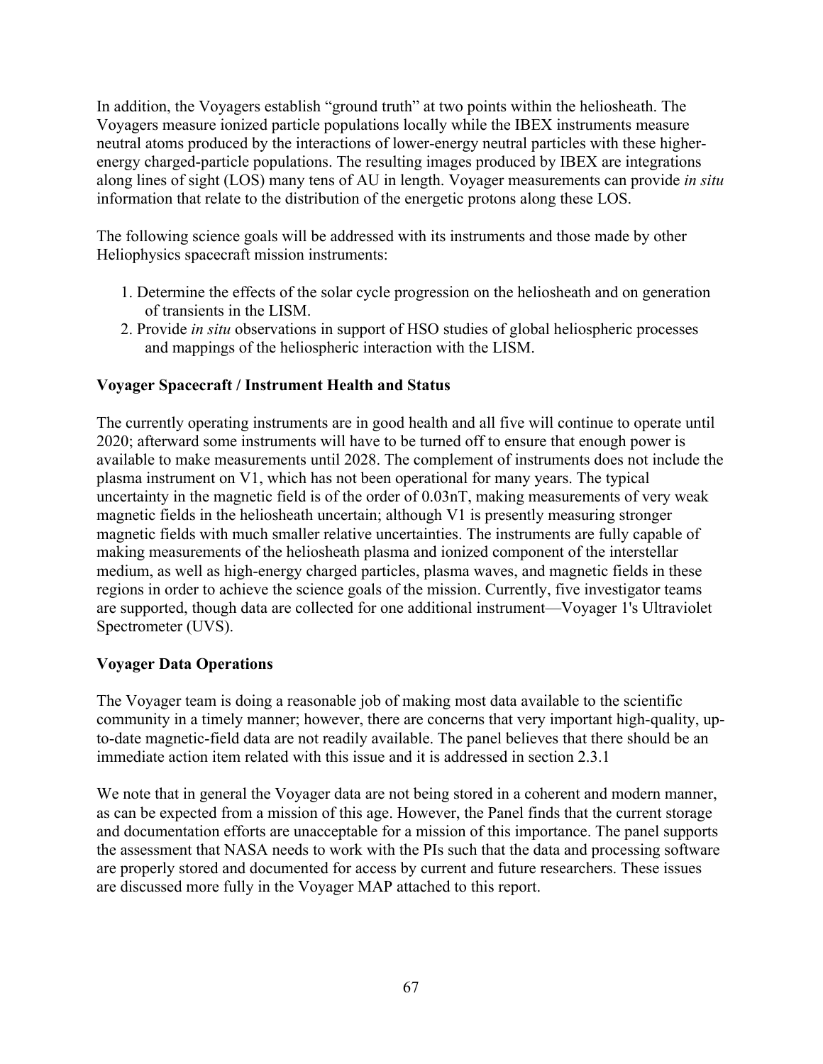In addition, the Voyagers establish "ground truth" at two points within the heliosheath. The Voyagers measure ionized particle populations locally while the IBEX instruments measure neutral atoms produced by the interactions of lower-energy neutral particles with these higher-energy charged-particle populations. The resulting images produced by IBEX are integrations along lines of sight (LOS) many tens of AU in length. Voyager measurements can provide *in situ* information that relate to the distribution of the energetic protons along these LOS.

The following science goals will be addressed with its instruments and those made by other Heliophysics spacecraft mission instruments:

1. Determine the effects of the solar cycle progression on the heliosheath and on generation of transients in the LISM.
2. Provide *in situ* observations in support of HSO studies of global heliospheric processes and mappings of the heliospheric interaction with the LISM.

**Voyager Spacecraft / Instrument Health and Status**

The currently operating instruments are in good health and all five will continue to operate until 2020; afterward some instruments will have to be turned off to ensure that enough power is available to make measurements until 2028. The complement of instruments does not include the plasma instrument on V1, which has not been operational for many years. The typical uncertainty in the magnetic field is of the order of 0.03nT, making measurements of very weak magnetic fields in the heliosheath uncertain; although V1 is presently measuring stronger magnetic fields with much smaller relative uncertainties. The instruments are fully capable of making measurements of the heliosheath plasma and ionized component of the interstellar medium, as well as high-energy charged particles, plasma waves, and magnetic fields in these regions in order to achieve the science goals of the mission. Currently, five investigator teams are supported, though data are collected for one additional instrument—Voyager 1's Ultraviolet Spectrometer (UVS).

**Voyager Data Operations**

The Voyager team is doing a reasonable job of making most data available to the scientific community in a timely manner; however, there are concerns that very important high-quality, up-to-date magnetic-field data are not readily available. The panel believes that there should be an immediate action item related with this issue and it is addressed in section 2.3.1

We note that in general the Voyager data are not being stored in a coherent and modern manner, as can be expected from a mission of this age. However, the Panel finds that the current storage and documentation efforts are unacceptable for a mission of this importance. The panel supports the assessment that NASA needs to work with the PIs such that the data and processing software are properly stored and documented for access by current and future researchers. These issues are discussed more fully in the Voyager MAP attached to this report.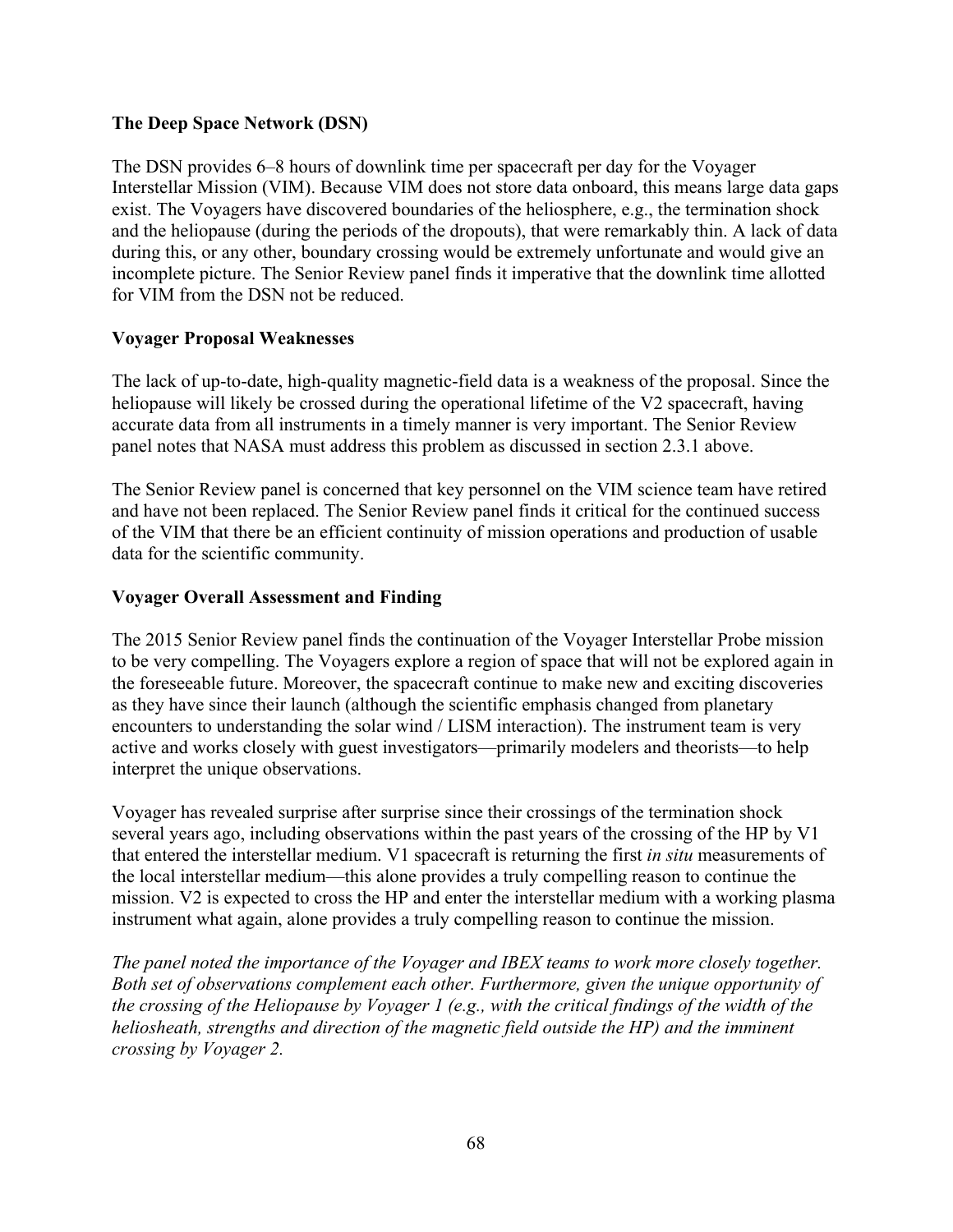**The Deep Space Network (DSN)**

The DSN provides 6–8 hours of downlink time per spacecraft per day for the Voyager Interstellar Mission (VIM). Because VIM does not store data onboard, this means large data gaps exist. The Voyagers have discovered boundaries of the heliosphere, e.g., the termination shock and the heliopause (during the periods of the dropouts), that were remarkably thin. A lack of data during this, or any other, boundary crossing would be extremely unfortunate and would give an incomplete picture. The Senior Review panel finds it imperative that the downlink time allotted for VIM from the DSN not be reduced.

**Voyager Proposal Weaknesses**

The lack of up-to-date, high-quality magnetic-field data is a weakness of the proposal. Since the heliopause will likely be crossed during the operational lifetime of the V2 spacecraft, having accurate data from all instruments in a timely manner is very important. The Senior Review panel notes that NASA must address this problem as discussed in section 2.3.1 above.

The Senior Review panel is concerned that key personnel on the VIM science team have retired and have not been replaced. The Senior Review panel finds it critical for the continued success of the VIM that there be an efficient continuity of mission operations and production of usable data for the scientific community.

**Voyager Overall Assessment and Finding**

The 2015 Senior Review panel finds the continuation of the Voyager Interstellar Probe mission to be very compelling. The Voyagers explore a region of space that will not be explored again in the foreseeable future. Moreover, the spacecraft continue to make new and exciting discoveries as they have since their launch (although the scientific emphasis changed from planetary encounters to understanding the solar wind / LISM interaction). The instrument team is very active and works closely with guest investigators—primarily modelers and theorists—to help interpret the unique observations.

Voyager has revealed surprise after surprise since their crossings of the termination shock several years ago, including observations within the past years of the crossing of the HP by V1 that entered the interstellar medium. V1 spacecraft is returning the first *in situ* measurements of the local interstellar medium—this alone provides a truly compelling reason to continue the mission. V2 is expected to cross the HP and enter the interstellar medium with a working plasma instrument what again, alone provides a truly compelling reason to continue the mission.

*The panel noted the importance of the Voyager and IBEX teams to work more closely together. Both set of observations complement each other. Furthermore, given the unique opportunity of the crossing of the Heliopause by Voyager 1 (e.g., with the critical findings of the width of the heliosheath, strengths and direction of the magnetic field outside the HP) and the imminent crossing by Voyager 2.*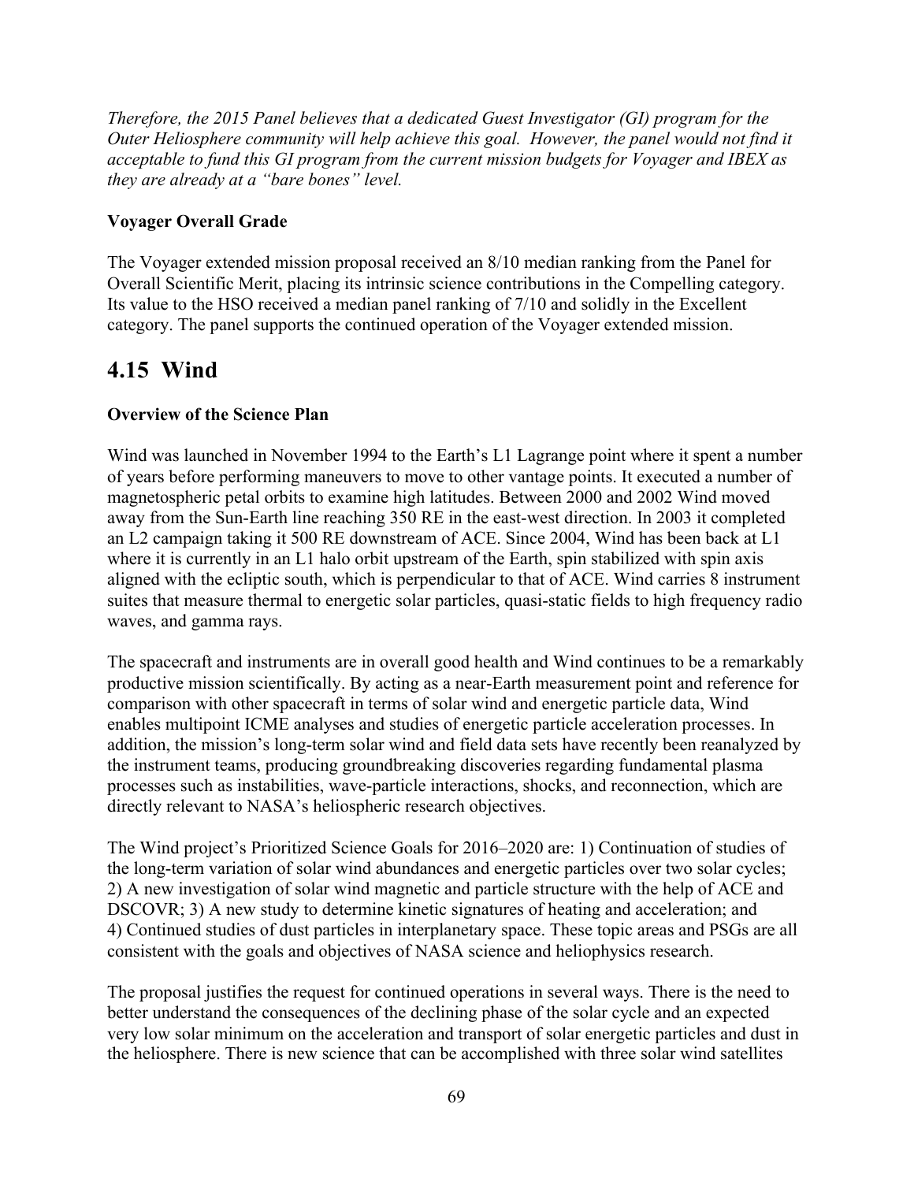*Therefore, the 2015 Panel believes that a dedicated Guest Investigator (GI) program for the Outer Heliosphere community will help achieve this goal. However, the panel would not find it acceptable to fund this GI program from the current mission budgets for Voyager and IBEX as they are already at a "bare bones" level.*

**Voyager Overall Grade**

The Voyager extended mission proposal received an 8/10 median ranking from the Panel for Overall Scientific Merit, placing its intrinsic science contributions in the Compelling category. Its value to the HSO received a median panel ranking of 7/10 and solidly in the Excellent category. The panel supports the continued operation of the Voyager extended mission.

## 4.15 Wind

**Overview of the Science Plan**

Wind was launched in November 1994 to the Earth's L1 Lagrange point where it spent a number of years before performing maneuvers to move to other vantage points. It executed a number of magnetospheric petal orbits to examine high latitudes. Between 2000 and 2002 Wind moved away from the Sun-Earth line reaching 350 RE in the east-west direction. In 2003 it completed an L2 campaign taking it 500 RE downstream of ACE. Since 2004, Wind has been back at L1 where it is currently in an L1 halo orbit upstream of the Earth, spin stabilized with spin axis aligned with the ecliptic south, which is perpendicular to that of ACE. Wind carries 8 instrument suites that measure thermal to energetic solar particles, quasi-static fields to high frequency radio waves, and gamma rays.

The spacecraft and instruments are in overall good health and Wind continues to be a remarkably productive mission scientifically. By acting as a near-Earth measurement point and reference for comparison with other spacecraft in terms of solar wind and energetic particle data, Wind enables multipoint ICME analyses and studies of energetic particle acceleration processes. In addition, the mission's long-term solar wind and field data sets have recently been reanalyzed by the instrument teams, producing groundbreaking discoveries regarding fundamental plasma processes such as instabilities, wave-particle interactions, shocks, and reconnection, which are directly relevant to NASA's heliospheric research objectives.

The Wind project's Prioritized Science Goals for 2016–2020 are: 1) Continuation of studies of the long-term variation of solar wind abundances and energetic particles over two solar cycles; 2) A new investigation of solar wind magnetic and particle structure with the help of ACE and DSCOVR; 3) A new study to determine kinetic signatures of heating and acceleration; and 4) Continued studies of dust particles in interplanetary space. These topic areas and PSGs are all consistent with the goals and objectives of NASA science and heliophysics research.

The proposal justifies the request for continued operations in several ways. There is the need to better understand the consequences of the declining phase of the solar cycle and an expected very low solar minimum on the acceleration and transport of solar energetic particles and dust in the heliosphere. There is new science that can be accomplished with three solar wind satellites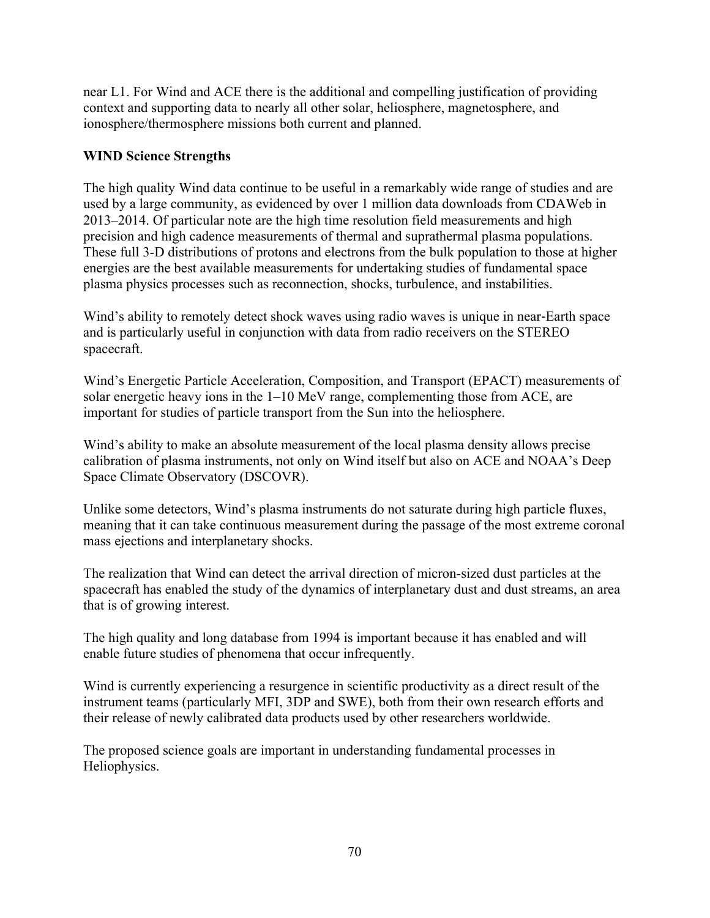near L1. For Wind and ACE there is the additional and compelling justification of providing context and supporting data to nearly all other solar, heliosphere, magnetosphere, and ionosphere/thermosphere missions both current and planned.

**WIND Science Strengths**

The high quality Wind data continue to be useful in a remarkably wide range of studies and are used by a large community, as evidenced by over 1 million data downloads from CDAWeb in 2013–2014. Of particular note are the high time resolution field measurements and high precision and high cadence measurements of thermal and suprathermal plasma populations. These full 3-D distributions of protons and electrons from the bulk population to those at higher energies are the best available measurements for undertaking studies of fundamental space plasma physics processes such as reconnection, shocks, turbulence, and instabilities.

Wind's ability to remotely detect shock waves using radio waves is unique in near-Earth space and is particularly useful in conjunction with data from radio receivers on the STEREO spacecraft.

Wind's Energetic Particle Acceleration, Composition, and Transport (EPACT) measurements of solar energetic heavy ions in the 1–10 MeV range, complementing those from ACE, are important for studies of particle transport from the Sun into the heliosphere.

Wind's ability to make an absolute measurement of the local plasma density allows precise calibration of plasma instruments, not only on Wind itself but also on ACE and NOAA's Deep Space Climate Observatory (DSCOVR).

Unlike some detectors, Wind's plasma instruments do not saturate during high particle fluxes, meaning that it can take continuous measurement during the passage of the most extreme coronal mass ejections and interplanetary shocks.

The realization that Wind can detect the arrival direction of micron-sized dust particles at the spacecraft has enabled the study of the dynamics of interplanetary dust and dust streams, an area that is of growing interest.

The high quality and long database from 1994 is important because it has enabled and will enable future studies of phenomena that occur infrequently.

Wind is currently experiencing a resurgence in scientific productivity as a direct result of the instrument teams (particularly MFI, 3DP and SWE), both from their own research efforts and their release of newly calibrated data products used by other researchers worldwide.

The proposed science goals are important in understanding fundamental processes in Heliophysics.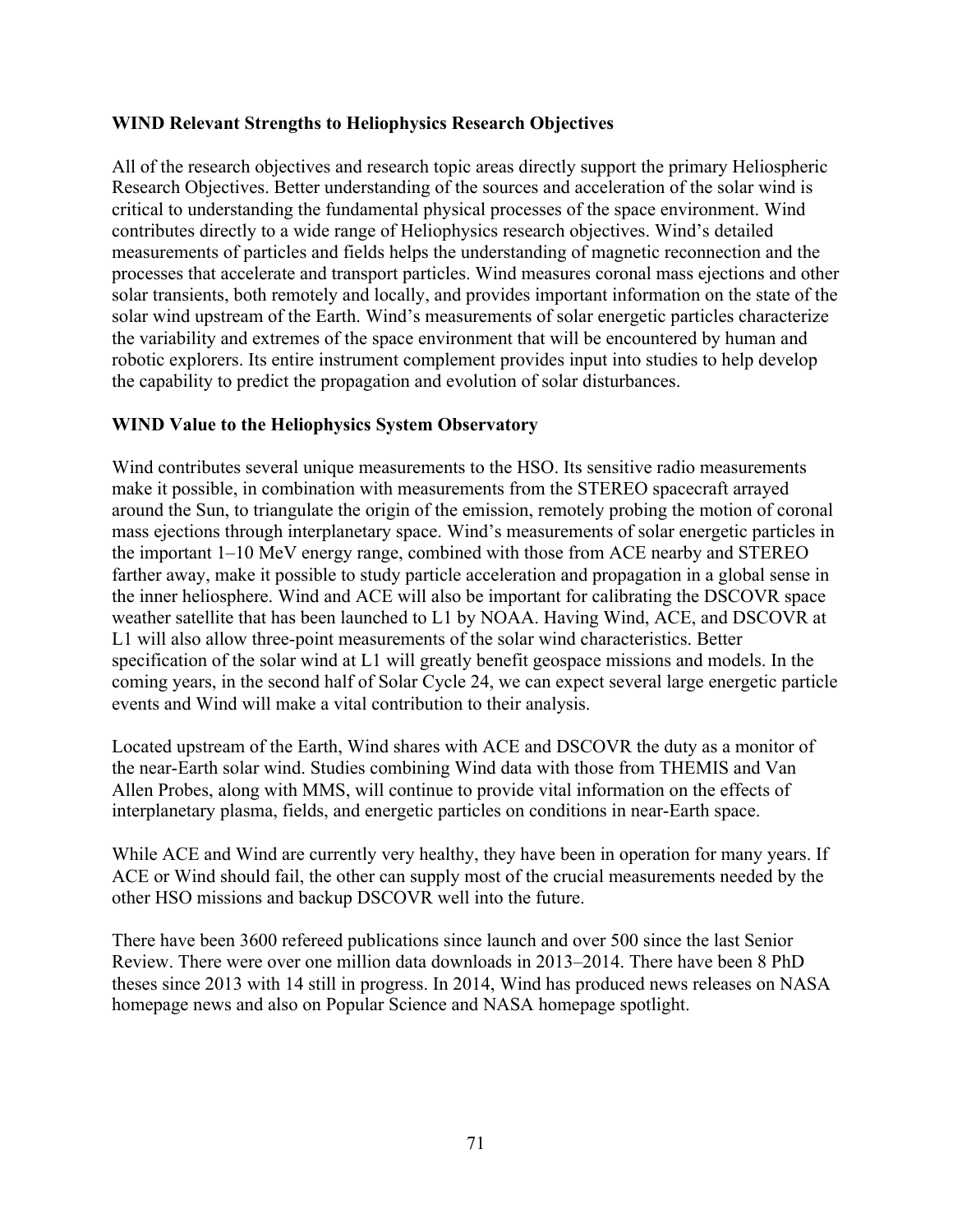### WIND Relevant Strengths to Heliophysics Research Objectives

All of the research objectives and research topic areas directly support the primary Heliospheric Research Objectives. Better understanding of the sources and acceleration of the solar wind is critical to understanding the fundamental physical processes of the space environment. Wind contributes directly to a wide range of Heliophysics research objectives. Wind's detailed measurements of particles and fields helps the understanding of magnetic reconnection and the processes that accelerate and transport particles. Wind measures coronal mass ejections and other solar transients, both remotely and locally, and provides important information on the state of the solar wind upstream of the Earth. Wind's measurements of solar energetic particles characterize the variability and extremes of the space environment that will be encountered by human and robotic explorers. Its entire instrument complement provides input into studies to help develop the capability to predict the propagation and evolution of solar disturbances.

### WIND Value to the Heliophysics System Observatory

Wind contributes several unique measurements to the HSO. Its sensitive radio measurements make it possible, in combination with measurements from the STEREO spacecraft arrayed around the Sun, to triangulate the origin of the emission, remotely probing the motion of coronal mass ejections through interplanetary space. Wind's measurements of solar energetic particles in the important 1–10 MeV energy range, combined with those from ACE nearby and STEREO farther away, make it possible to study particle acceleration and propagation in a global sense in the inner heliosphere. Wind and ACE will also be important for calibrating the DSCOVR space weather satellite that has been launched to L1 by NOAA. Having Wind, ACE, and DSCOVR at L1 will also allow three-point measurements of the solar wind characteristics. Better specification of the solar wind at L1 will greatly benefit geospace missions and models. In the coming years, in the second half of Solar Cycle 24, we can expect several large energetic particle events and Wind will make a vital contribution to their analysis.

Located upstream of the Earth, Wind shares with ACE and DSCOVR the duty as a monitor of the near-Earth solar wind. Studies combining Wind data with those from THEMIS and Van Allen Probes, along with MMS, will continue to provide vital information on the effects of interplanetary plasma, fields, and energetic particles on conditions in near-Earth space.

While ACE and Wind are currently very healthy, they have been in operation for many years. If ACE or Wind should fail, the other can supply most of the crucial measurements needed by the other HSO missions and backup DSCOVR well into the future.

There have been 3600 refereed publications since launch and over 500 since the last Senior Review. There were over one million data downloads in 2013–2014. There have been 8 PhD theses since 2013 with 14 still in progress. In 2014, Wind has produced news releases on NASA homepage news and also on Popular Science and NASA homepage spotlight.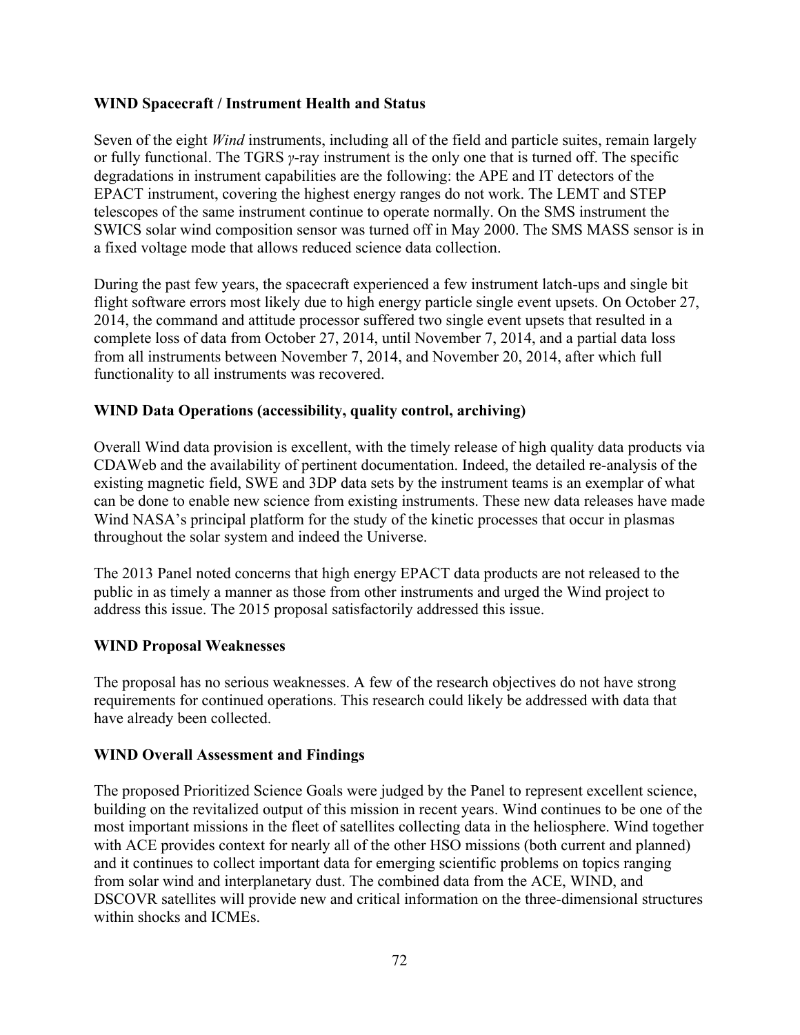### WIND Spacecraft / Instrument Health and Status

Seven of the eight *Wind* instruments, including all of the field and particle suites, remain largely or fully functional. The TGRS *γ*-ray instrument is the only one that is turned off. The specific degradations in instrument capabilities are the following: the APE and IT detectors of the EPACT instrument, covering the highest energy ranges do not work. The LEMT and STEP telescopes of the same instrument continue to operate normally. On the SMS instrument the SWICS solar wind composition sensor was turned off in May 2000. The SMS MASS sensor is in a fixed voltage mode that allows reduced science data collection.

During the past few years, the spacecraft experienced a few instrument latch-ups and single bit flight software errors most likely due to high energy particle single event upsets. On October 27, 2014, the command and attitude processor suffered two single event upsets that resulted in a complete loss of data from October 27, 2014, until November 7, 2014, and a partial data loss from all instruments between November 7, 2014, and November 20, 2014, after which full functionality to all instruments was recovered.

### WIND Data Operations (accessibility, quality control, archiving)

Overall Wind data provision is excellent, with the timely release of high quality data products via CDAWeb and the availability of pertinent documentation. Indeed, the detailed re-analysis of the existing magnetic field, SWE and 3DP data sets by the instrument teams is an exemplar of what can be done to enable new science from existing instruments. These new data releases have made Wind NASA's principal platform for the study of the kinetic processes that occur in plasmas throughout the solar system and indeed the Universe.

The 2013 Panel noted concerns that high energy EPACT data products are not released to the public in as timely a manner as those from other instruments and urged the Wind project to address this issue. The 2015 proposal satisfactorily addressed this issue.

### WIND Proposal Weaknesses

The proposal has no serious weaknesses. A few of the research objectives do not have strong requirements for continued operations. This research could likely be addressed with data that have already been collected.

### WIND Overall Assessment and Findings

The proposed Prioritized Science Goals were judged by the Panel to represent excellent science, building on the revitalized output of this mission in recent years. Wind continues to be one of the most important missions in the fleet of satellites collecting data in the heliosphere. Wind together with ACE provides context for nearly all of the other HSO missions (both current and planned) and it continues to collect important data for emerging scientific problems on topics ranging from solar wind and interplanetary dust. The combined data from the ACE, WIND, and DSCOVR satellites will provide new and critical information on the three-dimensional structures within shocks and ICMEs.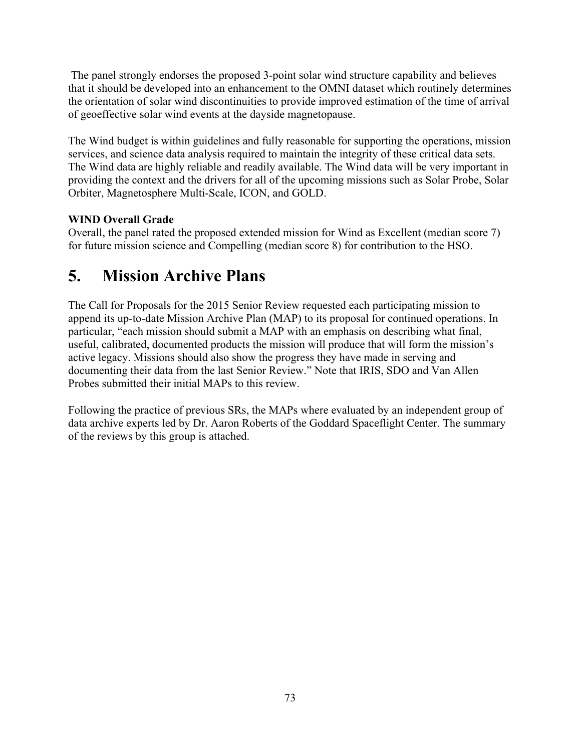The panel strongly endorses the proposed 3-point solar wind structure capability and believes that it should be developed into an enhancement to the OMNI dataset which routinely determines the orientation of solar wind discontinuities to provide improved estimation of the time of arrival of geoeffective solar wind events at the dayside magnetopause.

The Wind budget is within guidelines and fully reasonable for supporting the operations, mission services, and science data analysis required to maintain the integrity of these critical data sets. The Wind data are highly reliable and readily available. The Wind data will be very important in providing the context and the drivers for all of the upcoming missions such as Solar Probe, Solar Orbiter, Magnetosphere Multi-Scale, ICON, and GOLD.

**WIND Overall Grade**

Overall, the panel rated the proposed extended mission for Wind as Excellent (median score 7) for future mission science and Compelling (median score 8) for contribution to the HSO.

# 5. Mission Archive Plans

The Call for Proposals for the 2015 Senior Review requested each participating mission to append its up-to-date Mission Archive Plan (MAP) to its proposal for continued operations. In particular, "each mission should submit a MAP with an emphasis on describing what final, useful, calibrated, documented products the mission will produce that will form the mission's active legacy. Missions should also show the progress they have made in serving and documenting their data from the last Senior Review." Note that IRIS, SDO and Van Allen Probes submitted their initial MAPs to this review.

Following the practice of previous SRs, the MAPs where evaluated by an independent group of data archive experts led by Dr. Aaron Roberts of the Goddard Spaceflight Center. The summary of the reviews by this group is attached.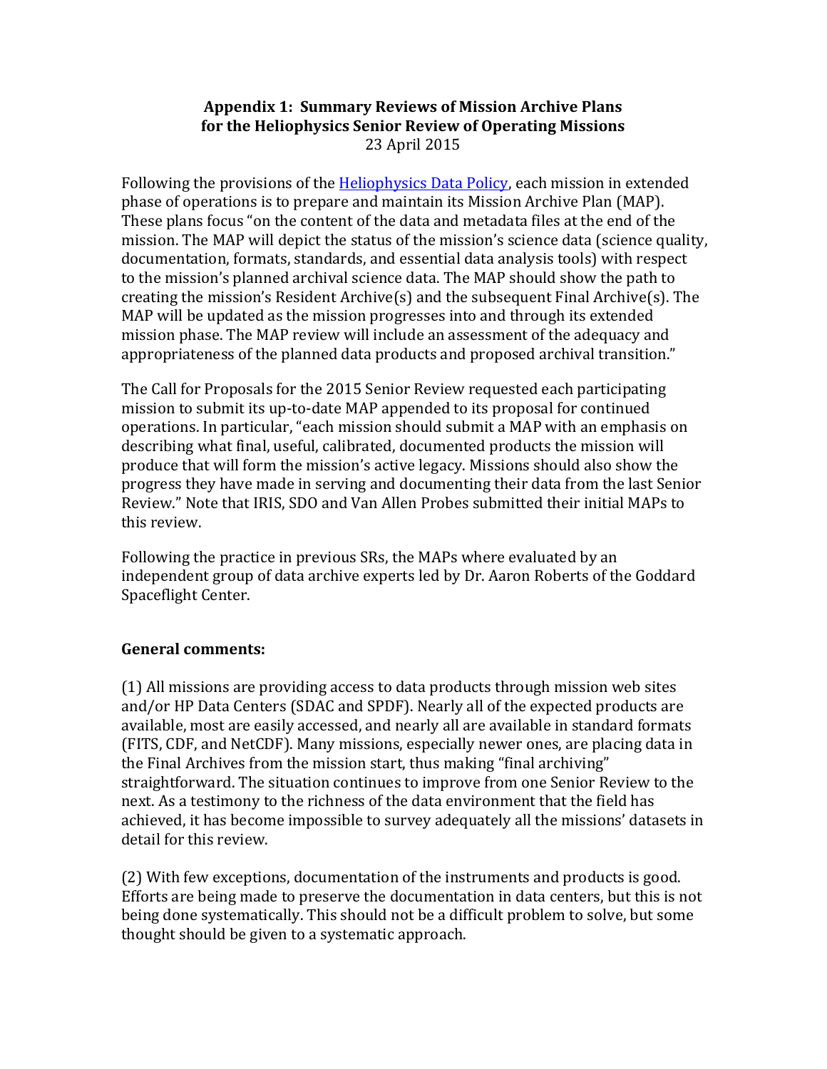**Appendix 1: Summary Reviews of Mission Archive Plans for the Heliophysics Senior Review of Operating Missions**
23 April 2015

Following the provisions of the Heliophysics Data Policy, each mission in extended phase of operations is to prepare and maintain its Mission Archive Plan (MAP). These plans focus "on the content of the data and metadata files at the end of the mission. The MAP will depict the status of the mission's science data (science quality, documentation, formats, standards, and essential data analysis tools) with respect to the mission's planned archival science data. The MAP should show the path to creating the mission's Resident Archive(s) and the subsequent Final Archive(s). The MAP will be updated as the mission progresses into and through its extended mission phase. The MAP review will include an assessment of the adequacy and appropriateness of the planned data products and proposed archival transition."

The Call for Proposals for the 2015 Senior Review requested each participating mission to submit its up-to-date MAP appended to its proposal for continued operations. In particular, "each mission should submit a MAP with an emphasis on describing what final, useful, calibrated, documented products the mission will produce that will form the mission's active legacy. Missions should also show the progress they have made in serving and documenting their data from the last Senior Review." Note that IRIS, SDO and Van Allen Probes submitted their initial MAPs to this review.

Following the practice in previous SRs, the MAPs where evaluated by an independent group of data archive experts led by Dr. Aaron Roberts of the Goddard Spaceflight Center.

**General comments:**

(1) All missions are providing access to data products through mission web sites and/or HP Data Centers (SDAC and SPDF). Nearly all of the expected products are available, most are easily accessed, and nearly all are available in standard formats (FITS, CDF, and NetCDF). Many missions, especially newer ones, are placing data in the Final Archives from the mission start, thus making "final archiving" straightforward. The situation continues to improve from one Senior Review to the next. As a testimony to the richness of the data environment that the field has achieved, it has become impossible to survey adequately all the missions' datasets in detail for this review.

(2) With few exceptions, documentation of the instruments and products is good. Efforts are being made to preserve the documentation in data centers, but this is not being done systematically. This should not be a difficult problem to solve, but some thought should be given to a systematic approach.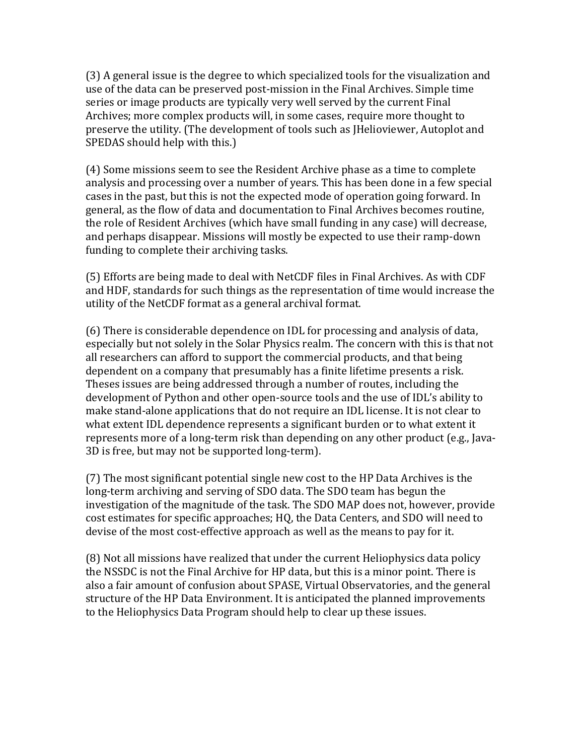(3) A general issue is the degree to which specialized tools for the visualization and use of the data can be preserved post-mission in the Final Archives. Simple time series or image products are typically very well served by the current Final Archives; more complex products will, in some cases, require more thought to preserve the utility. (The development of tools such as JHelioviewer, Autoplot and SPEDAS should help with this.)

(4) Some missions seem to see the Resident Archive phase as a time to complete analysis and processing over a number of years. This has been done in a few special cases in the past, but this is not the expected mode of operation going forward. In general, as the flow of data and documentation to Final Archives becomes routine, the role of Resident Archives (which have small funding in any case) will decrease, and perhaps disappear. Missions will mostly be expected to use their ramp-down funding to complete their archiving tasks.

(5) Efforts are being made to deal with NetCDF files in Final Archives. As with CDF and HDF, standards for such things as the representation of time would increase the utility of the NetCDF format as a general archival format.

(6) There is considerable dependence on IDL for processing and analysis of data, especially but not solely in the Solar Physics realm. The concern with this is that not all researchers can afford to support the commercial products, and that being dependent on a company that presumably has a finite lifetime presents a risk. Theses issues are being addressed through a number of routes, including the development of Python and other open-source tools and the use of IDL's ability to make stand-alone applications that do not require an IDL license. It is not clear to what extent IDL dependence represents a significant burden or to what extent it represents more of a long-term risk than depending on any other product (e.g., Java-3D is free, but may not be supported long-term).

(7) The most significant potential single new cost to the HP Data Archives is the long-term archiving and serving of SDO data. The SDO team has begun the investigation of the magnitude of the task. The SDO MAP does not, however, provide cost estimates for specific approaches; HQ, the Data Centers, and SDO will need to devise of the most cost-effective approach as well as the means to pay for it.

(8) Not all missions have realized that under the current Heliophysics data policy the NSSDC is not the Final Archive for HP data, but this is a minor point. There is also a fair amount of confusion about SPASE, Virtual Observatories, and the general structure of the HP Data Environment. It is anticipated the planned improvements to the Heliophysics Data Program should help to clear up these issues.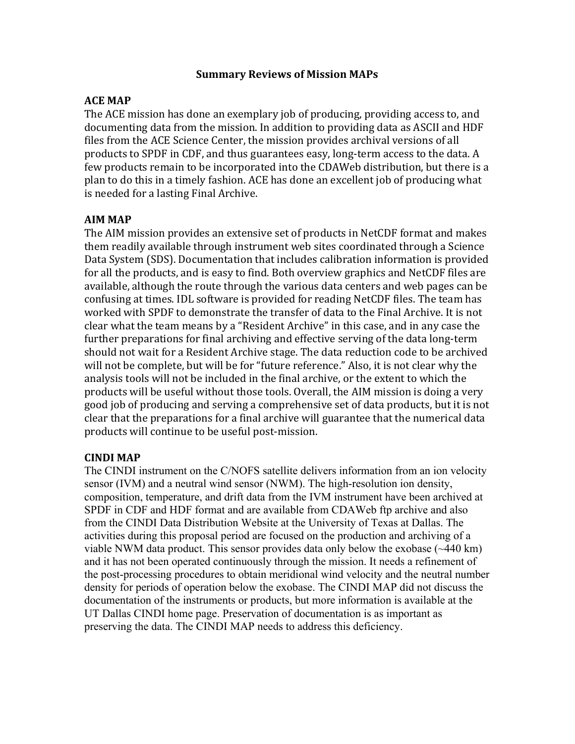# Summary Reviews of Mission MAPs

## ACE MAP

The ACE mission has done an exemplary job of producing, providing access to, and documenting data from the mission. In addition to providing data as ASCII and HDF files from the ACE Science Center, the mission provides archival versions of all products to SPDF in CDF, and thus guarantees easy, long-term access to the data. A few products remain to be incorporated into the CDAWeb distribution, but there is a plan to do this in a timely fashion. ACE has done an excellent job of producing what is needed for a lasting Final Archive.

## AIM MAP

The AIM mission provides an extensive set of products in NetCDF format and makes them readily available through instrument web sites coordinated through a Science Data System (SDS). Documentation that includes calibration information is provided for all the products, and is easy to find. Both overview graphics and NetCDF files are available, although the route through the various data centers and web pages can be confusing at times. IDL software is provided for reading NetCDF files. The team has worked with SPDF to demonstrate the transfer of data to the Final Archive. It is not clear what the team means by a "Resident Archive" in this case, and in any case the further preparations for final archiving and effective serving of the data long-term should not wait for a Resident Archive stage. The data reduction code to be archived will not be complete, but will be for "future reference." Also, it is not clear why the analysis tools will not be included in the final archive, or the extent to which the products will be useful without those tools. Overall, the AIM mission is doing a very good job of producing and serving a comprehensive set of data products, but it is not clear that the preparations for a final archive will guarantee that the numerical data products will continue to be useful post-mission.

## CINDI MAP

The CINDI instrument on the C/NOFS satellite delivers information from an ion velocity sensor (IVM) and a neutral wind sensor (NWM). The high-resolution ion density, composition, temperature, and drift data from the IVM instrument have been archived at SPDF in CDF and HDF format and are available from CDAWeb ftp archive and also from the CINDI Data Distribution Website at the University of Texas at Dallas. The activities during this proposal period are focused on the production and archiving of a viable NWM data product. This sensor provides data only below the exobase (~440 km) and it has not been operated continuously through the mission. It needs a refinement of the post-processing procedures to obtain meridional wind velocity and the neutral number density for periods of operation below the exobase. The CINDI MAP did not discuss the documentation of the instruments or products, but more information is available at the UT Dallas CINDI home page. Preservation of documentation is as important as preserving the data. The CINDI MAP needs to address this deficiency.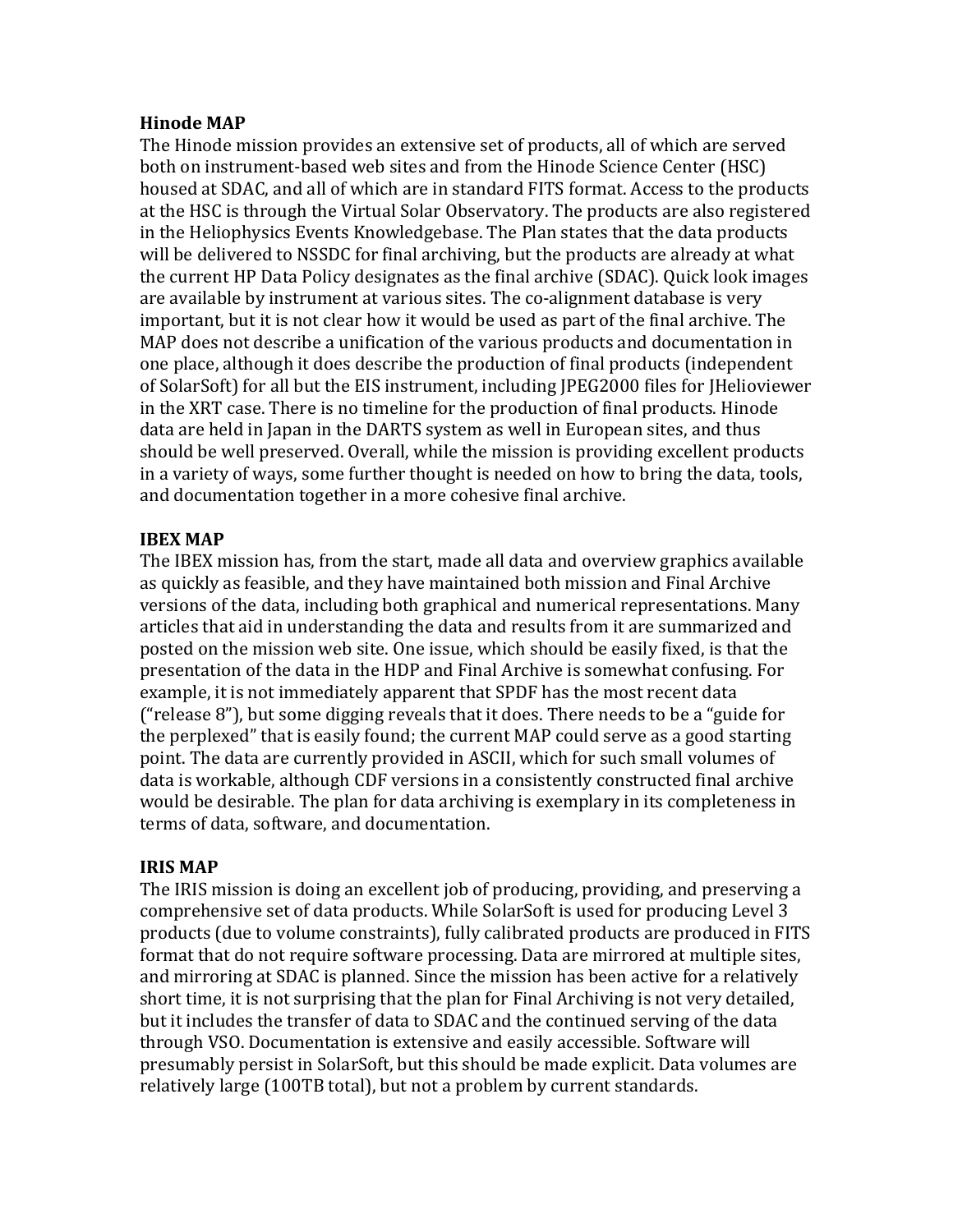**Hinode MAP**

The Hinode mission provides an extensive set of products, all of which are served both on instrument-based web sites and from the Hinode Science Center (HSC) housed at SDAC, and all of which are in standard FITS format. Access to the products at the HSC is through the Virtual Solar Observatory. The products are also registered in the Heliophysics Events Knowledgebase. The Plan states that the data products will be delivered to NSSDC for final archiving, but the products are already at what the current HP Data Policy designates as the final archive (SDAC). Quick look images are available by instrument at various sites. The co-alignment database is very important, but it is not clear how it would be used as part of the final archive. The MAP does not describe a unification of the various products and documentation in one place, although it does describe the production of final products (independent of SolarSoft) for all but the EIS instrument, including JPEG2000 files for JHelioviewer in the XRT case. There is no timeline for the production of final products. Hinode data are held in Japan in the DARTS system as well in European sites, and thus should be well preserved. Overall, while the mission is providing excellent products in a variety of ways, some further thought is needed on how to bring the data, tools, and documentation together in a more cohesive final archive.

**IBEX MAP**

The IBEX mission has, from the start, made all data and overview graphics available as quickly as feasible, and they have maintained both mission and Final Archive versions of the data, including both graphical and numerical representations. Many articles that aid in understanding the data and results from it are summarized and posted on the mission web site. One issue, which should be easily fixed, is that the presentation of the data in the HDP and Final Archive is somewhat confusing. For example, it is not immediately apparent that SPDF has the most recent data ("release 8"), but some digging reveals that it does. There needs to be a "guide for the perplexed" that is easily found; the current MAP could serve as a good starting point. The data are currently provided in ASCII, which for such small volumes of data is workable, although CDF versions in a consistently constructed final archive would be desirable. The plan for data archiving is exemplary in its completeness in terms of data, software, and documentation.

**IRIS MAP**

The IRIS mission is doing an excellent job of producing, providing, and preserving a comprehensive set of data products. While SolarSoft is used for producing Level 3 products (due to volume constraints), fully calibrated products are produced in FITS format that do not require software processing. Data are mirrored at multiple sites, and mirroring at SDAC is planned. Since the mission has been active for a relatively short time, it is not surprising that the plan for Final Archiving is not very detailed, but it includes the transfer of data to SDAC and the continued serving of the data through VSO. Documentation is extensive and easily accessible. Software will presumably persist in SolarSoft, but this should be made explicit. Data volumes are relatively large (100TB total), but not a problem by current standards.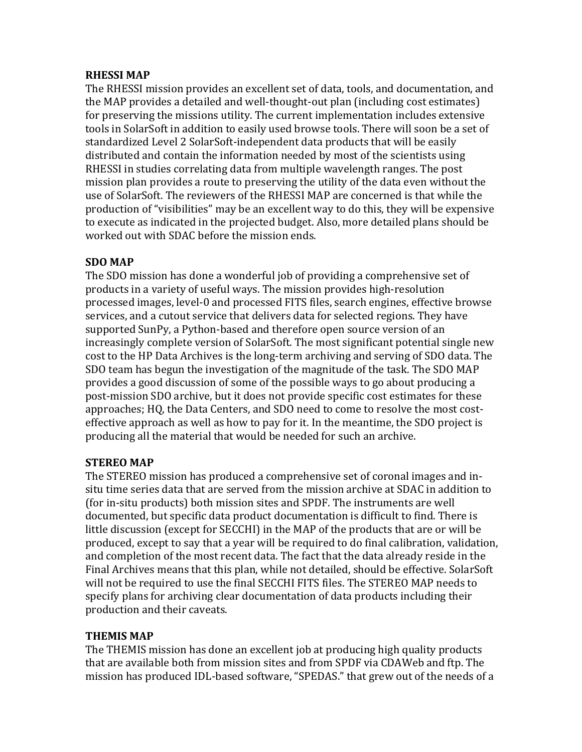**RHESSI MAP**

The RHESSI mission provides an excellent set of data, tools, and documentation, and the MAP provides a detailed and well-thought-out plan (including cost estimates) for preserving the missions utility. The current implementation includes extensive tools in SolarSoft in addition to easily used browse tools. There will soon be a set of standardized Level 2 SolarSoft-independent data products that will be easily distributed and contain the information needed by most of the scientists using RHESSI in studies correlating data from multiple wavelength ranges. The post mission plan provides a route to preserving the utility of the data even without the use of SolarSoft. The reviewers of the RHESSI MAP are concerned is that while the production of "visibilities" may be an excellent way to do this, they will be expensive to execute as indicated in the projected budget. Also, more detailed plans should be worked out with SDAC before the mission ends.

**SDO MAP**

The SDO mission has done a wonderful job of providing a comprehensive set of products in a variety of useful ways. The mission provides high-resolution processed images, level-0 and processed FITS files, search engines, effective browse services, and a cutout service that delivers data for selected regions. They have supported SunPy, a Python-based and therefore open source version of an increasingly complete version of SolarSoft. The most significant potential single new cost to the HP Data Archives is the long-term archiving and serving of SDO data. The SDO team has begun the investigation of the magnitude of the task. The SDO MAP provides a good discussion of some of the possible ways to go about producing a post-mission SDO archive, but it does not provide specific cost estimates for these approaches; HQ, the Data Centers, and SDO need to come to resolve the most cost-effective approach as well as how to pay for it. In the meantime, the SDO project is producing all the material that would be needed for such an archive.

**STEREO MAP**

The STEREO mission has produced a comprehensive set of coronal images and in-situ time series data that are served from the mission archive at SDAC in addition to (for in-situ products) both mission sites and SPDF. The instruments are well documented, but specific data product documentation is difficult to find. There is little discussion (except for SECCHI) in the MAP of the products that are or will be produced, except to say that a year will be required to do final calibration, validation, and completion of the most recent data. The fact that the data already reside in the Final Archives means that this plan, while not detailed, should be effective. SolarSoft will not be required to use the final SECCHI FITS files. The STEREO MAP needs to specify plans for archiving clear documentation of data products including their production and their caveats.

**THEMIS MAP**

The THEMIS mission has done an excellent job at producing high quality products that are available both from mission sites and from SPDF via CDAWeb and ftp. The mission has produced IDL-based software, "SPEDAS." that grew out of the needs of a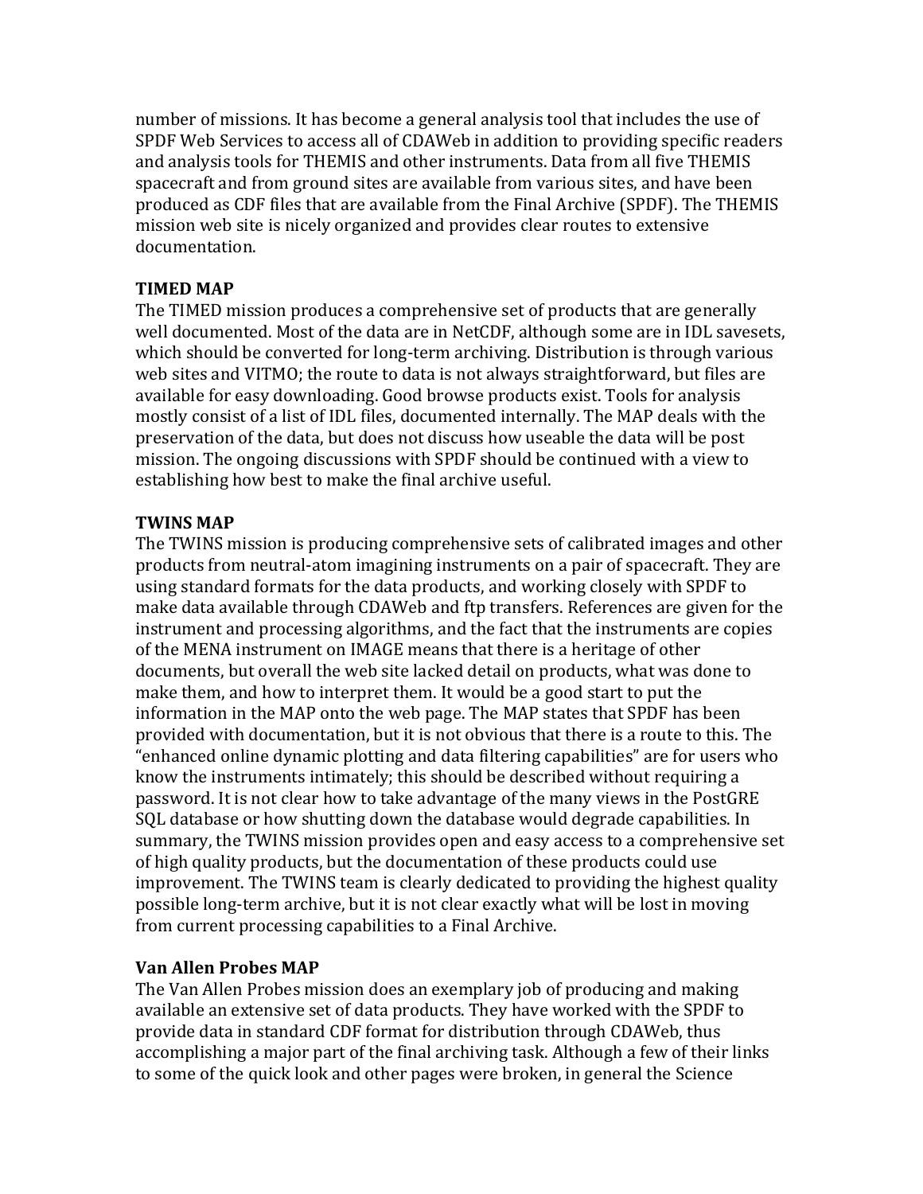number of missions. It has become a general analysis tool that includes the use of SPDF Web Services to access all of CDAWeb in addition to providing specific readers and analysis tools for THEMIS and other instruments. Data from all five THEMIS spacecraft and from ground sites are available from various sites, and have been produced as CDF files that are available from the Final Archive (SPDF). The THEMIS mission web site is nicely organized and provides clear routes to extensive documentation.

**TIMED MAP**

The TIMED mission produces a comprehensive set of products that are generally well documented. Most of the data are in NetCDF, although some are in IDL savesets, which should be converted for long-term archiving. Distribution is through various web sites and VITMO; the route to data is not always straightforward, but files are available for easy downloading. Good browse products exist. Tools for analysis mostly consist of a list of IDL files, documented internally. The MAP deals with the preservation of the data, but does not discuss how useable the data will be post mission. The ongoing discussions with SPDF should be continued with a view to establishing how best to make the final archive useful.

**TWINS MAP**

The TWINS mission is producing comprehensive sets of calibrated images and other products from neutral-atom imagining instruments on a pair of spacecraft. They are using standard formats for the data products, and working closely with SPDF to make data available through CDAWeb and ftp transfers. References are given for the instrument and processing algorithms, and the fact that the instruments are copies of the MENA instrument on IMAGE means that there is a heritage of other documents, but overall the web site lacked detail on products, what was done to make them, and how to interpret them. It would be a good start to put the information in the MAP onto the web page. The MAP states that SPDF has been provided with documentation, but it is not obvious that there is a route to this. The "enhanced online dynamic plotting and data filtering capabilities" are for users who know the instruments intimately; this should be described without requiring a password. It is not clear how to take advantage of the many views in the PostGRE SQL database or how shutting down the database would degrade capabilities. In summary, the TWINS mission provides open and easy access to a comprehensive set of high quality products, but the documentation of these products could use improvement. The TWINS team is clearly dedicated to providing the highest quality possible long-term archive, but it is not clear exactly what will be lost in moving from current processing capabilities to a Final Archive.

**Van Allen Probes MAP**

The Van Allen Probes mission does an exemplary job of producing and making available an extensive set of data products. They have worked with the SPDF to provide data in standard CDF format for distribution through CDAWeb, thus accomplishing a major part of the final archiving task. Although a few of their links to some of the quick look and other pages were broken, in general the Science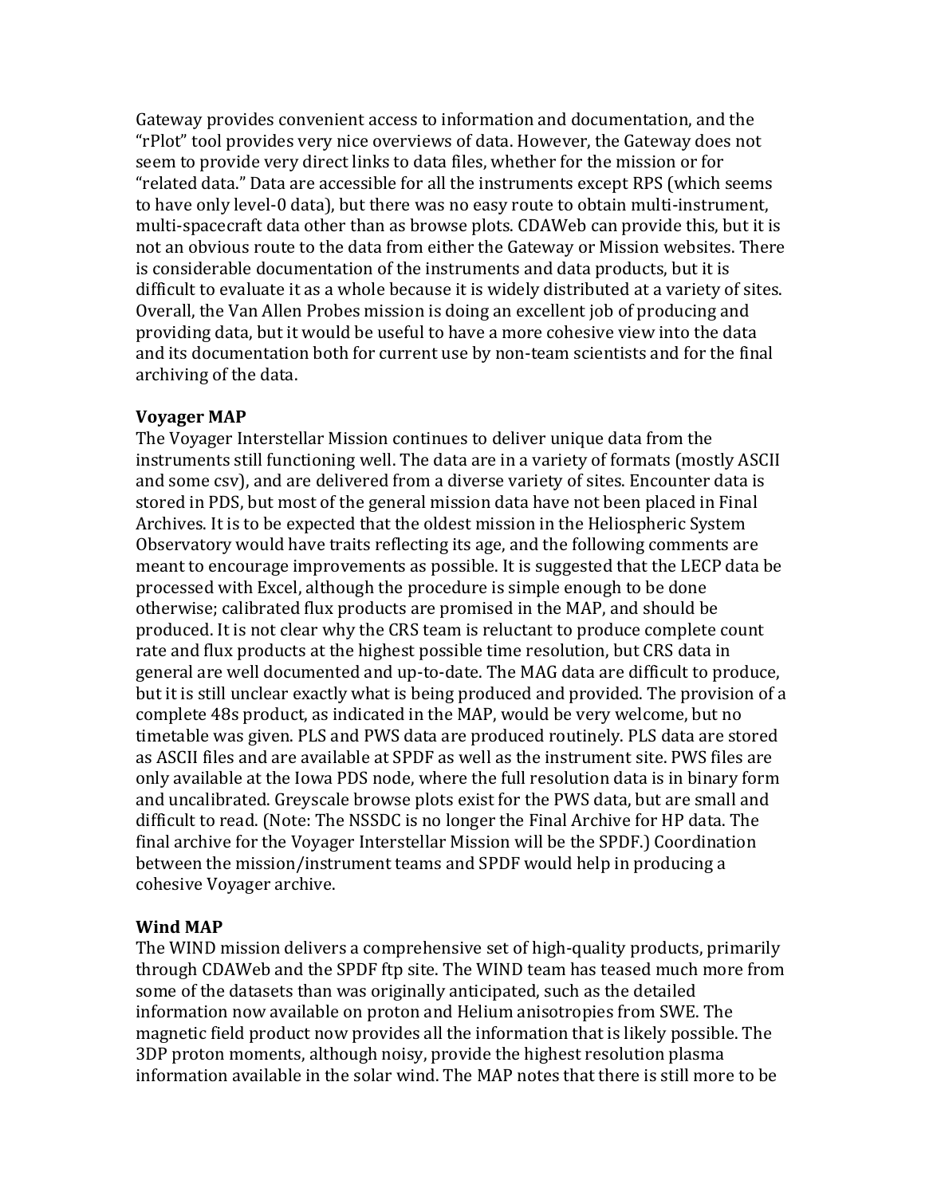Gateway provides convenient access to information and documentation, and the "rPlot" tool provides very nice overviews of data. However, the Gateway does not seem to provide very direct links to data files, whether for the mission or for "related data." Data are accessible for all the instruments except RPS (which seems to have only level-0 data), but there was no easy route to obtain multi-instrument, multi-spacecraft data other than as browse plots. CDAWeb can provide this, but it is not an obvious route to the data from either the Gateway or Mission websites. There is considerable documentation of the instruments and data products, but it is difficult to evaluate it as a whole because it is widely distributed at a variety of sites. Overall, the Van Allen Probes mission is doing an excellent job of producing and providing data, but it would be useful to have a more cohesive view into the data and its documentation both for current use by non-team scientists and for the final archiving of the data.

**Voyager MAP**

The Voyager Interstellar Mission continues to deliver unique data from the instruments still functioning well. The data are in a variety of formats (mostly ASCII and some csv), and are delivered from a diverse variety of sites. Encounter data is stored in PDS, but most of the general mission data have not been placed in Final Archives. It is to be expected that the oldest mission in the Heliospheric System Observatory would have traits reflecting its age, and the following comments are meant to encourage improvements as possible. It is suggested that the LECP data be processed with Excel, although the procedure is simple enough to be done otherwise; calibrated flux products are promised in the MAP, and should be produced. It is not clear why the CRS team is reluctant to produce complete count rate and flux products at the highest possible time resolution, but CRS data in general are well documented and up-to-date. The MAG data are difficult to produce, but it is still unclear exactly what is being produced and provided. The provision of a complete 48s product, as indicated in the MAP, would be very welcome, but no timetable was given. PLS and PWS data are produced routinely. PLS data are stored as ASCII files and are available at SPDF as well as the instrument site. PWS files are only available at the Iowa PDS node, where the full resolution data is in binary form and uncalibrated. Greyscale browse plots exist for the PWS data, but are small and difficult to read. (Note: The NSSDC is no longer the Final Archive for HP data. The final archive for the Voyager Interstellar Mission will be the SPDF.) Coordination between the mission/instrument teams and SPDF would help in producing a cohesive Voyager archive.

**Wind MAP**

The WIND mission delivers a comprehensive set of high-quality products, primarily through CDAWeb and the SPDF ftp site. The WIND team has teased much more from some of the datasets than was originally anticipated, such as the detailed information now available on proton and Helium anisotropies from SWE. The magnetic field product now provides all the information that is likely possible. The 3DP proton moments, although noisy, provide the highest resolution plasma information available in the solar wind. The MAP notes that there is still more to be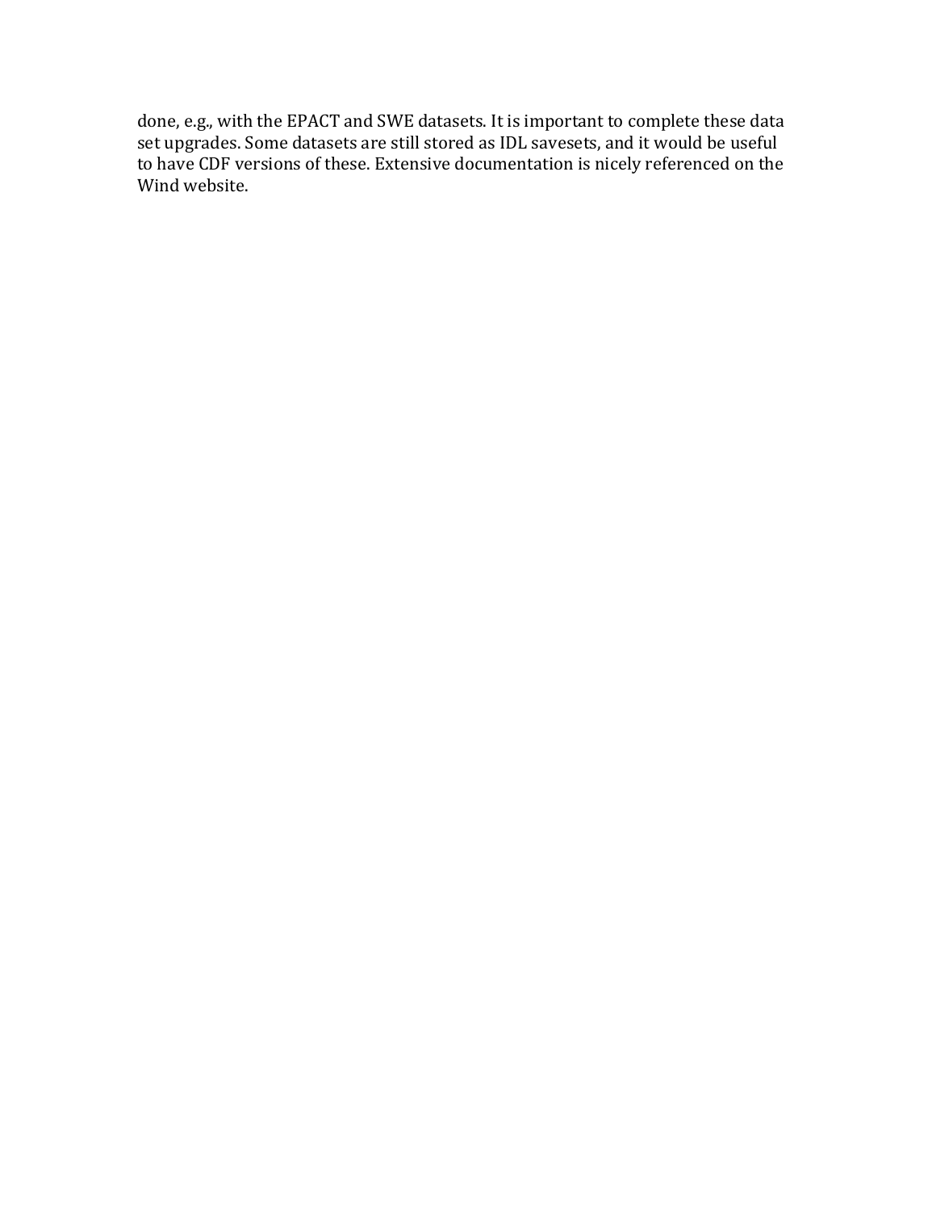done, e.g., with the EPACT and SWE datasets. It is important to complete these data set upgrades. Some datasets are still stored as IDL savesets, and it would be useful to have CDF versions of these. Extensive documentation is nicely referenced on the Wind website.